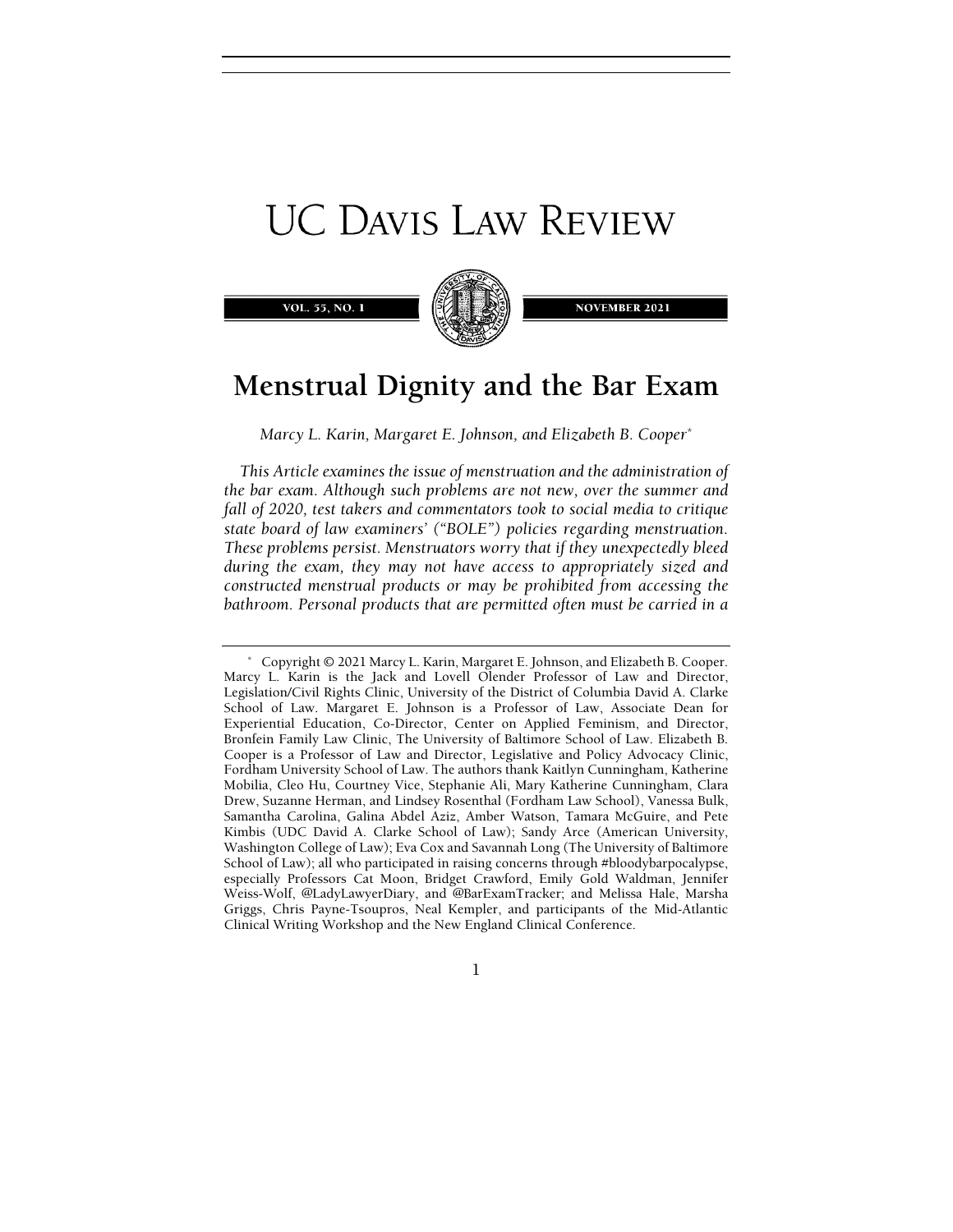# Menstrual Dignity and the Bar Exam

*Marcy L. Karin, Margaret E. Johnson, and Elizabeth B. Cooper*[*]

*This Article examines the issue of menstruation and the administration of the bar exam. Although such problems are not new, over the summer and fall of 2020, test takers and commentators took to social media to critique state board of law examiners' ("BOLE") policies regarding menstruation. These problems persist. Menstruators worry that if they unexpectedly bleed during the exam, they may not have access to appropriately sized and constructed menstrual products or may be prohibited from accessing the bathroom. Personal products that are permitted often must be carried in a*

---

[*] Copyright © 2021 Marcy L. Karin, Margaret E. Johnson, and Elizabeth B. Cooper. Marcy L. Karin is the Jack and Lovell Olender Professor of Law and Director, Legislation/Civil Rights Clinic, University of the District of Columbia David A. Clarke School of Law. Margaret E. Johnson is a Professor of Law, Associate Dean for Experiential Education, Co-Director, Center on Applied Feminism, and Director, Bronfein Family Law Clinic, The University of Baltimore School of Law. Elizabeth B. Cooper is a Professor of Law and Director, Legislative and Policy Advocacy Clinic, Fordham University School of Law. The authors thank Kaitlyn Cunningham, Katherine Mobilia, Cleo Hu, Courtney Vice, Stephanie Ali, Mary Katherine Cunningham, Clara Drew, Suzanne Herman, and Lindsey Rosenthal (Fordham Law School), Vanessa Bulk, Samantha Carolina, Galina Abdel Aziz, Amber Watson, Tamara McGuire, and Pete Kimbis (UDC David A. Clarke School of Law); Sandy Arce (American University, Washington College of Law); Eva Cox and Savannah Long (The University of Baltimore School of Law); all who participated in raising concerns through #bloodybarpocalypse, especially Professors Cat Moon, Bridget Crawford, Emily Gold Waldman, Jennifer Weiss-Wolf, @LadyLawyerDiary, and @BarExamTracker; and Melissa Hale, Marsha Griggs, Chris Payne-Tsoupros, Neal Kempler, and participants of the Mid-Atlantic Clinical Writing Workshop and the New England Clinical Conference.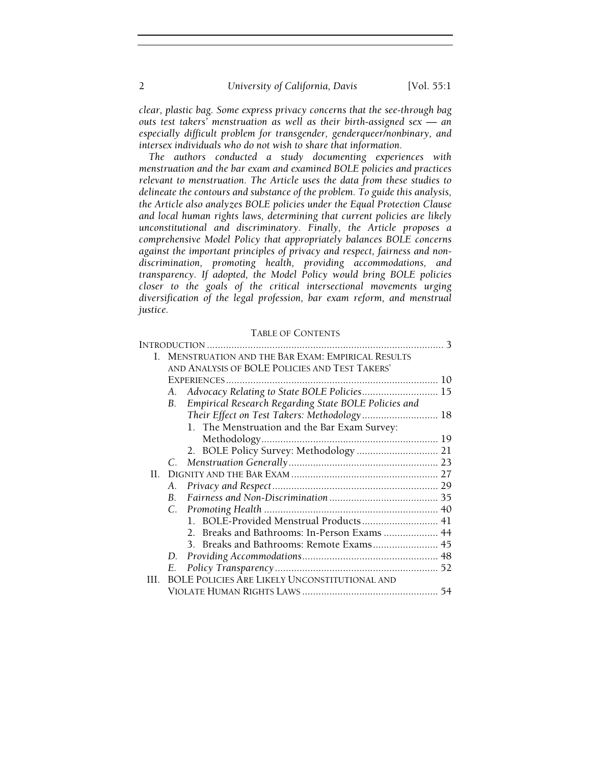*clear, plastic bag. Some express privacy concerns that the see-through bag outs test takers' menstruation as well as their birth-assigned sex — an especially difficult problem for transgender, genderqueer/nonbinary, and intersex individuals who do not wish to share that information.*

*The authors conducted a study documenting experiences with menstruation and the bar exam and examined BOLE policies and practices relevant to menstruation. The Article uses the data from these studies to delineate the contours and substance of the problem. To guide this analysis, the Article also analyzes BOLE policies under the Equal Protection Clause and local human rights laws, determining that current policies are likely unconstitutional and discriminatory. Finally, the Article proposes a comprehensive Model Policy that appropriately balances BOLE concerns against the important principles of privacy and respect, fairness and non-discrimination, promoting health, providing accommodations, and transparency. If adopted, the Model Policy would bring BOLE policies closer to the goals of the critical intersectional movements urging diversification of the legal profession, bar exam reform, and menstrual justice.*

TABLE OF CONTENTS

INTRODUCTION ........................................................................................ 3

I. MENSTRUATION AND THE BAR EXAM: EMPIRICAL RESULTS AND ANALYSIS OF BOLE POLICIES AND TEST TAKERS' EXPERIENCES ............................................................................... 10
   A. *Advocacy Relating to State BOLE Policies* ............................ 15
   B. *Empirical Research Regarding State BOLE Policies and Their Effect on Test Takers: Methodology* ............................ 18
      1. The Menstruation and the Bar Exam Survey: Methodology ................................................................. 19
      2. BOLE Policy Survey: Methodology .............................. 21
   C. *Menstruation Generally* ....................................................... 23

II. DIGNITY AND THE BAR EXAM ...................................................... 27
   A. *Privacy and Respect* ............................................................. 29
   B. *Fairness and Non-Discrimination* ........................................ 35
   C. *Promoting Health* ................................................................ 40
      1. BOLE-Provided Menstrual Products ............................ 41
      2. Breaks and Bathrooms: In-Person Exams .................... 44
      3. Breaks and Bathrooms: Remote Exams ........................ 45
   D. *Providing Accommodations* .................................................. 48
   E. *Policy Transparency* ............................................................ 52

III. BOLE POLICIES ARE LIKELY UNCONSTITUTIONAL AND VIOLATE HUMAN RIGHTS LAWS .................................................. 54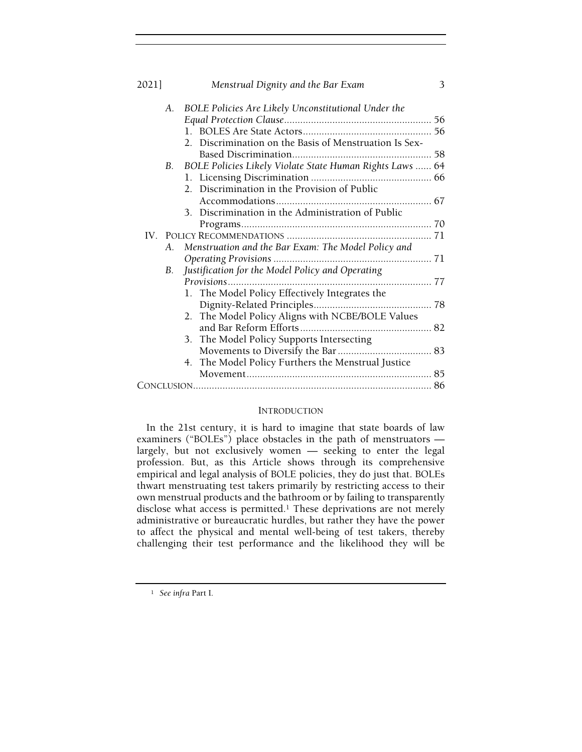- A. *BOLE Policies Are Likely Unconstitutional Under the Equal Protection Clause* ........ 56
  - 1. BOLES Are State Actors ........ 56
  - 2. Discrimination on the Basis of Menstruation Is Sex-Based Discrimination ........ 58
- B. *BOLE Policies Likely Violate State Human Rights Laws* ........ 64
  - 1. Licensing Discrimination ........ 66
  - 2. Discrimination in the Provision of Public Accommodations ........ 67
  - 3. Discrimination in the Administration of Public Programs ........ 70

IV. POLICY RECOMMENDATIONS ........ 71

- A. *Menstruation and the Bar Exam: The Model Policy and Operating Provisions* ........ 71
- B. *Justification for the Model Policy and Operating Provisions* ........ 77
  - 1. The Model Policy Effectively Integrates the Dignity-Related Principles ........ 78
  - 2. The Model Policy Aligns with NCBE/BOLE Values and Bar Reform Efforts ........ 82
  - 3. The Model Policy Supports Intersecting Movements to Diversify the Bar ........ 83
  - 4. The Model Policy Furthers the Menstrual Justice Movement ........ 85

CONCLUSION ........ 86

## INTRODUCTION

In the 21st century, it is hard to imagine that state boards of law examiners ("BOLEs") place obstacles in the path of menstruators — largely, but not exclusively women — seeking to enter the legal profession. But, as this Article shows through its comprehensive empirical and legal analysis of BOLE policies, they do just that. BOLEs thwart menstruating test takers primarily by restricting access to their own menstrual products and the bathroom or by failing to transparently disclose what access is permitted.[1] These deprivations are not merely administrative or bureaucratic hurdles, but rather they have the power to affect the physical and mental well-being of test takers, thereby challenging their test performance and the likelihood they will be

[1] *See infra* Part I.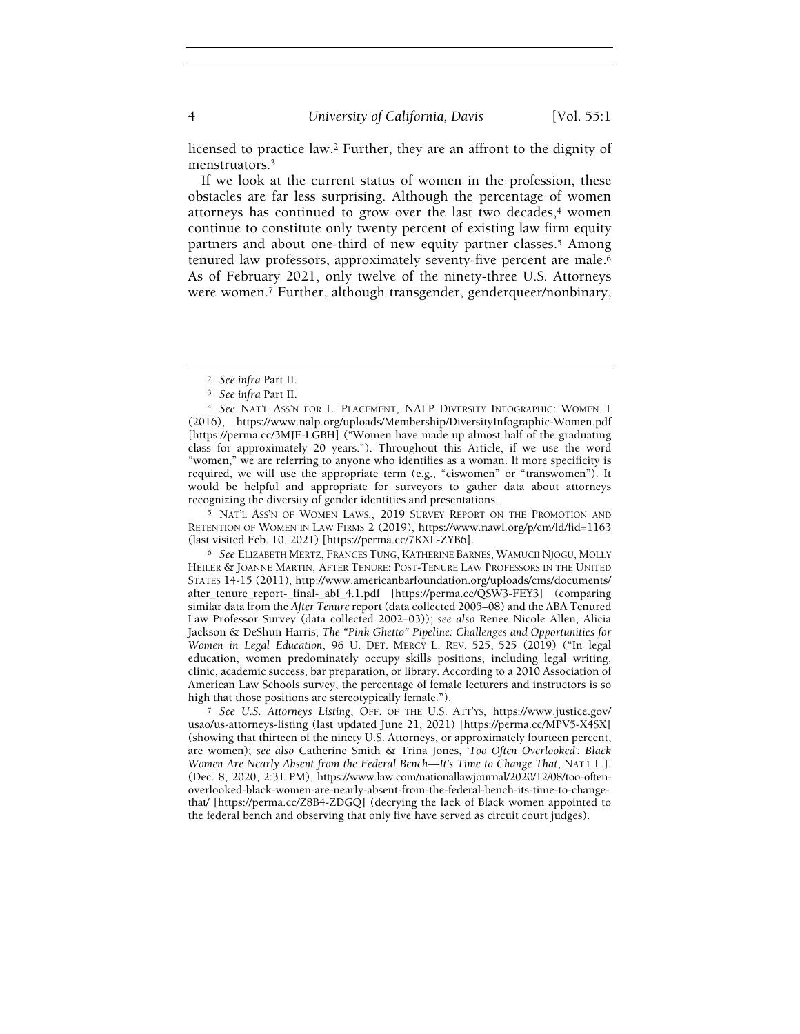licensed to practice law.[2] Further, they are an affront to the dignity of menstruators.[3]

If we look at the current status of women in the profession, these obstacles are far less surprising. Although the percentage of women attorneys has continued to grow over the last two decades,[4] women continue to constitute only twenty percent of existing law firm equity partners and about one-third of new equity partner classes.[5] Among tenured law professors, approximately seventy-five percent are male.[6] As of February 2021, only twelve of the ninety-three U.S. Attorneys were women.[7] Further, although transgender, genderqueer/nonbinary,

---

[2] *See infra* Part II.

[3] *See infra* Part II.

[4] *See* NAT'L ASS'N FOR L. PLACEMENT, NALP DIVERSITY INFOGRAPHIC: WOMEN 1 (2016), https://www.nalp.org/uploads/Membership/DiversityInfographic-Women.pdf [https://perma.cc/3MJF-LGBH] ("Women have made up almost half of the graduating class for approximately 20 years."). Throughout this Article, if we use the word "women," we are referring to anyone who identifies as a woman. If more specificity is required, we will use the appropriate term (e.g., "ciswomen" or "transwomen"). It would be helpful and appropriate for surveyors to gather data about attorneys recognizing the diversity of gender identities and presentations.

[5] NAT'L ASS'N OF WOMEN LAWS., 2019 SURVEY REPORT ON THE PROMOTION AND RETENTION OF WOMEN IN LAW FIRMS 2 (2019), https://www.nawl.org/p/cm/ld/fid=1163 (last visited Feb. 10, 2021) [https://perma.cc/7KXL-ZYB6].

[6] *See* ELIZABETH MERTZ, FRANCES TUNG, KATHERINE BARNES, WAMUCII NJOGU, MOLLY HEILER & JOANNE MARTIN, AFTER TENURE: POST-TENURE LAW PROFESSORS IN THE UNITED STATES 14-15 (2011), http://www.americanbarfoundation.org/uploads/cms/documents/after_tenure_report-_final-_abf_4.1.pdf [https://perma.cc/QSW3-FEY3] (comparing similar data from the *After Tenure* report (data collected 2005–08) and the ABA Tenured Law Professor Survey (data collected 2002–03)); *see also* Renee Nicole Allen, Alicia Jackson & DeShun Harris, *The "Pink Ghetto" Pipeline: Challenges and Opportunities for Women in Legal Education*, 96 U. DET. MERCY L. REV. 525, 525 (2019) ("In legal education, women predominately occupy skills positions, including legal writing, clinic, academic success, bar preparation, or library. According to a 2010 Association of American Law Schools survey, the percentage of female lecturers and instructors is so high that those positions are stereotypically female.").

[7] *See U.S. Attorneys Listing*, OFF. OF THE U.S. ATT'YS, https://www.justice.gov/usao/us-attorneys-listing (last updated June 21, 2021) [https://perma.cc/MPV5-X4SX] (showing that thirteen of the ninety U.S. Attorneys, or approximately fourteen percent, are women); *see also* Catherine Smith & Trina Jones, *'Too Often Overlooked': Black Women Are Nearly Absent from the Federal Bench—It's Time to Change That*, NAT'L L.J. (Dec. 8, 2020, 2:31 PM), https://www.law.com/nationallawjournal/2020/12/08/too-often-overlooked-black-women-are-nearly-absent-from-the-federal-bench-its-time-to-change-that/ [https://perma.cc/Z8B4-ZDGQ] (decrying the lack of Black women appointed to the federal bench and observing that only five have served as circuit court judges).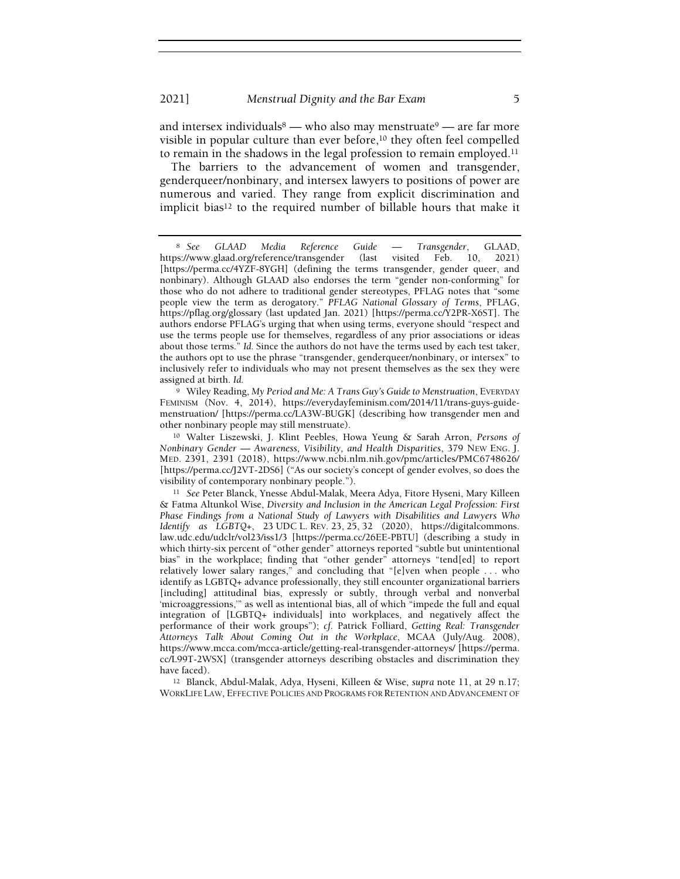and intersex individuals[8] — who also may menstruate[9] — are far more visible in popular culture than ever before,[10] they often feel compelled to remain in the shadows in the legal profession to remain employed.[11]

The barriers to the advancement of women and transgender, genderqueer/nonbinary, and intersex lawyers to positions of power are numerous and varied. They range from explicit discrimination and implicit bias[12] to the required number of billable hours that make it

---

[8] *See GLAAD Media Reference Guide — Transgender*, GLAAD, https://www.glaad.org/reference/transgender (last visited Feb. 10, 2021) [https://perma.cc/4YZF-8YGH] (defining the terms transgender, gender queer, and nonbinary). Although GLAAD also endorses the term "gender non-conforming" for those who do not adhere to traditional gender stereotypes, PFLAG notes that "some people view the term as derogatory." *PFLAG National Glossary of Terms*, PFLAG, https://pflag.org/glossary (last updated Jan. 2021) [https://perma.cc/Y2PR-X6ST]. The authors endorse PFLAG's urging that when using terms, everyone should "respect and use the terms people use for themselves, regardless of any prior associations or ideas about those terms." *Id.* Since the authors do not have the terms used by each test taker, the authors opt to use the phrase "transgender, genderqueer/nonbinary, or intersex" to inclusively refer to individuals who may not present themselves as the sex they were assigned at birth. *Id.*

[9] Wiley Reading, *My Period and Me: A Trans Guy's Guide to Menstruation*, EVERYDAY FEMINISM (Nov. 4, 2014), https://everydayfeminism.com/2014/11/trans-guys-guide-menstruation/ [https://perma.cc/LA3W-BUGK] (describing how transgender men and other nonbinary people may still menstruate).

[10] Walter Liszewski, J. Klint Peebles, Howa Yeung & Sarah Arron, *Persons of Nonbinary Gender — Awareness, Visibility, and Health Disparities*, 379 NEW ENG. J. MED. 2391, 2391 (2018), https://www.ncbi.nlm.nih.gov/pmc/articles/PMC6748626/ [https://perma.cc/J2VT-2DS6] ("As our society's concept of gender evolves, so does the visibility of contemporary nonbinary people.").

[11] *See* Peter Blanck, Ynesse Abdul-Malak, Meera Adya, Fitore Hyseni, Mary Killeen & Fatma Altunkol Wise, *Diversity and Inclusion in the American Legal Profession: First Phase Findings from a National Study of Lawyers with Disabilities and Lawyers Who Identify as LGBTQ+*, 23 UDC L. REV. 23, 25, 32 (2020), https://digitalcommons.law.udc.edu/udclr/vol23/iss1/3 [https://perma.cc/26EE-PBTU] (describing a study in which thirty-six percent of "other gender" attorneys reported "subtle but unintentional bias" in the workplace; finding that "other gender" attorneys "tend[ed] to report relatively lower salary ranges," and concluding that "[e]ven when people . . . who identify as LGBTQ+ advance professionally, they still encounter organizational barriers [including] attitudinal bias, expressly or subtly, through verbal and nonverbal 'microaggressions,'" as well as intentional bias, all of which "impede the full and equal integration of [LGBTQ+ individuals] into workplaces, and negatively affect the performance of their work groups"); *cf.* Patrick Folliard, *Getting Real: Transgender Attorneys Talk About Coming Out in the Workplace*, MCAA (July/Aug. 2008), https://www.mcca.com/mcca-article/getting-real-transgender-attorneys/ [https://perma.cc/L99T-2WSX] (transgender attorneys describing obstacles and discrimination they have faced).

[12] Blanck, Abdul-Malak, Adya, Hyseni, Killeen & Wise, *supra* note 11, at 29 n.17; WORKLIFE LAW, EFFECTIVE POLICIES AND PROGRAMS FOR RETENTION AND ADVANCEMENT OF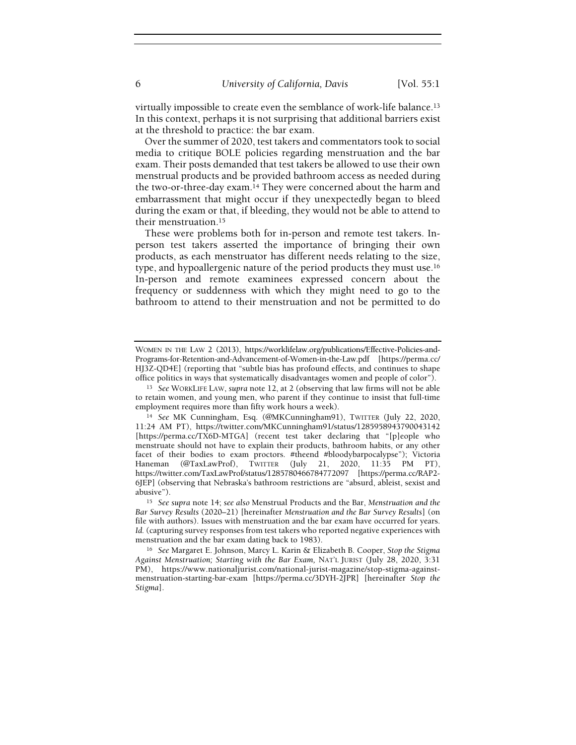virtually impossible to create even the semblance of work-life balance.[13] In this context, perhaps it is not surprising that additional barriers exist at the threshold to practice: the bar exam.

Over the summer of 2020, test takers and commentators took to social media to critique BOLE policies regarding menstruation and the bar exam. Their posts demanded that test takers be allowed to use their own menstrual products and be provided bathroom access as needed during the two-or-three-day exam.[14] They were concerned about the harm and embarrassment that might occur if they unexpectedly began to bleed during the exam or that, if bleeding, they would not be able to attend to their menstruation.[15]

These were problems both for in-person and remote test takers. In-person test takers asserted the importance of bringing their own products, as each menstruator has different needs relating to the size, type, and hypoallergenic nature of the period products they must use.[16] In-person and remote examinees expressed concern about the frequency or suddenness with which they might need to go to the bathroom to attend to their menstruation and not be permitted to do

---

WOMEN IN THE LAW 2 (2013), https://worklifelaw.org/publications/Effective-Policies-and-Programs-for-Retention-and-Advancement-of-Women-in-the-Law.pdf [https://perma.cc/HJ3Z-QD4E] (reporting that "subtle bias has profound effects, and continues to shape office politics in ways that systematically disadvantages women and people of color").

[13] *See* WORKLIFE LAW, *supra* note 12, at 2 (observing that law firms will not be able to retain women, and young men, who parent if they continue to insist that full-time employment requires more than fifty work hours a week).

[14] *See* MK Cunningham, Esq. (@MKCunningham91), TWITTER (July 22, 2020, 11:24 AM PT), https://twitter.com/MKCunningham91/status/1285958943790043142 [https://perma.cc/TX6D-MTGA] (recent test taker declaring that "[p]eople who menstruate should not have to explain their products, bathroom habits, or any other facet of their bodies to exam proctors. #theend #bloodybarpocalypse"); Victoria Haneman (@TaxLawProf), TWITTER (July 21, 2020, 11:35 PM PT), https://twitter.com/TaxLawProf/status/1285780466784772097 [https://perma.cc/RAP2-6JEP] (observing that Nebraska's bathroom restrictions are "absurd, ableist, sexist and abusive").

[15] *See supra* note 14; *see also* Menstrual Products and the Bar, *Menstruation and the Bar Survey Results* (2020–21) [hereinafter *Menstruation and the Bar Survey Results*] (on file with authors). Issues with menstruation and the bar exam have occurred for years. *Id.* (capturing survey responses from test takers who reported negative experiences with menstruation and the bar exam dating back to 1983).

[16] *See* Margaret E. Johnson, Marcy L. Karin & Elizabeth B. Cooper, *Stop the Stigma Against Menstruation; Starting with the Bar Exam,* NAT'L JURIST (July 28, 2020, 3:31 PM), https://www.nationaljurist.com/national-jurist-magazine/stop-stigma-against-menstruation-starting-bar-exam [https://perma.cc/3DYH-2JPR] [hereinafter *Stop the Stigma*].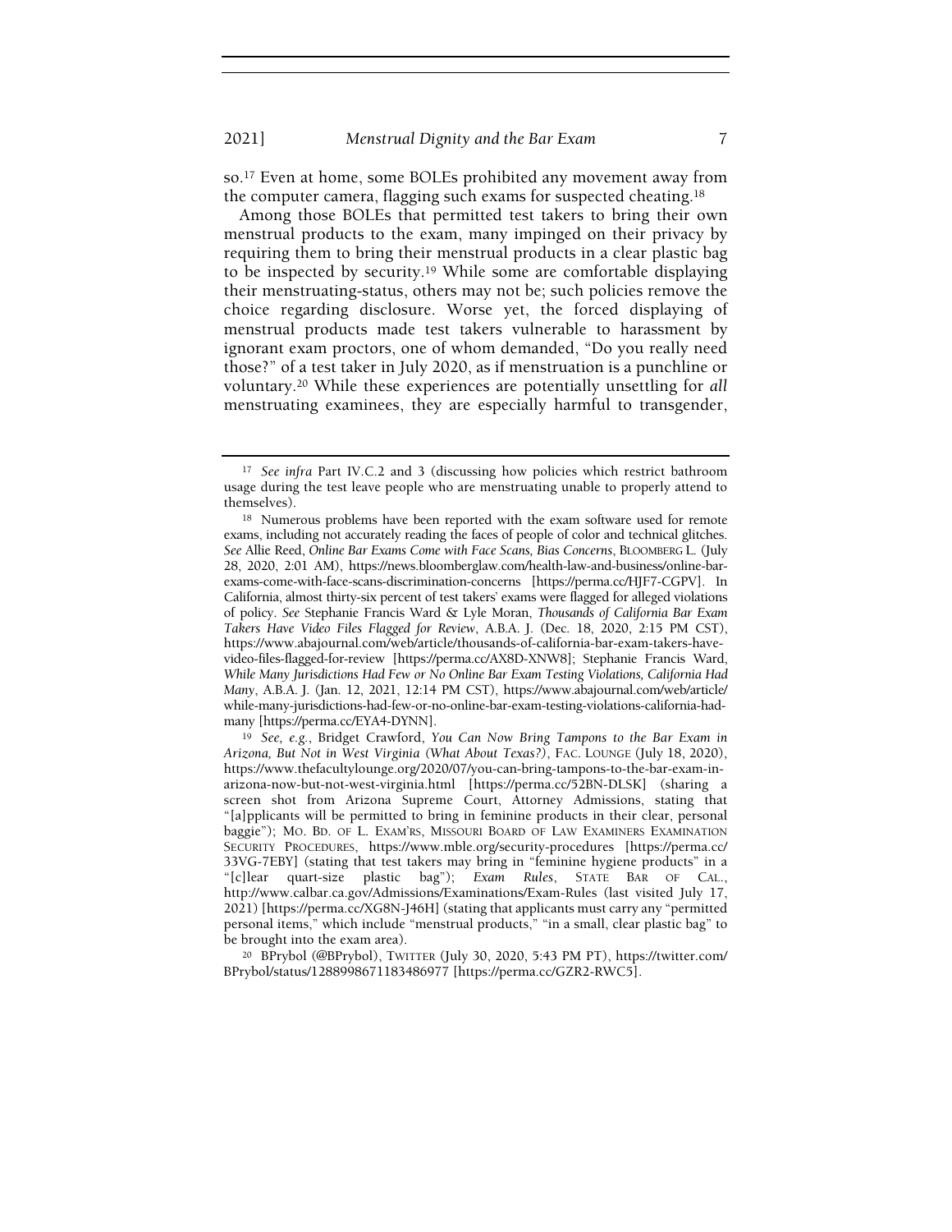so.[17] Even at home, some BOLEs prohibited any movement away from the computer camera, flagging such exams for suspected cheating.[18]

Among those BOLEs that permitted test takers to bring their own menstrual products to the exam, many impinged on their privacy by requiring them to bring their menstrual products in a clear plastic bag to be inspected by security.[19] While some are comfortable displaying their menstruating-status, others may not be; such policies remove the choice regarding disclosure. Worse yet, the forced displaying of menstrual products made test takers vulnerable to harassment by ignorant exam proctors, one of whom demanded, "Do you really need those?" of a test taker in July 2020, as if menstruation is a punchline or voluntary.[20] While these experiences are potentially unsettling for *all* menstruating examinees, they are especially harmful to transgender,

---

[17] *See infra* Part IV.C.2 and 3 (discussing how policies which restrict bathroom usage during the test leave people who are menstruating unable to properly attend to themselves).

[18] Numerous problems have been reported with the exam software used for remote exams, including not accurately reading the faces of people of color and technical glitches. *See* Allie Reed, *Online Bar Exams Come with Face Scans, Bias Concerns*, BLOOMBERG L. (July 28, 2020, 2:01 AM), https://news.bloomberglaw.com/health-law-and-business/online-bar-exams-come-with-face-scans-discrimination-concerns [https://perma.cc/HJF7-CGPV]. In California, almost thirty-six percent of test takers' exams were flagged for alleged violations of policy. *See* Stephanie Francis Ward & Lyle Moran, *Thousands of California Bar Exam Takers Have Video Files Flagged for Review*, A.B.A. J. (Dec. 18, 2020, 2:15 PM CST), https://www.abajournal.com/web/article/thousands-of-california-bar-exam-takers-have-video-files-flagged-for-review [https://perma.cc/AX8D-XNW8]; Stephanie Francis Ward, *While Many Jurisdictions Had Few or No Online Bar Exam Testing Violations, California Had Many*, A.B.A. J. (Jan. 12, 2021, 12:14 PM CST), https://www.abajournal.com/web/article/while-many-jurisdictions-had-few-or-no-online-bar-exam-testing-violations-california-had-many [https://perma.cc/EYA4-DYNN].

[19] *See, e.g.*, Bridget Crawford, *You Can Now Bring Tampons to the Bar Exam in Arizona, But Not in West Virginia (What About Texas?)*, FAC. LOUNGE (July 18, 2020), https://www.thefacultylounge.org/2020/07/you-can-bring-tampons-to-the-bar-exam-in-arizona-now-but-not-west-virginia.html [https://perma.cc/52BN-DLSK] (sharing a screen shot from Arizona Supreme Court, Attorney Admissions, stating that "[a]pplicants will be permitted to bring in feminine products in their clear, personal baggie"); MO. BD. OF L. EXAM'RS, MISSOURI BOARD OF LAW EXAMINERS EXAMINATION SECURITY PROCEDURES, https://www.mble.org/security-procedures [https://perma.cc/33VG-7EBY] (stating that test takers may bring in "feminine hygiene products" in a "[c]lear quart-size plastic bag"); *Exam Rules*, STATE BAR OF CAL., http://www.calbar.ca.gov/Admissions/Examinations/Exam-Rules (last visited July 17, 2021) [https://perma.cc/XG8N-J46H] (stating that applicants must carry any "permitted personal items," which include "menstrual products," "in a small, clear plastic bag" to be brought into the exam area).

[20] BPrybol (@BPrybol), TWITTER (July 30, 2020, 5:43 PM PT), https://twitter.com/BPrybol/status/1288998671183486977 [https://perma.cc/GZR2-RWC5].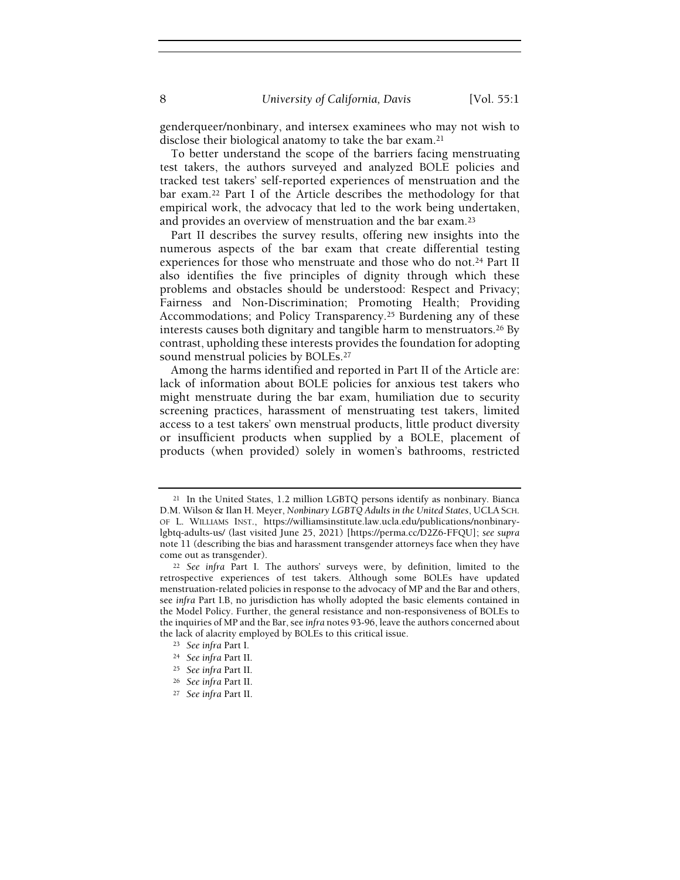genderqueer/nonbinary, and intersex examinees who may not wish to disclose their biological anatomy to take the bar exam.[21]

To better understand the scope of the barriers facing menstruating test takers, the authors surveyed and analyzed BOLE policies and tracked test takers' self-reported experiences of menstruation and the bar exam.[22] Part I of the Article describes the methodology for that empirical work, the advocacy that led to the work being undertaken, and provides an overview of menstruation and the bar exam.[23]

Part II describes the survey results, offering new insights into the numerous aspects of the bar exam that create differential testing experiences for those who menstruate and those who do not.[24] Part II also identifies the five principles of dignity through which these problems and obstacles should be understood: Respect and Privacy; Fairness and Non-Discrimination; Promoting Health; Providing Accommodations; and Policy Transparency.[25] Burdening any of these interests causes both dignitary and tangible harm to menstruators.[26] By contrast, upholding these interests provides the foundation for adopting sound menstrual policies by BOLEs.[27]

Among the harms identified and reported in Part II of the Article are: lack of information about BOLE policies for anxious test takers who might menstruate during the bar exam, humiliation due to security screening practices, harassment of menstruating test takers, limited access to a test takers' own menstrual products, little product diversity or insufficient products when supplied by a BOLE, placement of products (when provided) solely in women's bathrooms, restricted

---

[21] In the United States, 1.2 million LGBTQ persons identify as nonbinary. Bianca D.M. Wilson & Ilan H. Meyer, *Nonbinary LGBTQ Adults in the United States*, UCLA SCH. OF L. WILLIAMS INST., https://williamsinstitute.law.ucla.edu/publications/nonbinary-lgbtq-adults-us/ (last visited June 25, 2021) [https://perma.cc/D2Z6-FFQU]; *see supra* note 11 (describing the bias and harassment transgender attorneys face when they have come out as transgender).

[22] *See infra* Part I. The authors' surveys were, by definition, limited to the retrospective experiences of test takers. Although some BOLEs have updated menstruation-related policies in response to the advocacy of MP and the Bar and others, see *infra* Part I.B, no jurisdiction has wholly adopted the basic elements contained in the Model Policy. Further, the general resistance and non-responsiveness of BOLEs to the inquiries of MP and the Bar, see *infra* notes 93-96, leave the authors concerned about the lack of alacrity employed by BOLEs to this critical issue.

[23] *See infra* Part I.

[24] *See infra* Part II.

[25] *See infra* Part II.

[26] *See infra* Part II.

[27] *See infra* Part II.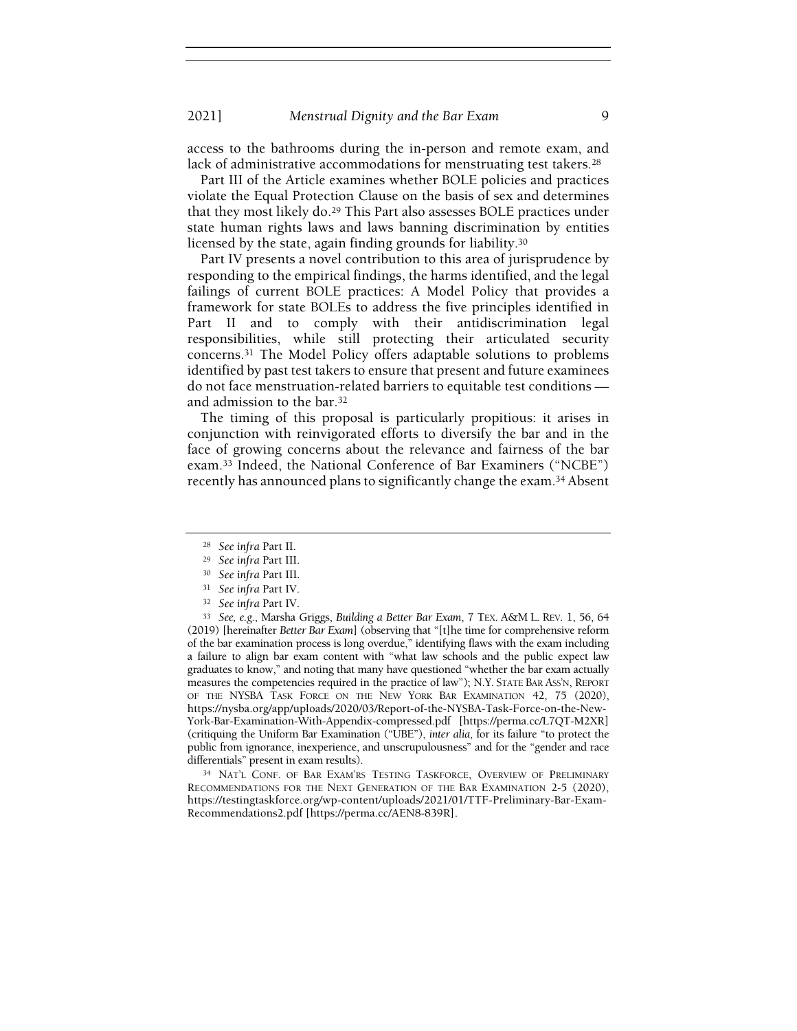access to the bathrooms during the in-person and remote exam, and lack of administrative accommodations for menstruating test takers.[28]

Part III of the Article examines whether BOLE policies and practices violate the Equal Protection Clause on the basis of sex and determines that they most likely do.[29] This Part also assesses BOLE practices under state human rights laws and laws banning discrimination by entities licensed by the state, again finding grounds for liability.[30]

Part IV presents a novel contribution to this area of jurisprudence by responding to the empirical findings, the harms identified, and the legal failings of current BOLE practices: A Model Policy that provides a framework for state BOLEs to address the five principles identified in Part II and to comply with their antidiscrimination legal responsibilities, while still protecting their articulated security concerns.[31] The Model Policy offers adaptable solutions to problems identified by past test takers to ensure that present and future examinees do not face menstruation-related barriers to equitable test conditions — and admission to the bar.[32]

The timing of this proposal is particularly propitious: it arises in conjunction with reinvigorated efforts to diversify the bar and in the face of growing concerns about the relevance and fairness of the bar exam.[33] Indeed, the National Conference of Bar Examiners ("NCBE") recently has announced plans to significantly change the exam.[34] Absent

---

[28] *See infra* Part II.

[29] *See infra* Part III.

[30] *See infra* Part III.

[31] *See infra* Part IV.

[32] *See infra* Part IV.

[33] *See, e.g.*, Marsha Griggs, *Building a Better Bar Exam*, 7 TEX. A&M L. REV. 1, 56, 64 (2019) [hereinafter *Better Bar Exam*] (observing that "[t]he time for comprehensive reform of the bar examination process is long overdue," identifying flaws with the exam including a failure to align bar exam content with "what law schools and the public expect law graduates to know," and noting that many have questioned "whether the bar exam actually measures the competencies required in the practice of law"); N.Y. STATE BAR ASS'N, REPORT OF THE NYSBA TASK FORCE ON THE NEW YORK BAR EXAMINATION 42, 75 (2020), https://nysba.org/app/uploads/2020/03/Report-of-the-NYSBA-Task-Force-on-the-New-York-Bar-Examination-With-Appendix-compressed.pdf [https://perma.cc/L7QT-M2XR] (critiquing the Uniform Bar Examination ("UBE"), *inter alia*, for its failure "to protect the public from ignorance, inexperience, and unscrupulousness" and for the "gender and race differentials" present in exam results).

[34] NAT'L CONF. OF BAR EXAM'RS TESTING TASKFORCE, OVERVIEW OF PRELIMINARY RECOMMENDATIONS FOR THE NEXT GENERATION OF THE BAR EXAMINATION 2-5 (2020), https://testingtaskforce.org/wp-content/uploads/2021/01/TTF-Preliminary-Bar-Exam-Recommendations2.pdf [https://perma.cc/AEN8-839R].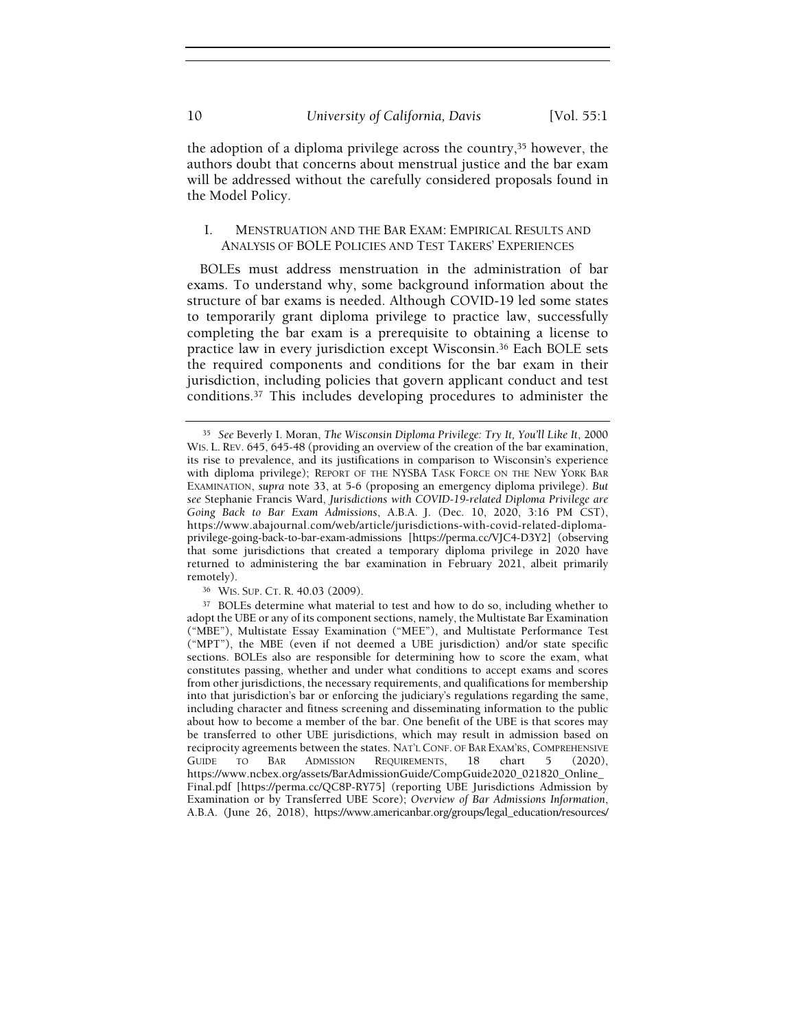the adoption of a diploma privilege across the country,[35] however, the authors doubt that concerns about menstrual justice and the bar exam will be addressed without the carefully considered proposals found in the Model Policy.

## I. MENSTRUATION AND THE BAR EXAM: EMPIRICAL RESULTS AND ANALYSIS OF BOLE POLICIES AND TEST TAKERS' EXPERIENCES

BOLEs must address menstruation in the administration of bar exams. To understand why, some background information about the structure of bar exams is needed. Although COVID-19 led some states to temporarily grant diploma privilege to practice law, successfully completing the bar exam is a prerequisite to obtaining a license to practice law in every jurisdiction except Wisconsin.[36] Each BOLE sets the required components and conditions for the bar exam in their jurisdiction, including policies that govern applicant conduct and test conditions.[37] This includes developing procedures to administer the

---

[35] *See* Beverly I. Moran, *The Wisconsin Diploma Privilege: Try It, You'll Like It*, 2000 WIS. L. REV. 645, 645-48 (providing an overview of the creation of the bar examination, its rise to prevalence, and its justifications in comparison to Wisconsin's experience with diploma privilege); REPORT OF THE NYSBA TASK FORCE ON THE NEW YORK BAR EXAMINATION, *supra* note 33, at 5-6 (proposing an emergency diploma privilege). *But see* Stephanie Francis Ward, *Jurisdictions with COVID-19-related Diploma Privilege are Going Back to Bar Exam Admissions*, A.B.A. J. (Dec. 10, 2020, 3:16 PM CST), https://www.abajournal.com/web/article/jurisdictions-with-covid-related-diploma-privilege-going-back-to-bar-exam-admissions [https://perma.cc/VJC4-D3Y2] (observing that some jurisdictions that created a temporary diploma privilege in 2020 have returned to administering the bar examination in February 2021, albeit primarily remotely).

[36] WIS. SUP. CT. R. 40.03 (2009).

[37] BOLEs determine what material to test and how to do so, including whether to adopt the UBE or any of its component sections, namely, the Multistate Bar Examination ("MBE"), Multistate Essay Examination ("MEE"), and Multistate Performance Test ("MPT"), the MBE (even if not deemed a UBE jurisdiction) and/or state specific sections. BOLEs also are responsible for determining how to score the exam, what constitutes passing, whether and under what conditions to accept exams and scores from other jurisdictions, the necessary requirements, and qualifications for membership into that jurisdiction's bar or enforcing the judiciary's regulations regarding the same, including character and fitness screening and disseminating information to the public about how to become a member of the bar. One benefit of the UBE is that scores may be transferred to other UBE jurisdictions, which may result in admission based on reciprocity agreements between the states. NAT'L CONF. OF BAR EXAM'RS, COMPREHENSIVE GUIDE TO BAR ADMISSION REQUIREMENTS, 18 chart 5 (2020), https://www.ncbex.org/assets/BarAdmissionGuide/CompGuide2020_021820_Online_Final.pdf [https://perma.cc/QC8P-RY75] (reporting UBE Jurisdictions Admission by Examination or by Transferred UBE Score); *Overview of Bar Admissions Information*, A.B.A. (June 26, 2018), https://www.americanbar.org/groups/legal_education/resources/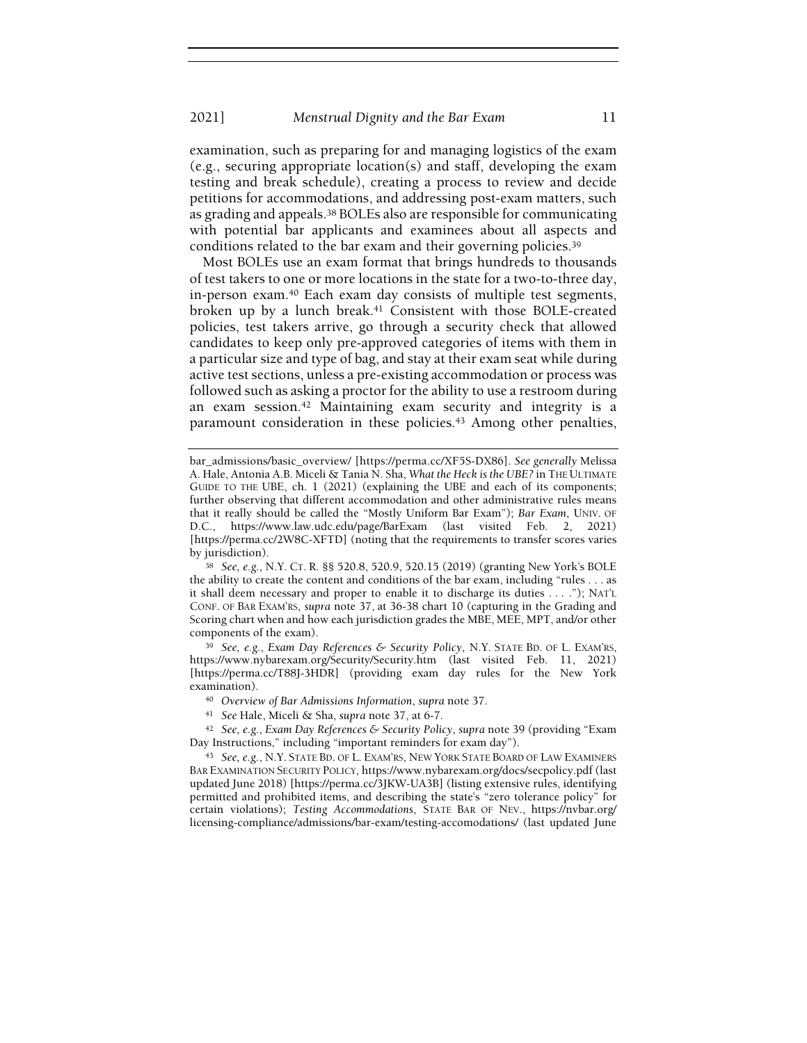examination, such as preparing for and managing logistics of the exam (e.g., securing appropriate location(s) and staff, developing the exam testing and break schedule), creating a process to review and decide petitions for accommodations, and addressing post-exam matters, such as grading and appeals.[38] BOLEs also are responsible for communicating with potential bar applicants and examinees about all aspects and conditions related to the bar exam and their governing policies.[39]

Most BOLEs use an exam format that brings hundreds to thousands of test takers to one or more locations in the state for a two-to-three day, in-person exam.[40] Each exam day consists of multiple test segments, broken up by a lunch break.[41] Consistent with those BOLE-created policies, test takers arrive, go through a security check that allowed candidates to keep only pre-approved categories of items with them in a particular size and type of bag, and stay at their exam seat while during active test sections, unless a pre-existing accommodation or process was followed such as asking a proctor for the ability to use a restroom during an exam session.[42] Maintaining exam security and integrity is a paramount consideration in these policies.[43] Among other penalties,

---

bar_admissions/basic_overview/ [https://perma.cc/XF5S-DX86]. *See generally* Melissa A. Hale, Antonia A.B. Miceli & Tania N. Sha, *What the Heck is the UBE?* in THE ULTIMATE GUIDE TO THE UBE, ch. 1 (2021) (explaining the UBE and each of its components; further observing that different accommodation and other administrative rules means that it really should be called the "Mostly Uniform Bar Exam"); *Bar Exam*, UNIV. OF D.C., https://www.law.udc.edu/page/BarExam (last visited Feb. 2, 2021) [https://perma.cc/2W8C-XFTD] (noting that the requirements to transfer scores varies by jurisdiction).

[38] *See, e.g.*, N.Y. CT. R. §§ 520.8, 520.9, 520.15 (2019) (granting New York's BOLE the ability to create the content and conditions of the bar exam, including "rules . . . as it shall deem necessary and proper to enable it to discharge its duties . . . ."); NAT'L CONF. OF BAR EXAM'RS, *supra* note 37, at 36-38 chart 10 (capturing in the Grading and Scoring chart when and how each jurisdiction grades the MBE, MEE, MPT, and/or other components of the exam).

[39] *See, e.g.*, *Exam Day References & Security Policy*, N.Y. STATE BD. OF L. EXAM'RS, https://www.nybarexam.org/Security/Security.htm (last visited Feb. 11, 2021) [https://perma.cc/T88J-3HDR] (providing exam day rules for the New York examination).

[40] *Overview of Bar Admissions Information*, *supra* note 37.

[41] *See* Hale, Miceli & Sha, *supra* note 37, at 6-7.

[42] *See, e.g.*, *Exam Day References & Security Policy*, *supra* note 39 (providing "Exam Day Instructions," including "important reminders for exam day").

[43] *See, e.g.*, N.Y. STATE BD. OF L. EXAM'RS, NEW YORK STATE BOARD OF LAW EXAMINERS BAR EXAMINATION SECURITY POLICY, https://www.nybarexam.org/docs/secpolicy.pdf (last updated June 2018) [https://perma.cc/3JKW-UA3B] (listing extensive rules, identifying permitted and prohibited items, and describing the state's "zero tolerance policy" for certain violations); *Testing Accommodations*, STATE BAR OF NEV., https://nvbar.org/licensing-compliance/admissions/bar-exam/testing-accomodations/ (last updated June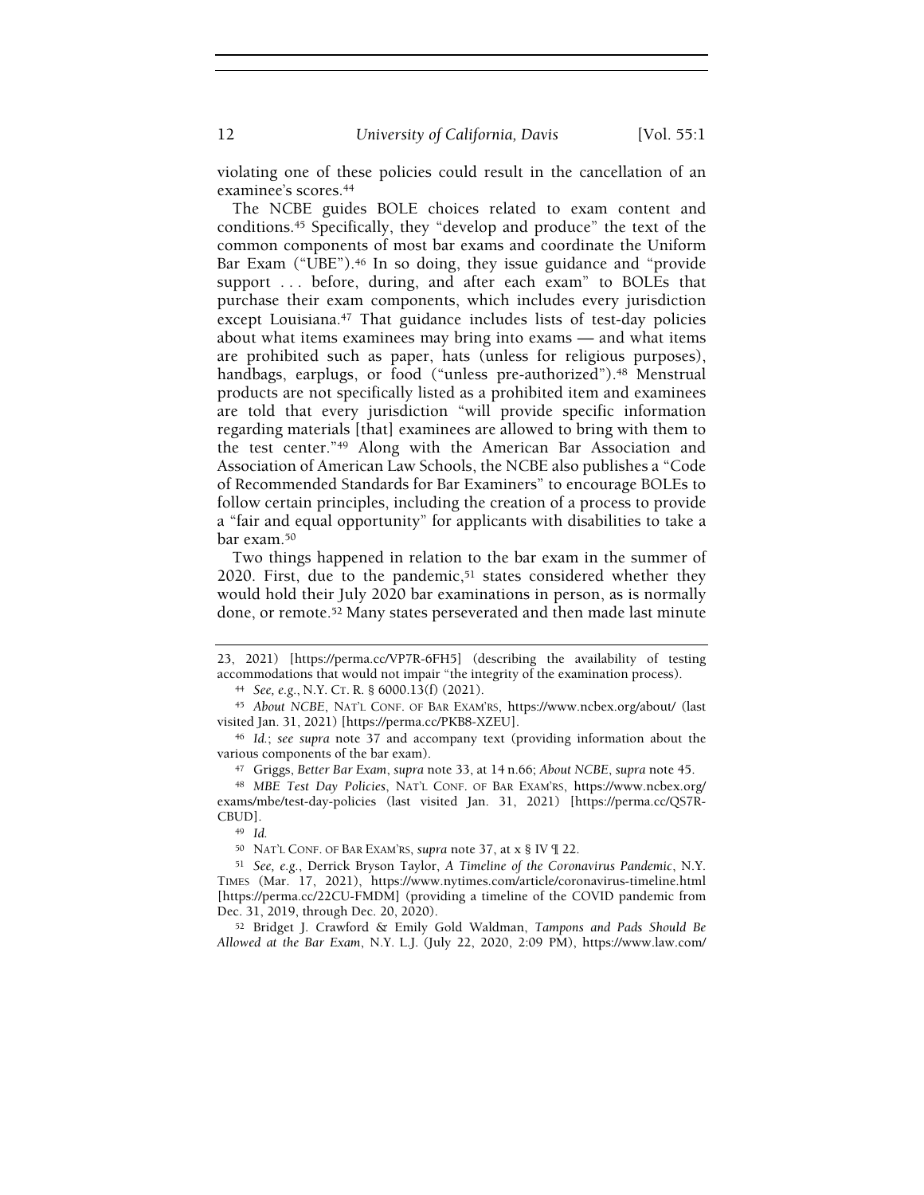violating one of these policies could result in the cancellation of an examinee's scores.[44]

The NCBE guides BOLE choices related to exam content and conditions.[45] Specifically, they "develop and produce" the text of the common components of most bar exams and coordinate the Uniform Bar Exam ("UBE").[46] In so doing, they issue guidance and "provide support . . . before, during, and after each exam" to BOLEs that purchase their exam components, which includes every jurisdiction except Louisiana.[47] That guidance includes lists of test-day policies about what items examinees may bring into exams — and what items are prohibited such as paper, hats (unless for religious purposes), handbags, earplugs, or food ("unless pre-authorized").[48] Menstrual products are not specifically listed as a prohibited item and examinees are told that every jurisdiction "will provide specific information regarding materials [that] examinees are allowed to bring with them to the test center."[49] Along with the American Bar Association and Association of American Law Schools, the NCBE also publishes a "Code of Recommended Standards for Bar Examiners" to encourage BOLEs to follow certain principles, including the creation of a process to provide a "fair and equal opportunity" for applicants with disabilities to take a bar exam.[50]

Two things happened in relation to the bar exam in the summer of 2020. First, due to the pandemic,[51] states considered whether they would hold their July 2020 bar examinations in person, as is normally done, or remote.[52] Many states perseverated and then made last minute

---

23, 2021) [https://perma.cc/VP7R-6FH5] (describing the availability of testing accommodations that would not impair "the integrity of the examination process).

[44] *See, e.g.*, N.Y. CT. R. § 6000.13(f) (2021).

[45] *About NCBE*, NAT'L CONF. OF BAR EXAM'RS, https://www.ncbex.org/about/ (last visited Jan. 31, 2021) [https://perma.cc/PKB8-XZEU].

[46] *Id.*; *see supra* note 37 and accompany text (providing information about the various components of the bar exam).

[47] Griggs, *Better Bar Exam*, *supra* note 33, at 14 n.66; *About NCBE*, *supra* note 45.

[48] *MBE Test Day Policies*, NAT'L CONF. OF BAR EXAM'RS, https://www.ncbex.org/exams/mbe/test-day-policies (last visited Jan. 31, 2021) [https://perma.cc/QS7R-CBUD].

[49] *Id.*

[50] NAT'L CONF. OF BAR EXAM'RS, *supra* note 37, at x § IV ¶ 22.

[51] *See, e.g.*, Derrick Bryson Taylor, *A Timeline of the Coronavirus Pandemic*, N.Y. TIMES (Mar. 17, 2021), https://www.nytimes.com/article/coronavirus-timeline.html [https://perma.cc/22CU-FMDM] (providing a timeline of the COVID pandemic from Dec. 31, 2019, through Dec. 20, 2020).

[52] Bridget J. Crawford & Emily Gold Waldman, *Tampons and Pads Should Be Allowed at the Bar Exam*, N.Y. L.J. (July 22, 2020, 2:09 PM), https://www.law.com/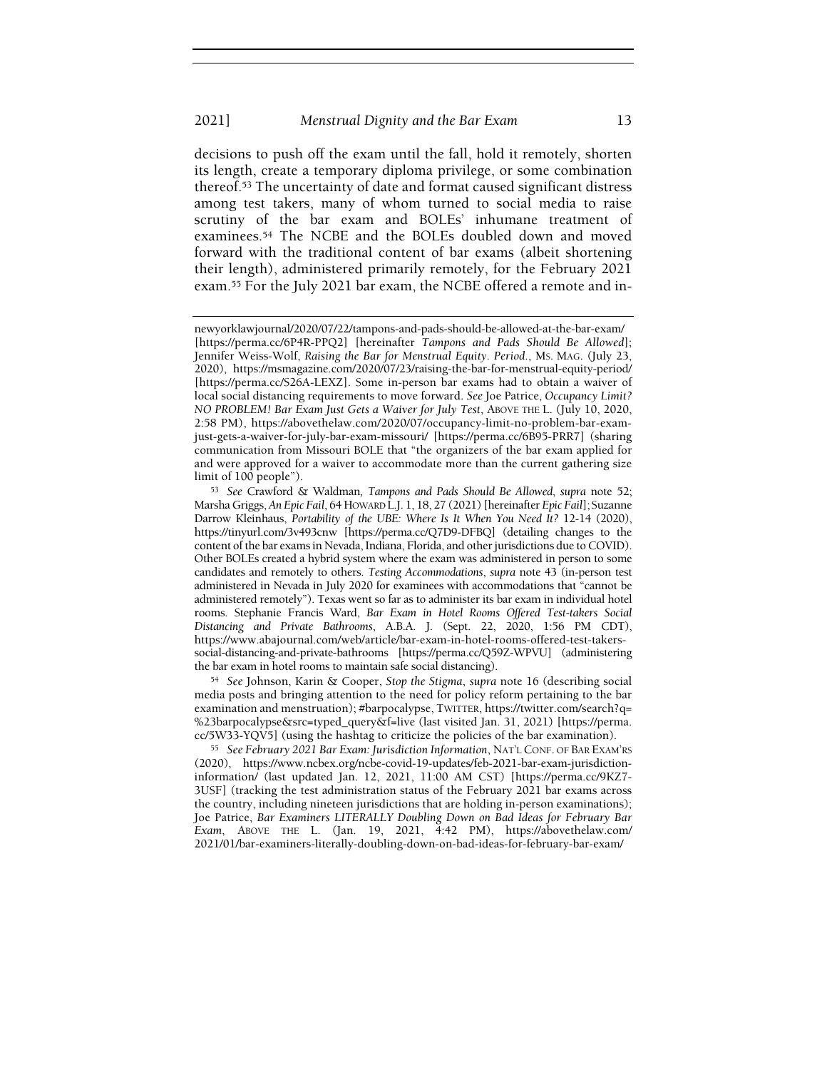decisions to push off the exam until the fall, hold it remotely, shorten its length, create a temporary diploma privilege, or some combination thereof.[53] The uncertainty of date and format caused significant distress among test takers, many of whom turned to social media to raise scrutiny of the bar exam and BOLEs' inhumane treatment of examinees.[54] The NCBE and the BOLEs doubled down and moved forward with the traditional content of bar exams (albeit shortening their length), administered primarily remotely, for the February 2021 exam.[55] For the July 2021 bar exam, the NCBE offered a remote and in-

---

newyorklawjournal/2020/07/22/tampons-and-pads-should-be-allowed-at-the-bar-exam/ [https://perma.cc/6P4R-PPQ2] [hereinafter *Tampons and Pads Should Be Allowed*]; Jennifer Weiss-Wolf, *Raising the Bar for Menstrual Equity. Period.*, MS. MAG. (July 23, 2020), https://msmagazine.com/2020/07/23/raising-the-bar-for-menstrual-equity-period/ [https://perma.cc/S26A-LEXZ]. Some in-person bar exams had to obtain a waiver of local social distancing requirements to move forward. *See* Joe Patrice, *Occupancy Limit? NO PROBLEM! Bar Exam Just Gets a Waiver for July Test*, ABOVE THE L. (July 10, 2020, 2:58 PM), https://abovethelaw.com/2020/07/occupancy-limit-no-problem-bar-exam-just-gets-a-waiver-for-july-bar-exam-missouri/ [https://perma.cc/6B95-PRR7] (sharing communication from Missouri BOLE that "the organizers of the bar exam applied for and were approved for a waiver to accommodate more than the current gathering size limit of 100 people").

[53] *See* Crawford & Waldman, *Tampons and Pads Should Be Allowed*, *supra* note 52; Marsha Griggs, *An Epic Fail*, 64 HOWARD L.J. 1, 18, 27 (2021) [hereinafter *Epic Fail*]; Suzanne Darrow Kleinhaus, *Portability of the UBE: Where Is It When You Need It?* 12-14 (2020), https://tinyurl.com/3v493cnw [https://perma.cc/Q7D9-DFBQ] (detailing changes to the content of the bar exams in Nevada, Indiana, Florida, and other jurisdictions due to COVID). Other BOLEs created a hybrid system where the exam was administered in person to some candidates and remotely to others. *Testing Accommodations*, *supra* note 43 (in-person test administered in Nevada in July 2020 for examinees with accommodations that "cannot be administered remotely"). Texas went so far as to administer its bar exam in individual hotel rooms. Stephanie Francis Ward, *Bar Exam in Hotel Rooms Offered Test-takers Social Distancing and Private Bathrooms*, A.B.A. J. (Sept. 22, 2020, 1:56 PM CDT), https://www.abajournal.com/web/article/bar-exam-in-hotel-rooms-offered-test-takers-social-distancing-and-private-bathrooms [https://perma.cc/Q59Z-WPVU] (administering the bar exam in hotel rooms to maintain safe social distancing).

[54] *See* Johnson, Karin & Cooper, *Stop the Stigma*, *supra* note 16 (describing social media posts and bringing attention to the need for policy reform pertaining to the bar examination and menstruation); #barpocalypse, TWITTER, https://twitter.com/search?q=%23barpocalypse&src=typed_query&f=live (last visited Jan. 31, 2021) [https://perma.cc/5W33-YQV5] (using the hashtag to criticize the policies of the bar examination).

[55] *See February 2021 Bar Exam: Jurisdiction Information*, NAT'L CONF. OF BAR EXAM'RS (2020), https://www.ncbex.org/ncbe-covid-19-updates/feb-2021-bar-exam-jurisdiction-information/ (last updated Jan. 12, 2021, 11:00 AM CST) [https://perma.cc/9KZ7-3USF] (tracking the test administration status of the February 2021 bar exams across the country, including nineteen jurisdictions that are holding in-person examinations); Joe Patrice, *Bar Examiners LITERALLY Doubling Down on Bad Ideas for February Bar Exam*, ABOVE THE L. (Jan. 19, 2021, 4:42 PM), https://abovethelaw.com/2021/01/bar-examiners-literally-doubling-down-on-bad-ideas-for-february-bar-exam/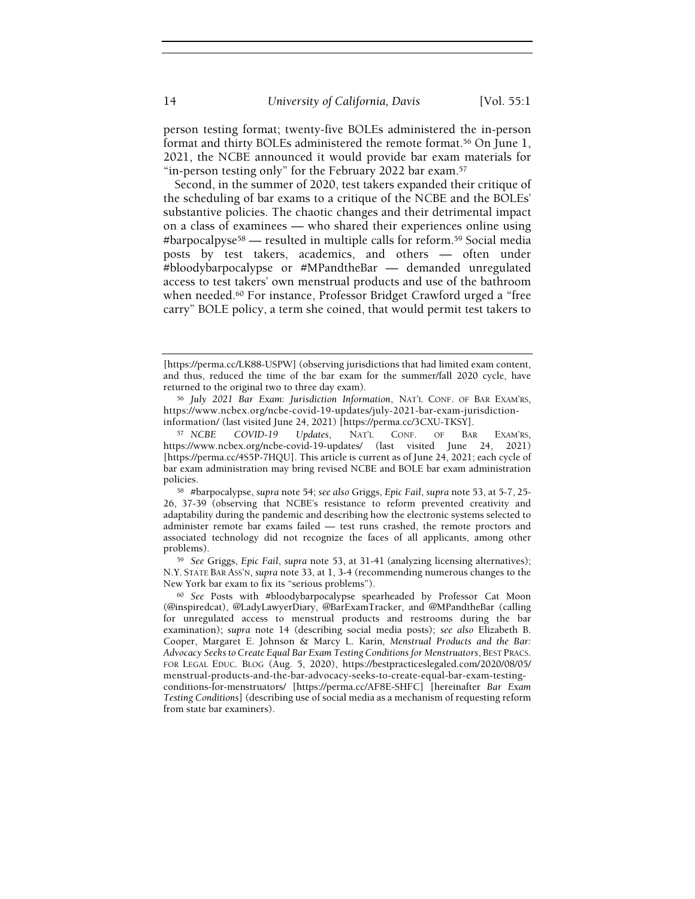person testing format; twenty-five BOLEs administered the in-person format and thirty BOLEs administered the remote format.[56] On June 1, 2021, the NCBE announced it would provide bar exam materials for "in-person testing only" for the February 2022 bar exam.[57]

Second, in the summer of 2020, test takers expanded their critique of the scheduling of bar exams to a critique of the NCBE and the BOLEs' substantive policies. The chaotic changes and their detrimental impact on a class of examinees — who shared their experiences online using #barpocalpyse[58] — resulted in multiple calls for reform.[59] Social media posts by test takers, academics, and others — often under #bloodybarpocalypse or #MPandtheBar — demanded unregulated access to test takers' own menstrual products and use of the bathroom when needed.[60] For instance, Professor Bridget Crawford urged a "free carry" BOLE policy, a term she coined, that would permit test takers to

---

[https://perma.cc/LK88-USPW] (observing jurisdictions that had limited exam content, and thus, reduced the time of the bar exam for the summer/fall 2020 cycle, have returned to the original two to three day exam).

[56] *July 2021 Bar Exam: Jurisdiction Information*, NAT'L CONF. OF BAR EXAM'RS, https://www.ncbex.org/ncbe-covid-19-updates/july-2021-bar-exam-jurisdiction-information/ (last visited June 24, 2021) [https://perma.cc/3CXU-TKSY].

[57] *NCBE COVID-19 Updates*, NAT'L CONF. OF BAR EXAM'RS, https://www.ncbex.org/ncbe-covid-19-updates/ (last visited June 24, 2021) [https://perma.cc/4S5P-7HQU]. This article is current as of June 24, 2021; each cycle of bar exam administration may bring revised NCBE and BOLE bar exam administration policies.

[58] #barpocalypse, *supra* note 54; *see also* Griggs, *Epic Fail*, *supra* note 53, at 5-7, 25-26, 37-39 (observing that NCBE's resistance to reform prevented creativity and adaptability during the pandemic and describing how the electronic systems selected to administer remote bar exams failed — test runs crashed, the remote proctors and associated technology did not recognize the faces of all applicants, among other problems).

[59] *See* Griggs, *Epic Fail*, *supra* note 53, at 31-41 (analyzing licensing alternatives); N.Y. STATE BAR ASS'N, *supra* note 33, at 1, 3-4 (recommending numerous changes to the New York bar exam to fix its "serious problems").

[60] *See* Posts with #bloodybarpocalypse spearheaded by Professor Cat Moon (@inspiredcat), @LadyLawyerDiary, @BarExamTracker, and @MPandtheBar (calling for unregulated access to menstrual products and restrooms during the bar examination); *supra* note 14 (describing social media posts); *see also* Elizabeth B. Cooper, Margaret E. Johnson & Marcy L. Karin, *Menstrual Products and the Bar: Advocacy Seeks to Create Equal Bar Exam Testing Conditions for Menstruators*, BEST PRACS. FOR LEGAL EDUC. BLOG (Aug. 5, 2020), https://bestpracticeslegaled.com/2020/08/05/menstrual-products-and-the-bar-advocacy-seeks-to-create-equal-bar-exam-testing-conditions-for-menstruators/ [https://perma.cc/AF8E-SHFC] [hereinafter *Bar Exam Testing Conditions*] (describing use of social media as a mechanism of requesting reform from state bar examiners).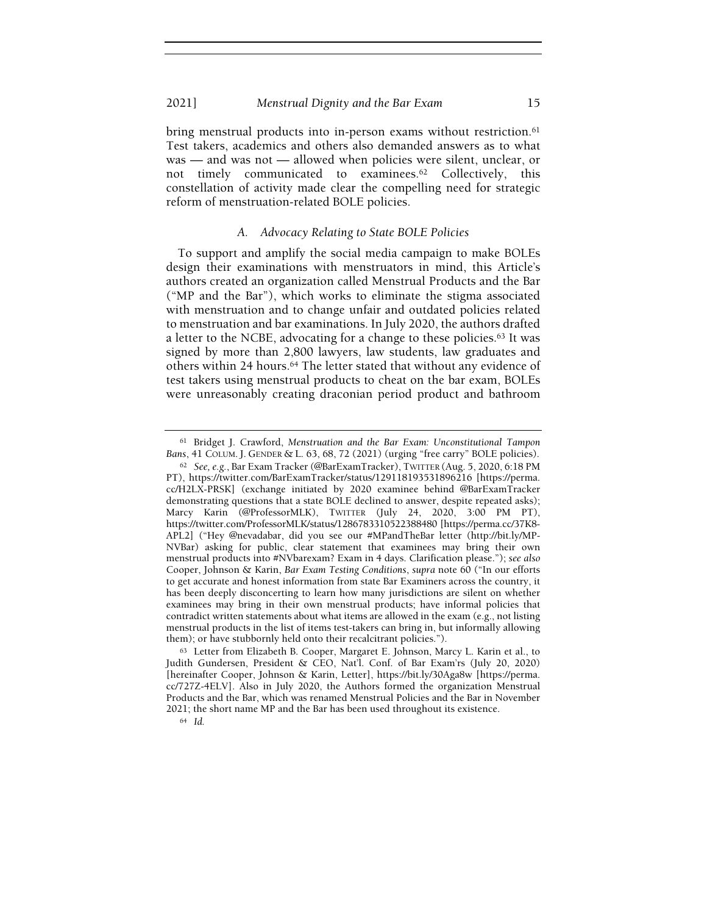bring menstrual products into in-person exams without restriction.[61] Test takers, academics and others also demanded answers as to what was — and was not — allowed when policies were silent, unclear, or not timely communicated to examinees.[62] Collectively, this constellation of activity made clear the compelling need for strategic reform of menstruation-related BOLE policies.

### A. Advocacy Relating to State BOLE Policies

To support and amplify the social media campaign to make BOLEs design their examinations with menstruators in mind, this Article's authors created an organization called Menstrual Products and the Bar ("MP and the Bar"), which works to eliminate the stigma associated with menstruation and to change unfair and outdated policies related to menstruation and bar examinations. In July 2020, the authors drafted a letter to the NCBE, advocating for a change to these policies.[63] It was signed by more than 2,800 lawyers, law students, law graduates and others within 24 hours.[64] The letter stated that without any evidence of test takers using menstrual products to cheat on the bar exam, BOLEs were unreasonably creating draconian period product and bathroom

---

[61] Bridget J. Crawford, *Menstruation and the Bar Exam: Unconstitutional Tampon Bans*, 41 COLUM. J. GENDER & L. 63, 68, 72 (2021) (urging "free carry" BOLE policies).

[62] *See, e.g.*, Bar Exam Tracker (@BarExamTracker), TWITTER (Aug. 5, 2020, 6:18 PM PT), https://twitter.com/BarExamTracker/status/1291181935318962​16 [https://perma.cc/H2LX-PRSK] (exchange initiated by 2020 examinee behind @BarExamTracker demonstrating questions that a state BOLE declined to answer, despite repeated asks); Marcy Karin (@ProfessorMLK), TWITTER (July 24, 2020, 3:00 PM PT), https://twitter.com/ProfessorMLK/status/1286783310522388480 [https://perma.cc/37K8-APL2] ("Hey @nevadabar, did you see our #MPandTheBar letter (http://bit.ly/MP-NVBar) asking for public, clear statement that examinees may bring their own menstrual products into #NVbarexam? Exam in 4 days. Clarification please."); *see also* Cooper, Johnson & Karin, *Bar Exam Testing Conditions*, *supra* note 60 ("In our efforts to get accurate and honest information from state Bar Examiners across the country, it has been deeply disconcerting to learn how many jurisdictions are silent on whether examinees may bring in their own menstrual products; have informal policies that contradict written statements about what items are allowed in the exam (e.g., not listing menstrual products in the list of items test-takers can bring in, but informally allowing them); or have stubbornly held onto their recalcitrant policies.").

[63] Letter from Elizabeth B. Cooper, Margaret E. Johnson, Marcy L. Karin et al., to Judith Gundersen, President & CEO, Nat'l. Conf. of Bar Exam'rs (July 20, 2020) [hereinafter Cooper, Johnson & Karin, Letter], https://bit.ly/30Aga8w [https://perma.cc/727Z-4ELV]. Also in July 2020, the Authors formed the organization Menstrual Products and the Bar, which was renamed Menstrual Policies and the Bar in November 2021; the short name MP and the Bar has been used throughout its existence.

[64] *Id.*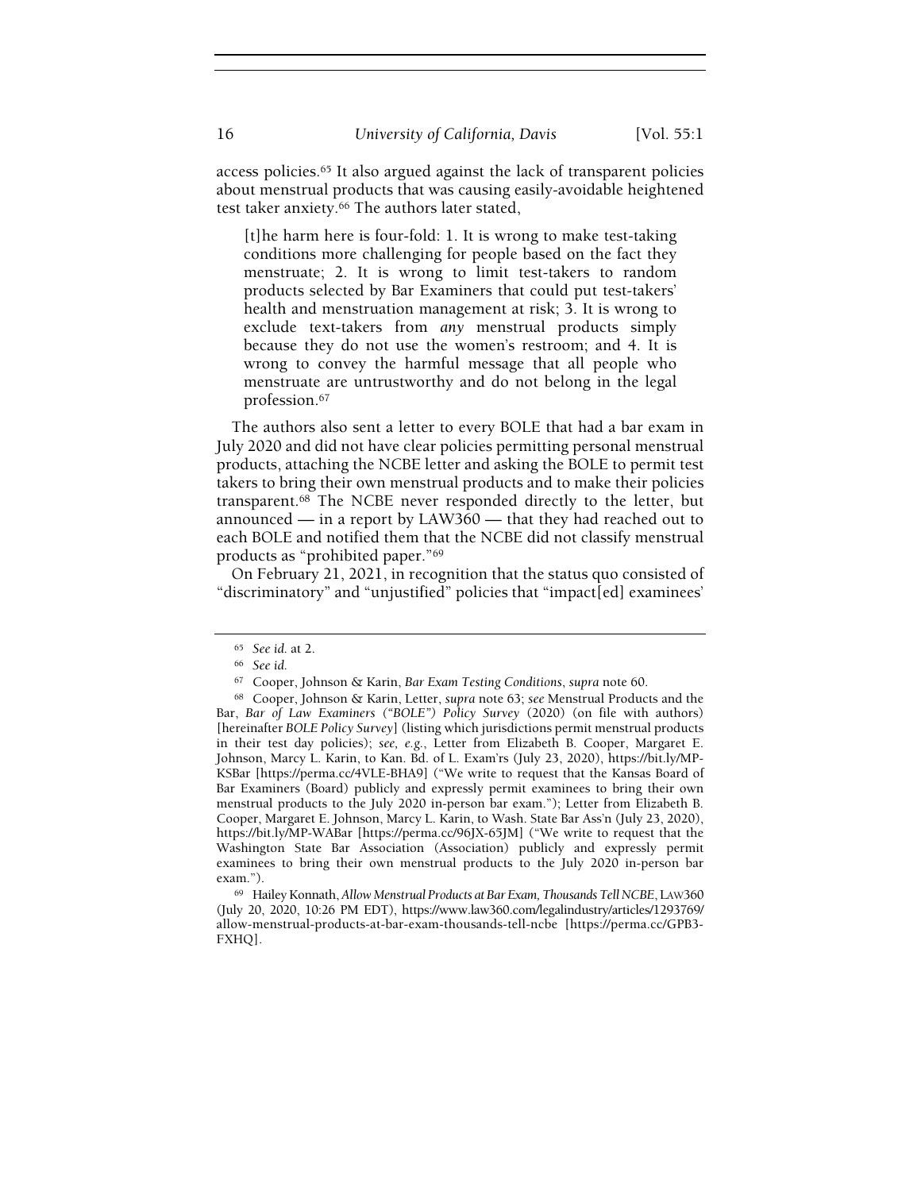access policies.[65] It also argued against the lack of transparent policies about menstrual products that was causing easily-avoidable heightened test taker anxiety.[66] The authors later stated,

> [t]he harm here is four-fold: 1. It is wrong to make test-taking conditions more challenging for people based on the fact they menstruate; 2. It is wrong to limit test-takers to random products selected by Bar Examiners that could put test-takers' health and menstruation management at risk; 3. It is wrong to exclude text-takers from *any* menstrual products simply because they do not use the women's restroom; and 4. It is wrong to convey the harmful message that all people who menstruate are untrustworthy and do not belong in the legal profession.[67]

The authors also sent a letter to every BOLE that had a bar exam in July 2020 and did not have clear policies permitting personal menstrual products, attaching the NCBE letter and asking the BOLE to permit test takers to bring their own menstrual products and to make their policies transparent.[68] The NCBE never responded directly to the letter, but announced — in a report by LAW360 — that they had reached out to each BOLE and notified them that the NCBE did not classify menstrual products as "prohibited paper."[69]

On February 21, 2021, in recognition that the status quo consisted of "discriminatory" and "unjustified" policies that "impact[ed] examinees'

---

[65] *See id.* at 2.

[66] *See id.*

[67] Cooper, Johnson & Karin, *Bar Exam Testing Conditions*, *supra* note 60.

[68] Cooper, Johnson & Karin, Letter, *supra* note 63; *see* Menstrual Products and the Bar, *Bar of Law Examiners ("BOLE") Policy Survey* (2020) (on file with authors) [hereinafter *BOLE Policy Survey*] (listing which jurisdictions permit menstrual products in their test day policies); *see, e.g.*, Letter from Elizabeth B. Cooper, Margaret E. Johnson, Marcy L. Karin, to Kan. Bd. of L. Exam'rs (July 23, 2020), https://bit.ly/MP-KSBar [https://perma.cc/4VLE-BHA9] ("We write to request that the Kansas Board of Bar Examiners (Board) publicly and expressly permit examinees to bring their own menstrual products to the July 2020 in-person bar exam."); Letter from Elizabeth B. Cooper, Margaret E. Johnson, Marcy L. Karin, to Wash. State Bar Ass'n (July 23, 2020), https://bit.ly/MP-WABar [https://perma.cc/96JX-65JM] ("We write to request that the Washington State Bar Association (Association) publicly and expressly permit examinees to bring their own menstrual products to the July 2020 in-person bar exam.").

[69] Hailey Konnath, *Allow Menstrual Products at Bar Exam, Thousands Tell NCBE*, LAW360 (July 20, 2020, 10:26 PM EDT), https://www.law360.com/legalindustry/articles/1293769/allow-menstrual-products-at-bar-exam-thousands-tell-ncbe [https://perma.cc/GPB3-FXHQ].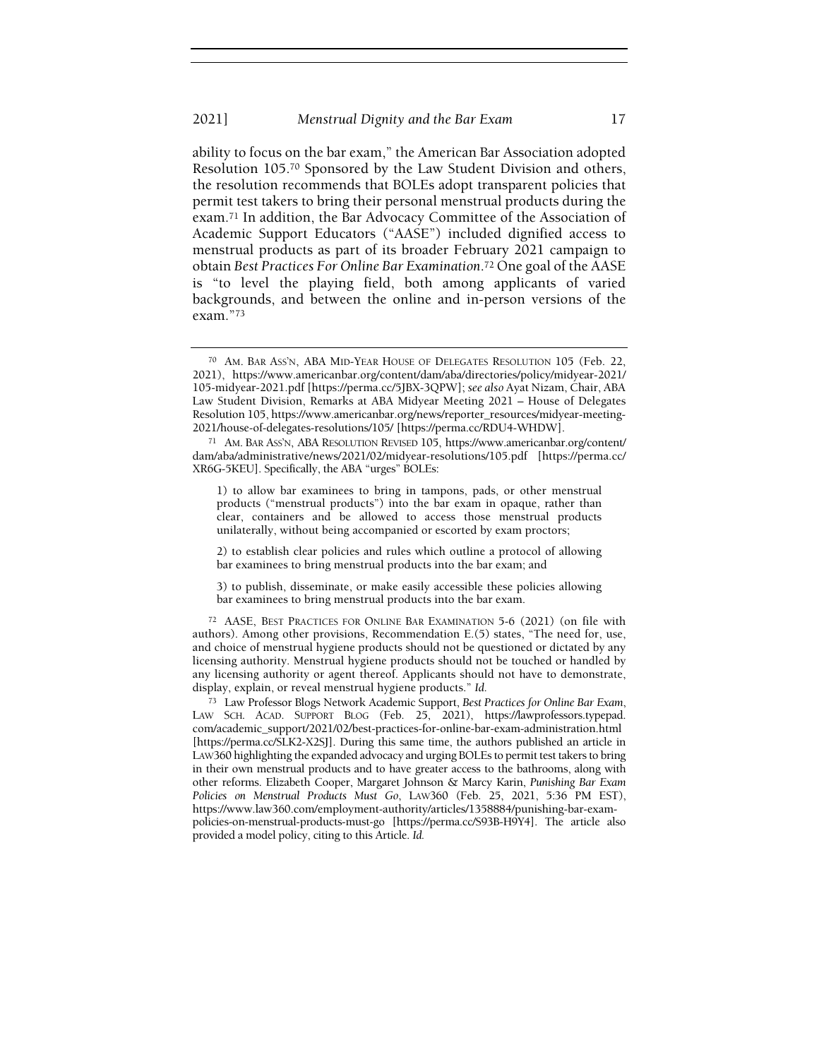ability to focus on the bar exam," the American Bar Association adopted Resolution 105.[70] Sponsored by the Law Student Division and others, the resolution recommends that BOLEs adopt transparent policies that permit test takers to bring their personal menstrual products during the exam.[71] In addition, the Bar Advocacy Committee of the Association of Academic Support Educators ("AASE") included dignified access to menstrual products as part of its broader February 2021 campaign to obtain *Best Practices For Online Bar Examination*.[72] One goal of the AASE is "to level the playing field, both among applicants of varied backgrounds, and between the online and in-person versions of the exam."[73]

---

[70] AM. BAR ASS'N, ABA MID-YEAR HOUSE OF DELEGATES RESOLUTION 105 (Feb. 22, 2021), https://www.americanbar.org/content/dam/aba/directories/policy/midyear-2021/105-midyear-2021.pdf [https://perma.cc/5JBX-3QPW]; *see also* Ayat Nizam, Chair, ABA Law Student Division, Remarks at ABA Midyear Meeting 2021 – House of Delegates Resolution 105, https://www.americanbar.org/news/reporter_resources/midyear-meeting-2021/house-of-delegates-resolutions/105/ [https://perma.cc/RDU4-WHDW].

[71] AM. BAR ASS'N, ABA RESOLUTION REVISED 105, https://www.americanbar.org/content/dam/aba/administrative/news/2021/02/midyear-resolutions/105.pdf [https://perma.cc/XR6G-5KEU]. Specifically, the ABA "urges" BOLEs:

> 1) to allow bar examinees to bring in tampons, pads, or other menstrual products ("menstrual products") into the bar exam in opaque, rather than clear, containers and be allowed to access those menstrual products unilaterally, without being accompanied or escorted by exam proctors;
>
> 2) to establish clear policies and rules which outline a protocol of allowing bar examinees to bring menstrual products into the bar exam; and
>
> 3) to publish, disseminate, or make easily accessible these policies allowing bar examinees to bring menstrual products into the bar exam.

[72] AASE, BEST PRACTICES FOR ONLINE BAR EXAMINATION 5-6 (2021) (on file with authors). Among other provisions, Recommendation E.(5) states, "The need for, use, and choice of menstrual hygiene products should not be questioned or dictated by any licensing authority. Menstrual hygiene products should not be touched or handled by any licensing authority or agent thereof. Applicants should not have to demonstrate, display, explain, or reveal menstrual hygiene products." *Id.*

[73] Law Professor Blogs Network Academic Support, *Best Practices for Online Bar Exam*, LAW SCH. ACAD. SUPPORT BLOG (Feb. 25, 2021), https://lawprofessors.typepad.com/academic_support/2021/02/best-practices-for-online-bar-exam-administration.html [https://perma.cc/SLK2-X2SJ]. During this same time, the authors published an article in LAW360 highlighting the expanded advocacy and urging BOLEs to permit test takers to bring in their own menstrual products and to have greater access to the bathrooms, along with other reforms. Elizabeth Cooper, Margaret Johnson & Marcy Karin, *Punishing Bar Exam Policies on Menstrual Products Must Go*, LAW360 (Feb. 25, 2021, 5:36 PM EST), https://www.law360.com/employment-authority/articles/1358884/punishing-bar-exam-policies-on-menstrual-products-must-go [https://perma.cc/S93B-H9Y4]. The article also provided a model policy, citing to this Article. *Id.*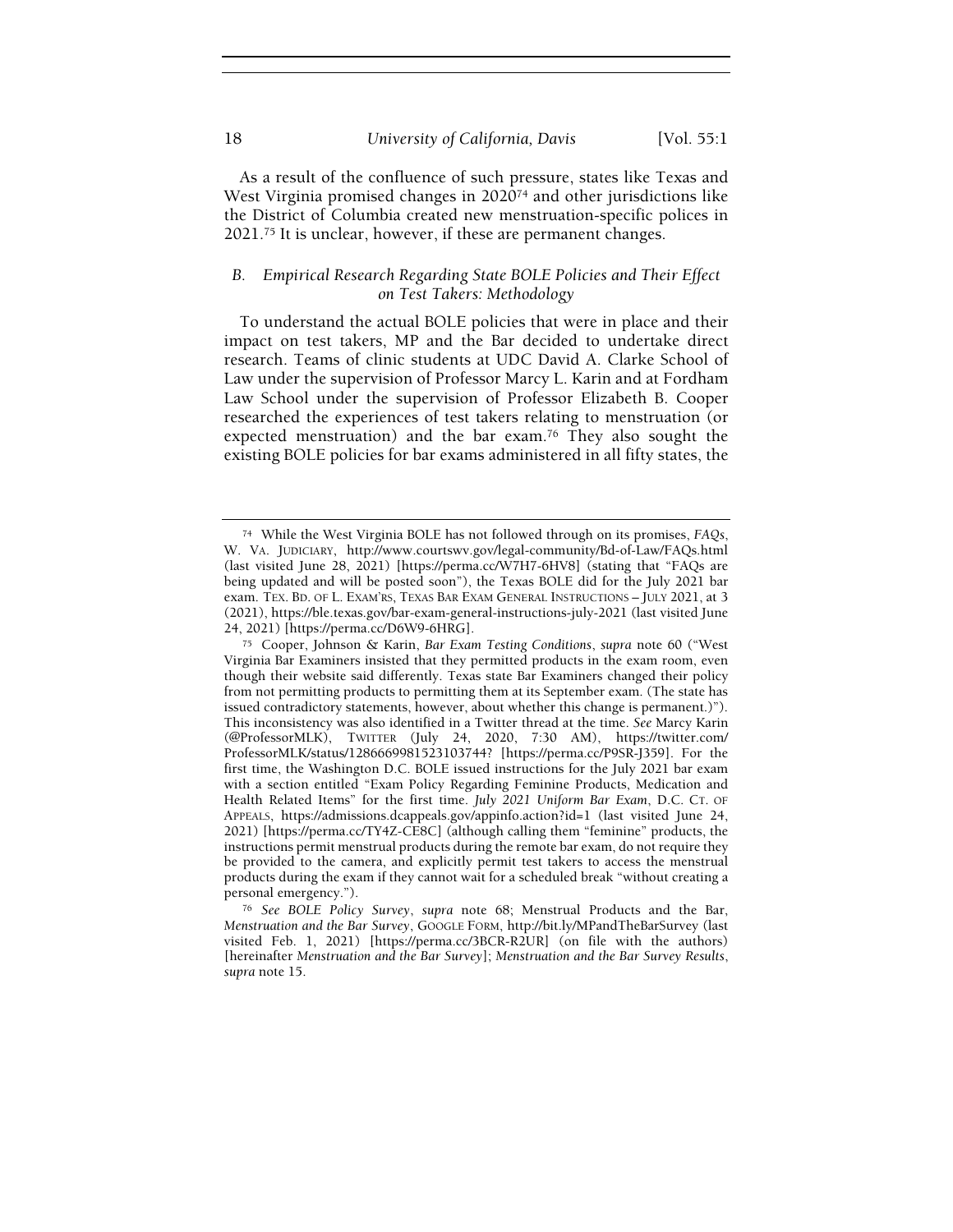As a result of the confluence of such pressure, states like Texas and West Virginia promised changes in 2020[74] and other jurisdictions like the District of Columbia created new menstruation-specific polices in 2021.[75] It is unclear, however, if these are permanent changes.

### *B. Empirical Research Regarding State BOLE Policies and Their Effect on Test Takers: Methodology*

To understand the actual BOLE policies that were in place and their impact on test takers, MP and the Bar decided to undertake direct research. Teams of clinic students at UDC David A. Clarke School of Law under the supervision of Professor Marcy L. Karin and at Fordham Law School under the supervision of Professor Elizabeth B. Cooper researched the experiences of test takers relating to menstruation (or expected menstruation) and the bar exam.[76] They also sought the existing BOLE policies for bar exams administered in all fifty states, the

---

[74] While the West Virginia BOLE has not followed through on its promises, *FAQs*, W. VA. JUDICIARY, http://www.courtswv.gov/legal-community/Bd-of-Law/FAQs.html (last visited June 28, 2021) [https://perma.cc/W7H7-6HV8] (stating that "FAQs are being updated and will be posted soon"), the Texas BOLE did for the July 2021 bar exam. TEX. BD. OF L. EXAM'RS, TEXAS BAR EXAM GENERAL INSTRUCTIONS – JULY 2021, at 3 (2021), https://ble.texas.gov/bar-exam-general-instructions-july-2021 (last visited June 24, 2021) [https://perma.cc/D6W9-6HRG].

[75] Cooper, Johnson & Karin, *Bar Exam Testing Conditions*, *supra* note 60 ("West Virginia Bar Examiners insisted that they permitted products in the exam room, even though their website said differently. Texas state Bar Examiners changed their policy from not permitting products to permitting them at its September exam. (The state has issued contradictory statements, however, about whether this change is permanent.)"). This inconsistency was also identified in a Twitter thread at the time. *See* Marcy Karin (@ProfessorMLK), TWITTER (July 24, 2020, 7:30 AM), https://twitter.com/ProfessorMLK/status/1286669981523103744? [https://perma.cc/P9SR-J359]. For the first time, the Washington D.C. BOLE issued instructions for the July 2021 bar exam with a section entitled "Exam Policy Regarding Feminine Products, Medication and Health Related Items" for the first time. *July 2021 Uniform Bar Exam*, D.C. CT. OF APPEALS, https://admissions.dcappeals.gov/appinfo.action?id=1 (last visited June 24, 2021) [https://perma.cc/TY4Z-CE8C] (although calling them "feminine" products, the instructions permit menstrual products during the remote bar exam, do not require they be provided to the camera, and explicitly permit test takers to access the menstrual products during the exam if they cannot wait for a scheduled break "without creating a personal emergency.").

[76] *See BOLE Policy Survey*, *supra* note 68; Menstrual Products and the Bar, *Menstruation and the Bar Survey*, GOOGLE FORM, http://bit.ly/MPandTheBarSurvey (last visited Feb. 1, 2021) [https://perma.cc/3BCR-R2UR] (on file with the authors) [hereinafter *Menstruation and the Bar Survey*]; *Menstruation and the Bar Survey Results*, *supra* note 15.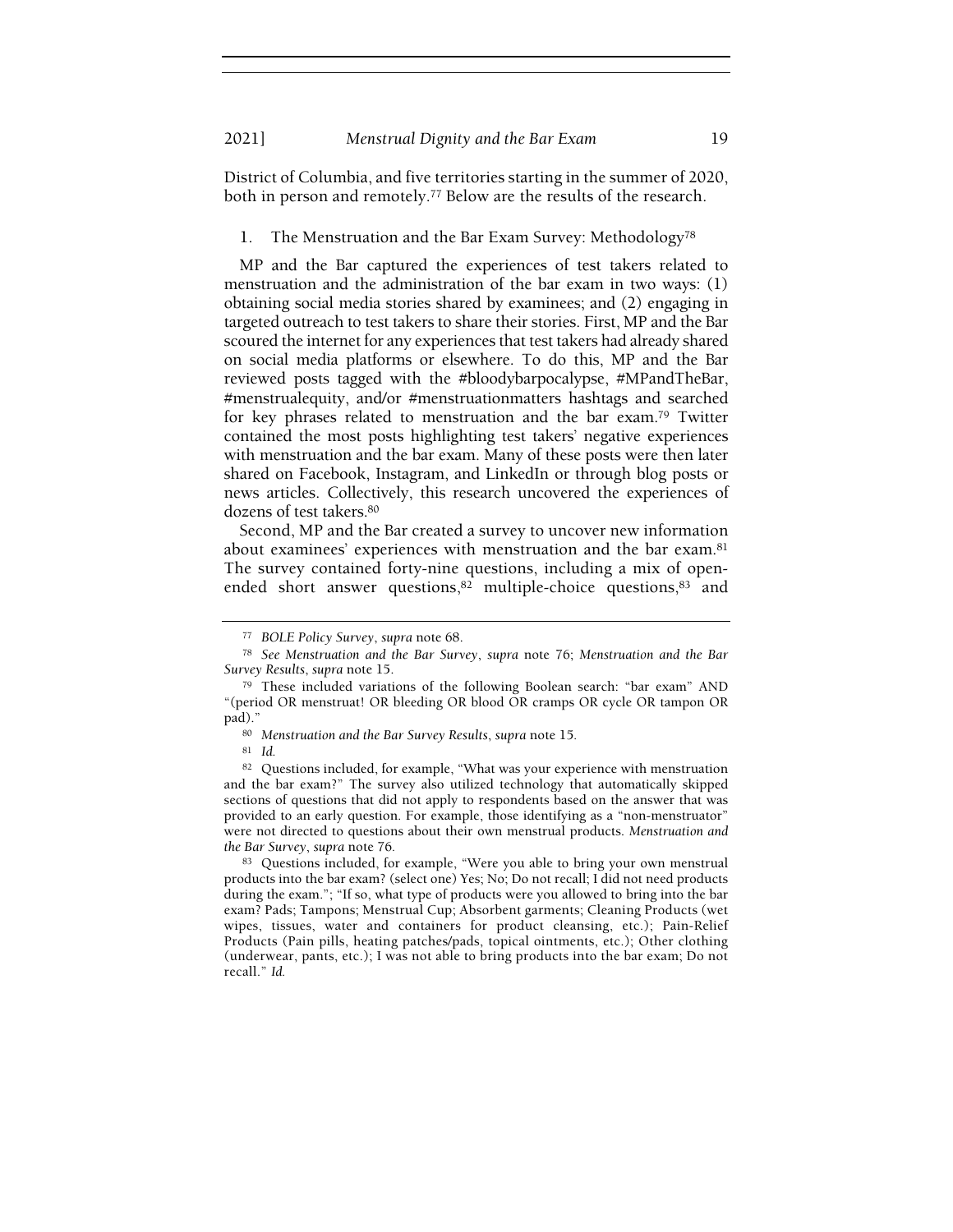District of Columbia, and five territories starting in the summer of 2020, both in person and remotely.[77] Below are the results of the research.

### 1. The Menstruation and the Bar Exam Survey: Methodology[78]

MP and the Bar captured the experiences of test takers related to menstruation and the administration of the bar exam in two ways: (1) obtaining social media stories shared by examinees; and (2) engaging in targeted outreach to test takers to share their stories. First, MP and the Bar scoured the internet for any experiences that test takers had already shared on social media platforms or elsewhere. To do this, MP and the Bar reviewed posts tagged with the #bloodybarpocalypse, #MPandTheBar, #menstrualequity, and/or #menstruationmatters hashtags and searched for key phrases related to menstruation and the bar exam.[79] Twitter contained the most posts highlighting test takers' negative experiences with menstruation and the bar exam. Many of these posts were then later shared on Facebook, Instagram, and LinkedIn or through blog posts or news articles. Collectively, this research uncovered the experiences of dozens of test takers.[80]

Second, MP and the Bar created a survey to uncover new information about examinees' experiences with menstruation and the bar exam.[81] The survey contained forty-nine questions, including a mix of open-ended short answer questions,[82] multiple-choice questions,[83] and

---

[77] *BOLE Policy Survey*, *supra* note 68.

[78] *See Menstruation and the Bar Survey*, *supra* note 76; *Menstruation and the Bar Survey Results*, *supra* note 15.

[79] These included variations of the following Boolean search: "bar exam" AND "(period OR menstruat! OR bleeding OR blood OR cramps OR cycle OR tampon OR pad)."

[80] *Menstruation and the Bar Survey Results*, *supra* note 15.

[81] *Id.*

[82] Questions included, for example, "What was your experience with menstruation and the bar exam?" The survey also utilized technology that automatically skipped sections of questions that did not apply to respondents based on the answer that was provided to an early question. For example, those identifying as a "non-menstruator" were not directed to questions about their own menstrual products. *Menstruation and the Bar Survey*, *supra* note 76.

[83] Questions included, for example, "Were you able to bring your own menstrual products into the bar exam? (select one) Yes; No; Do not recall; I did not need products during the exam."; "If so, what type of products were you allowed to bring into the bar exam? Pads; Tampons; Menstrual Cup; Absorbent garments; Cleaning Products (wet wipes, tissues, water and containers for product cleansing, etc.); Pain-Relief Products (Pain pills, heating patches/pads, topical ointments, etc.); Other clothing (underwear, pants, etc.); I was not able to bring products into the bar exam; Do not recall." *Id.*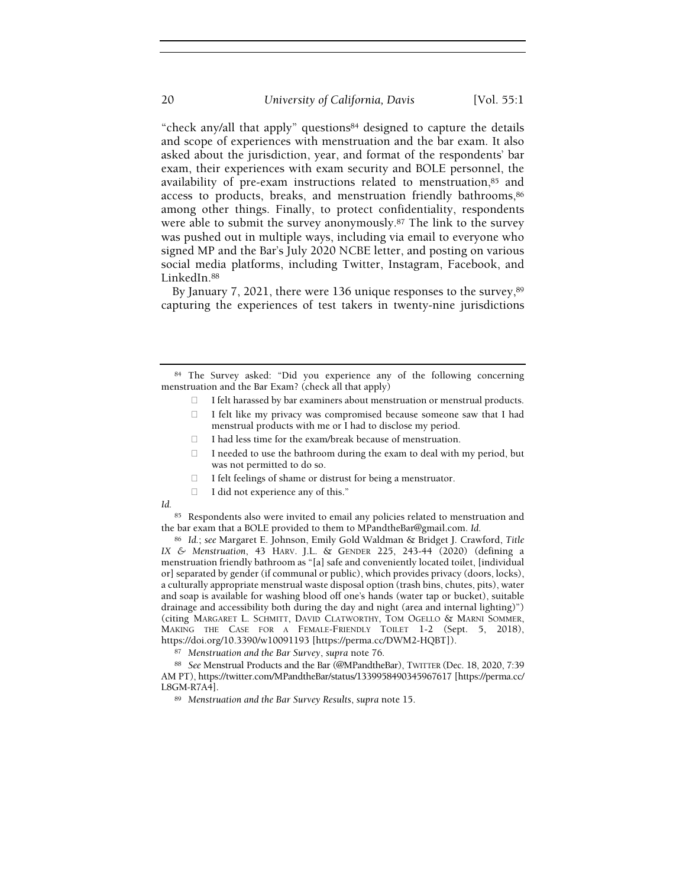"check any/all that apply" questions[84] designed to capture the details and scope of experiences with menstruation and the bar exam. It also asked about the jurisdiction, year, and format of the respondents' bar exam, their experiences with exam security and BOLE personnel, the availability of pre-exam instructions related to menstruation,[85] and access to products, breaks, and menstruation friendly bathrooms,[86] among other things. Finally, to protect confidentiality, respondents were able to submit the survey anonymously.[87] The link to the survey was pushed out in multiple ways, including via email to everyone who signed MP and the Bar's July 2020 NCBE letter, and posting on various social media platforms, including Twitter, Instagram, Facebook, and LinkedIn.[88]

By January 7, 2021, there were 136 unique responses to the survey,[89] capturing the experiences of test takers in twenty-nine jurisdictions

---

[84] The Survey asked: "Did you experience any of the following concerning menstruation and the Bar Exam? (check all that apply)

- I felt harassed by bar examiners about menstruation or menstrual products.
- I felt like my privacy was compromised because someone saw that I had menstrual products with me or I had to disclose my period.
- I had less time for the exam/break because of menstruation.
- I needed to use the bathroom during the exam to deal with my period, but was not permitted to do so.
- I felt feelings of shame or distrust for being a menstruator.
- I did not experience any of this."

*Id.*

[85] Respondents also were invited to email any policies related to menstruation and the bar exam that a BOLE provided to them to MPandtheBar@gmail.com. *Id.*

[86] *Id.*; *see* Margaret E. Johnson, Emily Gold Waldman & Bridget J. Crawford, *Title IX & Menstruation*, 43 HARV. J.L. & GENDER 225, 243-44 (2020) (defining a menstruation friendly bathroom as "[a] safe and conveniently located toilet, [individual or] separated by gender (if communal or public), which provides privacy (doors, locks), a culturally appropriate menstrual waste disposal option (trash bins, chutes, pits), water and soap is available for washing blood off one's hands (water tap or bucket), suitable drainage and accessibility both during the day and night (area and internal lighting)") (citing MARGARET L. SCHMITT, DAVID CLATWORTHY, TOM OGELLO & MARNI SOMMER, MAKING THE CASE FOR A FEMALE-FRIENDLY TOILET 1-2 (Sept. 5, 2018), https://doi.org/10.3390/w10091193 [https://perma.cc/DWM2-HQBT]).

[87] *Menstruation and the Bar Survey*, *supra* note 76.

[88] *See* Menstrual Products and the Bar (@MPandtheBar), TWITTER (Dec. 18, 2020, 7:39 AM PT), https://twitter.com/MPandtheBar/status/1339958490345967617 [https://perma.cc/L8GM-R7A4].

[89] *Menstruation and the Bar Survey Results*, *supra* note 15.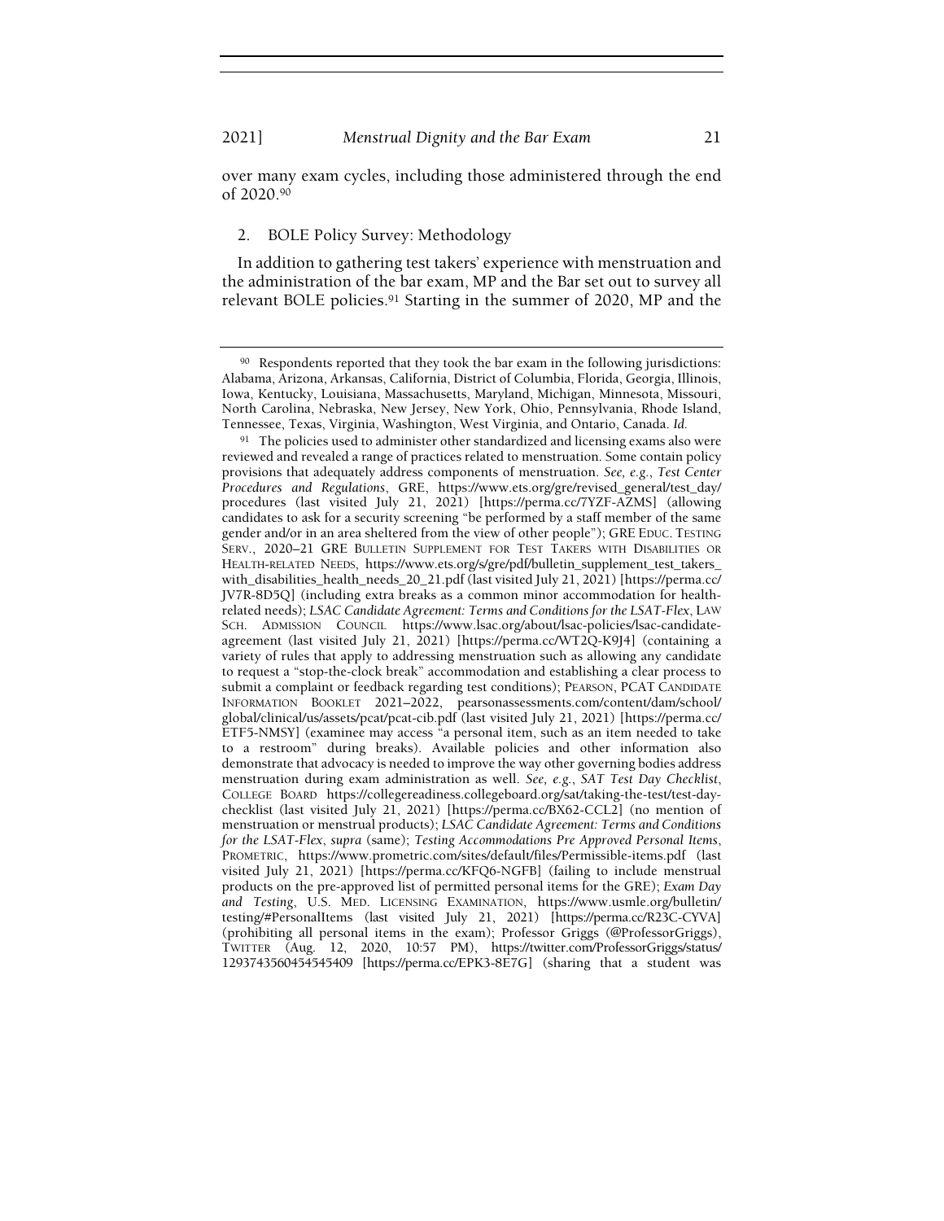over many exam cycles, including those administered through the end of 2020.[90]

### 2. BOLE Policy Survey: Methodology

In addition to gathering test takers' experience with menstruation and the administration of the bar exam, MP and the Bar set out to survey all relevant BOLE policies.[91] Starting in the summer of 2020, MP and the

---

[90] Respondents reported that they took the bar exam in the following jurisdictions: Alabama, Arizona, Arkansas, California, District of Columbia, Florida, Georgia, Illinois, Iowa, Kentucky, Louisiana, Massachusetts, Maryland, Michigan, Minnesota, Missouri, North Carolina, Nebraska, New Jersey, New York, Ohio, Pennsylvania, Rhode Island, Tennessee, Texas, Virginia, Washington, West Virginia, and Ontario, Canada. *Id.*

[91] The policies used to administer other standardized and licensing exams also were reviewed and revealed a range of practices related to menstruation. Some contain policy provisions that adequately address components of menstruation. *See, e.g.*, *Test Center Procedures and Regulations*, GRE, https://www.ets.org/gre/revised_general/test_day/procedures (last visited July 21, 2021) [https://perma.cc/7YZF-AZMS] (allowing candidates to ask for a security screening "be performed by a staff member of the same gender and/or in an area sheltered from the view of other people"); GRE EDUC. TESTING SERV., 2020–21 GRE BULLETIN SUPPLEMENT FOR TEST TAKERS WITH DISABILITIES OR HEALTH-RELATED NEEDS, https://www.ets.org/s/gre/pdf/bulletin_supplement_test_takers_with_disabilities_health_needs_20_21.pdf (last visited July 21, 2021) [https://perma.cc/JV7R-8D5Q] (including extra breaks as a common minor accommodation for health-related needs); *LSAC Candidate Agreement: Terms and Conditions for the LSAT-Flex*, LAW SCH. ADMISSION COUNCIL https://www.lsac.org/about/lsac-policies/lsac-candidate-agreement (last visited July 21, 2021) [https://perma.cc/WT2Q-K9J4] (containing a variety of rules that apply to addressing menstruation such as allowing any candidate to request a "stop-the-clock break" accommodation and establishing a clear process to submit a complaint or feedback regarding test conditions); PEARSON, PCAT CANDIDATE INFORMATION BOOKLET 2021–2022, pearsonassessments.com/content/dam/school/global/clinical/us/assets/pcat/pcat-cib.pdf (last visited July 21, 2021) [https://perma.cc/ETF5-NMSY] (examinee may access "a personal item, such as an item needed to take to a restroom" during breaks). Available policies and other information also demonstrate that advocacy is needed to improve the way other governing bodies address menstruation during exam administration as well. *See, e.g.*, *SAT Test Day Checklist*, COLLEGE BOARD https://collegereadiness.collegeboard.org/sat/taking-the-test/test-day-checklist (last visited July 21, 2021) [https://perma.cc/BX62-CCL2] (no mention of menstruation or menstrual products); *LSAC Candidate Agreement: Terms and Conditions for the LSAT-Flex*, *supra* (same); *Testing Accommodations Pre Approved Personal Items*, PROMETRIC, https://www.prometric.com/sites/default/files/Permissible-items.pdf (last visited July 21, 2021) [https://perma.cc/KFQ6-NGFB] (failing to include menstrual products on the pre-approved list of permitted personal items for the GRE); *Exam Day and Testing*, U.S. MED. LICENSING EXAMINATION, https://www.usmle.org/bulletin/testing/#PersonalItems (last visited July 21, 2021) [https://perma.cc/R23C-CYVA] (prohibiting all personal items in the exam); Professor Griggs (@ProfessorGriggs), TWITTER (Aug. 12, 2020, 10:57 PM), https://twitter.com/ProfessorGriggs/status/1293743560454545409 [https://perma.cc/EPK3-8E7G] (sharing that a student was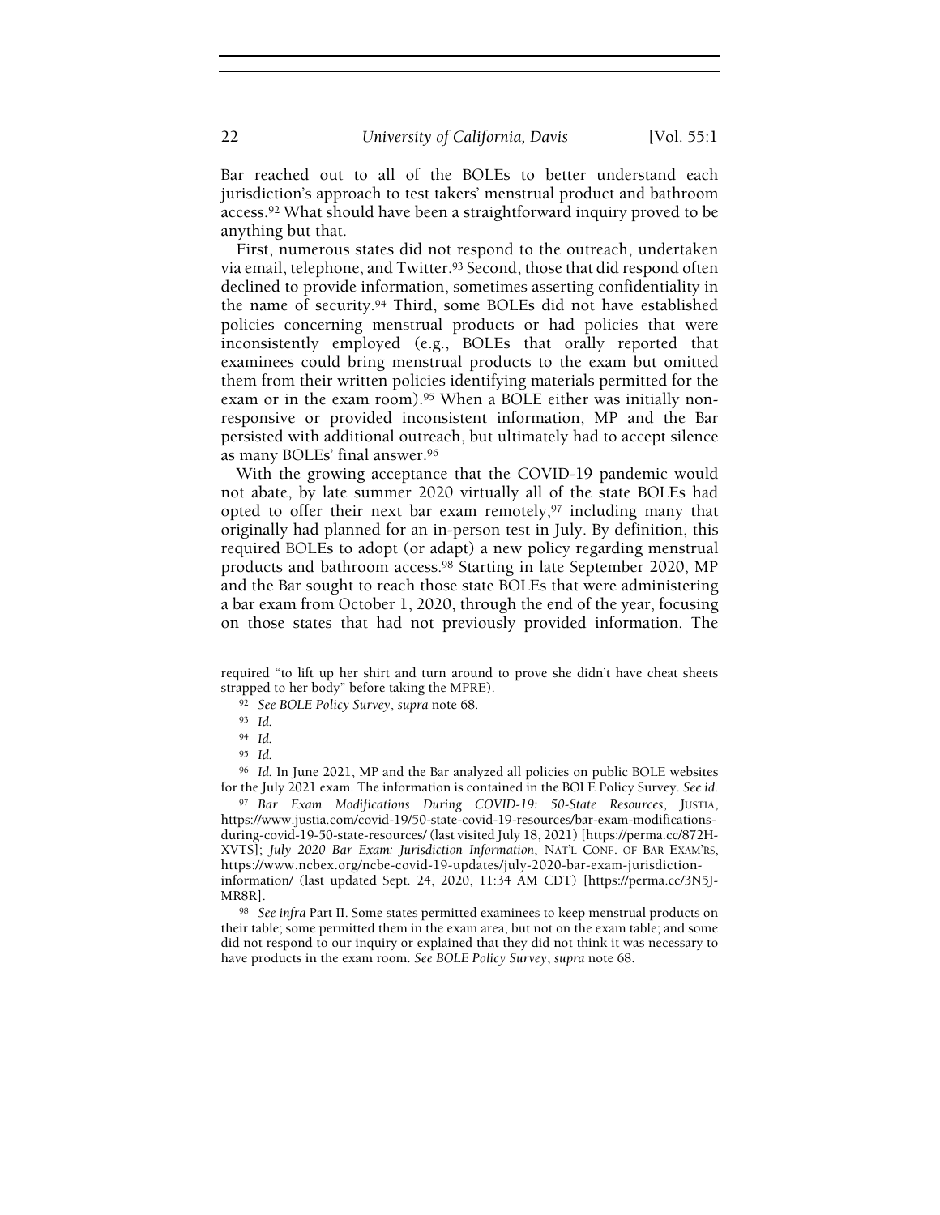Bar reached out to all of the BOLEs to better understand each jurisdiction's approach to test takers' menstrual product and bathroom access.[92] What should have been a straightforward inquiry proved to be anything but that.

First, numerous states did not respond to the outreach, undertaken via email, telephone, and Twitter.[93] Second, those that did respond often declined to provide information, sometimes asserting confidentiality in the name of security.[94] Third, some BOLEs did not have established policies concerning menstrual products or had policies that were inconsistently employed (e.g., BOLEs that orally reported that examinees could bring menstrual products to the exam but omitted them from their written policies identifying materials permitted for the exam or in the exam room).[95] When a BOLE either was initially non-responsive or provided inconsistent information, MP and the Bar persisted with additional outreach, but ultimately had to accept silence as many BOLEs' final answer.[96]

With the growing acceptance that the COVID-19 pandemic would not abate, by late summer 2020 virtually all of the state BOLEs had opted to offer their next bar exam remotely,[97] including many that originally had planned for an in-person test in July. By definition, this required BOLEs to adopt (or adapt) a new policy regarding menstrual products and bathroom access.[98] Starting in late September 2020, MP and the Bar sought to reach those state BOLEs that were administering a bar exam from October 1, 2020, through the end of the year, focusing on those states that had not previously provided information. The

---

required "to lift up her shirt and turn around to prove she didn't have cheat sheets strapped to her body" before taking the MPRE).

[92] *See BOLE Policy Survey*, *supra* note 68.

[93] *Id.*

[94] *Id.*

[95] *Id.*

[96] *Id.* In June 2021, MP and the Bar analyzed all policies on public BOLE websites for the July 2021 exam. The information is contained in the BOLE Policy Survey. *See id.*

[97] *Bar Exam Modifications During COVID-19: 50-State Resources*, JUSTIA, https://www.justia.com/covid-19/50-state-covid-19-resources/bar-exam-modifications-during-covid-19-50-state-resources/ (last visited July 18, 2021) [https://perma.cc/872H-XVTS]; *July 2020 Bar Exam: Jurisdiction Information*, NAT'L CONF. OF BAR EXAM'RS, https://www.ncbex.org/ncbe-covid-19-updates/july-2020-bar-exam-jurisdiction-information/ (last updated Sept. 24, 2020, 11:34 AM CDT) [https://perma.cc/3N5J-MR8R].

[98] *See infra* Part II. Some states permitted examinees to keep menstrual products on their table; some permitted them in the exam area, but not on the exam table; and some did not respond to our inquiry or explained that they did not think it was necessary to have products in the exam room. *See BOLE Policy Survey*, *supra* note 68.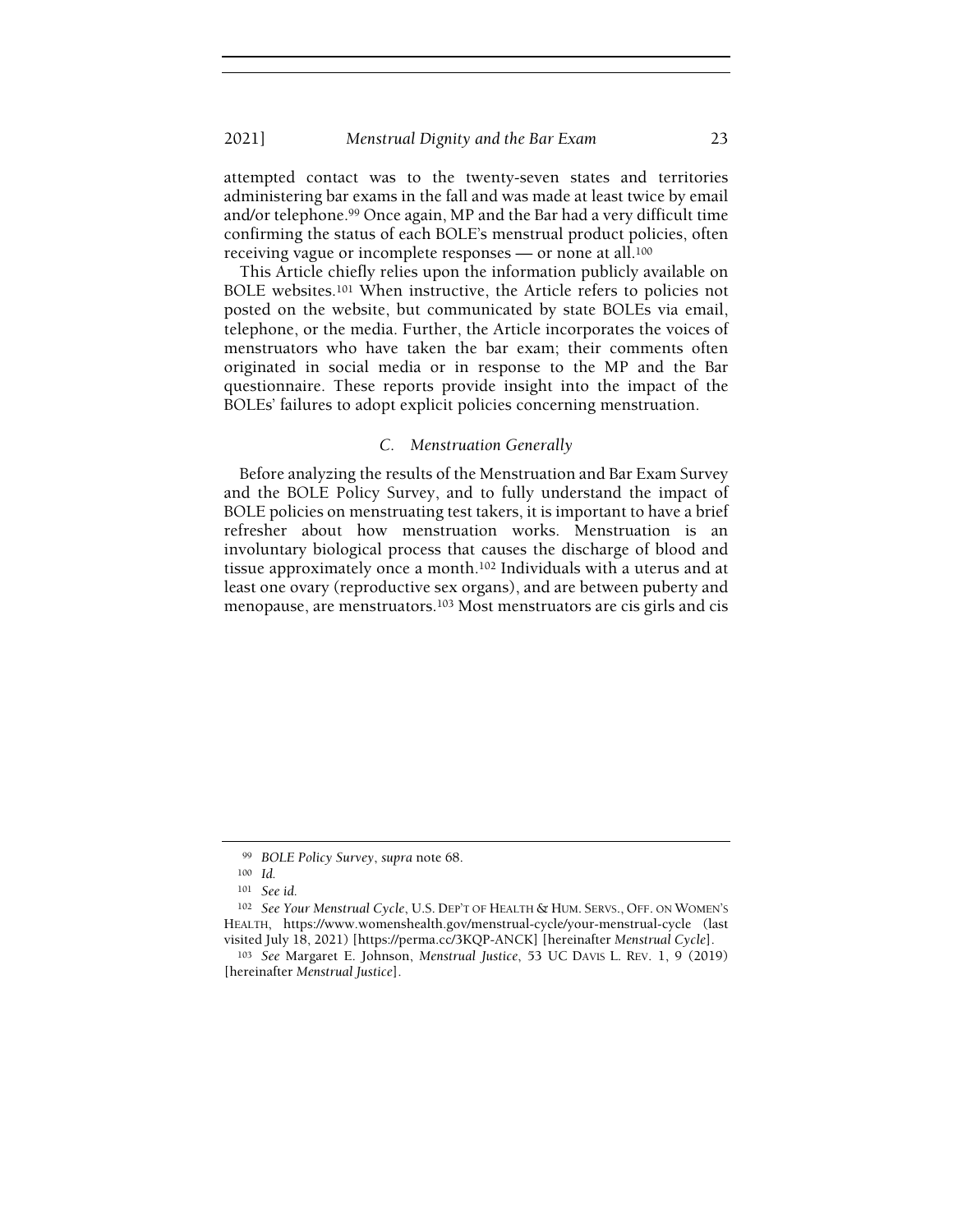attempted contact was to the twenty-seven states and territories administering bar exams in the fall and was made at least twice by email and/or telephone.[99] Once again, MP and the Bar had a very difficult time confirming the status of each BOLE's menstrual product policies, often receiving vague or incomplete responses — or none at all.[100]

This Article chiefly relies upon the information publicly available on BOLE websites.[101] When instructive, the Article refers to policies not posted on the website, but communicated by state BOLEs via email, telephone, or the media. Further, the Article incorporates the voices of menstruators who have taken the bar exam; their comments often originated in social media or in response to the MP and the Bar questionnaire. These reports provide insight into the impact of the BOLEs' failures to adopt explicit policies concerning menstruation.

### C. *Menstruation Generally*

Before analyzing the results of the Menstruation and Bar Exam Survey and the BOLE Policy Survey, and to fully understand the impact of BOLE policies on menstruating test takers, it is important to have a brief refresher about how menstruation works. Menstruation is an involuntary biological process that causes the discharge of blood and tissue approximately once a month.[102] Individuals with a uterus and at least one ovary (reproductive sex organs), and are between puberty and menopause, are menstruators.[103] Most menstruators are cis girls and cis

---

[99] *BOLE Policy Survey*, *supra* note 68.

[100] *Id.*

[101] *See id.*

[102] *See Your Menstrual Cycle*, U.S. DEP'T OF HEALTH & HUM. SERVS., OFF. ON WOMEN'S HEALTH, https://www.womenshealth.gov/menstrual-cycle/your-menstrual-cycle (last visited July 18, 2021) [https://perma.cc/3KQP-ANCK] [hereinafter *Menstrual Cycle*].

[103] *See* Margaret E. Johnson, *Menstrual Justice*, 53 UC DAVIS L. REV. 1, 9 (2019) [hereinafter *Menstrual Justice*].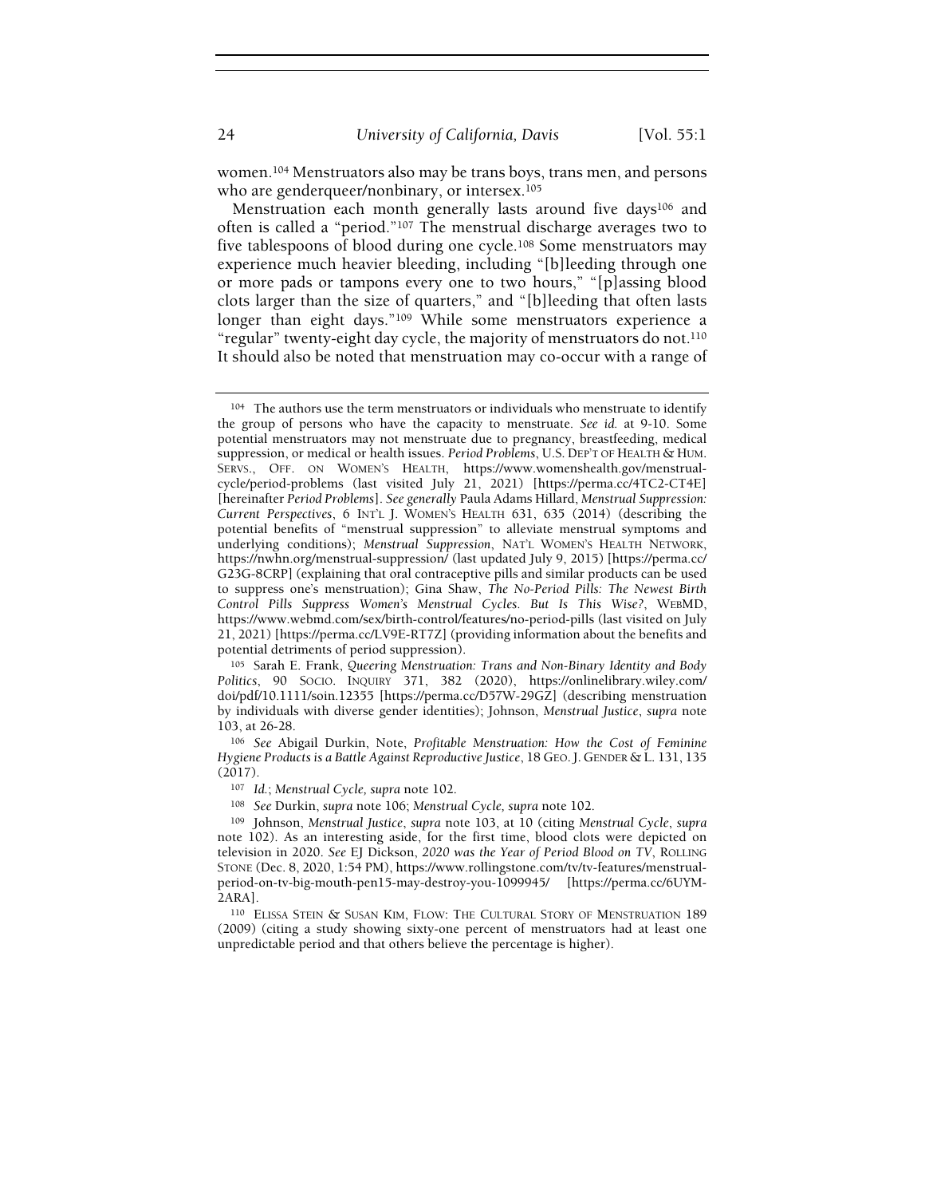women.[104] Menstruators also may be trans boys, trans men, and persons who are genderqueer/nonbinary, or intersex.[105]

Menstruation each month generally lasts around five days[106] and often is called a "period."[107] The menstrual discharge averages two to five tablespoons of blood during one cycle.[108] Some menstruators may experience much heavier bleeding, including "[b]leeding through one or more pads or tampons every one to two hours," "[p]assing blood clots larger than the size of quarters," and "[b]leeding that often lasts longer than eight days."[109] While some menstruators experience a "regular" twenty-eight day cycle, the majority of menstruators do not.[110] It should also be noted that menstruation may co-occur with a range of

---

[104] The authors use the term menstruators or individuals who menstruate to identify the group of persons who have the capacity to menstruate. *See id.* at 9-10. Some potential menstruators may not menstruate due to pregnancy, breastfeeding, medical suppression, or medical or health issues. *Period Problems*, U.S. DEP'T OF HEALTH & HUM. SERVS., OFF. ON WOMEN'S HEALTH, https://www.womenshealth.gov/menstrual-cycle/period-problems (last visited July 21, 2021) [https://perma.cc/4TC2-CT4E] [hereinafter *Period Problems*]. *See generally* Paula Adams Hillard, *Menstrual Suppression: Current Perspectives*, 6 INT'L J. WOMEN'S HEALTH 631, 635 (2014) (describing the potential benefits of "menstrual suppression" to alleviate menstrual symptoms and underlying conditions); *Menstrual Suppression*, NAT'L WOMEN'S HEALTH NETWORK, https://nwhn.org/menstrual-suppression/ (last updated July 9, 2015) [https://perma.cc/G23G-8CRP] (explaining that oral contraceptive pills and similar products can be used to suppress one's menstruation); Gina Shaw, *The No-Period Pills: The Newest Birth Control Pills Suppress Women's Menstrual Cycles. But Is This Wise?*, WEBMD, https://www.webmd.com/sex/birth-control/features/no-period-pills (last visited on July 21, 2021) [https://perma.cc/LV9E-RT7Z] (providing information about the benefits and potential detriments of period suppression).

[105] Sarah E. Frank, *Queering Menstruation: Trans and Non-Binary Identity and Body Politics*, 90 SOCIO. INQUIRY 371, 382 (2020), https://onlinelibrary.wiley.com/doi/pdf/10.1111/soin.12355 [https://perma.cc/D57W-29GZ] (describing menstruation by individuals with diverse gender identities); Johnson, *Menstrual Justice*, *supra* note 103, at 26-28.

[106] *See* Abigail Durkin, Note, *Profitable Menstruation: How the Cost of Feminine Hygiene Products is a Battle Against Reproductive Justice*, 18 GEO. J. GENDER & L. 131, 135 (2017).

[107] *Id.*; *Menstrual Cycle, supra* note 102.

[108] *See* Durkin, *supra* note 106; *Menstrual Cycle, supra* note 102.

[109] Johnson, *Menstrual Justice*, *supra* note 103, at 10 (citing *Menstrual Cycle*, *supra* note 102). As an interesting aside, for the first time, blood clots were depicted on television in 2020. *See* EJ Dickson, *2020 was the Year of Period Blood on TV*, ROLLING STONE (Dec. 8, 2020, 1:54 PM), https://www.rollingstone.com/tv/tv-features/menstrual-period-on-tv-big-mouth-pen15-may-destroy-you-1099945/ [https://perma.cc/6UYM-2ARA].

[110] ELISSA STEIN & SUSAN KIM, FLOW: THE CULTURAL STORY OF MENSTRUATION 189 (2009) (citing a study showing sixty-one percent of menstruators had at least one unpredictable period and that others believe the percentage is higher).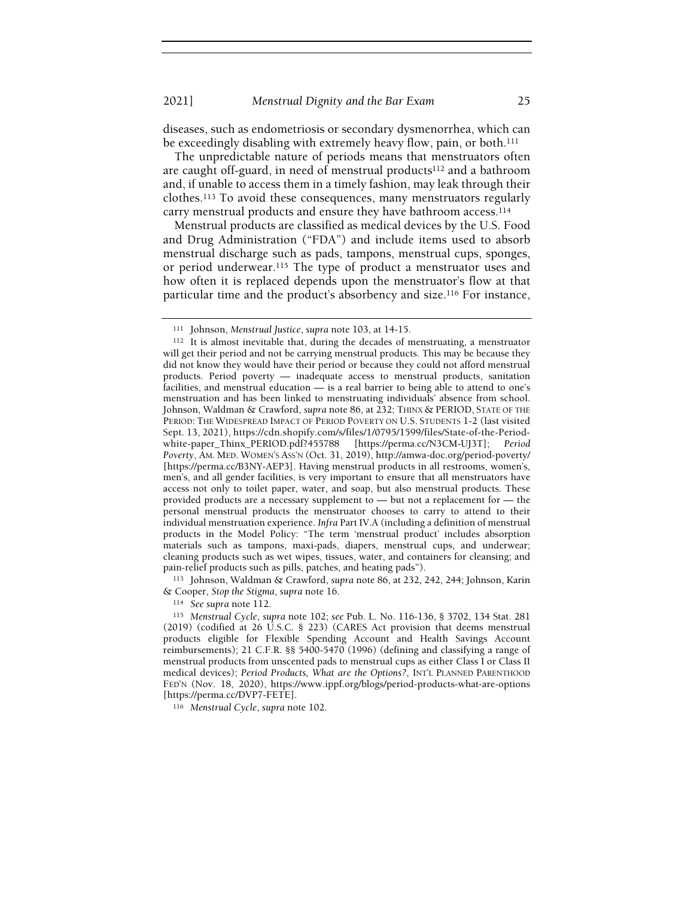diseases, such as endometriosis or secondary dysmenorrhea, which can be exceedingly disabling with extremely heavy flow, pain, or both.[111]

The unpredictable nature of periods means that menstruators often are caught off-guard, in need of menstrual products[112] and a bathroom and, if unable to access them in a timely fashion, may leak through their clothes.[113] To avoid these consequences, many menstruators regularly carry menstrual products and ensure they have bathroom access.[114]

Menstrual products are classified as medical devices by the U.S. Food and Drug Administration ("FDA") and include items used to absorb menstrual discharge such as pads, tampons, menstrual cups, sponges, or period underwear.[115] The type of product a menstruator uses and how often it is replaced depends upon the menstruator's flow at that particular time and the product's absorbency and size.[116] For instance,

---

[111] Johnson, *Menstrual Justice*, *supra* note 103, at 14-15.

[112] It is almost inevitable that, during the decades of menstruating, a menstruator will get their period and not be carrying menstrual products. This may be because they did not know they would have their period or because they could not afford menstrual products. Period poverty — inadequate access to menstrual products, sanitation facilities, and menstrual education — is a real barrier to being able to attend to one's menstruation and has been linked to menstruating individuals' absence from school. Johnson, Waldman & Crawford, *supra* note 86, at 232; THINX & PERIOD, STATE OF THE PERIOD: THE WIDESPREAD IMPACT OF PERIOD POVERTY ON U.S. STUDENTS 1-2 (last visited Sept. 13, 2021), https://cdn.shopify.com/s/files/1/0795/1599/files/State-of-the-Period-white-paper_Thinx_PERIOD.pdf?455788 [https://perma.cc/N3CM-UJ3T]; *Period Poverty*, AM. MED. WOMEN'S ASS'N (Oct. 31, 2019), http://amwa-doc.org/period-poverty/ [https://perma.cc/B3NY-AEP3]. Having menstrual products in all restrooms, women's, men's, and all gender facilities, is very important to ensure that all menstruators have access not only to toilet paper, water, and soap, but also menstrual products. These provided products are a necessary supplement to — but not a replacement for — the personal menstrual products the menstruator chooses to carry to attend to their individual menstruation experience. *Infra* Part IV.A (including a definition of menstrual products in the Model Policy: "The term 'menstrual product' includes absorption materials such as tampons, maxi-pads, diapers, menstrual cups, and underwear; cleaning products such as wet wipes, tissues, water, and containers for cleansing; and pain-relief products such as pills, patches, and heating pads").

[113] Johnson, Waldman & Crawford, *supra* note 86, at 232, 242, 244; Johnson, Karin & Cooper, *Stop the Stigma*, *supra* note 16.

[114] *See supra* note 112.

[115] *Menstrual Cycle*, *supra* note 102; *see* Pub. L. No. 116-136, § 3702, 134 Stat. 281 (2019) (codified at 26 U.S.C. § 223) (CARES Act provision that deems menstrual products eligible for Flexible Spending Account and Health Savings Account reimbursements); 21 C.F.R. §§ 5400-5470 (1996) (defining and classifying a range of menstrual products from unscented pads to menstrual cups as either Class I or Class II medical devices); *Period Products, What are the Options?*, INT'L PLANNED PARENTHOOD FED'N (Nov. 18, 2020), https://www.ippf.org/blogs/period-products-what-are-options [https://perma.cc/DVP7-FETE].

[116] *Menstrual Cycle*, *supra* note 102.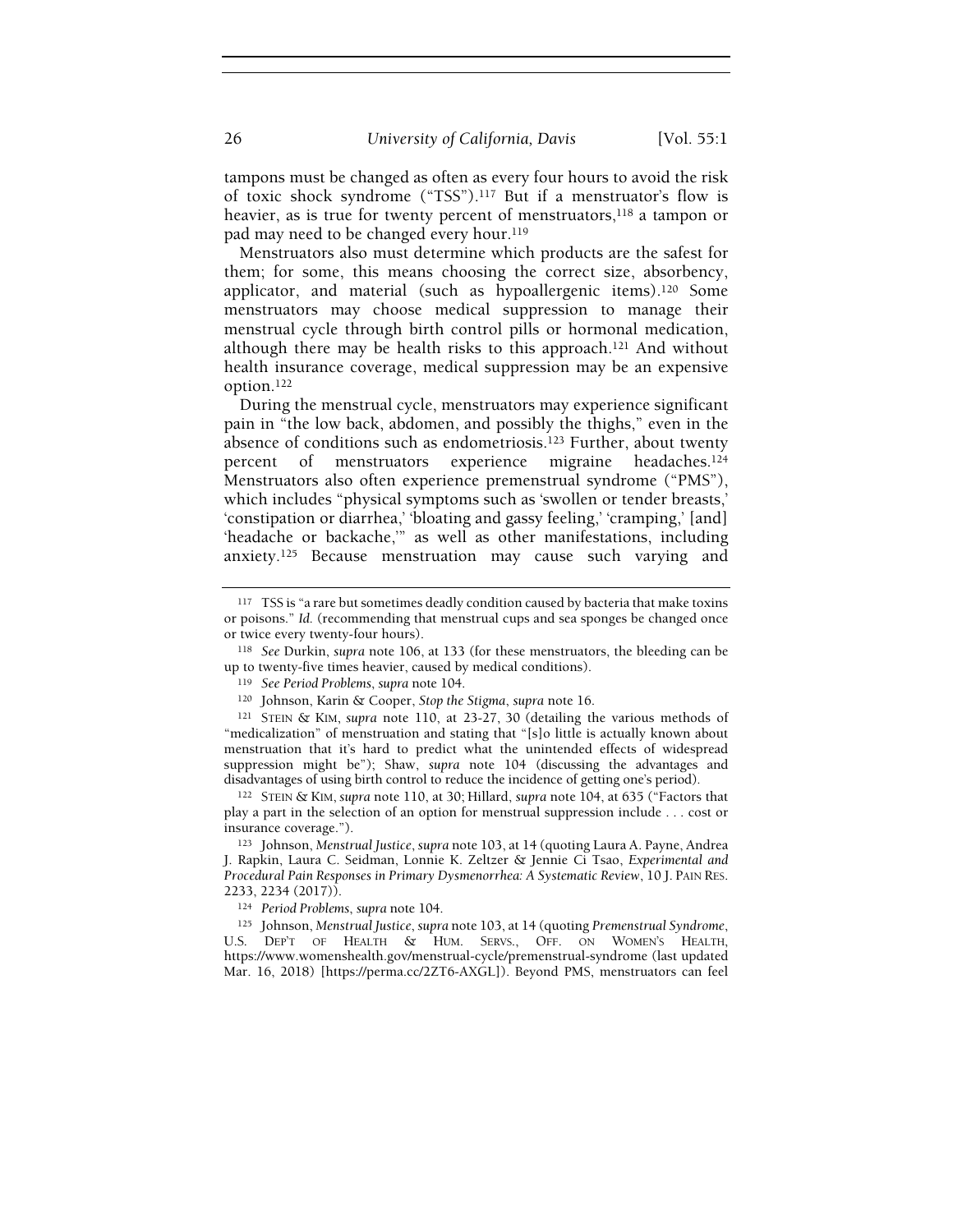tampons must be changed as often as every four hours to avoid the risk of toxic shock syndrome ("TSS").[117] But if a menstruator's flow is heavier, as is true for twenty percent of menstruators,[118] a tampon or pad may need to be changed every hour.[119]

Menstruators also must determine which products are the safest for them; for some, this means choosing the correct size, absorbency, applicator, and material (such as hypoallergenic items).[120] Some menstruators may choose medical suppression to manage their menstrual cycle through birth control pills or hormonal medication, although there may be health risks to this approach.[121] And without health insurance coverage, medical suppression may be an expensive option.[122]

During the menstrual cycle, menstruators may experience significant pain in "the low back, abdomen, and possibly the thighs," even in the absence of conditions such as endometriosis.[123] Further, about twenty percent of menstruators experience migraine headaches.[124] Menstruators also often experience premenstrual syndrome ("PMS"), which includes "physical symptoms such as 'swollen or tender breasts,' 'constipation or diarrhea,' 'bloating and gassy feeling,' 'cramping,' [and] 'headache or backache,'" as well as other manifestations, including anxiety.[125] Because menstruation may cause such varying and

---

[117] TSS is "a rare but sometimes deadly condition caused by bacteria that make toxins or poisons." *Id.* (recommending that menstrual cups and sea sponges be changed once or twice every twenty-four hours).

[118] *See* Durkin, *supra* note 106, at 133 (for these menstruators, the bleeding can be up to twenty-five times heavier, caused by medical conditions).

[119] *See Period Problems*, *supra* note 104.

[120] Johnson, Karin & Cooper, *Stop the Stigma*, *supra* note 16.

[121] STEIN & KIM, *supra* note 110, at 23-27, 30 (detailing the various methods of "medicalization" of menstruation and stating that "[s]o little is actually known about menstruation that it's hard to predict what the unintended effects of widespread suppression might be"); Shaw, *supra* note 104 (discussing the advantages and disadvantages of using birth control to reduce the incidence of getting one's period).

[122] STEIN & KIM, *supra* note 110, at 30; Hillard, *supra* note 104, at 635 ("Factors that play a part in the selection of an option for menstrual suppression include . . . cost or insurance coverage.").

[123] Johnson, *Menstrual Justice*, *supra* note 103, at 14 (quoting Laura A. Payne, Andrea J. Rapkin, Laura C. Seidman, Lonnie K. Zeltzer & Jennie Ci Tsao, *Experimental and Procedural Pain Responses in Primary Dysmenorrhea: A Systematic Review*, 10 J. PAIN RES. 2233, 2234 (2017)).

[124] *Period Problems*, *supra* note 104.

[125] Johnson, *Menstrual Justice*, *supra* note 103, at 14 (quoting *Premenstrual Syndrome*, U.S. DEP'T OF HEALTH & HUM. SERVS., OFF. ON WOMEN'S HEALTH, https://www.womenshealth.gov/menstrual-cycle/premenstrual-syndrome (last updated Mar. 16, 2018) [https://perma.cc/2ZT6-AXGL]). Beyond PMS, menstruators can feel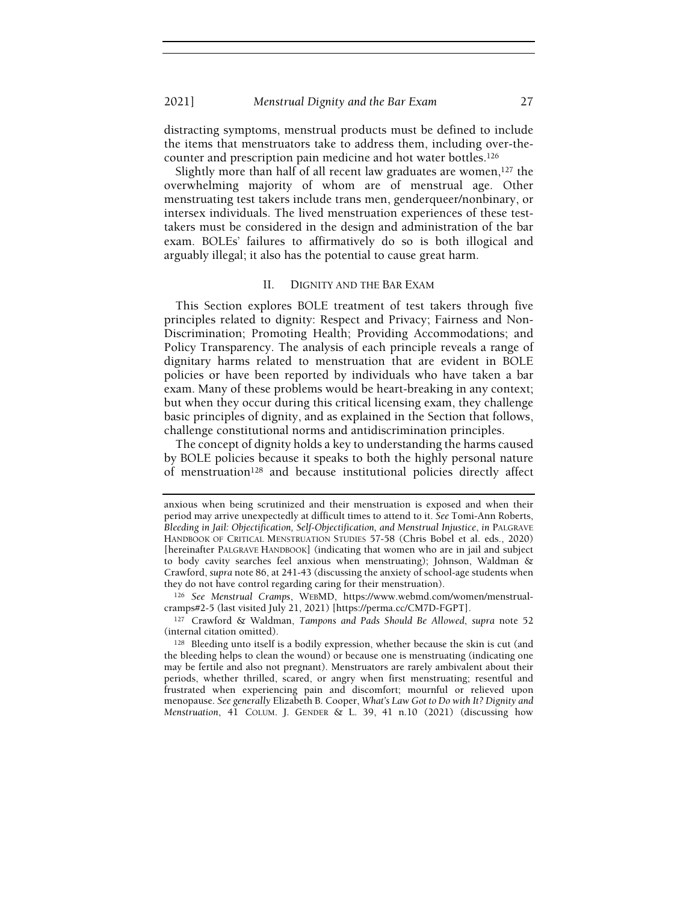distracting symptoms, menstrual products must be defined to include the items that menstruators take to address them, including over-the-counter and prescription pain medicine and hot water bottles.[126]

Slightly more than half of all recent law graduates are women,[127] the overwhelming majority of whom are of menstrual age. Other menstruating test takers include trans men, genderqueer/nonbinary, or intersex individuals. The lived menstruation experiences of these test-takers must be considered in the design and administration of the bar exam. BOLEs' failures to affirmatively do so is both illogical and arguably illegal; it also has the potential to cause great harm.

## II. DIGNITY AND THE BAR EXAM

This Section explores BOLE treatment of test takers through five principles related to dignity: Respect and Privacy; Fairness and Non-Discrimination; Promoting Health; Providing Accommodations; and Policy Transparency. The analysis of each principle reveals a range of dignitary harms related to menstruation that are evident in BOLE policies or have been reported by individuals who have taken a bar exam. Many of these problems would be heart-breaking in any context; but when they occur during this critical licensing exam, they challenge basic principles of dignity, and as explained in the Section that follows, challenge constitutional norms and antidiscrimination principles.

The concept of dignity holds a key to understanding the harms caused by BOLE policies because it speaks to both the highly personal nature of menstruation[128] and because institutional policies directly affect

---

anxious when being scrutinized and their menstruation is exposed and when their period may arrive unexpectedly at difficult times to attend to it. *See* Tomi-Ann Roberts, *Bleeding in Jail: Objectification, Self-Objectification, and Menstrual Injustice*, *in* PALGRAVE HANDBOOK OF CRITICAL MENSTRUATION STUDIES 57-58 (Chris Bobel et al. eds., 2020) [hereinafter PALGRAVE HANDBOOK] (indicating that women who are in jail and subject to body cavity searches feel anxious when menstruating); Johnson, Waldman & Crawford, *supra* note 86, at 241-43 (discussing the anxiety of school-age students when they do not have control regarding caring for their menstruation).

[126] *See Menstrual Cramps*, WEBMD, https://www.webmd.com/women/menstrual-cramps#2-5 (last visited July 21, 2021) [https://perma.cc/CM7D-FGPT].

[127] Crawford & Waldman, *Tampons and Pads Should Be Allowed*, *supra* note 52 (internal citation omitted).

[128] Bleeding unto itself is a bodily expression, whether because the skin is cut (and the bleeding helps to clean the wound) or because one is menstruating (indicating one may be fertile and also not pregnant). Menstruators are rarely ambivalent about their periods, whether thrilled, scared, or angry when first menstruating; resentful and frustrated when experiencing pain and discomfort; mournful or relieved upon menopause. *See generally* Elizabeth B. Cooper, *What's Law Got to Do with It? Dignity and Menstruation*, 41 COLUM. J. GENDER & L. 39, 41 n.10 (2021) (discussing how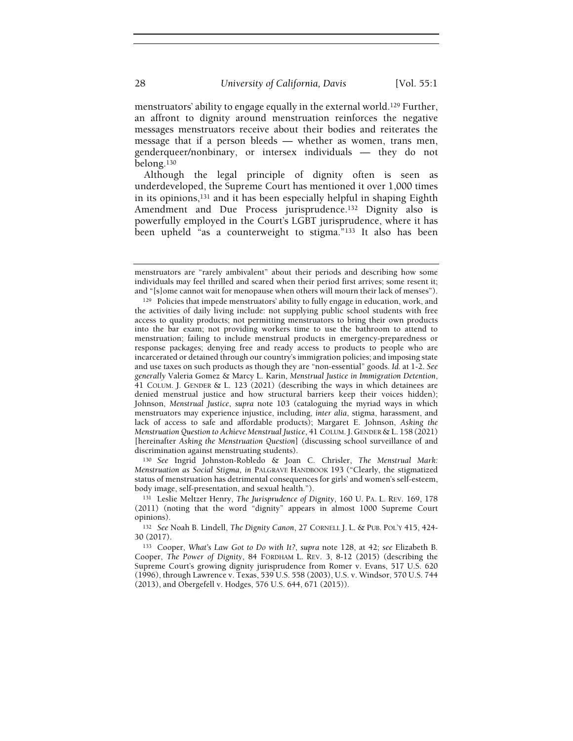menstruators' ability to engage equally in the external world.[129] Further, an affront to dignity around menstruation reinforces the negative messages menstruators receive about their bodies and reiterates the message that if a person bleeds — whether as women, trans men, genderqueer/nonbinary, or intersex individuals — they do not belong.[130]

Although the legal principle of dignity often is seen as underdeveloped, the Supreme Court has mentioned it over 1,000 times in its opinions,[131] and it has been especially helpful in shaping Eighth Amendment and Due Process jurisprudence.[132] Dignity also is powerfully employed in the Court's LGBT jurisprudence, where it has been upheld "as a counterweight to stigma."[133] It also has been

---

menstruators are "rarely ambivalent" about their periods and describing how some individuals may feel thrilled and scared when their period first arrives; some resent it; and "[s]ome cannot wait for menopause when others will mourn their lack of menses").

[129] Policies that impede menstruators' ability to fully engage in education, work, and the activities of daily living include: not supplying public school students with free access to quality products; not permitting menstruators to bring their own products into the bar exam; not providing workers time to use the bathroom to attend to menstruation; failing to include menstrual products in emergency-preparedness or response packages; denying free and ready access to products to people who are incarcerated or detained through our country's immigration policies; and imposing state and use taxes on such products as though they are "non-essential" goods. *Id.* at 1-2. *See generally* Valeria Gomez & Marcy L. Karin, *Menstrual Justice in Immigration Detention*, 41 COLUM. J. GENDER & L. 123 (2021) (describing the ways in which detainees are denied menstrual justice and how structural barriers keep their voices hidden); Johnson, *Menstrual Justice*, *supra* note 103 (cataloguing the myriad ways in which menstruators may experience injustice, including, *inter alia*, stigma, harassment, and lack of access to safe and affordable products); Margaret E. Johnson, *Asking the Menstruation Question to Achieve Menstrual Justice*, 41 COLUM. J. GENDER & L. 158 (2021) [hereinafter *Asking the Menstruation Question*] (discussing school surveillance of and discrimination against menstruating students).

[130] *See* Ingrid Johnston-Robledo & Joan C. Chrisler, *The Menstrual Mark: Menstruation as Social Stigma*, *in* PALGRAVE HANDBOOK 193 ("Clearly, the stigmatized status of menstruation has detrimental consequences for girls' and women's self-esteem, body image, self-presentation, and sexual health.").

[131] Leslie Meltzer Henry, *The Jurisprudence of Dignity*, 160 U. PA. L. REV. 169, 178 (2011) (noting that the word "dignity" appears in almost 1000 Supreme Court opinions).

[132] *See* Noah B. Lindell, *The Dignity Canon*, 27 CORNELL J. L. & PUB. POL'Y 415, 424-30 (2017).

[133] Cooper, *What's Law Got to Do with It?*, *supra* note 128, at 42; *see* Elizabeth B. Cooper, *The Power of Dignity*, 84 FORDHAM L. REV. 3, 8-12 (2015) (describing the Supreme Court's growing dignity jurisprudence from Romer v. Evans, 517 U.S. 620 (1996), through Lawrence v. Texas, 539 U.S. 558 (2003), U.S. v. Windsor, 570 U.S. 744 (2013), and Obergefell v. Hodges, 576 U.S. 644, 671 (2015)).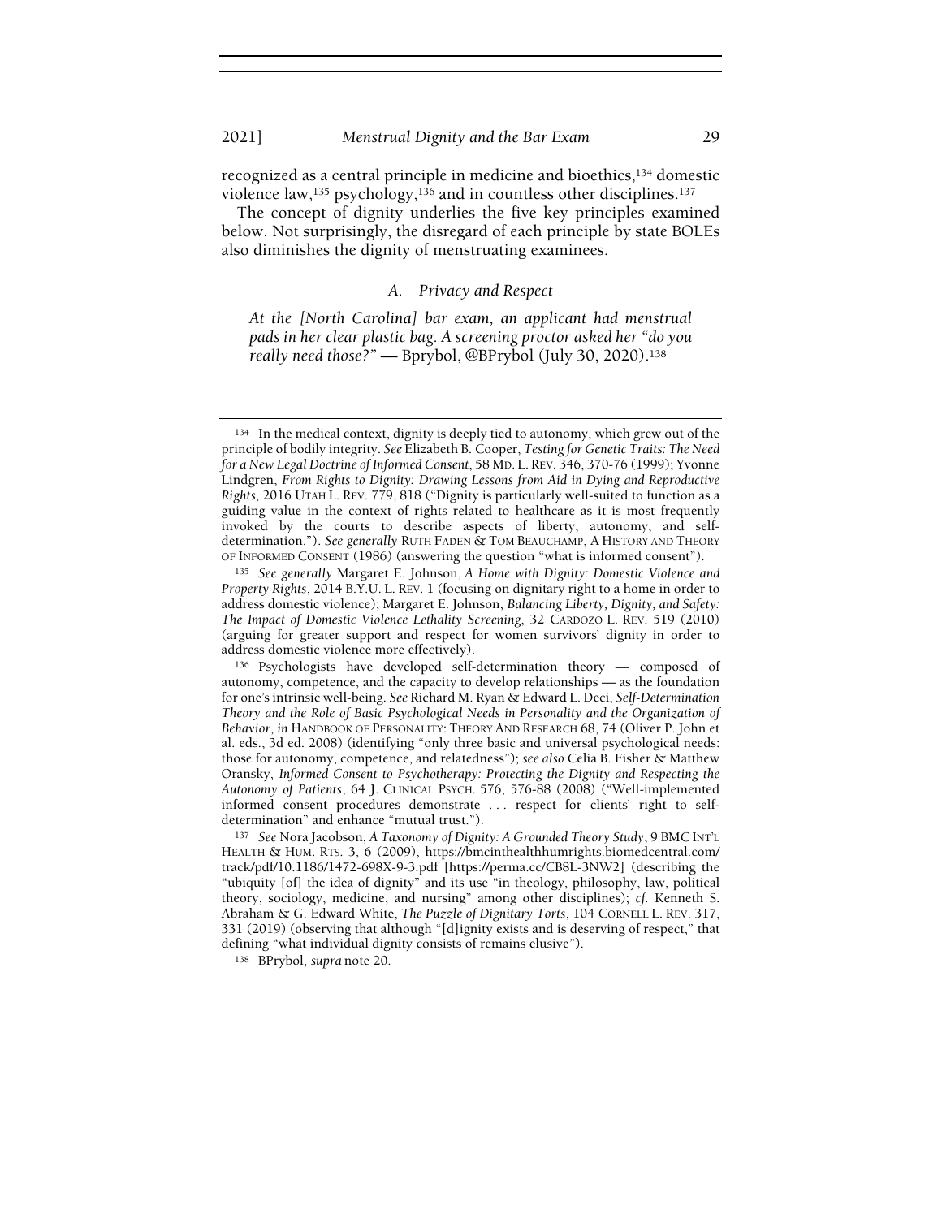recognized as a central principle in medicine and bioethics,[134] domestic violence law,[135] psychology,[136] and in countless other disciplines.[137]

The concept of dignity underlies the five key principles examined below. Not surprisingly, the disregard of each principle by state BOLEs also diminishes the dignity of menstruating examinees.

### A. Privacy and Respect

*At the [North Carolina] bar exam, an applicant had menstrual pads in her clear plastic bag. A screening proctor asked her "do you really need those?"* — Bprybol, @BPrybol (July 30, 2020).[138]

---

[134] In the medical context, dignity is deeply tied to autonomy, which grew out of the principle of bodily integrity. *See* Elizabeth B. Cooper, *Testing for Genetic Traits: The Need for a New Legal Doctrine of Informed Consent*, 58 MD. L. REV. 346, 370-76 (1999); Yvonne Lindgren, *From Rights to Dignity: Drawing Lessons from Aid in Dying and Reproductive Rights*, 2016 UTAH L. REV. 779, 818 ("Dignity is particularly well-suited to function as a guiding value in the context of rights related to healthcare as it is most frequently invoked by the courts to describe aspects of liberty, autonomy, and self-determination."). *See generally* RUTH FADEN & TOM BEAUCHAMP, A HISTORY AND THEORY OF INFORMED CONSENT (1986) (answering the question "what is informed consent").

[135] *See generally* Margaret E. Johnson, *A Home with Dignity: Domestic Violence and Property Rights*, 2014 B.Y.U. L. REV. 1 (focusing on dignitary right to a home in order to address domestic violence); Margaret E. Johnson, *Balancing Liberty, Dignity, and Safety: The Impact of Domestic Violence Lethality Screening*, 32 CARDOZO L. REV. 519 (2010) (arguing for greater support and respect for women survivors' dignity in order to address domestic violence more effectively).

[136] Psychologists have developed self-determination theory — composed of autonomy, competence, and the capacity to develop relationships — as the foundation for one's intrinsic well-being. *See* Richard M. Ryan & Edward L. Deci, *Self-Determination Theory and the Role of Basic Psychological Needs in Personality and the Organization of Behavior*, *in* HANDBOOK OF PERSONALITY: THEORY AND RESEARCH 68, 74 (Oliver P. John et al. eds., 3d ed. 2008) (identifying "only three basic and universal psychological needs: those for autonomy, competence, and relatedness"); *see also* Celia B. Fisher & Matthew Oransky, *Informed Consent to Psychotherapy: Protecting the Dignity and Respecting the Autonomy of Patients*, 64 J. CLINICAL PSYCH. 576, 576-88 (2008) ("Well-implemented informed consent procedures demonstrate . . . respect for clients' right to self-determination" and enhance "mutual trust.").

[137] *See* Nora Jacobson, *A Taxonomy of Dignity: A Grounded Theory Study*, 9 BMC INT'L HEALTH & HUM. RTS. 3, 6 (2009), https://bmcinthealthhumrights.biomedcentral.com/track/pdf/10.1186/1472-698X-9-3.pdf [https://perma.cc/CB8L-3NW2] (describing the "ubiquity [of] the idea of dignity" and its use "in theology, philosophy, law, political theory, sociology, medicine, and nursing" among other disciplines); *cf.* Kenneth S. Abraham & G. Edward White, *The Puzzle of Dignitary Torts*, 104 CORNELL L. REV. 317, 331 (2019) (observing that although "[d]ignity exists and is deserving of respect," that defining "what individual dignity consists of remains elusive").

[138] BPrybol, *supra* note 20.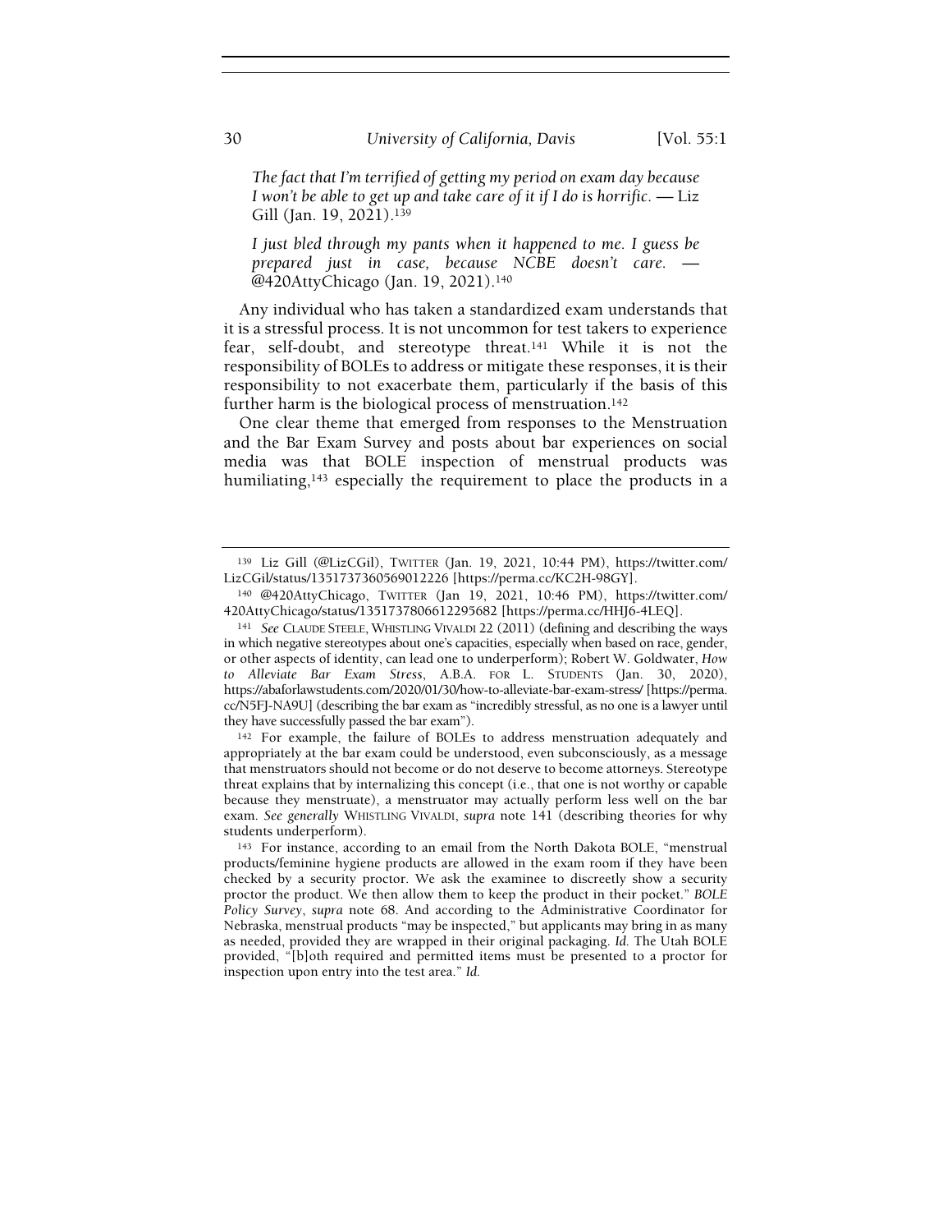*The fact that I'm terrified of getting my period on exam day because I won't be able to get up and take care of it if I do is horrific.* — Liz Gill (Jan. 19, 2021).[139]

*I just bled through my pants when it happened to me. I guess be prepared just in case, because NCBE doesn't care.* — @420AttyChicago (Jan. 19, 2021).[140]

Any individual who has taken a standardized exam understands that it is a stressful process. It is not uncommon for test takers to experience fear, self-doubt, and stereotype threat.[141] While it is not the responsibility of BOLEs to address or mitigate these responses, it is their responsibility to not exacerbate them, particularly if the basis of this further harm is the biological process of menstruation.[142]

One clear theme that emerged from responses to the Menstruation and the Bar Exam Survey and posts about bar experiences on social media was that BOLE inspection of menstrual products was humiliating,[143] especially the requirement to place the products in a

---

[139] Liz Gill (@LizCGil), TWITTER (Jan. 19, 2021, 10:44 PM), https://twitter.com/LizCGil/status/1351737360569012226 [https://perma.cc/KC2H-98GY].

[140] @420AttyChicago, TWITTER (Jan 19, 2021, 10:46 PM), https://twitter.com/420AttyChicago/status/1351737806612295682 [https://perma.cc/HHJ6-4LEQ].

[141] *See* CLAUDE STEELE, WHISTLING VIVALDI 22 (2011) (defining and describing the ways in which negative stereotypes about one's capacities, especially when based on race, gender, or other aspects of identity, can lead one to underperform); Robert W. Goldwater, *How to Alleviate Bar Exam Stress*, A.B.A. FOR L. STUDENTS (Jan. 30, 2020), https://abaforlawstudents.com/2020/01/30/how-to-alleviate-bar-exam-stress/ [https://perma.cc/N5FJ-NA9U] (describing the bar exam as "incredibly stressful, as no one is a lawyer until they have successfully passed the bar exam").

[142] For example, the failure of BOLEs to address menstruation adequately and appropriately at the bar exam could be understood, even subconsciously, as a message that menstruators should not become or do not deserve to become attorneys. Stereotype threat explains that by internalizing this concept (i.e., that one is not worthy or capable because they menstruate), a menstruator may actually perform less well on the bar exam. *See generally* WHISTLING VIVALDI, *supra* note 141 (describing theories for why students underperform).

[143] For instance, according to an email from the North Dakota BOLE, "menstrual products/feminine hygiene products are allowed in the exam room if they have been checked by a security proctor. We ask the examinee to discreetly show a security proctor the product. We then allow them to keep the product in their pocket." *BOLE Policy Survey*, *supra* note 68. And according to the Administrative Coordinator for Nebraska, menstrual products "may be inspected," but applicants may bring in as many as needed, provided they are wrapped in their original packaging. *Id.* The Utah BOLE provided, "[b]oth required and permitted items must be presented to a proctor for inspection upon entry into the test area." *Id.*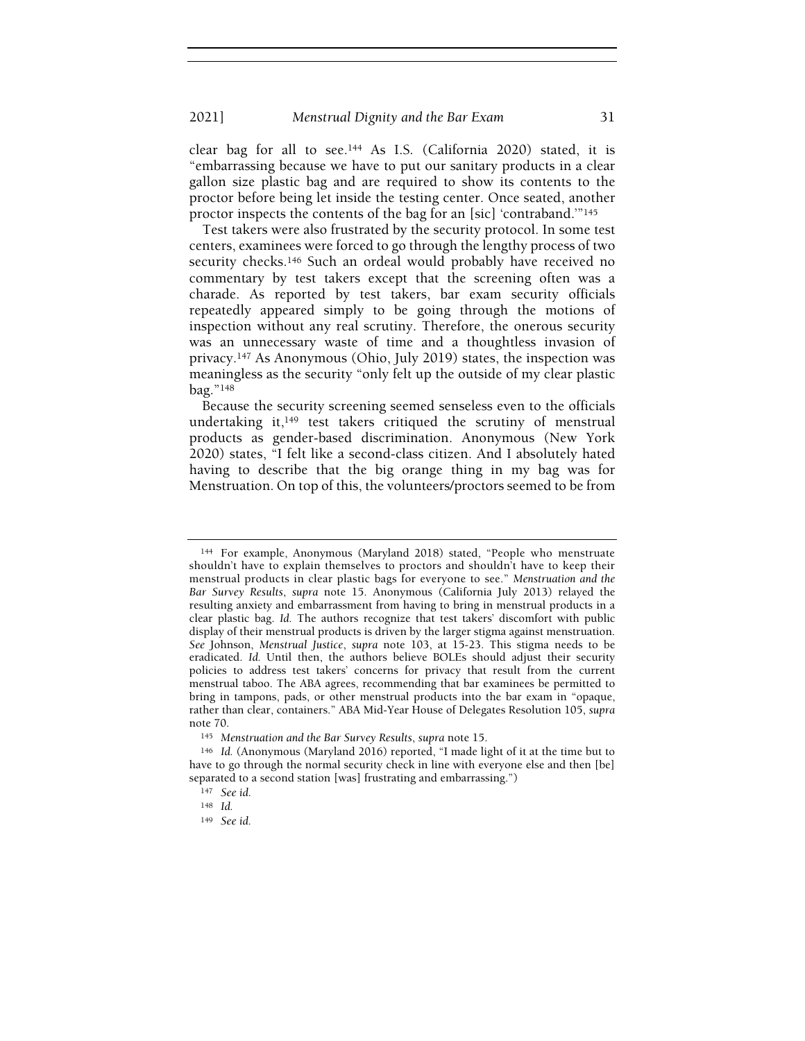clear bag for all to see.[144] As I.S. (California 2020) stated, it is "embarrassing because we have to put our sanitary products in a clear gallon size plastic bag and are required to show its contents to the proctor before being let inside the testing center. Once seated, another proctor inspects the contents of the bag for an [sic] 'contraband.'"[145]

Test takers were also frustrated by the security protocol. In some test centers, examinees were forced to go through the lengthy process of two security checks.[146] Such an ordeal would probably have received no commentary by test takers except that the screening often was a charade. As reported by test takers, bar exam security officials repeatedly appeared simply to be going through the motions of inspection without any real scrutiny. Therefore, the onerous security was an unnecessary waste of time and a thoughtless invasion of privacy.[147] As Anonymous (Ohio, July 2019) states, the inspection was meaningless as the security "only felt up the outside of my clear plastic bag."[148]

Because the security screening seemed senseless even to the officials undertaking it,[149] test takers critiqued the scrutiny of menstrual products as gender-based discrimination. Anonymous (New York 2020) states, "I felt like a second-class citizen. And I absolutely hated having to describe that the big orange thing in my bag was for Menstruation. On top of this, the volunteers/proctors seemed to be from

---

[144] For example, Anonymous (Maryland 2018) stated, "People who menstruate shouldn't have to explain themselves to proctors and shouldn't have to keep their menstrual products in clear plastic bags for everyone to see." *Menstruation and the Bar Survey Results*, *supra* note 15. Anonymous (California July 2013) relayed the resulting anxiety and embarrassment from having to bring in menstrual products in a clear plastic bag. *Id.* The authors recognize that test takers' discomfort with public display of their menstrual products is driven by the larger stigma against menstruation. *See* Johnson, *Menstrual Justice*, *supra* note 103, at 15-23. This stigma needs to be eradicated. *Id.* Until then, the authors believe BOLEs should adjust their security policies to address test takers' concerns for privacy that result from the current menstrual taboo. The ABA agrees, recommending that bar examinees be permitted to bring in tampons, pads, or other menstrual products into the bar exam in "opaque, rather than clear, containers." ABA Mid-Year House of Delegates Resolution 105, *supra* note 70.

[145] *Menstruation and the Bar Survey Results*, *supra* note 15.

[146] *Id.* (Anonymous (Maryland 2016) reported, "I made light of it at the time but to have to go through the normal security check in line with everyone else and then [be] separated to a second station [was] frustrating and embarrassing.")

[147] *See id.*

[148] *Id.*

[149] *See id.*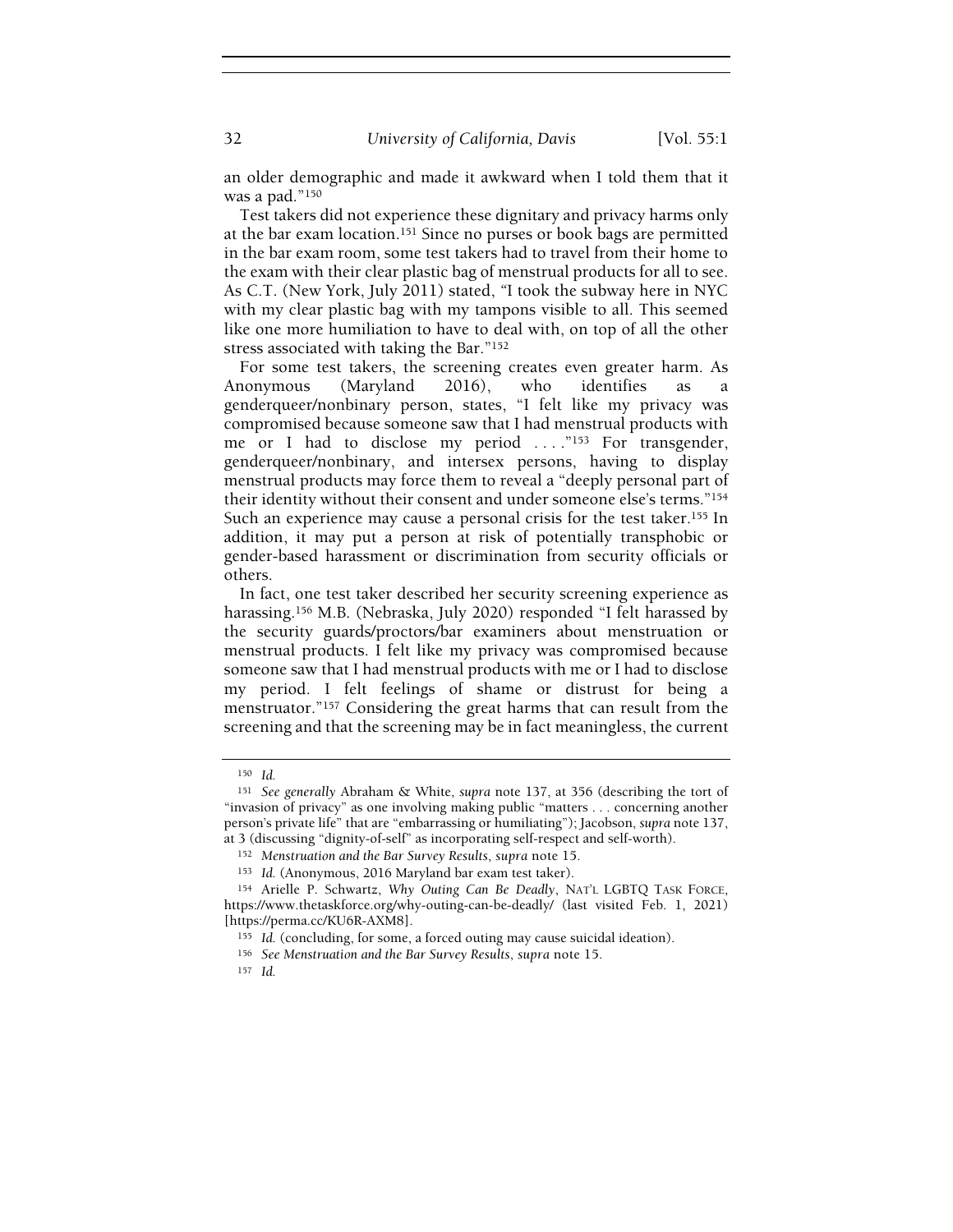an older demographic and made it awkward when I told them that it was a pad."[150]

Test takers did not experience these dignitary and privacy harms only at the bar exam location.[151] Since no purses or book bags are permitted in the bar exam room, some test takers had to travel from their home to the exam with their clear plastic bag of menstrual products for all to see. As C.T. (New York, July 2011) stated, "I took the subway here in NYC with my clear plastic bag with my tampons visible to all. This seemed like one more humiliation to have to deal with, on top of all the other stress associated with taking the Bar."[152]

For some test takers, the screening creates even greater harm. As Anonymous (Maryland 2016), who identifies as a genderqueer/nonbinary person, states, "I felt like my privacy was compromised because someone saw that I had menstrual products with me or I had to disclose my period . . . ."[153] For transgender, genderqueer/nonbinary, and intersex persons, having to display menstrual products may force them to reveal a "deeply personal part of their identity without their consent and under someone else's terms."[154] Such an experience may cause a personal crisis for the test taker.[155] In addition, it may put a person at risk of potentially transphobic or gender-based harassment or discrimination from security officials or others.

In fact, one test taker described her security screening experience as harassing.[156] M.B. (Nebraska, July 2020) responded "I felt harassed by the security guards/proctors/bar examiners about menstruation or menstrual products. I felt like my privacy was compromised because someone saw that I had menstrual products with me or I had to disclose my period. I felt feelings of shame or distrust for being a menstruator."[157] Considering the great harms that can result from the screening and that the screening may be in fact meaningless, the current

---

[150] *Id.*

[151] *See generally* Abraham & White, *supra* note 137, at 356 (describing the tort of "invasion of privacy" as one involving making public "matters . . . concerning another person's private life" that are "embarrassing or humiliating"); Jacobson, *supra* note 137, at 3 (discussing "dignity-of-self" as incorporating self-respect and self-worth).

[152] *Menstruation and the Bar Survey Results*, *supra* note 15.

[153] *Id.* (Anonymous, 2016 Maryland bar exam test taker).

[154] Arielle P. Schwartz, *Why Outing Can Be Deadly*, NAT'L LGBTQ TASK FORCE, https://www.thetaskforce.org/why-outing-can-be-deadly/ (last visited Feb. 1, 2021) [https://perma.cc/KU6R-AXM8].

[155] *Id.* (concluding, for some, a forced outing may cause suicidal ideation).

[156] *See Menstruation and the Bar Survey Results*, *supra* note 15.

[157] *Id.*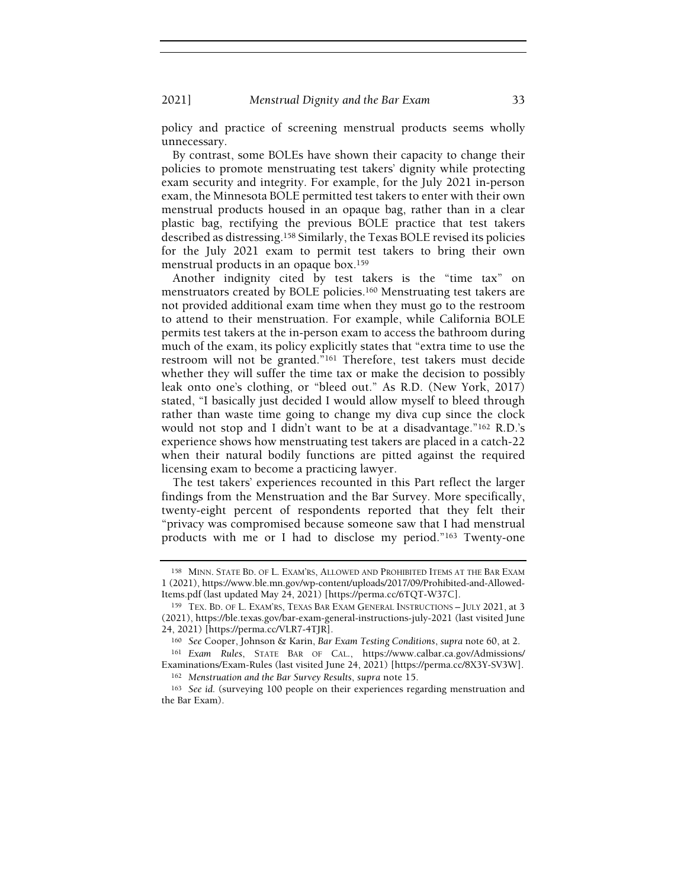policy and practice of screening menstrual products seems wholly unnecessary.

By contrast, some BOLEs have shown their capacity to change their policies to promote menstruating test takers' dignity while protecting exam security and integrity. For example, for the July 2021 in-person exam, the Minnesota BOLE permitted test takers to enter with their own menstrual products housed in an opaque bag, rather than in a clear plastic bag, rectifying the previous BOLE practice that test takers described as distressing.[158] Similarly, the Texas BOLE revised its policies for the July 2021 exam to permit test takers to bring their own menstrual products in an opaque box.[159]

Another indignity cited by test takers is the "time tax" on menstruators created by BOLE policies.[160] Menstruating test takers are not provided additional exam time when they must go to the restroom to attend to their menstruation. For example, while California BOLE permits test takers at the in-person exam to access the bathroom during much of the exam, its policy explicitly states that "extra time to use the restroom will not be granted."[161] Therefore, test takers must decide whether they will suffer the time tax or make the decision to possibly leak onto one's clothing, or "bleed out." As R.D. (New York, 2017) stated, "I basically just decided I would allow myself to bleed through rather than waste time going to change my diva cup since the clock would not stop and I didn't want to be at a disadvantage."[162] R.D.'s experience shows how menstruating test takers are placed in a catch-22 when their natural bodily functions are pitted against the required licensing exam to become a practicing lawyer.

The test takers' experiences recounted in this Part reflect the larger findings from the Menstruation and the Bar Survey. More specifically, twenty-eight percent of respondents reported that they felt their "privacy was compromised because someone saw that I had menstrual products with me or I had to disclose my period."[163] Twenty-one

---

158 MINN. STATE BD. OF L. EXAM'RS, ALLOWED AND PROHIBITED ITEMS AT THE BAR EXAM 1 (2021), https://www.ble.mn.gov/wp-content/uploads/2017/09/Prohibited-and-Allowed-Items.pdf (last updated May 24, 2021) [https://perma.cc/6TQT-W37C].

159 TEX. BD. OF L. EXAM'RS, TEXAS BAR EXAM GENERAL INSTRUCTIONS – JULY 2021, at 3 (2021), https://ble.texas.gov/bar-exam-general-instructions-july-2021 (last visited June 24, 2021) [https://perma.cc/VLR7-4TJR].

160 *See* Cooper, Johnson & Karin, *Bar Exam Testing Conditions*, *supra* note 60, at 2.

161 *Exam Rules*, STATE BAR OF CAL., https://www.calbar.ca.gov/Admissions/Examinations/Exam-Rules (last visited June 24, 2021) [https://perma.cc/8X3Y-SV3W].

162 *Menstruation and the Bar Survey Results*, *supra* note 15.

163 *See id.* (surveying 100 people on their experiences regarding menstruation and the Bar Exam).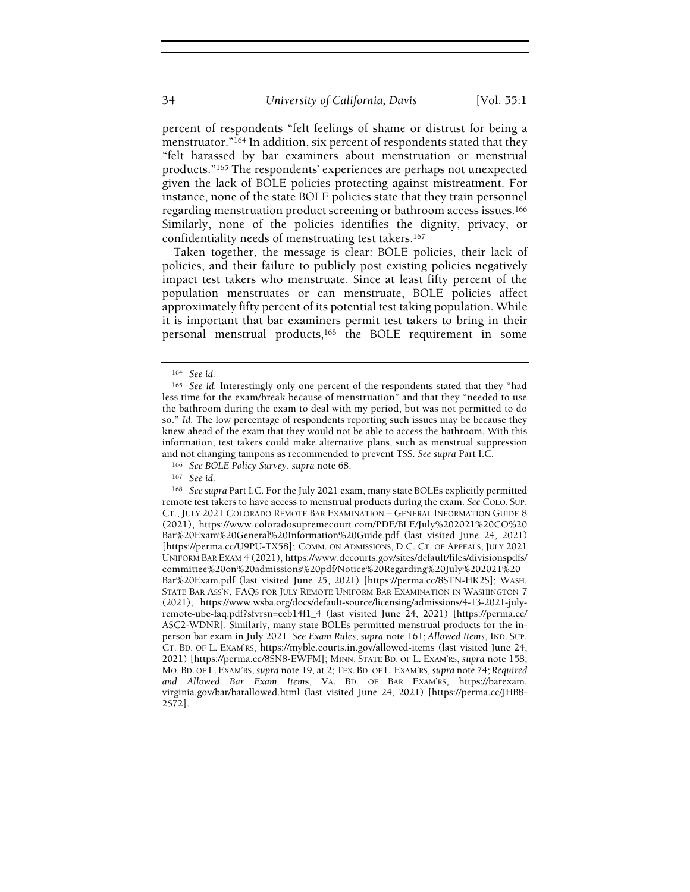percent of respondents "felt feelings of shame or distrust for being a menstruator."[164] In addition, six percent of respondents stated that they "felt harassed by bar examiners about menstruation or menstrual products."[165] The respondents' experiences are perhaps not unexpected given the lack of BOLE policies protecting against mistreatment. For instance, none of the state BOLE policies state that they train personnel regarding menstruation product screening or bathroom access issues.[166] Similarly, none of the policies identifies the dignity, privacy, or confidentiality needs of menstruating test takers.[167]

Taken together, the message is clear: BOLE policies, their lack of policies, and their failure to publicly post existing policies negatively impact test takers who menstruate. Since at least fifty percent of the population menstruates or can menstruate, BOLE policies affect approximately fifty percent of its potential test taking population. While it is important that bar examiners permit test takers to bring in their personal menstrual products,[168] the BOLE requirement in some

---

[164] *See id.*

[165] *See id.* Interestingly only one percent of the respondents stated that they "had less time for the exam/break because of menstruation" and that they "needed to use the bathroom during the exam to deal with my period, but was not permitted to do so." *Id.* The low percentage of respondents reporting such issues may be because they knew ahead of the exam that they would not be able to access the bathroom. With this information, test takers could make alternative plans, such as menstrual suppression and not changing tampons as recommended to prevent TSS. *See supra* Part I.C.

[166] *See BOLE Policy Survey*, *supra* note 68.

[167] *See id.*

[168] *See supra* Part I.C. For the July 2021 exam, many state BOLEs explicitly permitted remote test takers to have access to menstrual products during the exam. *See* COLO. SUP. CT., JULY 2021 COLORADO REMOTE BAR EXAMINATION – GENERAL INFORMATION GUIDE 8 (2021), https://www.coloradosupremecourt.com/PDF/BLE/July%202021%20CO%20Bar%20Exam%20General%20Information%20Guide.pdf (last visited June 24, 2021) [https://perma.cc/U9PU-TX58]; COMM. ON ADMISSIONS, D.C. CT. OF APPEALS, JULY 2021 UNIFORM BAR EXAM 4 (2021), https://www.dccourts.gov/sites/default/files/divisionspdfs/committee%20on%20admissions%20pdf/Notice%20Regarding%20July%202021%20Bar%20Exam.pdf (last visited June 25, 2021) [https://perma.cc/8STN-HK2S]; WASH. STATE BAR ASS'N, FAQS FOR JULY REMOTE UNIFORM BAR EXAMINATION IN WASHINGTON 7 (2021), https://www.wsba.org/docs/default-source/licensing/admissions/4-13-2021-july-remote-ube-faq.pdf?sfvrsn=ceb14f1_4 (last visited June 24, 2021) [https://perma.cc/ASC2-WDNR]. Similarly, many state BOLEs permitted menstrual products for the in-person bar exam in July 2021. *See Exam Rules*, *supra* note 161; *Allowed Items*, IND. SUP. CT. BD. OF L. EXAM'RS, https://myble.courts.in.gov/allowed-items (last visited June 24, 2021) [https://perma.cc/8SN8-EWFM]; MINN. STATE BD. OF L. EXAM'RS, *supra* note 158; MO. BD. OF L. EXAM'RS, *supra* note 19, at 2; TEX. BD. OF L. EXAM'RS, *supra* note 74; *Required and Allowed Bar Exam Items*, VA. BD. OF BAR EXAM'RS, https://barexam.virginia.gov/bar/barallowed.html (last visited June 24, 2021) [https://perma.cc/JHB8-2S72].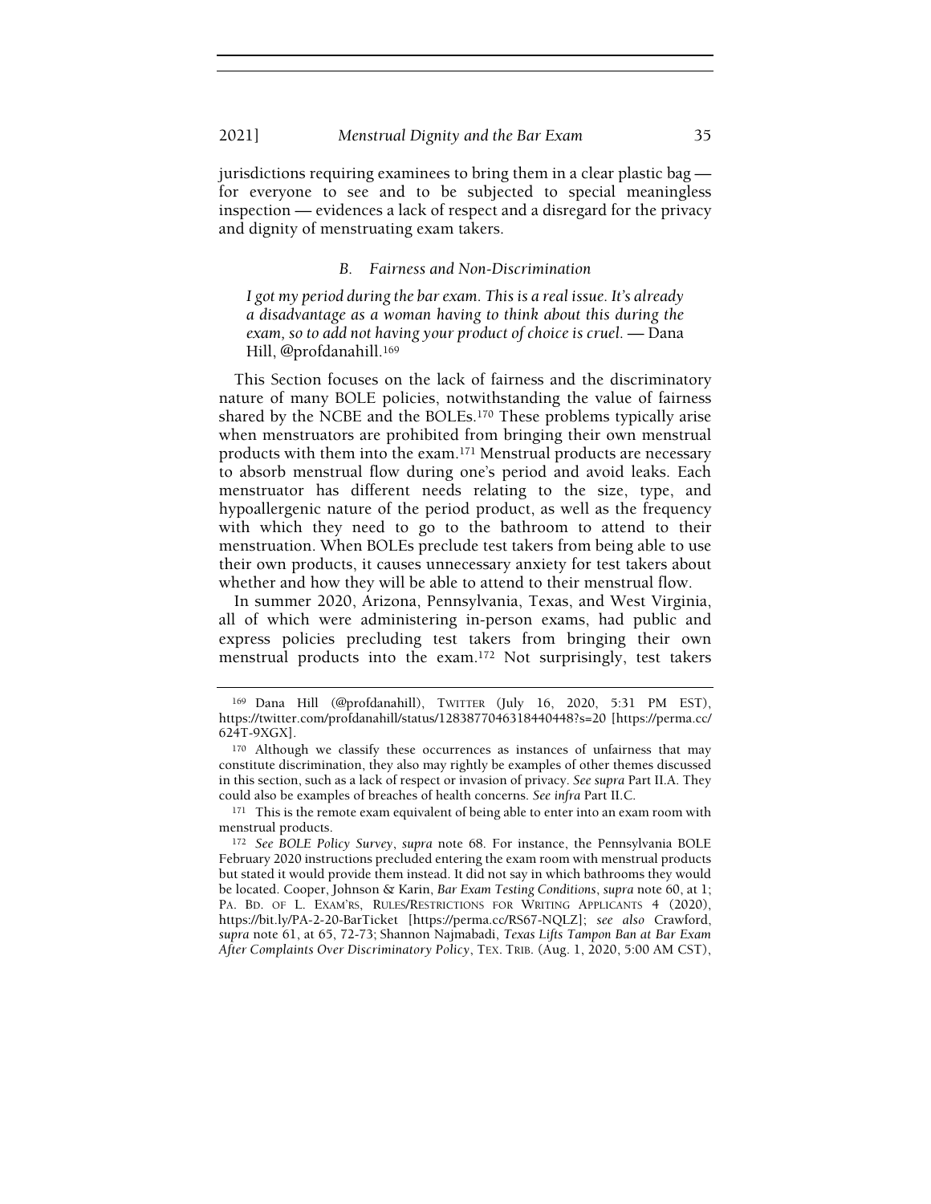jurisdictions requiring examinees to bring them in a clear plastic bag — for everyone to see and to be subjected to special meaningless inspection — evidences a lack of respect and a disregard for the privacy and dignity of menstruating exam takers.

### *B. Fairness and Non-Discrimination*

*I got my period during the bar exam. This is a real issue. It's already a disadvantage as a woman having to think about this during the exam, so to add not having your product of choice is cruel.* — Dana Hill, @profdanahill.[169]

This Section focuses on the lack of fairness and the discriminatory nature of many BOLE policies, notwithstanding the value of fairness shared by the NCBE and the BOLEs.[170] These problems typically arise when menstruators are prohibited from bringing their own menstrual products with them into the exam.[171] Menstrual products are necessary to absorb menstrual flow during one's period and avoid leaks. Each menstruator has different needs relating to the size, type, and hypoallergenic nature of the period product, as well as the frequency with which they need to go to the bathroom to attend to their menstruation. When BOLEs preclude test takers from being able to use their own products, it causes unnecessary anxiety for test takers about whether and how they will be able to attend to their menstrual flow.

In summer 2020, Arizona, Pennsylvania, Texas, and West Virginia, all of which were administering in-person exams, had public and express policies precluding test takers from bringing their own menstrual products into the exam.[172] Not surprisingly, test takers

---

[169] Dana Hill (@profdanahill), TWITTER (July 16, 2020, 5:31 PM EST), https://twitter.com/profdanahill/status/1283877046318440448?s=20 [https://perma.cc/624T-9XGX].

[170] Although we classify these occurrences as instances of unfairness that may constitute discrimination, they also may rightly be examples of other themes discussed in this section, such as a lack of respect or invasion of privacy. *See supra* Part II.A. They could also be examples of breaches of health concerns. *See infra* Part II.C.

[171] This is the remote exam equivalent of being able to enter into an exam room with menstrual products.

[172] *See BOLE Policy Survey*, *supra* note 68. For instance, the Pennsylvania BOLE February 2020 instructions precluded entering the exam room with menstrual products but stated it would provide them instead. It did not say in which bathrooms they would be located. Cooper, Johnson & Karin, *Bar Exam Testing Conditions*, *supra* note 60, at 1; PA. BD. OF L. EXAM'RS, RULES/RESTRICTIONS FOR WRITING APPLICANTS 4 (2020), https://bit.ly/PA-2-20-BarTicket [https://perma.cc/RS67-NQLZ]; *see also* Crawford, *supra* note 61, at 65, 72-73; Shannon Najmabadi, *Texas Lifts Tampon Ban at Bar Exam After Complaints Over Discriminatory Policy*, TEX. TRIB. (Aug. 1, 2020, 5:00 AM CST),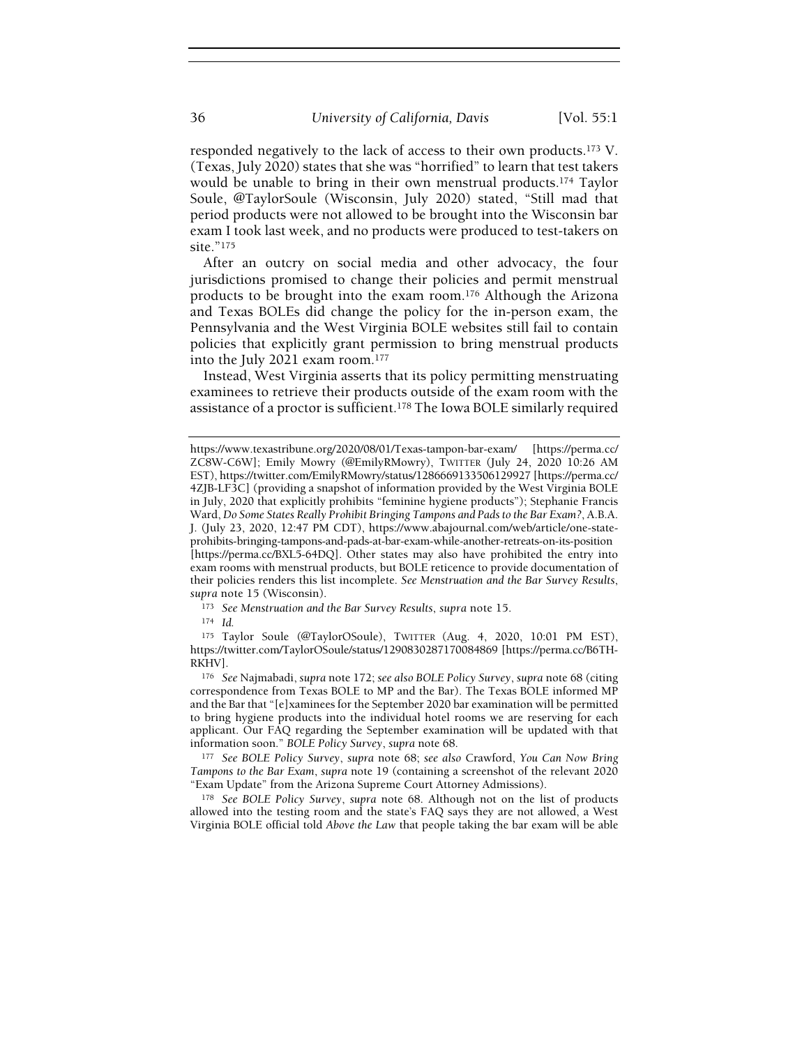responded negatively to the lack of access to their own products.[173] V. (Texas, July 2020) states that she was "horrified" to learn that test takers would be unable to bring in their own menstrual products.[174] Taylor Soule, @TaylorSoule (Wisconsin, July 2020) stated, "Still mad that period products were not allowed to be brought into the Wisconsin bar exam I took last week, and no products were produced to test-takers on site."[175]

After an outcry on social media and other advocacy, the four jurisdictions promised to change their policies and permit menstrual products to be brought into the exam room.[176] Although the Arizona and Texas BOLEs did change the policy for the in-person exam, the Pennsylvania and the West Virginia BOLE websites still fail to contain policies that explicitly grant permission to bring menstrual products into the July 2021 exam room.[177]

Instead, West Virginia asserts that its policy permitting menstruating examinees to retrieve their products outside of the exam room with the assistance of a proctor is sufficient.[178] The Iowa BOLE similarly required

---

https://www.texastribune.org/2020/08/01/Texas-tampon-bar-exam/ [https://perma.cc/ZC8W-C6W]; Emily Mowry (@EmilyRMowry), TWITTER (July 24, 2020 10:26 AM EST), https://twitter.com/EmilyRMowry/status/1286669133506129927 [https://perma.cc/4ZJB-LF3C] (providing a snapshot of information provided by the West Virginia BOLE in July, 2020 that explicitly prohibits "feminine hygiene products"); Stephanie Francis Ward, *Do Some States Really Prohibit Bringing Tampons and Pads to the Bar Exam?*, A.B.A. J. (July 23, 2020, 12:47 PM CDT), https://www.abajournal.com/web/article/one-state-prohibits-bringing-tampons-and-pads-at-bar-exam-while-another-retreats-on-its-position [https://perma.cc/BXL5-64DQ]. Other states may also have prohibited the entry into exam rooms with menstrual products, but BOLE reticence to provide documentation of their policies renders this list incomplete. *See Menstruation and the Bar Survey Results*, *supra* note 15 (Wisconsin).

[173] *See Menstruation and the Bar Survey Results*, *supra* note 15.

[174] *Id.*

[175] Taylor Soule (@TaylorOSoule), TWITTER (Aug. 4, 2020, 10:01 PM EST), https://twitter.com/TaylorOSoule/status/1290830287170084869 [https://perma.cc/B6TH-RKHV].

[176] *See* Najmabadi, *supra* note 172; *see also BOLE Policy Survey*, *supra* note 68 (citing correspondence from Texas BOLE to MP and the Bar). The Texas BOLE informed MP and the Bar that "[e]xaminees for the September 2020 bar examination will be permitted to bring hygiene products into the individual hotel rooms we are reserving for each applicant. Our FAQ regarding the September examination will be updated with that information soon." *BOLE Policy Survey*, *supra* note 68.

[177] *See BOLE Policy Survey*, *supra* note 68; *see also* Crawford, *You Can Now Bring Tampons to the Bar Exam*, *supra* note 19 (containing a screenshot of the relevant 2020 "Exam Update" from the Arizona Supreme Court Attorney Admissions).

[178] *See BOLE Policy Survey*, *supra* note 68. Although not on the list of products allowed into the testing room and the state's FAQ says they are not allowed, a West Virginia BOLE official told *Above the Law* that people taking the bar exam will be able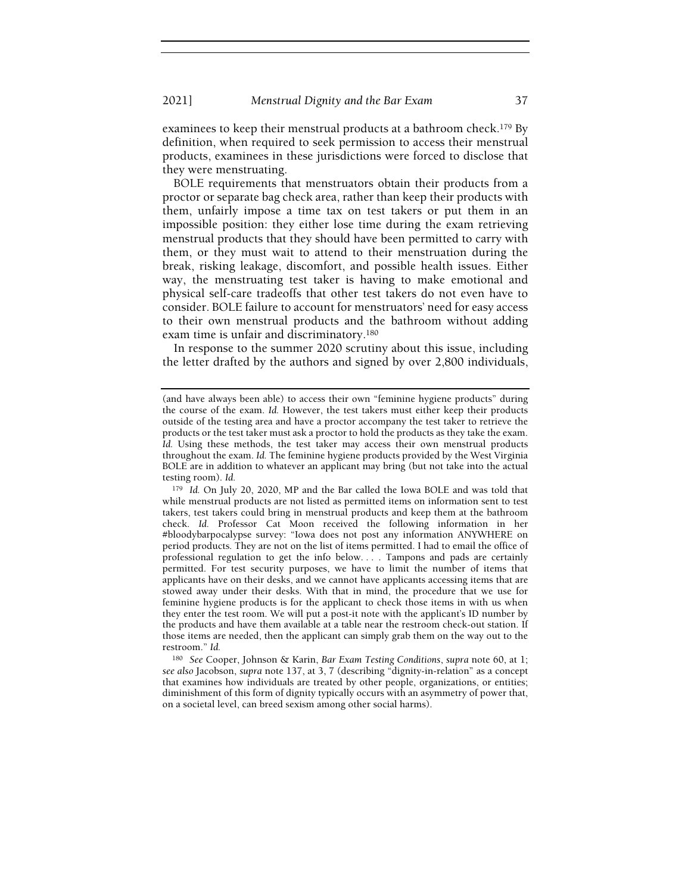examinees to keep their menstrual products at a bathroom check.[179] By definition, when required to seek permission to access their menstrual products, examinees in these jurisdictions were forced to disclose that they were menstruating.

BOLE requirements that menstruators obtain their products from a proctor or separate bag check area, rather than keep their products with them, unfairly impose a time tax on test takers or put them in an impossible position: they either lose time during the exam retrieving menstrual products that they should have been permitted to carry with them, or they must wait to attend to their menstruation during the break, risking leakage, discomfort, and possible health issues. Either way, the menstruating test taker is having to make emotional and physical self-care tradeoffs that other test takers do not even have to consider. BOLE failure to account for menstruators' need for easy access to their own menstrual products and the bathroom without adding exam time is unfair and discriminatory.[180]

In response to the summer 2020 scrutiny about this issue, including the letter drafted by the authors and signed by over 2,800 individuals,

---

(and have always been able) to access their own "feminine hygiene products" during the course of the exam. *Id.* However, the test takers must either keep their products outside of the testing area and have a proctor accompany the test taker to retrieve the products or the test taker must ask a proctor to hold the products as they take the exam. *Id.* Using these methods, the test taker may access their own menstrual products throughout the exam. *Id.* The feminine hygiene products provided by the West Virginia BOLE are in addition to whatever an applicant may bring (but not take into the actual testing room). *Id.*

[179] *Id.* On July 20, 2020, MP and the Bar called the Iowa BOLE and was told that while menstrual products are not listed as permitted items on information sent to test takers, test takers could bring in menstrual products and keep them at the bathroom check. *Id.* Professor Cat Moon received the following information in her #bloodybarpocalypse survey: "Iowa does not post any information ANYWHERE on period products. They are not on the list of items permitted. I had to email the office of professional regulation to get the info below. . . . Tampons and pads are certainly permitted. For test security purposes, we have to limit the number of items that applicants have on their desks, and we cannot have applicants accessing items that are stowed away under their desks. With that in mind, the procedure that we use for feminine hygiene products is for the applicant to check those items in with us when they enter the test room. We will put a post-it note with the applicant's ID number by the products and have them available at a table near the restroom check-out station. If those items are needed, then the applicant can simply grab them on the way out to the restroom." *Id.*

[180] *See* Cooper, Johnson & Karin, *Bar Exam Testing Conditions*, *supra* note 60, at 1; *see also* Jacobson, *supra* note 137, at 3, 7 (describing "dignity-in-relation" as a concept that examines how individuals are treated by other people, organizations, or entities; diminishment of this form of dignity typically occurs with an asymmetry of power that, on a societal level, can breed sexism among other social harms).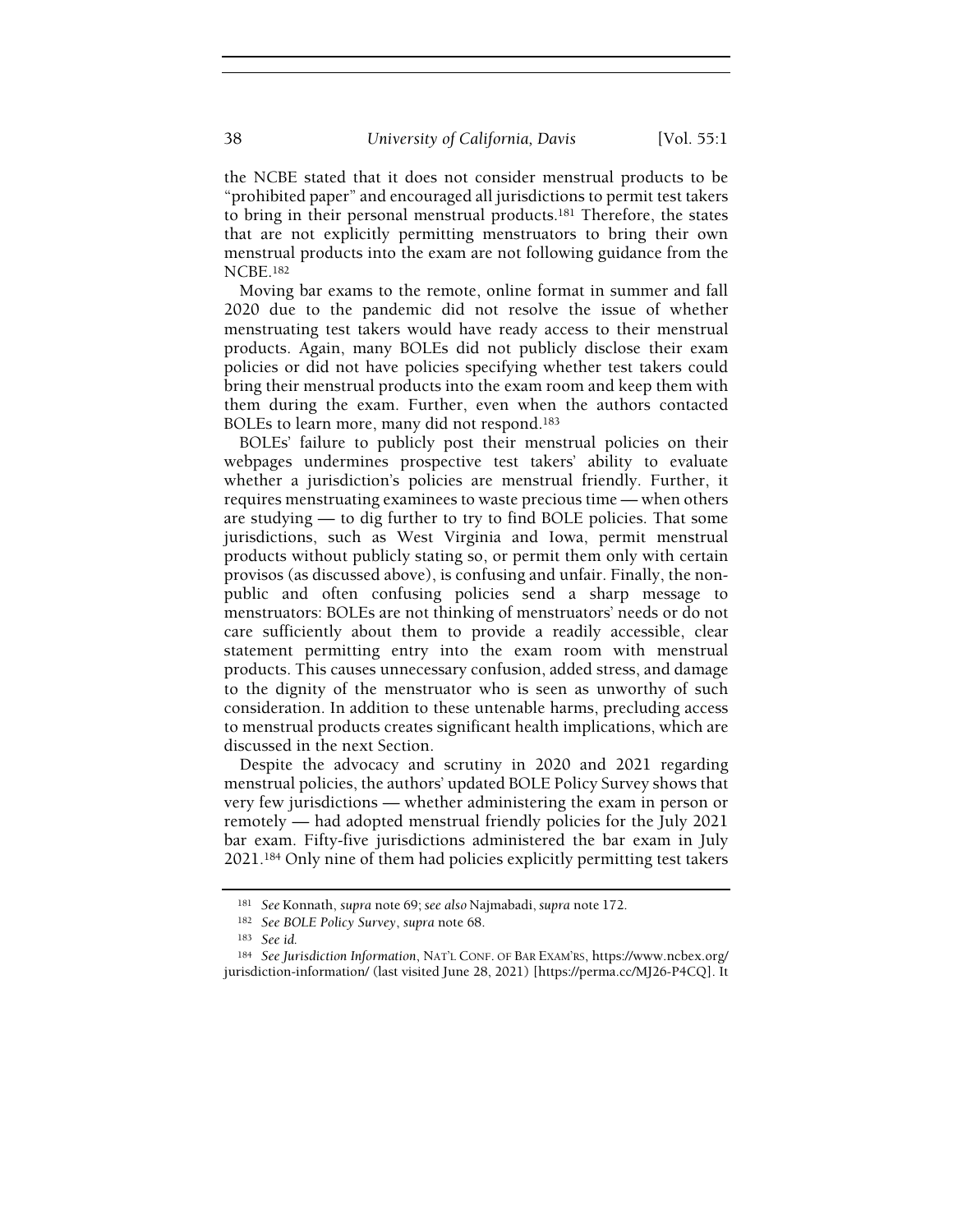the NCBE stated that it does not consider menstrual products to be "prohibited paper" and encouraged all jurisdictions to permit test takers to bring in their personal menstrual products.[181] Therefore, the states that are not explicitly permitting menstruators to bring their own menstrual products into the exam are not following guidance from the NCBE.[182]

Moving bar exams to the remote, online format in summer and fall 2020 due to the pandemic did not resolve the issue of whether menstruating test takers would have ready access to their menstrual products. Again, many BOLEs did not publicly disclose their exam policies or did not have policies specifying whether test takers could bring their menstrual products into the exam room and keep them with them during the exam. Further, even when the authors contacted BOLEs to learn more, many did not respond.[183]

BOLEs' failure to publicly post their menstrual policies on their webpages undermines prospective test takers' ability to evaluate whether a jurisdiction's policies are menstrual friendly. Further, it requires menstruating examinees to waste precious time — when others are studying — to dig further to try to find BOLE policies. That some jurisdictions, such as West Virginia and Iowa, permit menstrual products without publicly stating so, or permit them only with certain provisos (as discussed above), is confusing and unfair. Finally, the non-public and often confusing policies send a sharp message to menstruators: BOLEs are not thinking of menstruators' needs or do not care sufficiently about them to provide a readily accessible, clear statement permitting entry into the exam room with menstrual products. This causes unnecessary confusion, added stress, and damage to the dignity of the menstruator who is seen as unworthy of such consideration. In addition to these untenable harms, precluding access to menstrual products creates significant health implications, which are discussed in the next Section.

Despite the advocacy and scrutiny in 2020 and 2021 regarding menstrual policies, the authors' updated BOLE Policy Survey shows that very few jurisdictions — whether administering the exam in person or remotely — had adopted menstrual friendly policies for the July 2021 bar exam. Fifty-five jurisdictions administered the bar exam in July 2021.[184] Only nine of them had policies explicitly permitting test takers

---

[181] *See* Konnath, *supra* note 69; *see also* Najmabadi, *supra* note 172.

[182] *See BOLE Policy Survey*, *supra* note 68.

[183] *See id.*

[184] *See Jurisdiction Information*, NAT'L CONF. OF BAR EXAM'RS, https://www.ncbex.org/jurisdiction-information/ (last visited June 28, 2021) [https://perma.cc/MJ26-P4CQ]. It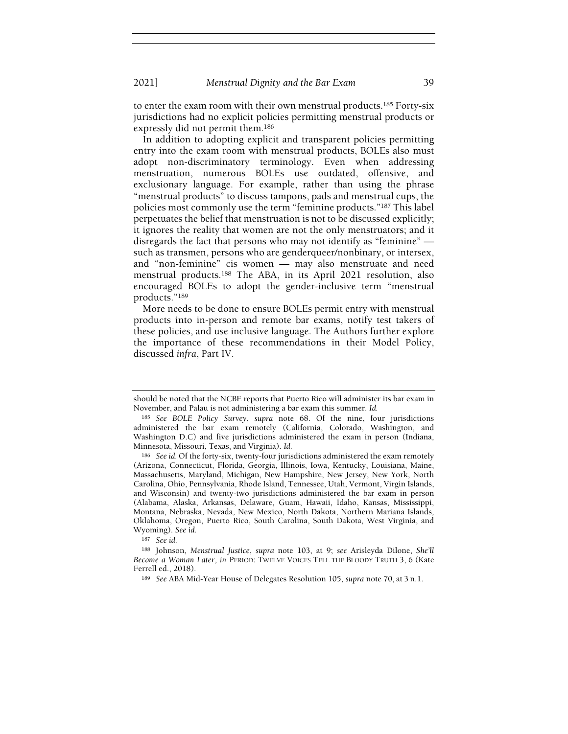to enter the exam room with their own menstrual products.[185] Forty-six jurisdictions had no explicit policies permitting menstrual products or expressly did not permit them.[186]

In addition to adopting explicit and transparent policies permitting entry into the exam room with menstrual products, BOLEs also must adopt non-discriminatory terminology. Even when addressing menstruation, numerous BOLEs use outdated, offensive, and exclusionary language. For example, rather than using the phrase "menstrual products" to discuss tampons, pads and menstrual cups, the policies most commonly use the term "feminine products."[187] This label perpetuates the belief that menstruation is not to be discussed explicitly; it ignores the reality that women are not the only menstruators; and it disregards the fact that persons who may not identify as "feminine" — such as transmen, persons who are genderqueer/nonbinary, or intersex, and "non-feminine" cis women — may also menstruate and need menstrual products.[188] The ABA, in its April 2021 resolution, also encouraged BOLEs to adopt the gender-inclusive term "menstrual products."[189]

More needs to be done to ensure BOLEs permit entry with menstrual products into in-person and remote bar exams, notify test takers of these policies, and use inclusive language. The Authors further explore the importance of these recommendations in their Model Policy, discussed *infra*, Part IV.

---

should be noted that the NCBE reports that Puerto Rico will administer its bar exam in November, and Palau is not administering a bar exam this summer. *Id.*

[185] *See BOLE Policy Survey*, *supra* note 68. Of the nine, four jurisdictions administered the bar exam remotely (California, Colorado, Washington, and Washington D.C) and five jurisdictions administered the exam in person (Indiana, Minnesota, Missouri, Texas, and Virginia). *Id.*

[186] *See id.* Of the forty-six, twenty-four jurisdictions administered the exam remotely (Arizona, Connecticut, Florida, Georgia, Illinois, Iowa, Kentucky, Louisiana, Maine, Massachusetts, Maryland, Michigan, New Hampshire, New Jersey, New York, North Carolina, Ohio, Pennsylvania, Rhode Island, Tennessee, Utah, Vermont, Virgin Islands, and Wisconsin) and twenty-two jurisdictions administered the bar exam in person (Alabama, Alaska, Arkansas, Delaware, Guam, Hawaii, Idaho, Kansas, Mississippi, Montana, Nebraska, Nevada, New Mexico, North Dakota, Northern Mariana Islands, Oklahoma, Oregon, Puerto Rico, South Carolina, South Dakota, West Virginia, and Wyoming). *See id.*

[187] *See id.*

[188] Johnson, *Menstrual Justice*, *supra* note 103, at 9; *see* Arisleyda Dilone, *She'll Become a Woman Later*, *in* PERIOD: TWELVE VOICES TELL THE BLOODY TRUTH 3, 6 (Kate Ferrell ed., 2018).

[189] *See* ABA Mid-Year House of Delegates Resolution 105, *supra* note 70, at 3 n.1.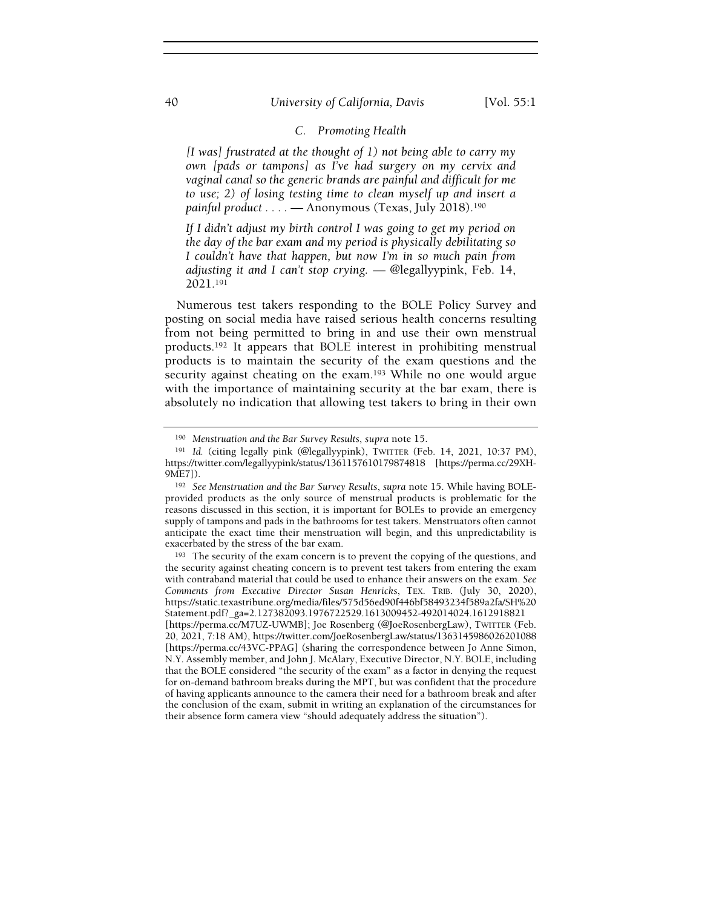### C. Promoting Health

*[I was] frustrated at the thought of 1) not being able to carry my own [pads or tampons] as I've had surgery on my cervix and vaginal canal so the generic brands are painful and difficult for me to use; 2) of losing testing time to clean myself up and insert a painful product . . . .* — Anonymous (Texas, July 2018).[190]

*If I didn't adjust my birth control I was going to get my period on the day of the bar exam and my period is physically debilitating so I couldn't have that happen, but now I'm in so much pain from adjusting it and I can't stop crying.* — @legallyypink, Feb. 14, 2021.[191]

Numerous test takers responding to the BOLE Policy Survey and posting on social media have raised serious health concerns resulting from not being permitted to bring in and use their own menstrual products.[192] It appears that BOLE interest in prohibiting menstrual products is to maintain the security of the exam questions and the security against cheating on the exam.[193] While no one would argue with the importance of maintaining security at the bar exam, there is absolutely no indication that allowing test takers to bring in their own

---

[190] *Menstruation and the Bar Survey Results*, *supra* note 15.

[191] *Id.* (citing legally pink (@legallyypink), TWITTER (Feb. 14, 2021, 10:37 PM), https://twitter.com/legallyypink/status/1361157610179874818 [https://perma.cc/29XH-9ME7]).

[192] *See Menstruation and the Bar Survey Results*, *supra* note 15. While having BOLE-provided products as the only source of menstrual products is problematic for the reasons discussed in this section, it is important for BOLEs to provide an emergency supply of tampons and pads in the bathrooms for test takers. Menstruators often cannot anticipate the exact time their menstruation will begin, and this unpredictability is exacerbated by the stress of the bar exam.

[193] The security of the exam concern is to prevent the copying of the questions, and the security against cheating concern is to prevent test takers from entering the exam with contraband material that could be used to enhance their answers on the exam. *See Comments from Executive Director Susan Henricks*, TEX. TRIB. (July 30, 2020), https://static.texastribune.org/media/files/575d56ed90f446bf58493234f589a2fa/SH%20Statement.pdf?_ga=2.127382093.1976722529.1613009452-492014024.1612918821 [https://perma.cc/M7UZ-UWMB]; Joe Rosenberg (@JoeRosenbergLaw), TWITTER (Feb. 20, 2021, 7:18 AM), https://twitter.com/JoeRosenbergLaw/status/1363145986026201088 [https://perma.cc/43VC-PPAG] (sharing the correspondence between Jo Anne Simon, N.Y. Assembly member, and John J. McAlary, Executive Director, N.Y. BOLE, including that the BOLE considered "the security of the exam" as a factor in denying the request for on-demand bathroom breaks during the MPT, but was confident that the procedure of having applicants announce to the camera their need for a bathroom break and after the conclusion of the exam, submit in writing an explanation of the circumstances for their absence form camera view "should adequately address the situation").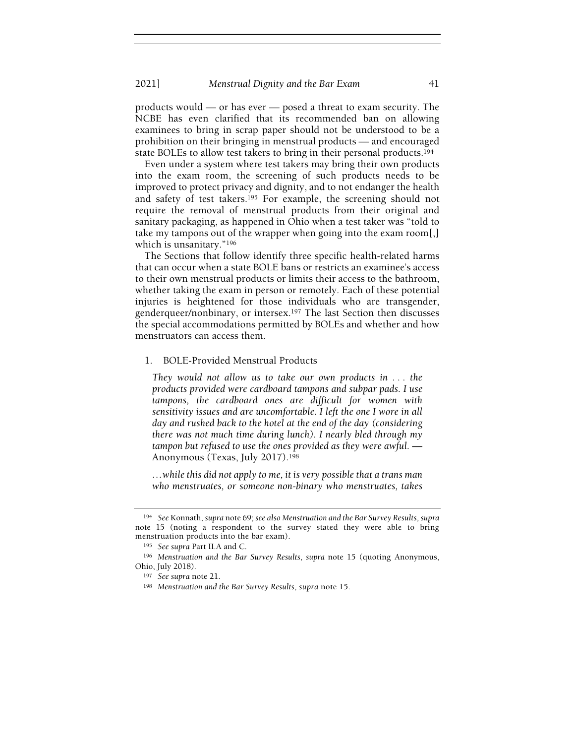products would — or has ever — posed a threat to exam security. The NCBE has even clarified that its recommended ban on allowing examinees to bring in scrap paper should not be understood to be a prohibition on their bringing in menstrual products — and encouraged state BOLEs to allow test takers to bring in their personal products.[194]

Even under a system where test takers may bring their own products into the exam room, the screening of such products needs to be improved to protect privacy and dignity, and to not endanger the health and safety of test takers.[195] For example, the screening should not require the removal of menstrual products from their original and sanitary packaging, as happened in Ohio when a test taker was "told to take my tampons out of the wrapper when going into the exam room[,] which is unsanitary."[196]

The Sections that follow identify three specific health-related harms that can occur when a state BOLE bans or restricts an examinee's access to their own menstrual products or limits their access to the bathroom, whether taking the exam in person or remotely. Each of these potential injuries is heightened for those individuals who are transgender, genderqueer/nonbinary, or intersex.[197] The last Section then discusses the special accommodations permitted by BOLEs and whether and how menstruators can access them.

1. BOLE-Provided Menstrual Products

> *They would not allow us to take our own products in . . . the products provided were cardboard tampons and subpar pads. I use tampons, the cardboard ones are difficult for women with sensitivity issues and are uncomfortable. I left the one I wore in all day and rushed back to the hotel at the end of the day (considering there was not much time during lunch). I nearly bled through my tampon but refused to use the ones provided as they were awful.* — Anonymous (Texas, July 2017).[198]

> *. . . while this did not apply to me, it is very possible that a trans man who menstruates, or someone non-binary who menstruates, takes*

---

[194] *See* Konnath, *supra* note 69; *see also Menstruation and the Bar Survey Results*, *supra* note 15 (noting a respondent to the survey stated they were able to bring menstruation products into the bar exam).

[195] *See supra* Part II.A and C.

[196] *Menstruation and the Bar Survey Results*, *supra* note 15 (quoting Anonymous, Ohio, July 2018).

[197] *See supra* note 21.

[198] *Menstruation and the Bar Survey Results*, *supra* note 15.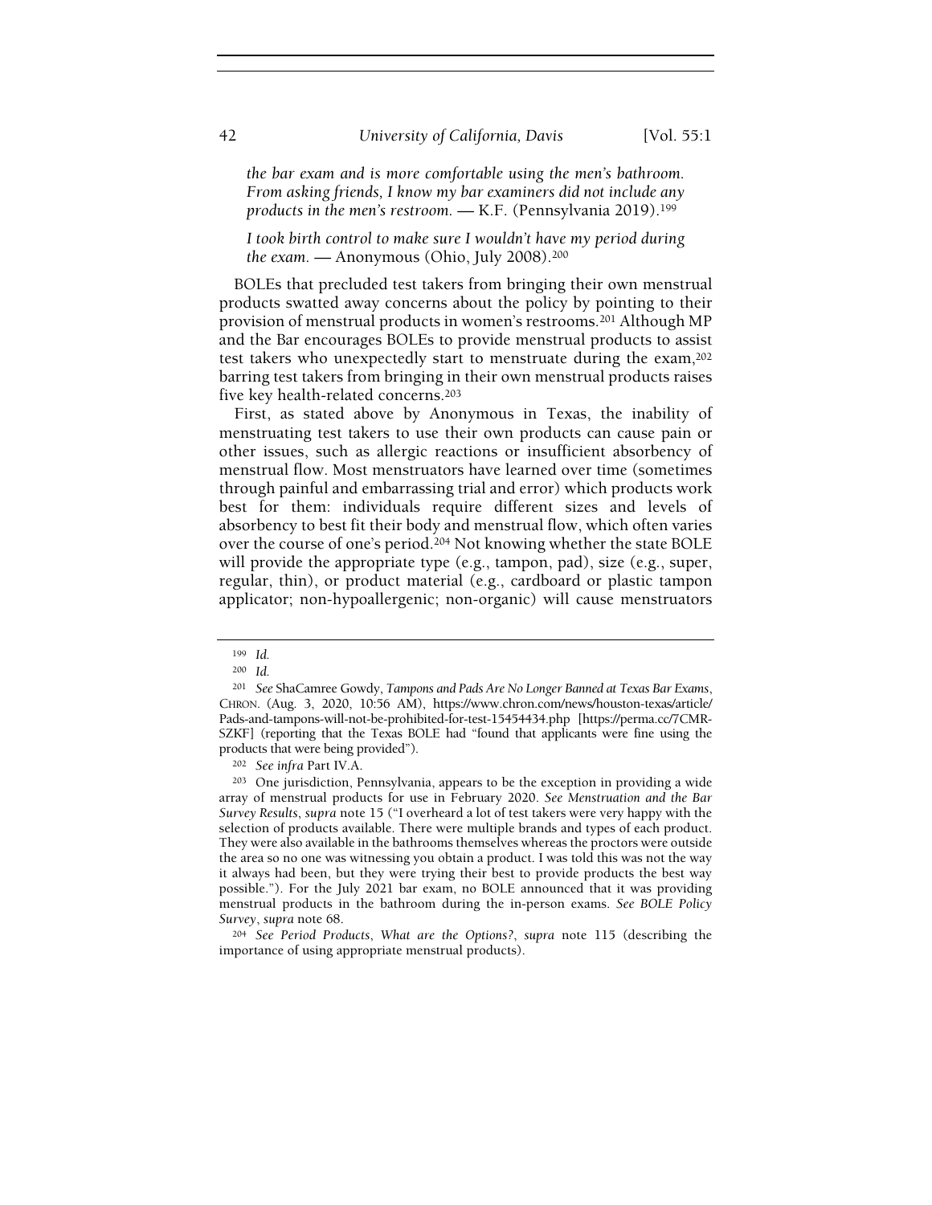*the bar exam and is more comfortable using the men's bathroom. From asking friends, I know my bar examiners did not include any products in the men's restroom.* — K.F. (Pennsylvania 2019).[199]

*I took birth control to make sure I wouldn't have my period during the exam.* — Anonymous (Ohio, July 2008).[200]

BOLEs that precluded test takers from bringing their own menstrual products swatted away concerns about the policy by pointing to their provision of menstrual products in women's restrooms.[201] Although MP and the Bar encourages BOLEs to provide menstrual products to assist test takers who unexpectedly start to menstruate during the exam,[202] barring test takers from bringing in their own menstrual products raises five key health-related concerns.[203]

First, as stated above by Anonymous in Texas, the inability of menstruating test takers to use their own products can cause pain or other issues, such as allergic reactions or insufficient absorbency of menstrual flow. Most menstruators have learned over time (sometimes through painful and embarrassing trial and error) which products work best for them: individuals require different sizes and levels of absorbency to best fit their body and menstrual flow, which often varies over the course of one's period.[204] Not knowing whether the state BOLE will provide the appropriate type (e.g., tampon, pad), size (e.g., super, regular, thin), or product material (e.g., cardboard or plastic tampon applicator; non-hypoallergenic; non-organic) will cause menstruators

---

[199] *Id.*

[200] *Id.*

[201] *See* ShaCamree Gowdy, *Tampons and Pads Are No Longer Banned at Texas Bar Exams*, CHRON. (Aug. 3, 2020, 10:56 AM), https://www.chron.com/news/houston-texas/article/Pads-and-tampons-will-not-be-prohibited-for-test-15454434.php [https://perma.cc/7CMR-SZKF] (reporting that the Texas BOLE had "found that applicants were fine using the products that were being provided").

[202] *See infra* Part IV.A.

[203] One jurisdiction, Pennsylvania, appears to be the exception in providing a wide array of menstrual products for use in February 2020. *See Menstruation and the Bar Survey Results*, *supra* note 15 ("I overheard a lot of test takers were very happy with the selection of products available. There were multiple brands and types of each product. They were also available in the bathrooms themselves whereas the proctors were outside the area so no one was witnessing you obtain a product. I was told this was not the way it always had been, but they were trying their best to provide products the best way possible."). For the July 2021 bar exam, no BOLE announced that it was providing menstrual products in the bathroom during the in-person exams. *See BOLE Policy Survey*, *supra* note 68.

[204] *See Period Products, What are the Options?*, *supra* note 115 (describing the importance of using appropriate menstrual products).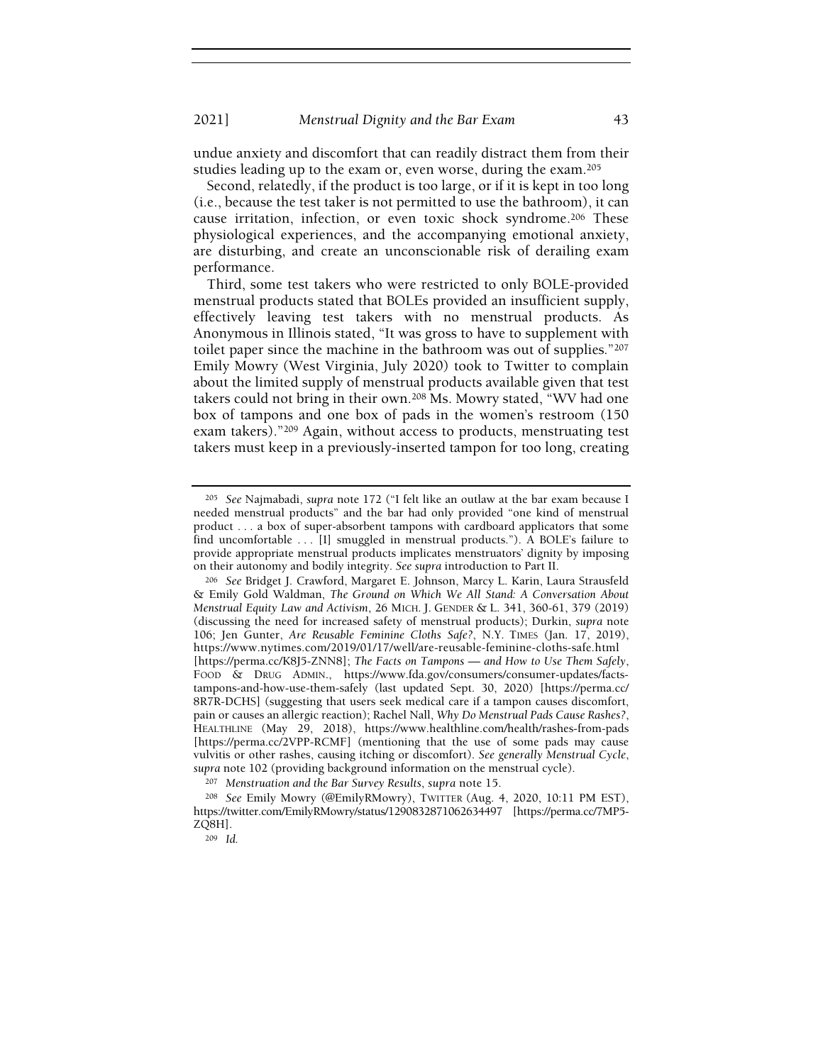undue anxiety and discomfort that can readily distract them from their studies leading up to the exam or, even worse, during the exam.[205]

Second, relatedly, if the product is too large, or if it is kept in too long (i.e., because the test taker is not permitted to use the bathroom), it can cause irritation, infection, or even toxic shock syndrome.[206] These physiological experiences, and the accompanying emotional anxiety, are disturbing, and create an unconscionable risk of derailing exam performance.

Third, some test takers who were restricted to only BOLE-provided menstrual products stated that BOLEs provided an insufficient supply, effectively leaving test takers with no menstrual products. As Anonymous in Illinois stated, "It was gross to have to supplement with toilet paper since the machine in the bathroom was out of supplies."[207] Emily Mowry (West Virginia, July 2020) took to Twitter to complain about the limited supply of menstrual products available given that test takers could not bring in their own.[208] Ms. Mowry stated, "WV had one box of tampons and one box of pads in the women's restroom (150 exam takers)."[209] Again, without access to products, menstruating test takers must keep in a previously-inserted tampon for too long, creating

---

[205] *See* Najmabadi, *supra* note 172 ("I felt like an outlaw at the bar exam because I needed menstrual products" and the bar had only provided "one kind of menstrual product . . . a box of super-absorbent tampons with cardboard applicators that some find uncomfortable . . . [I] smuggled in menstrual products."). A BOLE's failure to provide appropriate menstrual products implicates menstruators' dignity by imposing on their autonomy and bodily integrity. *See supra* introduction to Part II.

[206] *See* Bridget J. Crawford, Margaret E. Johnson, Marcy L. Karin, Laura Strausfeld & Emily Gold Waldman, *The Ground on Which We All Stand: A Conversation About Menstrual Equity Law and Activism*, 26 MICH. J. GENDER & L. 341, 360-61, 379 (2019) (discussing the need for increased safety of menstrual products); Durkin, *supra* note 106; Jen Gunter, *Are Reusable Feminine Cloths Safe?*, N.Y. TIMES (Jan. 17, 2019), https://www.nytimes.com/2019/01/17/well/are-reusable-feminine-cloths-safe.html [https://perma.cc/K8J5-ZNN8]; *The Facts on Tampons — and How to Use Them Safely*, FOOD & DRUG ADMIN., https://www.fda.gov/consumers/consumer-updates/facts-tampons-and-how-use-them-safely (last updated Sept. 30, 2020) [https://perma.cc/8R7R-DCHS] (suggesting that users seek medical care if a tampon causes discomfort, pain or causes an allergic reaction); Rachel Nall, *Why Do Menstrual Pads Cause Rashes?*, HEALTHLINE (May 29, 2018), https://www.healthline.com/health/rashes-from-pads [https://perma.cc/2VPP-RCMF] (mentioning that the use of some pads may cause vulvitis or other rashes, causing itching or discomfort). *See generally Menstrual Cycle*, *supra* note 102 (providing background information on the menstrual cycle).

[207] *Menstruation and the Bar Survey Results*, *supra* note 15.

[208] *See* Emily Mowry (@EmilyRMowry), TWITTER (Aug. 4, 2020, 10:11 PM EST), https://twitter.com/EmilyRMowry/status/1290832871062634497 [https://perma.cc/7MP5-ZQ8H].

[209] *Id.*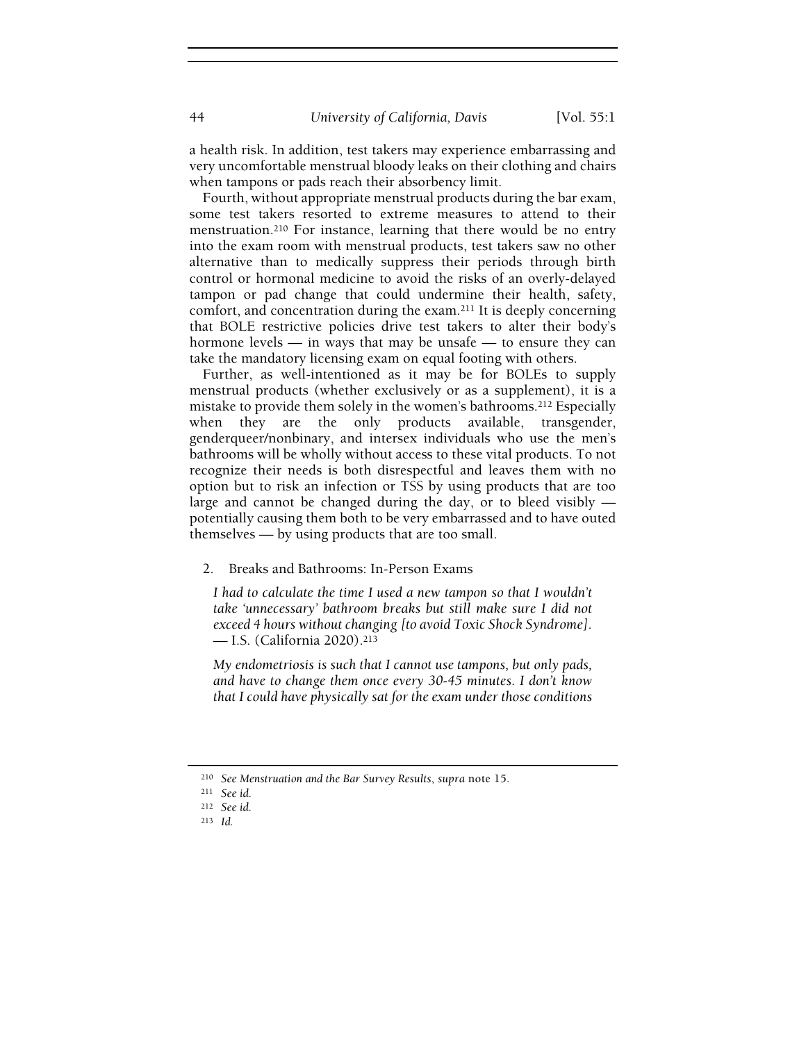a health risk. In addition, test takers may experience embarrassing and very uncomfortable menstrual bloody leaks on their clothing and chairs when tampons or pads reach their absorbency limit.

Fourth, without appropriate menstrual products during the bar exam, some test takers resorted to extreme measures to attend to their menstruation.[210] For instance, learning that there would be no entry into the exam room with menstrual products, test takers saw no other alternative than to medically suppress their periods through birth control or hormonal medicine to avoid the risks of an overly-delayed tampon or pad change that could undermine their health, safety, comfort, and concentration during the exam.[211] It is deeply concerning that BOLE restrictive policies drive test takers to alter their body's hormone levels — in ways that may be unsafe — to ensure they can take the mandatory licensing exam on equal footing with others.

Further, as well-intentioned as it may be for BOLEs to supply menstrual products (whether exclusively or as a supplement), it is a mistake to provide them solely in the women's bathrooms.[212] Especially when they are the only products available, transgender, genderqueer/nonbinary, and intersex individuals who use the men's bathrooms will be wholly without access to these vital products. To not recognize their needs is both disrespectful and leaves them with no option but to risk an infection or TSS by using products that are too large and cannot be changed during the day, or to bleed visibly — potentially causing them both to be very embarrassed and to have outed themselves — by using products that are too small.

### 2. Breaks and Bathrooms: In-Person Exams

*I had to calculate the time I used a new tampon so that I wouldn't take 'unnecessary' bathroom breaks but still make sure I did not exceed 4 hours without changing [to avoid Toxic Shock Syndrome].* — I.S. (California 2020).[213]

*My endometriosis is such that I cannot use tampons, but only pads, and have to change them once every 30-45 minutes. I don't know that I could have physically sat for the exam under those conditions*

---

[210] *See Menstruation and the Bar Survey Results*, *supra* note 15.

[211] *See id.*

[212] *See id.*

[213] *Id.*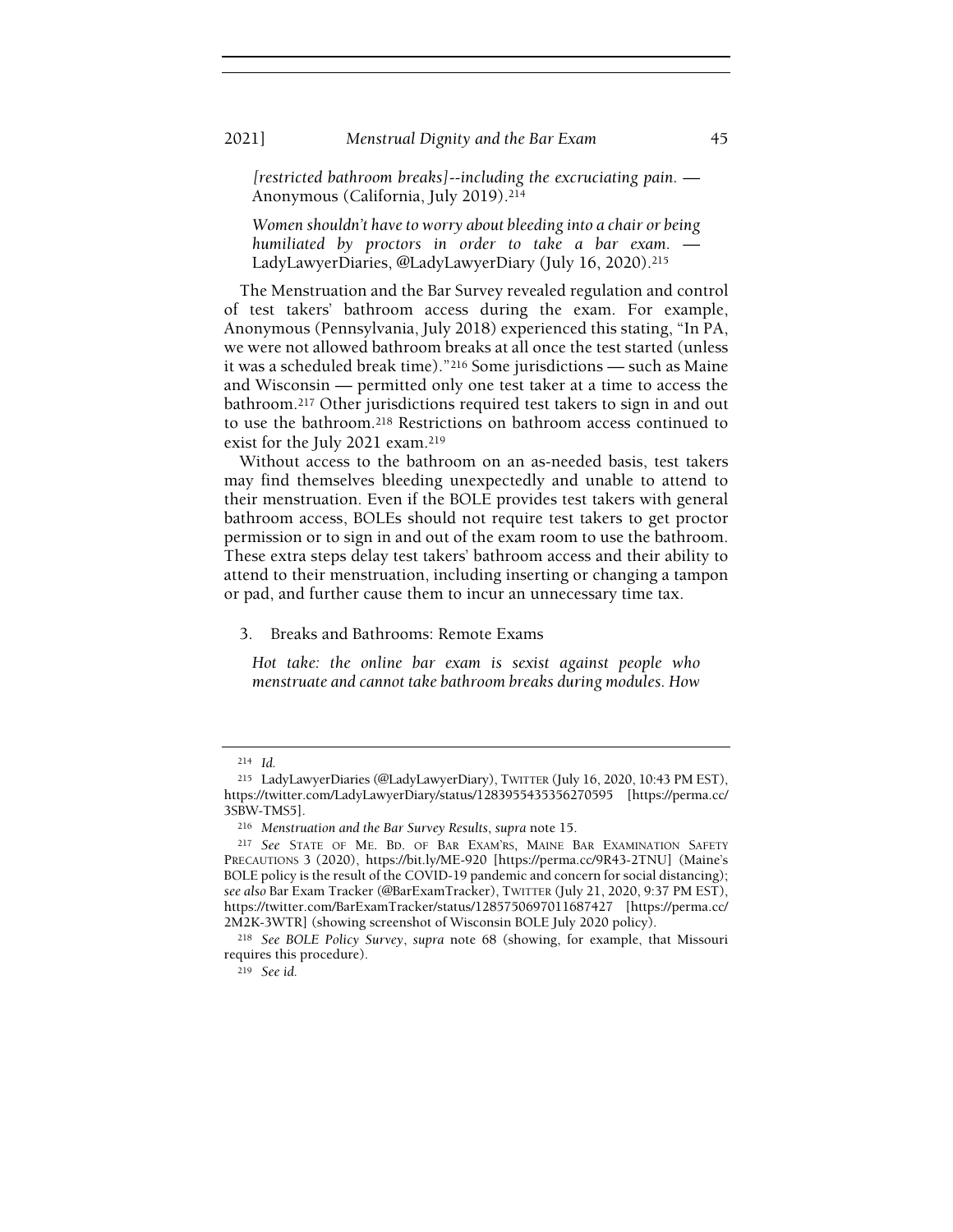*[restricted bathroom breaks]--including the excruciating pain.* — Anonymous (California, July 2019).[214]

*Women shouldn't have to worry about bleeding into a chair or being humiliated by proctors in order to take a bar exam.* — LadyLawyerDiaries, @LadyLawyerDiary (July 16, 2020).[215]

The Menstruation and the Bar Survey revealed regulation and control of test takers' bathroom access during the exam. For example, Anonymous (Pennsylvania, July 2018) experienced this stating, "In PA, we were not allowed bathroom breaks at all once the test started (unless it was a scheduled break time)."[216] Some jurisdictions — such as Maine and Wisconsin — permitted only one test taker at a time to access the bathroom.[217] Other jurisdictions required test takers to sign in and out to use the bathroom.[218] Restrictions on bathroom access continued to exist for the July 2021 exam.[219]

Without access to the bathroom on an as-needed basis, test takers may find themselves bleeding unexpectedly and unable to attend to their menstruation. Even if the BOLE provides test takers with general bathroom access, BOLEs should not require test takers to get proctor permission or to sign in and out of the exam room to use the bathroom. These extra steps delay test takers' bathroom access and their ability to attend to their menstruation, including inserting or changing a tampon or pad, and further cause them to incur an unnecessary time tax.

### 3. Breaks and Bathrooms: Remote Exams

*Hot take: the online bar exam is sexist against people who menstruate and cannot take bathroom breaks during modules. How*

---

[214] *Id.*

[215] LadyLawyerDiaries (@LadyLawyerDiary), TWITTER (July 16, 2020, 10:43 PM EST), https://twitter.com/LadyLawyerDiary/status/1283955435356270595 [https://perma.cc/3SBW-TMS5].

[216] *Menstruation and the Bar Survey Results*, *supra* note 15.

[217] *See* STATE OF ME. BD. OF BAR EXAM'RS, MAINE BAR EXAMINATION SAFETY PRECAUTIONS 3 (2020), https://bit.ly/ME-920 [https://perma.cc/9R43-2TNU] (Maine's BOLE policy is the result of the COVID-19 pandemic and concern for social distancing); *see also* Bar Exam Tracker (@BarExamTracker), TWITTER (July 21, 2020, 9:37 PM EST), https://twitter.com/BarExamTracker/status/1285750697011687427 [https://perma.cc/2M2K-3WTR] (showing screenshot of Wisconsin BOLE July 2020 policy).

[218] *See BOLE Policy Survey*, *supra* note 68 (showing, for example, that Missouri requires this procedure).

[219] *See id.*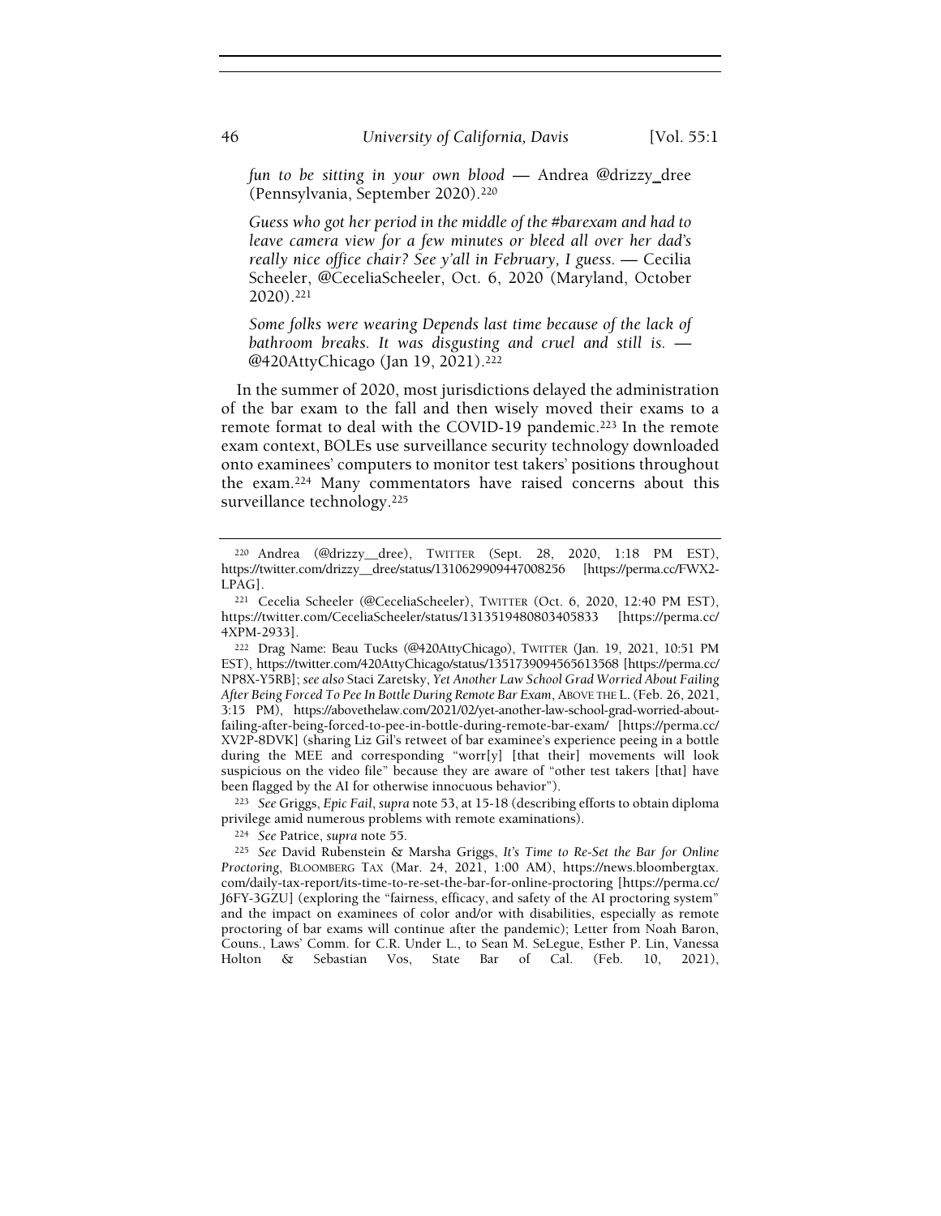*fun to be sitting in your own blood* — Andrea @drizzy_dree (Pennsylvania, September 2020).[220]

*Guess who got her period in the middle of the #barexam and had to leave camera view for a few minutes or bleed all over her dad's really nice office chair? See y'all in February, I guess.* — Cecilia Scheeler, @CeceliaScheeler, Oct. 6, 2020 (Maryland, October 2020).[221]

*Some folks were wearing Depends last time because of the lack of bathroom breaks. It was disgusting and cruel and still is.* — @420AttyChicago (Jan 19, 2021).[222]

In the summer of 2020, most jurisdictions delayed the administration of the bar exam to the fall and then wisely moved their exams to a remote format to deal with the COVID-19 pandemic.[223] In the remote exam context, BOLEs use surveillance security technology downloaded onto examinees' computers to monitor test takers' positions throughout the exam.[224] Many commentators have raised concerns about this surveillance technology.[225]

---

[220] Andrea (@drizzy__dree), TWITTER (Sept. 28, 2020, 1:18 PM EST), https://twitter.com/drizzy__dree/status/1310629909447008256 [https://perma.cc/FWX2-LPAG].

[221] Cecelia Scheeler (@CeceliaScheeler), TWITTER (Oct. 6, 2020, 12:40 PM EST), https://twitter.com/CeceliaScheeler/status/1313519480803405833 [https://perma.cc/4XPM-2933].

[222] Drag Name: Beau Tucks (@420AttyChicago), TWITTER (Jan. 19, 2021, 10:51 PM EST), https://twitter.com/420AttyChicago/status/1351739094565613568 [https://perma.cc/NP8X-Y5RB]; *see also* Staci Zaretsky, *Yet Another Law School Grad Worried About Failing After Being Forced To Pee In Bottle During Remote Bar Exam*, ABOVE THE L. (Feb. 26, 2021, 3:15 PM), https://abovethelaw.com/2021/02/yet-another-law-school-grad-worried-about-failing-after-being-forced-to-pee-in-bottle-during-remote-bar-exam/ [https://perma.cc/XV2P-8DVK] (sharing Liz Gil's retweet of bar examinee's experience peeing in a bottle during the MEE and corresponding "worr[y] [that their] movements will look suspicious on the video file" because they are aware of "other test takers [that] have been flagged by the AI for otherwise innocuous behavior").

[223] *See* Griggs, *Epic Fail*, *supra* note 53, at 15-18 (describing efforts to obtain diploma privilege amid numerous problems with remote examinations).

[224] *See* Patrice, *supra* note 55.

[225] *See* David Rubenstein & Marsha Griggs, *It's Time to Re-Set the Bar for Online Proctoring*, BLOOMBERG TAX (Mar. 24, 2021, 1:00 AM), https://news.bloombergtax.com/daily-tax-report/its-time-to-re-set-the-bar-for-online-proctoring [https://perma.cc/J6FY-3GZU] (exploring the "fairness, efficacy, and safety of the AI proctoring system" and the impact on examinees of color and/or with disabilities, especially as remote proctoring of bar exams will continue after the pandemic); Letter from Noah Baron, Couns., Laws' Comm. for C.R. Under L., to Sean M. SeLegue, Esther P. Lin, Vanessa Holton & Sebastian Vos, State Bar of Cal. (Feb. 10, 2021),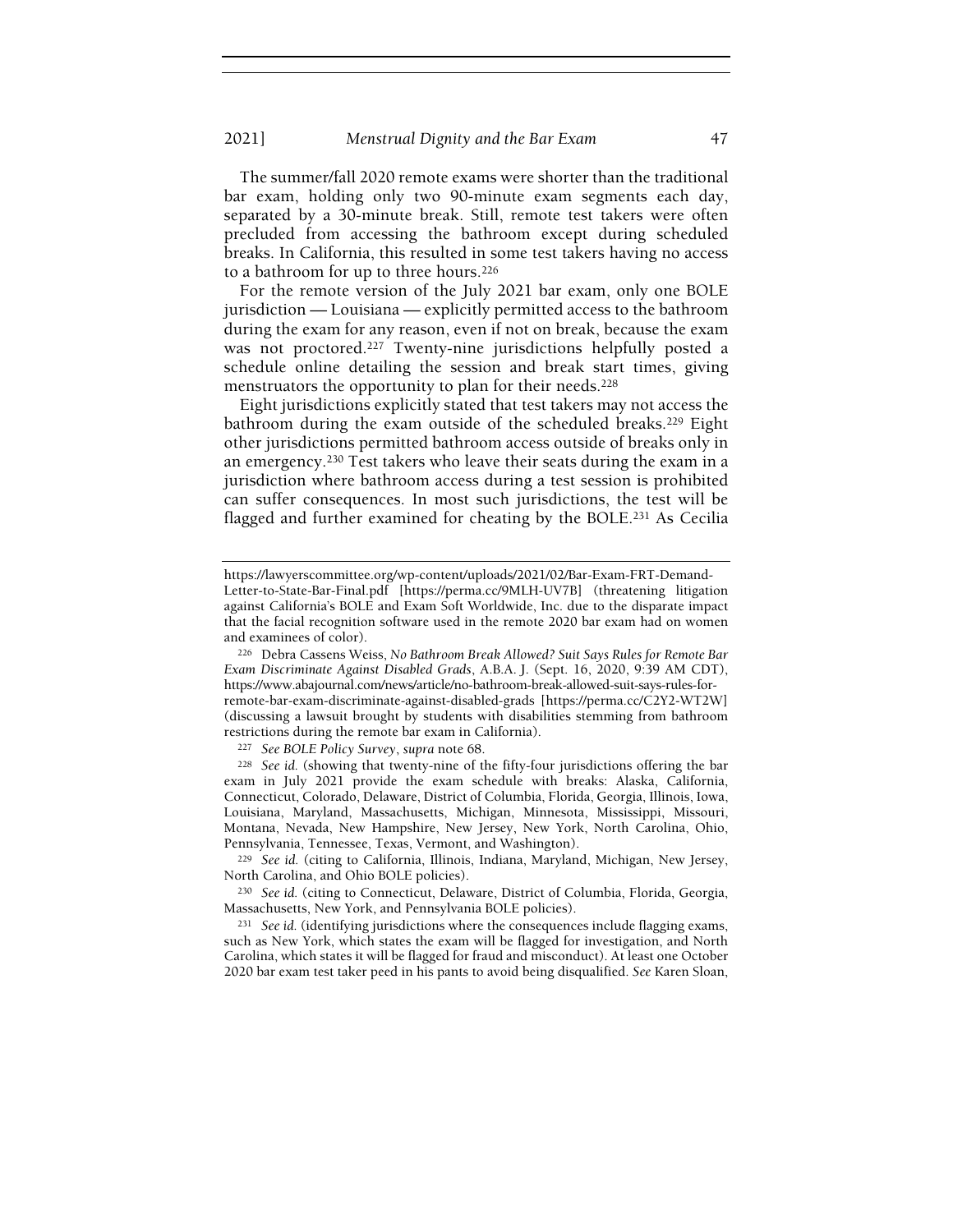The summer/fall 2020 remote exams were shorter than the traditional bar exam, holding only two 90-minute exam segments each day, separated by a 30-minute break. Still, remote test takers were often precluded from accessing the bathroom except during scheduled breaks. In California, this resulted in some test takers having no access to a bathroom for up to three hours.[226]

For the remote version of the July 2021 bar exam, only one BOLE jurisdiction — Louisiana — explicitly permitted access to the bathroom during the exam for any reason, even if not on break, because the exam was not proctored.[227] Twenty-nine jurisdictions helpfully posted a schedule online detailing the session and break start times, giving menstruators the opportunity to plan for their needs.[228]

Eight jurisdictions explicitly stated that test takers may not access the bathroom during the exam outside of the scheduled breaks.[229] Eight other jurisdictions permitted bathroom access outside of breaks only in an emergency.[230] Test takers who leave their seats during the exam in a jurisdiction where bathroom access during a test session is prohibited can suffer consequences. In most such jurisdictions, the test will be flagged and further examined for cheating by the BOLE.[231] As Cecilia

---

https://lawyerscommittee.org/wp-content/uploads/2021/02/Bar-Exam-FRT-Demand-Letter-to-State-Bar-Final.pdf [https://perma.cc/9MLH-UV7B] (threatening litigation against California's BOLE and Exam Soft Worldwide, Inc. due to the disparate impact that the facial recognition software used in the remote 2020 bar exam had on women and examinees of color).

[226] Debra Cassens Weiss, *No Bathroom Break Allowed? Suit Says Rules for Remote Bar Exam Discriminate Against Disabled Grads*, A.B.A. J. (Sept. 16, 2020, 9:39 AM CDT), https://www.abajournal.com/news/article/no-bathroom-break-allowed-suit-says-rules-for-remote-bar-exam-discriminate-against-disabled-grads [https://perma.cc/C2Y2-WT2W] (discussing a lawsuit brought by students with disabilities stemming from bathroom restrictions during the remote bar exam in California).

[227] *See BOLE Policy Survey*, *supra* note 68.

[228] *See id.* (showing that twenty-nine of the fifty-four jurisdictions offering the bar exam in July 2021 provide the exam schedule with breaks: Alaska, California, Connecticut, Colorado, Delaware, District of Columbia, Florida, Georgia, Illinois, Iowa, Louisiana, Maryland, Massachusetts, Michigan, Minnesota, Mississippi, Missouri, Montana, Nevada, New Hampshire, New Jersey, New York, North Carolina, Ohio, Pennsylvania, Tennessee, Texas, Vermont, and Washington).

[229] *See id.* (citing to California, Illinois, Indiana, Maryland, Michigan, New Jersey, North Carolina, and Ohio BOLE policies).

[230] *See id.* (citing to Connecticut, Delaware, District of Columbia, Florida, Georgia, Massachusetts, New York, and Pennsylvania BOLE policies).

[231] *See id.* (identifying jurisdictions where the consequences include flagging exams, such as New York, which states the exam will be flagged for investigation, and North Carolina, which states it will be flagged for fraud and misconduct). At least one October 2020 bar exam test taker peed in his pants to avoid being disqualified. *See* Karen Sloan,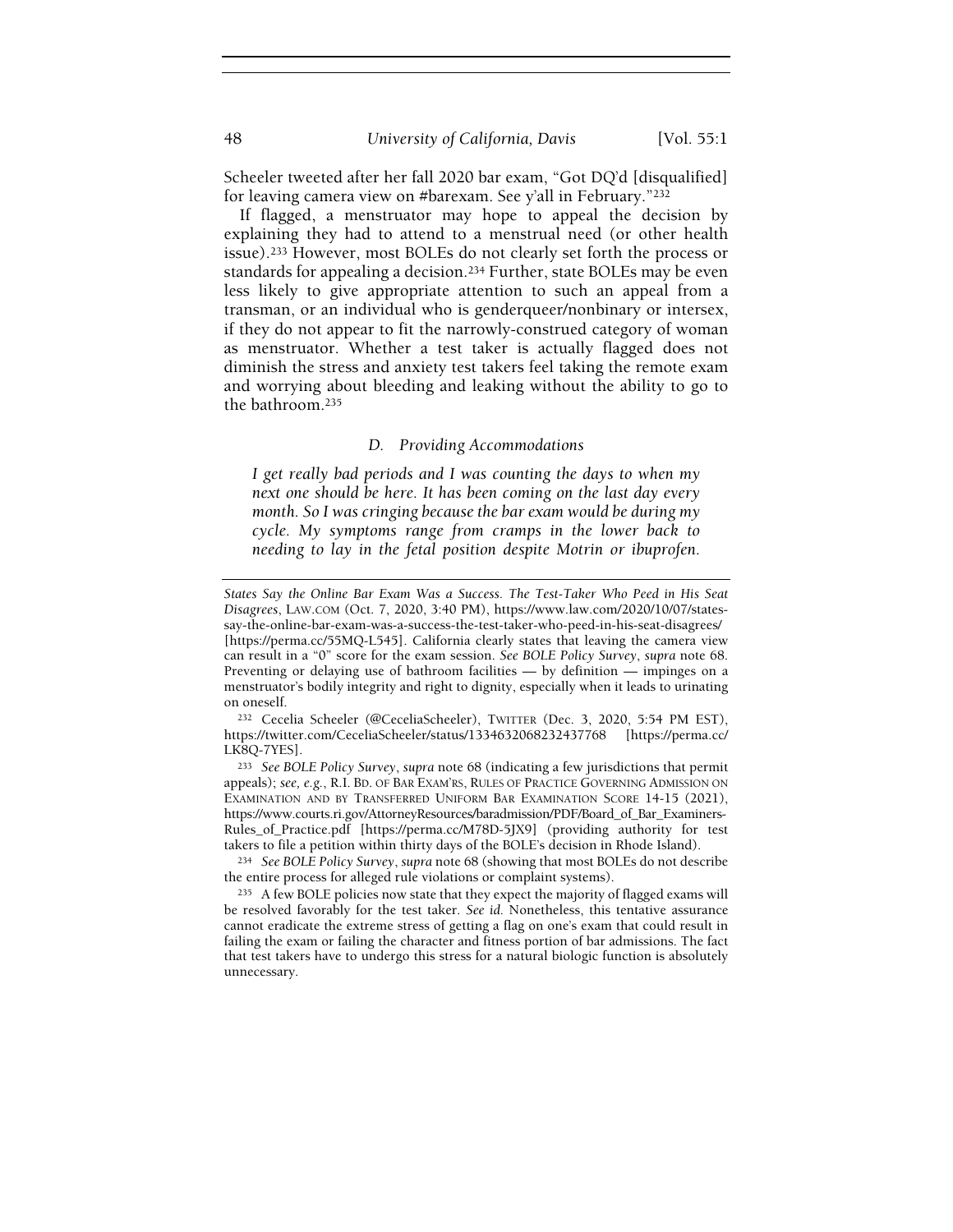Scheeler tweeted after her fall 2020 bar exam, "Got DQ'd [disqualified] for leaving camera view on #barexam. See y'all in February."[232]

If flagged, a menstruator may hope to appeal the decision by explaining they had to attend to a menstrual need (or other health issue).[233] However, most BOLEs do not clearly set forth the process or standards for appealing a decision.[234] Further, state BOLEs may be even less likely to give appropriate attention to such an appeal from a transman, or an individual who is genderqueer/nonbinary or intersex, if they do not appear to fit the narrowly-construed category of woman as menstruator. Whether a test taker is actually flagged does not diminish the stress and anxiety test takers feel taking the remote exam and worrying about bleeding and leaking without the ability to go to the bathroom.[235]

### *D. Providing Accommodations*

> *I get really bad periods and I was counting the days to when my next one should be here. It has been coming on the last day every month. So I was cringing because the bar exam would be during my cycle. My symptoms range from cramps in the lower back to needing to lay in the fetal position despite Motrin or ibuprofen.*

---

*States Say the Online Bar Exam Was a Success. The Test-Taker Who Peed in His Seat Disagrees*, LAW.COM (Oct. 7, 2020, 3:40 PM), https://www.law.com/2020/10/07/states-say-the-online-bar-exam-was-a-success-the-test-taker-who-peed-in-his-seat-disagrees/ [https://perma.cc/55MQ-L545]. California clearly states that leaving the camera view can result in a "0" score for the exam session. *See BOLE Policy Survey*, *supra* note 68. Preventing or delaying use of bathroom facilities — by definition — impinges on a menstruator's bodily integrity and right to dignity, especially when it leads to urinating on oneself.

[232] Cecelia Scheeler (@CeceliaScheeler), TWITTER (Dec. 3, 2020, 5:54 PM EST), https://twitter.com/CeceliaScheeler/status/1334632068232437768 [https://perma.cc/LK8Q-7YES].

[233] *See BOLE Policy Survey*, *supra* note 68 (indicating a few jurisdictions that permit appeals); *see, e.g.*, R.I. BD. OF BAR EXAM'RS, RULES OF PRACTICE GOVERNING ADMISSION ON EXAMINATION AND BY TRANSFERRED UNIFORM BAR EXAMINATION SCORE 14-15 (2021), https://www.courts.ri.gov/AttorneyResources/baradmission/PDF/Board_of_Bar_Examiners-Rules_of_Practice.pdf [https://perma.cc/M78D-5JX9] (providing authority for test takers to file a petition within thirty days of the BOLE's decision in Rhode Island).

[234] *See BOLE Policy Survey*, *supra* note 68 (showing that most BOLEs do not describe the entire process for alleged rule violations or complaint systems).

[235] A few BOLE policies now state that they expect the majority of flagged exams will be resolved favorably for the test taker. *See id.* Nonetheless, this tentative assurance cannot eradicate the extreme stress of getting a flag on one's exam that could result in failing the exam or failing the character and fitness portion of bar admissions. The fact that test takers have to undergo this stress for a natural biologic function is absolutely unnecessary.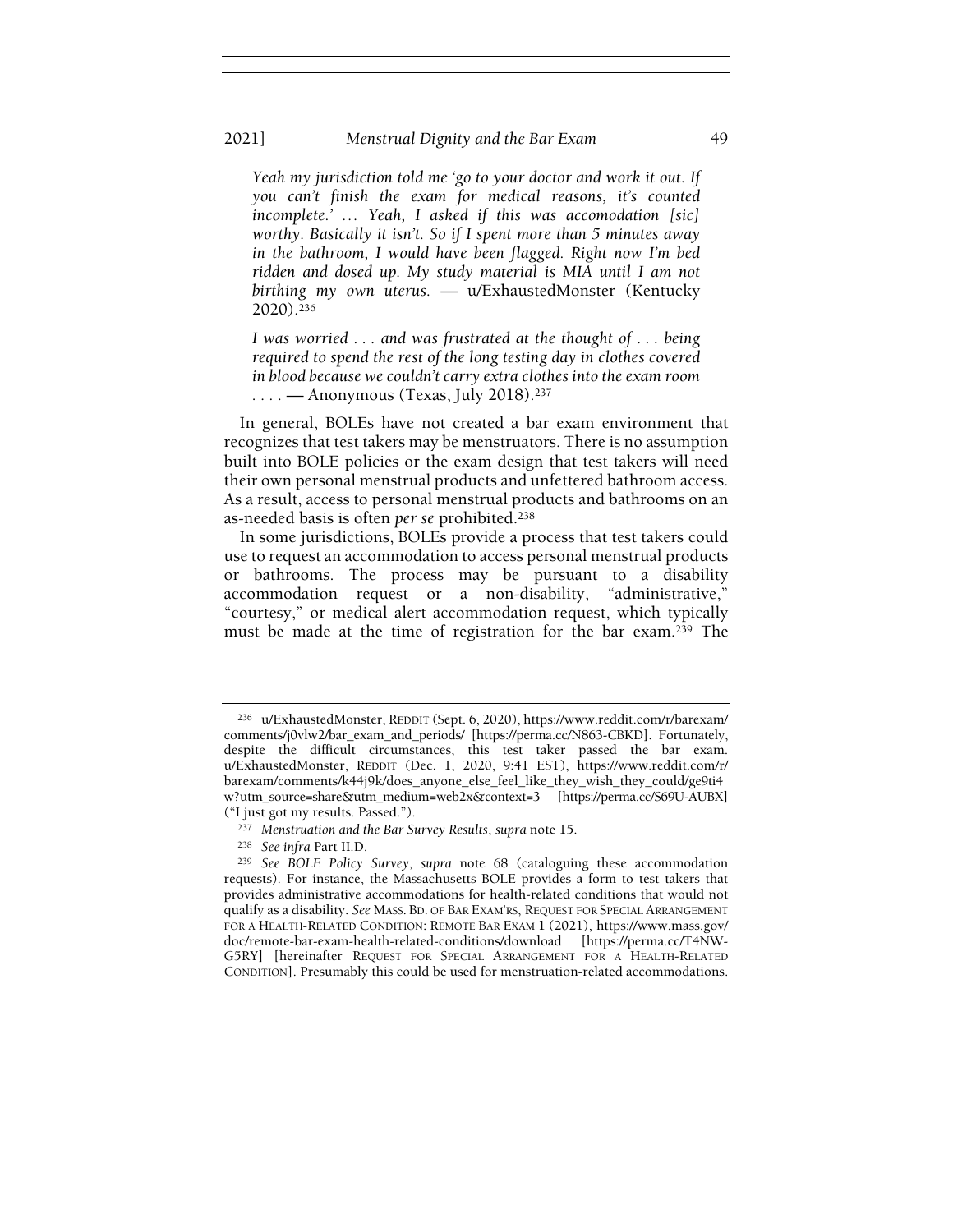*Yeah my jurisdiction told me 'go to your doctor and work it out. If you can't finish the exam for medical reasons, it's counted incomplete.' … Yeah, I asked if this was accomodation [sic] worthy. Basically it isn't. So if I spent more than 5 minutes away in the bathroom, I would have been flagged. Right now I'm bed ridden and dosed up. My study material is MIA until I am not birthing my own uterus.* — u/ExhaustedMonster (Kentucky 2020).[236]

*I was worried . . . and was frustrated at the thought of . . . being required to spend the rest of the long testing day in clothes covered in blood because we couldn't carry extra clothes into the exam room . . . .* — Anonymous (Texas, July 2018).[237]

In general, BOLEs have not created a bar exam environment that recognizes that test takers may be menstruators. There is no assumption built into BOLE policies or the exam design that test takers will need their own personal menstrual products and unfettered bathroom access. As a result, access to personal menstrual products and bathrooms on an as-needed basis is often *per se* prohibited.[238]

In some jurisdictions, BOLEs provide a process that test takers could use to request an accommodation to access personal menstrual products or bathrooms. The process may be pursuant to a disability accommodation request or a non-disability, "administrative," "courtesy," or medical alert accommodation request, which typically must be made at the time of registration for the bar exam.[239] The

---

[236] u/ExhaustedMonster, REDDIT (Sept. 6, 2020), https://www.reddit.com/r/barexam/comments/j0vlw2/bar_exam_and_periods/ [https://perma.cc/N863-CBKD]. Fortunately, despite the difficult circumstances, this test taker passed the bar exam. u/ExhaustedMonster, REDDIT (Dec. 1, 2020, 9:41 EST), https://www.reddit.com/r/barexam/comments/k44j9k/does_anyone_else_feel_like_they_wish_they_could/ge9ti4w?utm_source=share&utm_medium=web2x&context=3 [https://perma.cc/S69U-AUBX] ("I just got my results. Passed.").

[237] *Menstruation and the Bar Survey Results*, *supra* note 15.

[238] *See infra* Part II.D.

[239] *See BOLE Policy Survey*, *supra* note 68 (cataloguing these accommodation requests). For instance, the Massachusetts BOLE provides a form to test takers that provides administrative accommodations for health-related conditions that would not qualify as a disability. *See* MASS. BD. OF BAR EXAM'RS, REQUEST FOR SPECIAL ARRANGEMENT FOR A HEALTH-RELATED CONDITION: REMOTE BAR EXAM 1 (2021), https://www.mass.gov/doc/remote-bar-exam-health-related-conditions/download [https://perma.cc/T4NW-G5RY] [hereinafter REQUEST FOR SPECIAL ARRANGEMENT FOR A HEALTH-RELATED CONDITION]. Presumably this could be used for menstruation-related accommodations.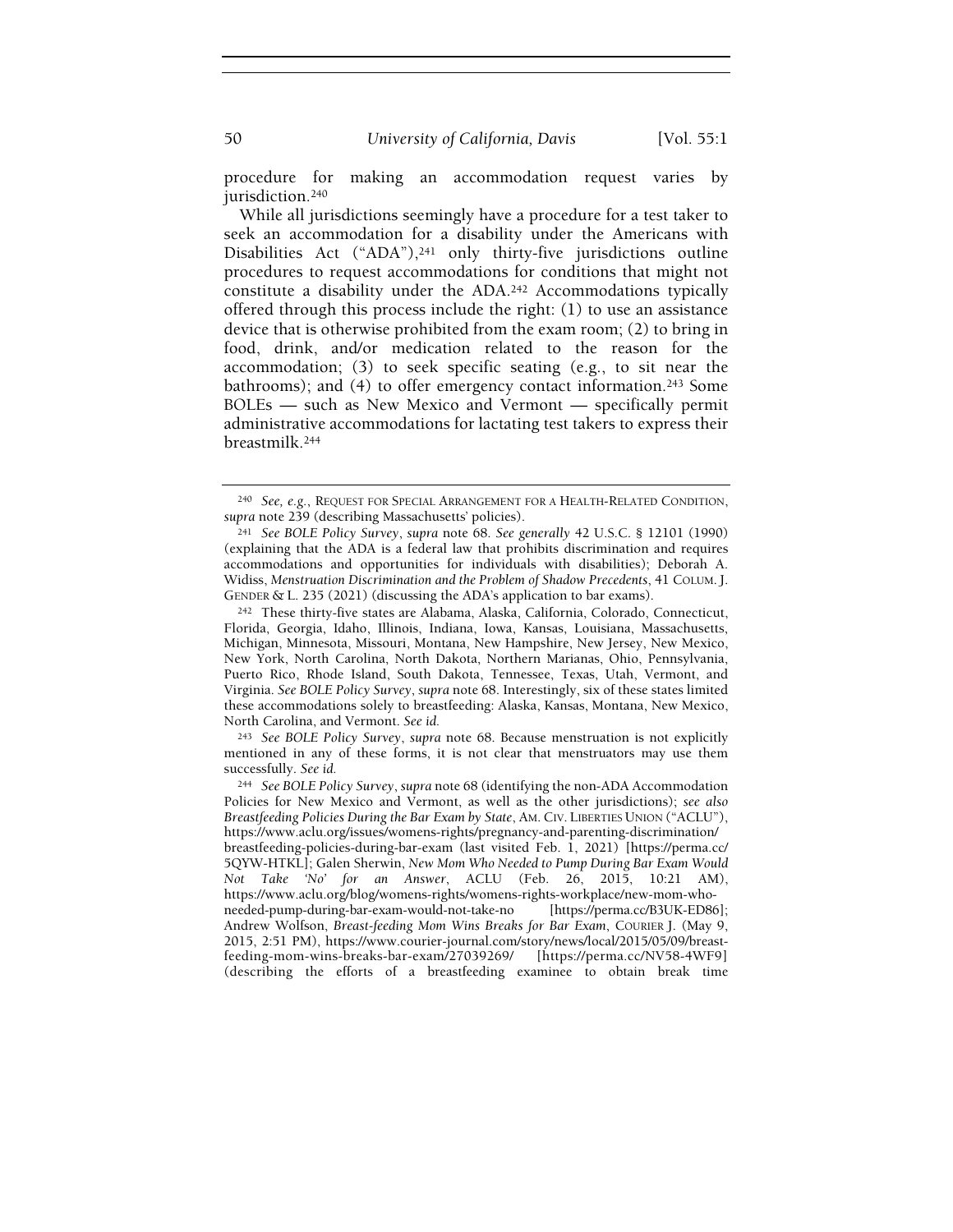procedure for making an accommodation request varies by jurisdiction.[240]

While all jurisdictions seemingly have a procedure for a test taker to seek an accommodation for a disability under the Americans with Disabilities Act ("ADA"),[241] only thirty-five jurisdictions outline procedures to request accommodations for conditions that might not constitute a disability under the ADA.[242] Accommodations typically offered through this process include the right: (1) to use an assistance device that is otherwise prohibited from the exam room; (2) to bring in food, drink, and/or medication related to the reason for the accommodation; (3) to seek specific seating (e.g., to sit near the bathrooms); and (4) to offer emergency contact information.[243] Some BOLEs — such as New Mexico and Vermont — specifically permit administrative accommodations for lactating test takers to express their breastmilk.[244]

---

[240] *See, e.g.*, REQUEST FOR SPECIAL ARRANGEMENT FOR A HEALTH-RELATED CONDITION, *supra* note 239 (describing Massachusetts' policies).

[241] *See BOLE Policy Survey*, *supra* note 68. *See generally* 42 U.S.C. § 12101 (1990) (explaining that the ADA is a federal law that prohibits discrimination and requires accommodations and opportunities for individuals with disabilities); Deborah A. Widiss, *Menstruation Discrimination and the Problem of Shadow Precedents*, 41 COLUM. J. GENDER & L. 235 (2021) (discussing the ADA's application to bar exams).

[242] These thirty-five states are Alabama, Alaska, California, Colorado, Connecticut, Florida, Georgia, Idaho, Illinois, Indiana, Iowa, Kansas, Louisiana, Massachusetts, Michigan, Minnesota, Missouri, Montana, New Hampshire, New Jersey, New Mexico, New York, North Carolina, North Dakota, Northern Marianas, Ohio, Pennsylvania, Puerto Rico, Rhode Island, South Dakota, Tennessee, Texas, Utah, Vermont, and Virginia. *See BOLE Policy Survey*, *supra* note 68. Interestingly, six of these states limited these accommodations solely to breastfeeding: Alaska, Kansas, Montana, New Mexico, North Carolina, and Vermont. *See id.*

[243] *See BOLE Policy Survey*, *supra* note 68. Because menstruation is not explicitly mentioned in any of these forms, it is not clear that menstruators may use them successfully. *See id.*

[244] *See BOLE Policy Survey*, *supra* note 68 (identifying the non-ADA Accommodation Policies for New Mexico and Vermont, as well as the other jurisdictions); *see also Breastfeeding Policies During the Bar Exam by State*, AM. CIV. LIBERTIES UNION ("ACLU"), https://www.aclu.org/issues/womens-rights/pregnancy-and-parenting-discrimination/breastfeeding-policies-during-bar-exam (last visited Feb. 1, 2021) [https://perma.cc/5QYW-HTKL]; Galen Sherwin, *New Mom Who Needed to Pump During Bar Exam Would Not Take 'No' for an Answer*, ACLU (Feb. 26, 2015, 10:21 AM), https://www.aclu.org/blog/womens-rights/womens-rights-workplace/new-mom-who-needed-pump-during-bar-exam-would-not-take-no [https://perma.cc/B3UK-ED86]; Andrew Wolfson, *Breast-feeding Mom Wins Breaks for Bar Exam*, COURIER J. (May 9, 2015, 2:51 PM), https://www.courier-journal.com/story/news/local/2015/05/09/breast-feeding-mom-wins-breaks-bar-exam/27039269/ [https://perma.cc/NV58-4WF9] (describing the efforts of a breastfeeding examinee to obtain break time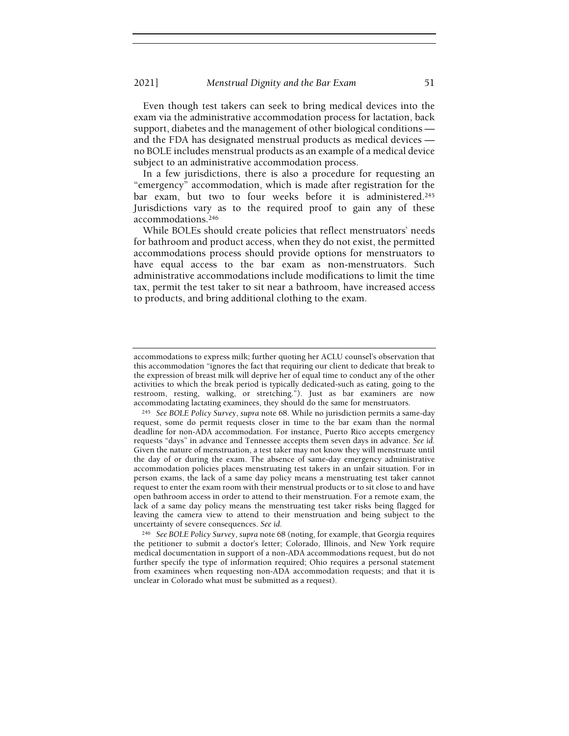Even though test takers can seek to bring medical devices into the exam via the administrative accommodation process for lactation, back support, diabetes and the management of other biological conditions — and the FDA has designated menstrual products as medical devices — no BOLE includes menstrual products as an example of a medical device subject to an administrative accommodation process.

In a few jurisdictions, there is also a procedure for requesting an "emergency" accommodation, which is made after registration for the bar exam, but two to four weeks before it is administered.[245] Jurisdictions vary as to the required proof to gain any of these accommodations.[246]

While BOLEs should create policies that reflect menstruators' needs for bathroom and product access, when they do not exist, the permitted accommodations process should provide options for menstruators to have equal access to the bar exam as non-menstruators. Such administrative accommodations include modifications to limit the time tax, permit the test taker to sit near a bathroom, have increased access to products, and bring additional clothing to the exam.

---

accommodations to express milk; further quoting her ACLU counsel's observation that this accommodation "ignores the fact that requiring our client to dedicate that break to the expression of breast milk will deprive her of equal time to conduct any of the other activities to which the break period is typically dedicated-such as eating, going to the restroom, resting, walking, or stretching."). Just as bar examiners are now accommodating lactating examinees, they should do the same for menstruators.

[245] *See BOLE Policy Survey*, *supra* note 68. While no jurisdiction permits a same-day request, some do permit requests closer in time to the bar exam than the normal deadline for non-ADA accommodation. For instance, Puerto Rico accepts emergency requests "days" in advance and Tennessee accepts them seven days in advance. *See id.* Given the nature of menstruation, a test taker may not know they will menstruate until the day of or during the exam. The absence of same-day emergency administrative accommodation policies places menstruating test takers in an unfair situation. For in person exams, the lack of a same day policy means a menstruating test taker cannot request to enter the exam room with their menstrual products or to sit close to and have open bathroom access in order to attend to their menstruation. For a remote exam, the lack of a same day policy means the menstruating test taker risks being flagged for leaving the camera view to attend to their menstruation and being subject to the uncertainty of severe consequences. *See id.*

[246] *See BOLE Policy Survey*, *supra* note 68 (noting, for example, that Georgia requires the petitioner to submit a doctor's letter; Colorado, Illinois, and New York require medical documentation in support of a non-ADA accommodations request, but do not further specify the type of information required; Ohio requires a personal statement from examinees when requesting non-ADA accommodation requests; and that it is unclear in Colorado what must be submitted as a request).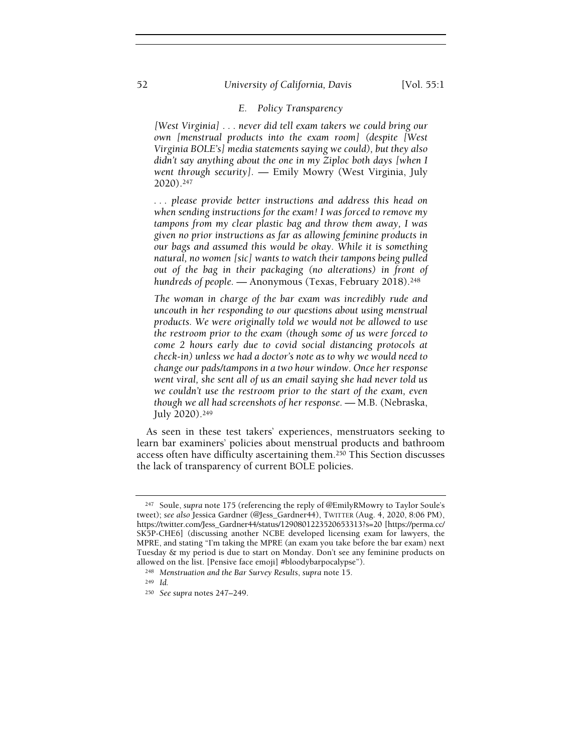### E. Policy Transparency

*[West Virginia] . . . never did tell exam takers we could bring our own [menstrual products into the exam room] (despite [West Virginia BOLE's] media statements saying we could), but they also didn't say anything about the one in my Ziploc both days [when I went through security].* — Emily Mowry (West Virginia, July 2020).[247]

*. . . please provide better instructions and address this head on when sending instructions for the exam! I was forced to remove my tampons from my clear plastic bag and throw them away, I was given no prior instructions as far as allowing feminine products in our bags and assumed this would be okay. While it is something natural, no women [sic] wants to watch their tampons being pulled out of the bag in their packaging (no alterations) in front of hundreds of people.* — Anonymous (Texas, February 2018).[248]

*The woman in charge of the bar exam was incredibly rude and uncouth in her responding to our questions about using menstrual products. We were originally told we would not be allowed to use the restroom prior to the exam (though some of us were forced to come 2 hours early due to covid social distancing protocols at check-in) unless we had a doctor's note as to why we would need to change our pads/tampons in a two hour window. Once her response went viral, she sent all of us an email saying she had never told us we couldn't use the restroom prior to the start of the exam, even though we all had screenshots of her response.* — M.B. (Nebraska, July 2020).[249]

As seen in these test takers' experiences, menstruators seeking to learn bar examiners' policies about menstrual products and bathroom access often have difficulty ascertaining them.[250] This Section discusses the lack of transparency of current BOLE policies.

---

[247] Soule, *supra* note 175 (referencing the reply of @EmilyRMowry to Taylor Soule's tweet); *see also* Jessica Gardner (@Jess_Gardner44), TWITTER (Aug. 4, 2020, 8:06 PM), https://twitter.com/Jess_Gardner44/status/1290801223520653313?s=20 [https://perma.cc/SK5P-CHE6] (discussing another NCBE developed licensing exam for lawyers, the MPRE, and stating "I'm taking the MPRE (an exam you take before the bar exam) next Tuesday & my period is due to start on Monday. Don't see any feminine products on allowed on the list. [Pensive face emoji] #bloodybarpocalypse").

[248] *Menstruation and the Bar Survey Results*, *supra* note 15.

[249] *Id.*

[250] *See supra* notes 247–249.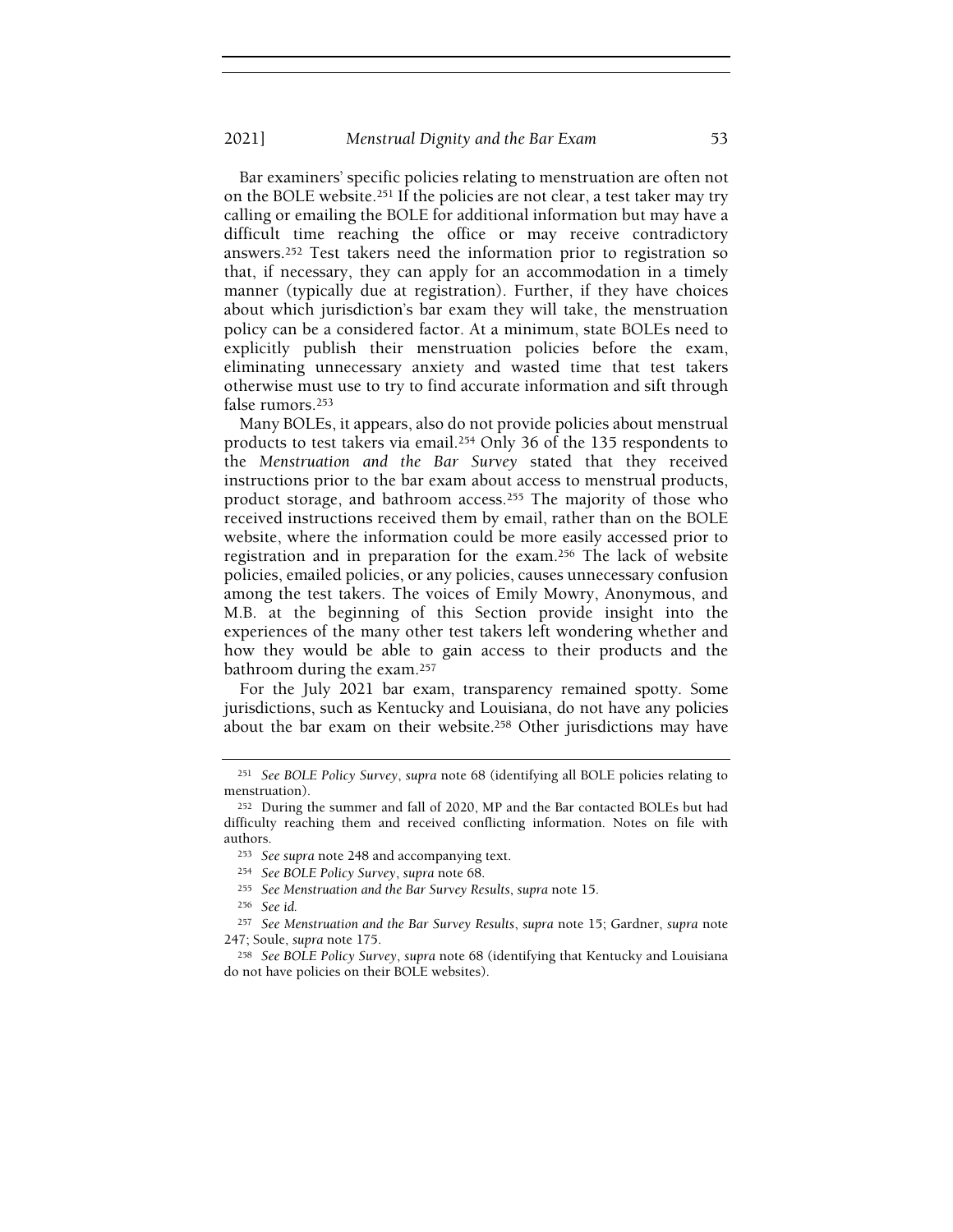Bar examiners' specific policies relating to menstruation are often not on the BOLE website.[251] If the policies are not clear, a test taker may try calling or emailing the BOLE for additional information but may have a difficult time reaching the office or may receive contradictory answers.[252] Test takers need the information prior to registration so that, if necessary, they can apply for an accommodation in a timely manner (typically due at registration). Further, if they have choices about which jurisdiction's bar exam they will take, the menstruation policy can be a considered factor. At a minimum, state BOLEs need to explicitly publish their menstruation policies before the exam, eliminating unnecessary anxiety and wasted time that test takers otherwise must use to try to find accurate information and sift through false rumors.[253]

Many BOLEs, it appears, also do not provide policies about menstrual products to test takers via email.[254] Only 36 of the 135 respondents to the *Menstruation and the Bar Survey* stated that they received instructions prior to the bar exam about access to menstrual products, product storage, and bathroom access.[255] The majority of those who received instructions received them by email, rather than on the BOLE website, where the information could be more easily accessed prior to registration and in preparation for the exam.[256] The lack of website policies, emailed policies, or any policies, causes unnecessary confusion among the test takers. The voices of Emily Mowry, Anonymous, and M.B. at the beginning of this Section provide insight into the experiences of the many other test takers left wondering whether and how they would be able to gain access to their products and the bathroom during the exam.[257]

For the July 2021 bar exam, transparency remained spotty. Some jurisdictions, such as Kentucky and Louisiana, do not have any policies about the bar exam on their website.[258] Other jurisdictions may have

---

[251] *See BOLE Policy Survey*, *supra* note 68 (identifying all BOLE policies relating to menstruation).

[252] During the summer and fall of 2020, MP and the Bar contacted BOLEs but had difficulty reaching them and received conflicting information. Notes on file with authors.

[253] *See supra* note 248 and accompanying text.

[254] *See BOLE Policy Survey*, *supra* note 68.

[255] *See Menstruation and the Bar Survey Results*, *supra* note 15.

[256] *See id.*

[257] *See Menstruation and the Bar Survey Results*, *supra* note 15; Gardner, *supra* note 247; Soule, *supra* note 175.

[258] *See BOLE Policy Survey*, *supra* note 68 (identifying that Kentucky and Louisiana do not have policies on their BOLE websites).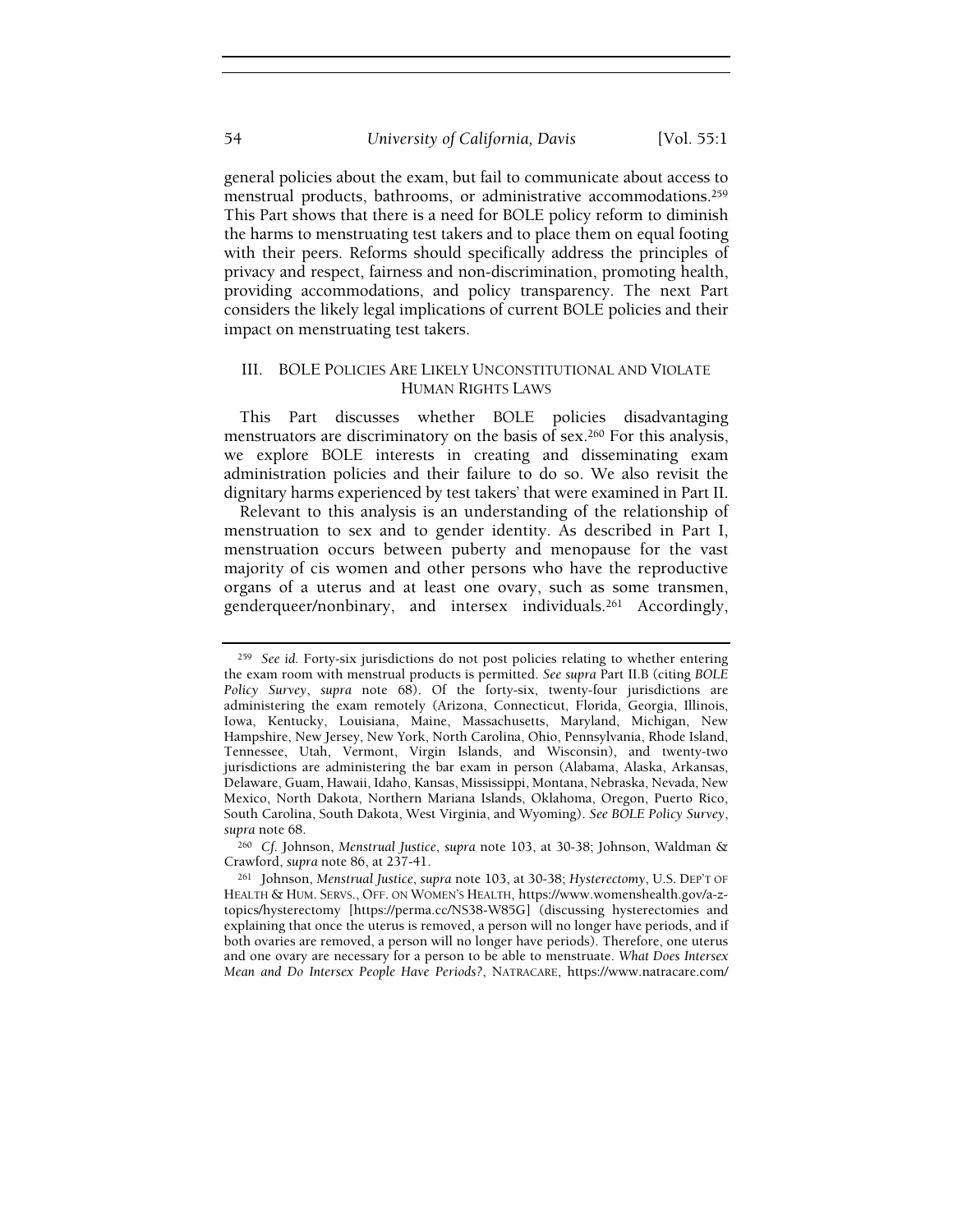general policies about the exam, but fail to communicate about access to menstrual products, bathrooms, or administrative accommodations.[259] This Part shows that there is a need for BOLE policy reform to diminish the harms to menstruating test takers and to place them on equal footing with their peers. Reforms should specifically address the principles of privacy and respect, fairness and non-discrimination, promoting health, providing accommodations, and policy transparency. The next Part considers the likely legal implications of current BOLE policies and their impact on menstruating test takers.

## III. BOLE Policies Are Likely Unconstitutional and Violate Human Rights Laws

This Part discusses whether BOLE policies disadvantaging menstruators are discriminatory on the basis of sex.[260] For this analysis, we explore BOLE interests in creating and disseminating exam administration policies and their failure to do so. We also revisit the dignitary harms experienced by test takers' that were examined in Part II.

Relevant to this analysis is an understanding of the relationship of menstruation to sex and to gender identity. As described in Part I, menstruation occurs between puberty and menopause for the vast majority of cis women and other persons who have the reproductive organs of a uterus and at least one ovary, such as some transmen, genderqueer/nonbinary, and intersex individuals.[261] Accordingly,

---

[259] *See id.* Forty-six jurisdictions do not post policies relating to whether entering the exam room with menstrual products is permitted. *See supra* Part II.B (citing *BOLE Policy Survey*, *supra* note 68). Of the forty-six, twenty-four jurisdictions are administering the exam remotely (Arizona, Connecticut, Florida, Georgia, Illinois, Iowa, Kentucky, Louisiana, Maine, Massachusetts, Maryland, Michigan, New Hampshire, New Jersey, New York, North Carolina, Ohio, Pennsylvania, Rhode Island, Tennessee, Utah, Vermont, Virgin Islands, and Wisconsin), and twenty-two jurisdictions are administering the bar exam in person (Alabama, Alaska, Arkansas, Delaware, Guam, Hawaii, Idaho, Kansas, Mississippi, Montana, Nebraska, Nevada, New Mexico, North Dakota, Northern Mariana Islands, Oklahoma, Oregon, Puerto Rico, South Carolina, South Dakota, West Virginia, and Wyoming). *See BOLE Policy Survey*, *supra* note 68.

[260] *Cf.* Johnson, *Menstrual Justice*, *supra* note 103, at 30-38; Johnson, Waldman & Crawford, *supra* note 86, at 237-41.

[261] Johnson, *Menstrual Justice*, *supra* note 103, at 30-38; *Hysterectomy*, U.S. DEP'T OF HEALTH & HUM. SERVS., OFF. ON WOMEN'S HEALTH, https://www.womenshealth.gov/a-z-topics/hysterectomy [https://perma.cc/NS38-W85G] (discussing hysterectomies and explaining that once the uterus is removed, a person will no longer have periods, and if both ovaries are removed, a person will no longer have periods). Therefore, one uterus and one ovary are necessary for a person to be able to menstruate. *What Does Intersex Mean and Do Intersex People Have Periods?*, NATRACARE, https://www.natracare.com/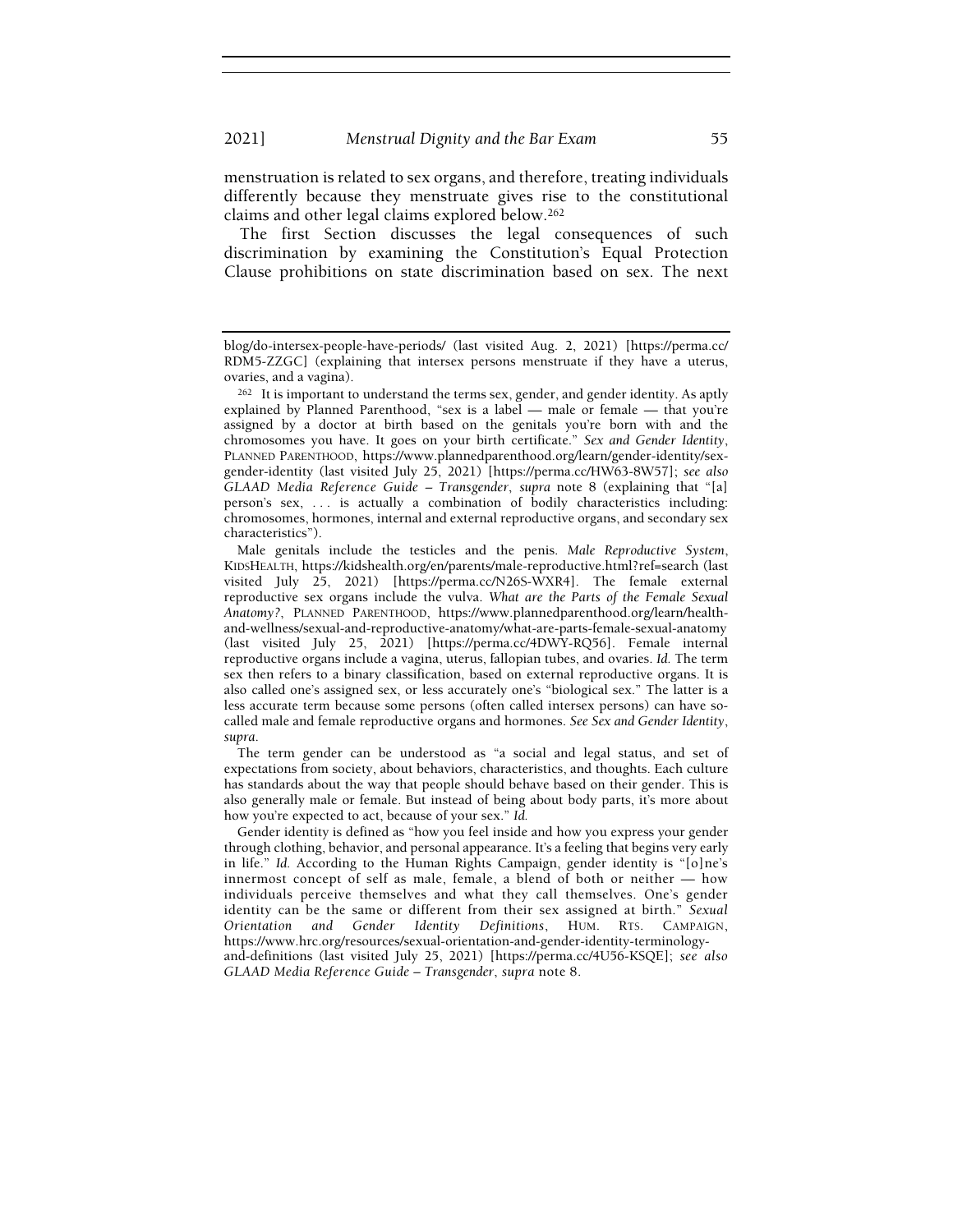menstruation is related to sex organs, and therefore, treating individuals differently because they menstruate gives rise to the constitutional claims and other legal claims explored below.[262]

The first Section discusses the legal consequences of such discrimination by examining the Constitution's Equal Protection Clause prohibitions on state discrimination based on sex. The next

---

blog/do-intersex-people-have-periods/ (last visited Aug. 2, 2021) [https://perma.cc/RDM5-ZZGC] (explaining that intersex persons menstruate if they have a uterus, ovaries, and a vagina).

[262] It is important to understand the terms sex, gender, and gender identity. As aptly explained by Planned Parenthood, "sex is a label — male or female — that you're assigned by a doctor at birth based on the genitals you're born with and the chromosomes you have. It goes on your birth certificate." *Sex and Gender Identity*, PLANNED PARENTHOOD, https://www.plannedparenthood.org/learn/gender-identity/sex-gender-identity (last visited July 25, 2021) [https://perma.cc/HW63-8W57]; *see also GLAAD Media Reference Guide – Transgender*, *supra* note 8 (explaining that "[a] person's sex, . . . is actually a combination of bodily characteristics including: chromosomes, hormones, internal and external reproductive organs, and secondary sex characteristics").

Male genitals include the testicles and the penis. *Male Reproductive System*, KIDSHEALTH, https://kidshealth.org/en/parents/male-reproductive.html?ref=search (last visited July 25, 2021) [https://perma.cc/N26S-WXR4]. The female external reproductive sex organs include the vulva. *What are the Parts of the Female Sexual Anatomy?*, PLANNED PARENTHOOD, https://www.plannedparenthood.org/learn/health-and-wellness/sexual-and-reproductive-anatomy/what-are-parts-female-sexual-anatomy (last visited July 25, 2021) [https://perma.cc/4DWY-RQ56]. Female internal reproductive organs include a vagina, uterus, fallopian tubes, and ovaries. *Id.* The term sex then refers to a binary classification, based on external reproductive organs. It is also called one's assigned sex, or less accurately one's "biological sex." The latter is a less accurate term because some persons (often called intersex persons) can have so-called male and female reproductive organs and hormones. *See Sex and Gender Identity*, *supra*.

The term gender can be understood as "a social and legal status, and set of expectations from society, about behaviors, characteristics, and thoughts. Each culture has standards about the way that people should behave based on their gender. This is also generally male or female. But instead of being about body parts, it's more about how you're expected to act, because of your sex." *Id.*

Gender identity is defined as "how you feel inside and how you express your gender through clothing, behavior, and personal appearance. It's a feeling that begins very early in life." *Id.* According to the Human Rights Campaign, gender identity is "[o]ne's innermost concept of self as male, female, a blend of both or neither — how individuals perceive themselves and what they call themselves. One's gender identity can be the same or different from their sex assigned at birth." *Sexual Orientation and Gender Identity Definitions*, HUM. RTS. CAMPAIGN, https://www.hrc.org/resources/sexual-orientation-and-gender-identity-terminology-and-definitions (last visited July 25, 2021) [https://perma.cc/4U56-KSQE]; *see also GLAAD Media Reference Guide – Transgender*, *supra* note 8.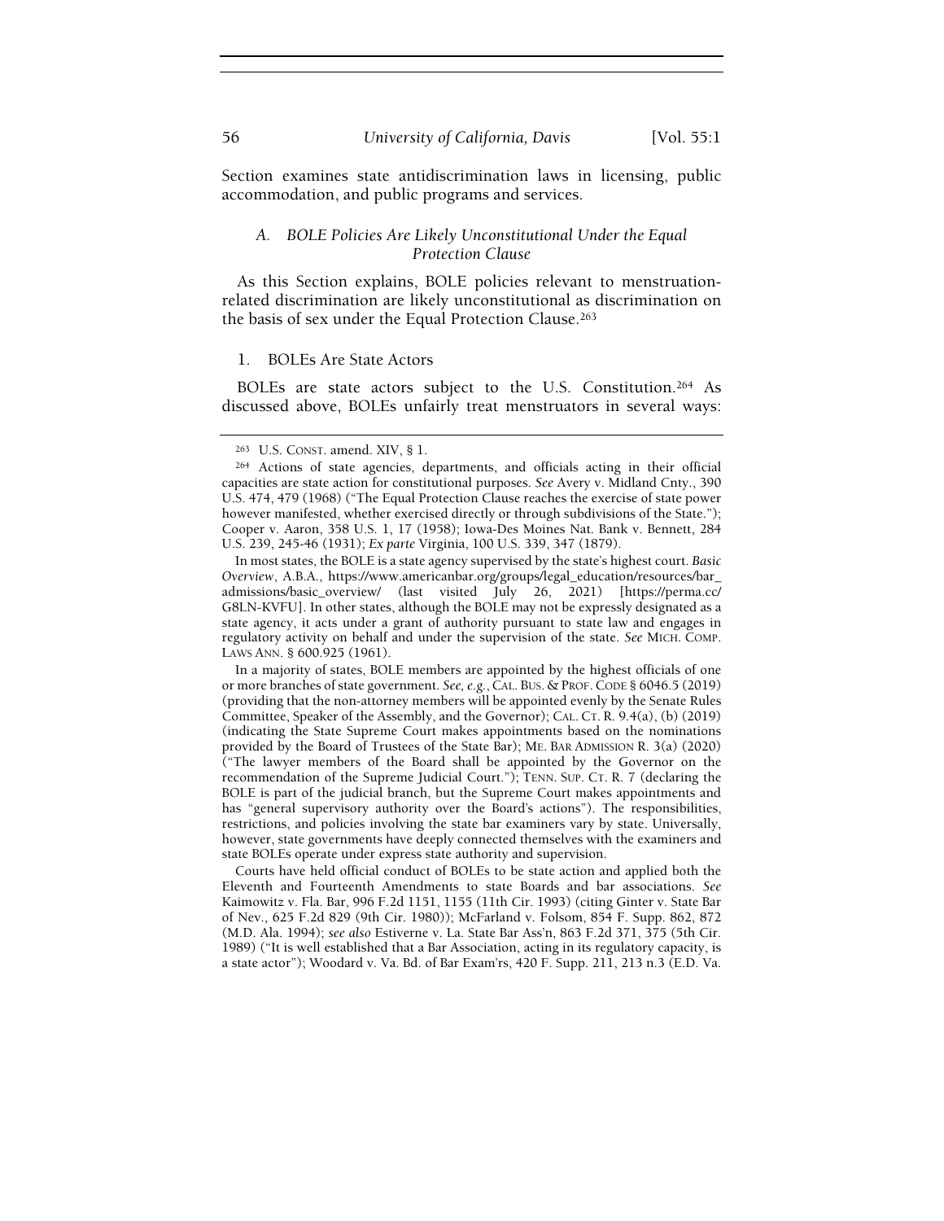Section examines state antidiscrimination laws in licensing, public accommodation, and public programs and services.

### *A. BOLE Policies Are Likely Unconstitutional Under the Equal Protection Clause*

As this Section explains, BOLE policies relevant to menstruation-related discrimination are likely unconstitutional as discrimination on the basis of sex under the Equal Protection Clause.[263]

#### 1. BOLEs Are State Actors

BOLEs are state actors subject to the U.S. Constitution.[264] As discussed above, BOLEs unfairly treat menstruators in several ways:

---

[263] U.S. CONST. amend. XIV, § 1.

[264] Actions of state agencies, departments, and officials acting in their official capacities are state action for constitutional purposes. *See* Avery v. Midland Cnty., 390 U.S. 474, 479 (1968) ("The Equal Protection Clause reaches the exercise of state power however manifested, whether exercised directly or through subdivisions of the State."); Cooper v. Aaron, 358 U.S. 1, 17 (1958); Iowa-Des Moines Nat. Bank v. Bennett, 284 U.S. 239, 245-46 (1931); *Ex parte* Virginia, 100 U.S. 339, 347 (1879).

In most states, the BOLE is a state agency supervised by the state's highest court. *Basic Overview*, A.B.A., https://www.americanbar.org/groups/legal_education/resources/bar_admissions/basic_overview/ (last visited July 26, 2021) [https://perma.cc/G8LN-KVFU]. In other states, although the BOLE may not be expressly designated as a state agency, it acts under a grant of authority pursuant to state law and engages in regulatory activity on behalf and under the supervision of the state. *See* MICH. COMP. LAWS ANN. § 600.925 (1961).

In a majority of states, BOLE members are appointed by the highest officials of one or more branches of state government. *See, e.g.*, CAL. BUS. & PROF. CODE § 6046.5 (2019) (providing that the non-attorney members will be appointed evenly by the Senate Rules Committee, Speaker of the Assembly, and the Governor); CAL. CT. R. 9.4(a), (b) (2019) (indicating the State Supreme Court makes appointments based on the nominations provided by the Board of Trustees of the State Bar); ME. BAR ADMISSION R. 3(a) (2020) ("The lawyer members of the Board shall be appointed by the Governor on the recommendation of the Supreme Judicial Court."); TENN. SUP. CT. R. 7 (declaring the BOLE is part of the judicial branch, but the Supreme Court makes appointments and has "general supervisory authority over the Board's actions"). The responsibilities, restrictions, and policies involving the state bar examiners vary by state. Universally, however, state governments have deeply connected themselves with the examiners and state BOLEs operate under express state authority and supervision.

Courts have held official conduct of BOLEs to be state action and applied both the Eleventh and Fourteenth Amendments to state Boards and bar associations. *See* Kaimowitz v. Fla. Bar, 996 F.2d 1151, 1155 (11th Cir. 1993) (citing Ginter v. State Bar of Nev., 625 F.2d 829 (9th Cir. 1980)); McFarland v. Folsom, 854 F. Supp. 862, 872 (M.D. Ala. 1994); *see also* Estiverne v. La. State Bar Ass'n, 863 F.2d 371, 375 (5th Cir. 1989) ("It is well established that a Bar Association, acting in its regulatory capacity, is a state actor"); Woodard v. Va. Bd. of Bar Exam'rs, 420 F. Supp. 211, 213 n.3 (E.D. Va.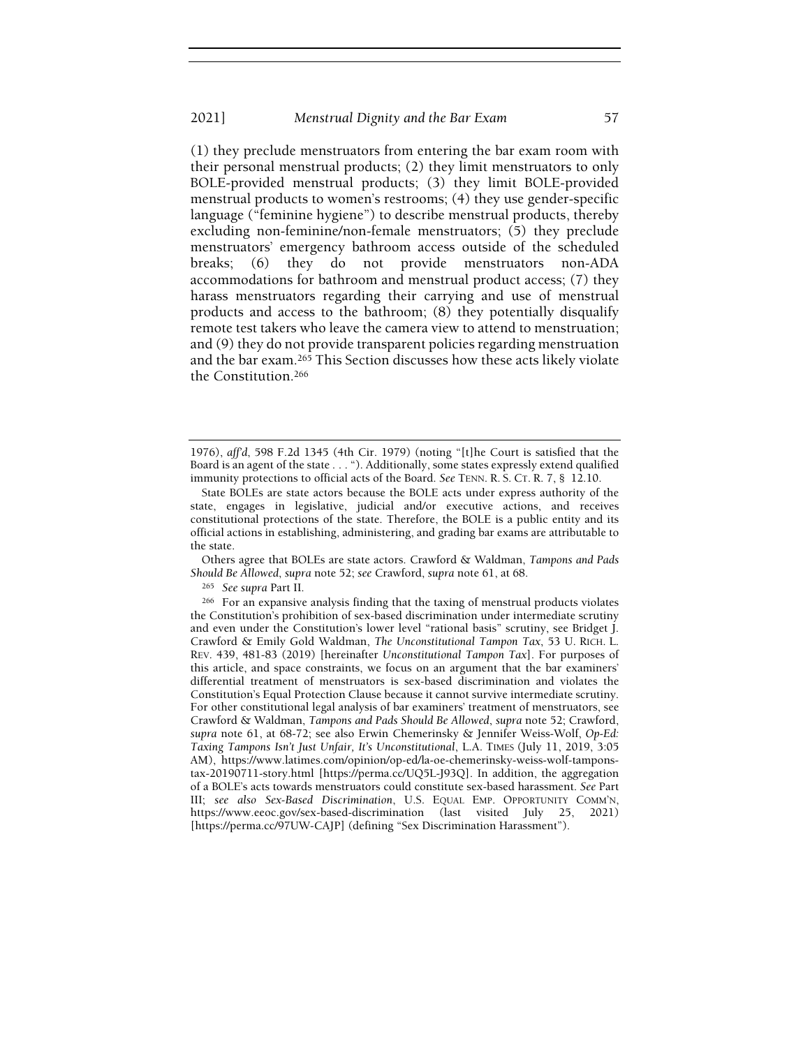(1) they preclude menstruators from entering the bar exam room with their personal menstrual products; (2) they limit menstruators to only BOLE-provided menstrual products; (3) they limit BOLE-provided menstrual products to women's restrooms; (4) they use gender-specific language ("feminine hygiene") to describe menstrual products, thereby excluding non-feminine/non-female menstruators; (5) they preclude menstruators' emergency bathroom access outside of the scheduled breaks; (6) they do not provide menstruators non-ADA accommodations for bathroom and menstrual product access; (7) they harass menstruators regarding their carrying and use of menstrual products and access to the bathroom; (8) they potentially disqualify remote test takers who leave the camera view to attend to menstruation; and (9) they do not provide transparent policies regarding menstruation and the bar exam.[265] This Section discusses how these acts likely violate the Constitution.[266]

---

1976), *aff'd*, 598 F.2d 1345 (4th Cir. 1979) (noting "[t]he Court is satisfied that the Board is an agent of the state . . . "). Additionally, some states expressly extend qualified immunity protections to official acts of the Board. *See* TENN. R. S. CT. R. 7, § 12.10.

State BOLEs are state actors because the BOLE acts under express authority of the state, engages in legislative, judicial and/or executive actions, and receives constitutional protections of the state. Therefore, the BOLE is a public entity and its official actions in establishing, administering, and grading bar exams are attributable to the state.

Others agree that BOLEs are state actors. Crawford & Waldman, *Tampons and Pads Should Be Allowed*, *supra* note 52; *see* Crawford, *supra* note 61, at 68.

[265] *See supra* Part II.

[266] For an expansive analysis finding that the taxing of menstrual products violates the Constitution's prohibition of sex-based discrimination under intermediate scrutiny and even under the Constitution's lower level "rational basis" scrutiny, see Bridget J. Crawford & Emily Gold Waldman, *The Unconstitutional Tampon Tax*, 53 U. RICH. L. REV. 439, 481-83 (2019) [hereinafter *Unconstitutional Tampon Tax*]. For purposes of this article, and space constraints, we focus on an argument that the bar examiners' differential treatment of menstruators is sex-based discrimination and violates the Constitution's Equal Protection Clause because it cannot survive intermediate scrutiny. For other constitutional legal analysis of bar examiners' treatment of menstruators, see Crawford & Waldman, *Tampons and Pads Should Be Allowed*, *supra* note 52; Crawford, *supra* note 61, at 68-72; see also Erwin Chemerinsky & Jennifer Weiss-Wolf, *Op-Ed: Taxing Tampons Isn't Just Unfair, It's Unconstitutional*, L.A. TIMES (July 11, 2019, 3:05 AM), https://www.latimes.com/opinion/op-ed/la-oe-chemerinsky-weiss-wolf-tampons-tax-20190711-story.html [https://perma.cc/UQ5L-J93Q]. In addition, the aggregation of a BOLE's acts towards menstruators could constitute sex-based harassment. *See* Part III; *see also Sex-Based Discrimination*, U.S. EQUAL EMP. OPPORTUNITY COMM'N, https://www.eeoc.gov/sex-based-discrimination (last visited July 25, 2021) [https://perma.cc/97UW-CAJP] (defining "Sex Discrimination Harassment").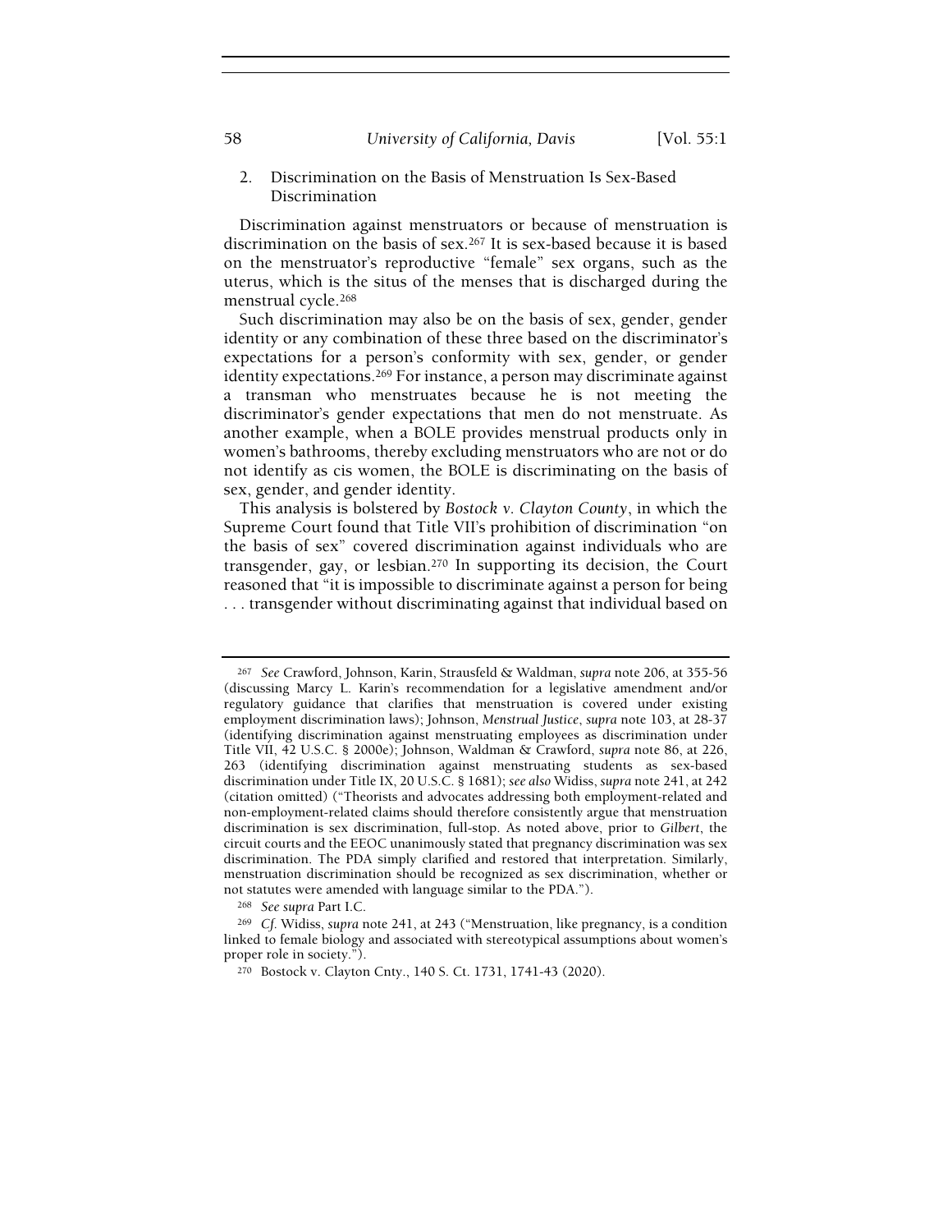### 2. Discrimination on the Basis of Menstruation Is Sex-Based Discrimination

Discrimination against menstruators or because of menstruation is discrimination on the basis of sex.[267] It is sex-based because it is based on the menstruator's reproductive "female" sex organs, such as the uterus, which is the situs of the menses that is discharged during the menstrual cycle.[268]

Such discrimination may also be on the basis of sex, gender, gender identity or any combination of these three based on the discriminator's expectations for a person's conformity with sex, gender, or gender identity expectations.[269] For instance, a person may discriminate against a transman who menstruates because he is not meeting the discriminator's gender expectations that men do not menstruate. As another example, when a BOLE provides menstrual products only in women's bathrooms, thereby excluding menstruators who are not or do not identify as cis women, the BOLE is discriminating on the basis of sex, gender, and gender identity.

This analysis is bolstered by *Bostock v. Clayton County*, in which the Supreme Court found that Title VII's prohibition of discrimination "on the basis of sex" covered discrimination against individuals who are transgender, gay, or lesbian.[270] In supporting its decision, the Court reasoned that "it is impossible to discriminate against a person for being . . . transgender without discriminating against that individual based on

---

[267] *See* Crawford, Johnson, Karin, Strausfeld & Waldman, *supra* note 206, at 355-56 (discussing Marcy L. Karin's recommendation for a legislative amendment and/or regulatory guidance that clarifies that menstruation is covered under existing employment discrimination laws); Johnson, *Menstrual Justice*, *supra* note 103, at 28-37 (identifying discrimination against menstruating employees as discrimination under Title VII, 42 U.S.C. § 2000e); Johnson, Waldman & Crawford, *supra* note 86, at 226, 263 (identifying discrimination against menstruating students as sex-based discrimination under Title IX, 20 U.S.C. § 1681); *see also* Widiss, *supra* note 241, at 242 (citation omitted) ("Theorists and advocates addressing both employment-related and non-employment-related claims should therefore consistently argue that menstruation discrimination is sex discrimination, full-stop. As noted above, prior to *Gilbert*, the circuit courts and the EEOC unanimously stated that pregnancy discrimination was sex discrimination. The PDA simply clarified and restored that interpretation. Similarly, menstruation discrimination should be recognized as sex discrimination, whether or not statutes were amended with language similar to the PDA.").

[268] *See supra* Part I.C.

[269] *Cf.* Widiss, *supra* note 241, at 243 ("Menstruation, like pregnancy, is a condition linked to female biology and associated with stereotypical assumptions about women's proper role in society.").

[270] Bostock v. Clayton Cnty., 140 S. Ct. 1731, 1741-43 (2020).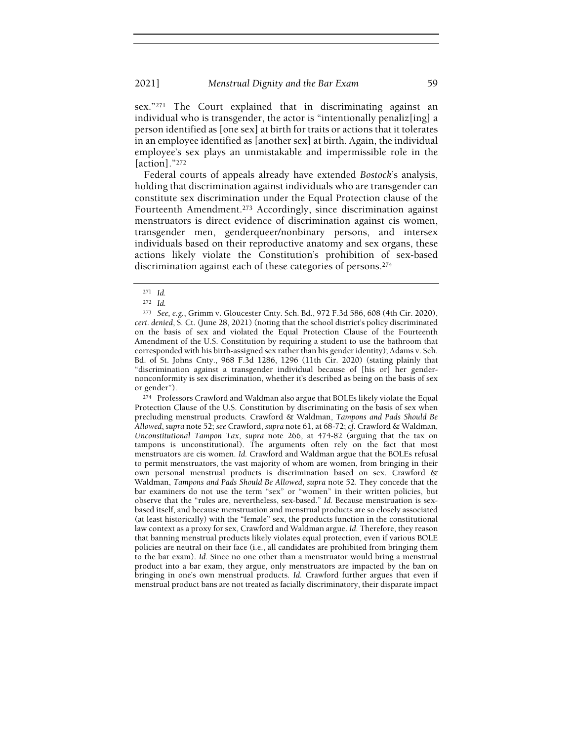sex."[271] The Court explained that in discriminating against an individual who is transgender, the actor is "intentionally penaliz[ing] a person identified as [one sex] at birth for traits or actions that it tolerates in an employee identified as [another sex] at birth. Again, the individual employee's sex plays an unmistakable and impermissible role in the [action]."[272]

Federal courts of appeals already have extended *Bostock*'s analysis, holding that discrimination against individuals who are transgender can constitute sex discrimination under the Equal Protection clause of the Fourteenth Amendment.[273] Accordingly, since discrimination against menstruators is direct evidence of discrimination against cis women, transgender men, genderqueer/nonbinary persons, and intersex individuals based on their reproductive anatomy and sex organs, these actions likely violate the Constitution's prohibition of sex-based discrimination against each of these categories of persons.[274]

---

[271] *Id.*

[272] *Id.*

[273] *See, e.g.*, Grimm v. Gloucester Cnty. Sch. Bd., 972 F.3d 586, 608 (4th Cir. 2020), *cert. denied*, S. Ct. (June 28, 2021) (noting that the school district's policy discriminated on the basis of sex and violated the Equal Protection Clause of the Fourteenth Amendment of the U.S. Constitution by requiring a student to use the bathroom that corresponded with his birth-assigned sex rather than his gender identity); Adams v. Sch. Bd. of St. Johns Cnty., 968 F.3d 1286, 1296 (11th Cir. 2020) (stating plainly that "discrimination against a transgender individual because of [his or] her gender-nonconformity is sex discrimination, whether it's described as being on the basis of sex or gender").

[274] Professors Crawford and Waldman also argue that BOLEs likely violate the Equal Protection Clause of the U.S. Constitution by discriminating on the basis of sex when precluding menstrual products. Crawford & Waldman, *Tampons and Pads Should Be Allowed*, *supra* note 52; *see* Crawford, *supra* note 61, at 68-72; *cf.* Crawford & Waldman, *Unconstitutional Tampon Tax*, *supra* note 266, at 474-82 (arguing that the tax on tampons is unconstitutional). The arguments often rely on the fact that most menstruators are cis women. *Id.* Crawford and Waldman argue that the BOLEs refusal to permit menstruators, the vast majority of whom are women, from bringing in their own personal menstrual products is discrimination based on sex. Crawford & Waldman, *Tampons and Pads Should Be Allowed*, *supra* note 52. They concede that the bar examiners do not use the term "sex" or "women" in their written policies, but observe that the "rules are, nevertheless, sex-based." *Id.* Because menstruation is sex-based itself, and because menstruation and menstrual products are so closely associated (at least historically) with the "female" sex, the products function in the constitutional law context as a proxy for sex, Crawford and Waldman argue. *Id.* Therefore, they reason that banning menstrual products likely violates equal protection, even if various BOLE policies are neutral on their face (i.e., all candidates are prohibited from bringing them to the bar exam). *Id.* Since no one other than a menstruator would bring a menstrual product into a bar exam, they argue, only menstruators are impacted by the ban on bringing in one's own menstrual products. *Id.* Crawford further argues that even if menstrual product bans are not treated as facially discriminatory, their disparate impact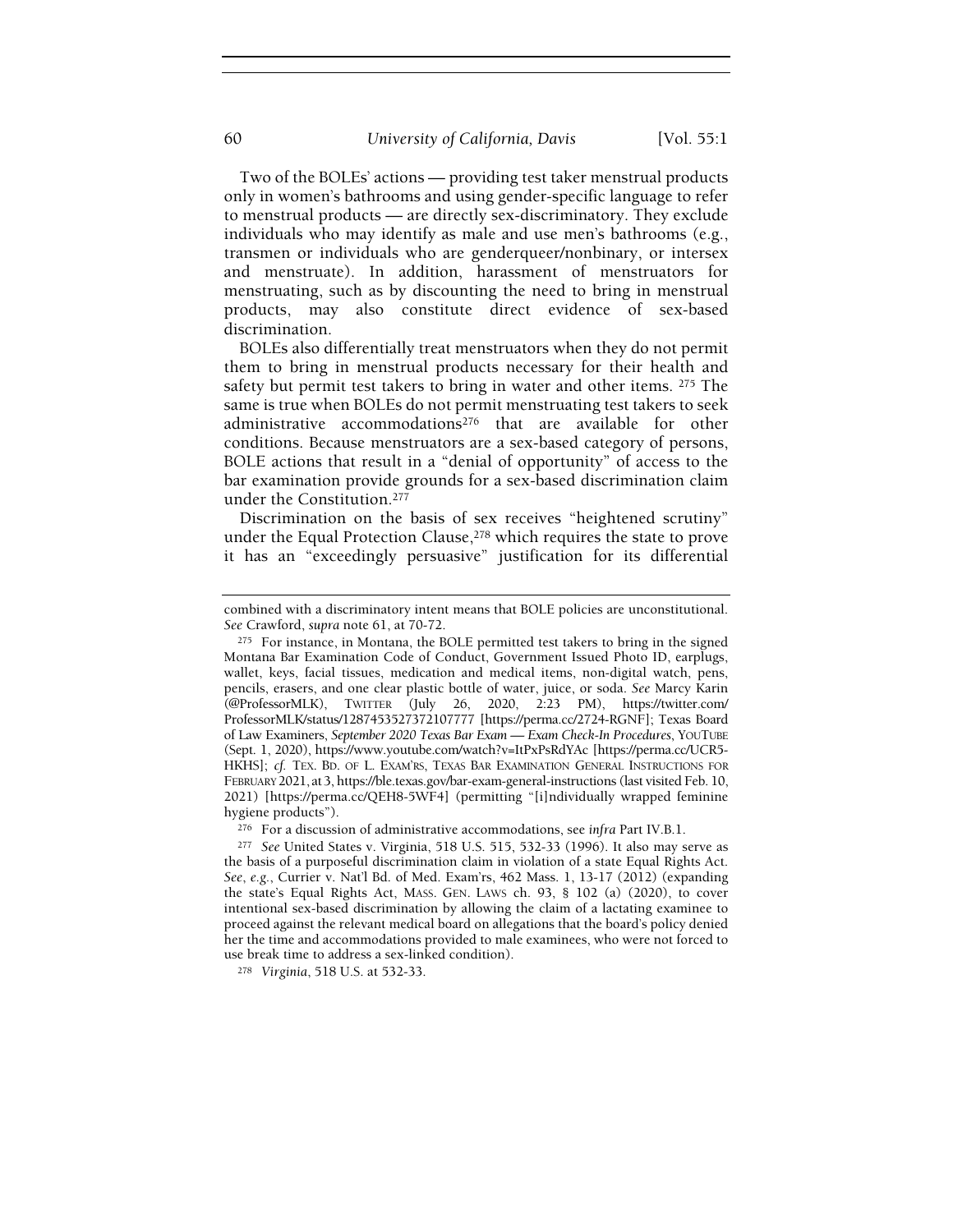Two of the BOLEs' actions — providing test taker menstrual products only in women's bathrooms and using gender-specific language to refer to menstrual products — are directly sex-discriminatory. They exclude individuals who may identify as male and use men's bathrooms (e.g., transmen or individuals who are genderqueer/nonbinary, or intersex and menstruate). In addition, harassment of menstruators for menstruating, such as by discounting the need to bring in menstrual products, may also constitute direct evidence of sex-based discrimination.

BOLEs also differentially treat menstruators when they do not permit them to bring in menstrual products necessary for their health and safety but permit test takers to bring in water and other items.[275] The same is true when BOLEs do not permit menstruating test takers to seek administrative accommodations[276] that are available for other conditions. Because menstruators are a sex-based category of persons, BOLE actions that result in a "denial of opportunity" of access to the bar examination provide grounds for a sex-based discrimination claim under the Constitution.[277]

Discrimination on the basis of sex receives "heightened scrutiny" under the Equal Protection Clause,[278] which requires the state to prove it has an "exceedingly persuasive" justification for its differential

---

combined with a discriminatory intent means that BOLE policies are unconstitutional. *See* Crawford, *supra* note 61, at 70-72.

[275] For instance, in Montana, the BOLE permitted test takers to bring in the signed Montana Bar Examination Code of Conduct, Government Issued Photo ID, earplugs, wallet, keys, facial tissues, medication and medical items, non-digital watch, pens, pencils, erasers, and one clear plastic bottle of water, juice, or soda. *See* Marcy Karin (@ProfessorMLK), TWITTER (July 26, 2020, 2:23 PM), https://twitter.com/ProfessorMLK/status/1287453527372107777 [https://perma.cc/2724-RGNF]; Texas Board of Law Examiners, *September 2020 Texas Bar Exam — Exam Check-In Procedures*, YOUTUBE (Sept. 1, 2020), https://www.youtube.com/watch?v=ItPxPsRdYAc [https://perma.cc/UCR5-HKHS]; *cf.* TEX. BD. OF L. EXAM'RS, TEXAS BAR EXAMINATION GENERAL INSTRUCTIONS FOR FEBRUARY 2021, at 3, https://ble.texas.gov/bar-exam-general-instructions (last visited Feb. 10, 2021) [https://perma.cc/QEH8-5WF4] (permitting "[i]ndividually wrapped feminine hygiene products").

[276] For a discussion of administrative accommodations, see *infra* Part IV.B.1.

[277] *See* United States v. Virginia, 518 U.S. 515, 532-33 (1996). It also may serve as the basis of a purposeful discrimination claim in violation of a state Equal Rights Act. *See*, *e.g.*, Currier v. Nat'l Bd. of Med. Exam'rs, 462 Mass. 1, 13-17 (2012) (expanding the state's Equal Rights Act, MASS. GEN. LAWS ch. 93, § 102 (a) (2020), to cover intentional sex-based discrimination by allowing the claim of a lactating examinee to proceed against the relevant medical board on allegations that the board's policy denied her the time and accommodations provided to male examinees, who were not forced to use break time to address a sex-linked condition).

[278] *Virginia*, 518 U.S. at 532-33.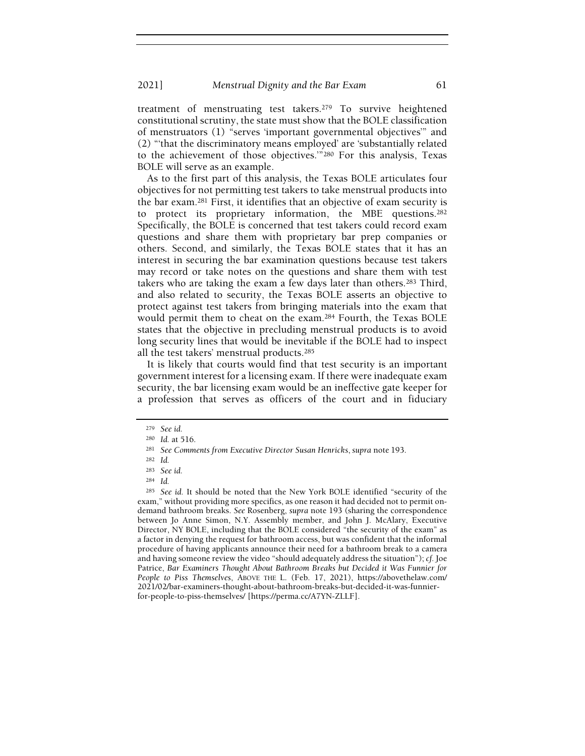treatment of menstruating test takers.[279] To survive heightened constitutional scrutiny, the state must show that the BOLE classification of menstruators (1) "serves 'important governmental objectives'" and (2) "'that the discriminatory means employed' are 'substantially related to the achievement of those objectives.'"[280] For this analysis, Texas BOLE will serve as an example.

As to the first part of this analysis, the Texas BOLE articulates four objectives for not permitting test takers to take menstrual products into the bar exam.[281] First, it identifies that an objective of exam security is to protect its proprietary information, the MBE questions.[282] Specifically, the BOLE is concerned that test takers could record exam questions and share them with proprietary bar prep companies or others. Second, and similarly, the Texas BOLE states that it has an interest in securing the bar examination questions because test takers may record or take notes on the questions and share them with test takers who are taking the exam a few days later than others.[283] Third, and also related to security, the Texas BOLE asserts an objective to protect against test takers from bringing materials into the exam that would permit them to cheat on the exam.[284] Fourth, the Texas BOLE states that the objective in precluding menstrual products is to avoid long security lines that would be inevitable if the BOLE had to inspect all the test takers' menstrual products.[285]

It is likely that courts would find that test security is an important government interest for a licensing exam. If there were inadequate exam security, the bar licensing exam would be an ineffective gate keeper for a profession that serves as officers of the court and in fiduciary

---

[279] *See id.*

[280] *Id.* at 516.

[281] *See Comments from Executive Director Susan Henricks*, *supra* note 193.

[282] *Id.*

[283] *See id.*

[284] *Id.*

[285] *See id.* It should be noted that the New York BOLE identified "security of the exam," without providing more specifics, as one reason it had decided not to permit on-demand bathroom breaks. *See* Rosenberg, *supra* note 193 (sharing the correspondence between Jo Anne Simon, N.Y. Assembly member, and John J. McAlary, Executive Director, NY BOLE, including that the BOLE considered "the security of the exam" as a factor in denying the request for bathroom access, but was confident that the informal procedure of having applicants announce their need for a bathroom break to a camera and having someone review the video "should adequately address the situation"); *cf.* Joe Patrice, *Bar Examiners Thought About Bathroom Breaks but Decided it Was Funnier for People to Piss Themselves*, ABOVE THE L. (Feb. 17, 2021), https://abovethelaw.com/2021/02/bar-examiners-thought-about-bathroom-breaks-but-decided-it-was-funnier-for-people-to-piss-themselves/ [https://perma.cc/A7YN-ZLLF].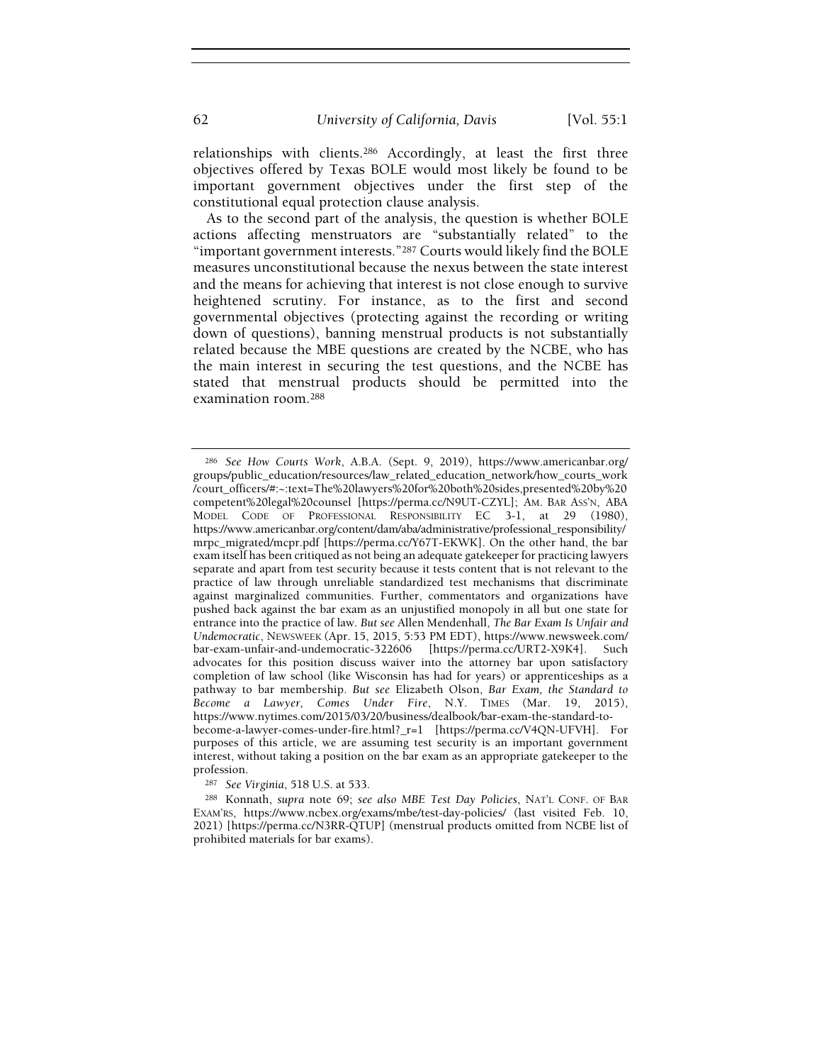relationships with clients.[286] Accordingly, at least the first three objectives offered by Texas BOLE would most likely be found to be important government objectives under the first step of the constitutional equal protection clause analysis.

As to the second part of the analysis, the question is whether BOLE actions affecting menstruators are "substantially related" to the "important government interests."[287] Courts would likely find the BOLE measures unconstitutional because the nexus between the state interest and the means for achieving that interest is not close enough to survive heightened scrutiny. For instance, as to the first and second governmental objectives (protecting against the recording or writing down of questions), banning menstrual products is not substantially related because the MBE questions are created by the NCBE, who has the main interest in securing the test questions, and the NCBE has stated that menstrual products should be permitted into the examination room.[288]

---

[286] *See How Courts Work*, A.B.A. (Sept. 9, 2019), https://www.americanbar.org/groups/public_education/resources/law_related_education_network/how_courts_work/court_officers/#:~:text=The%20lawyers%20for%20both%20sides,presented%20by%20competent%20legal%20counsel [https://perma.cc/N9UT-CZYL]; AM. BAR ASS'N, ABA MODEL CODE OF PROFESSIONAL RESPONSIBILITY EC 3-1, at 29 (1980), https://www.americanbar.org/content/dam/aba/administrative/professional_responsibility/mrpc_migrated/mcpr.pdf [https://perma.cc/Y67T-EKWK]. On the other hand, the bar exam itself has been critiqued as not being an adequate gatekeeper for practicing lawyers separate and apart from test security because it tests content that is not relevant to the practice of law through unreliable standardized test mechanisms that discriminate against marginalized communities. Further, commentators and organizations have pushed back against the bar exam as an unjustified monopoly in all but one state for entrance into the practice of law. *But see* Allen Mendenhall, *The Bar Exam Is Unfair and Undemocratic*, NEWSWEEK (Apr. 15, 2015, 5:53 PM EDT), https://www.newsweek.com/bar-exam-unfair-and-undemocratic-322606 [https://perma.cc/URT2-X9K4]. Such advocates for this position discuss waiver into the attorney bar upon satisfactory completion of law school (like Wisconsin has had for years) or apprenticeships as a pathway to bar membership. *But see* Elizabeth Olson, *Bar Exam, the Standard to Become a Lawyer, Comes Under Fire*, N.Y. TIMES (Mar. 19, 2015), https://www.nytimes.com/2015/03/20/business/dealbook/bar-exam-the-standard-to-become-a-lawyer-comes-under-fire.html?_r=1 [https://perma.cc/V4QN-UFVH]. For purposes of this article, we are assuming test security is an important government interest, without taking a position on the bar exam as an appropriate gatekeeper to the profession.

[287] *See Virginia*, 518 U.S. at 533.

[288] Konnath, *supra* note 69; *see also MBE Test Day Policies*, NAT'L CONF. OF BAR EXAM'RS, https://www.ncbex.org/exams/mbe/test-day-policies/ (last visited Feb. 10, 2021) [https://perma.cc/N3RR-QTUP] (menstrual products omitted from NCBE list of prohibited materials for bar exams).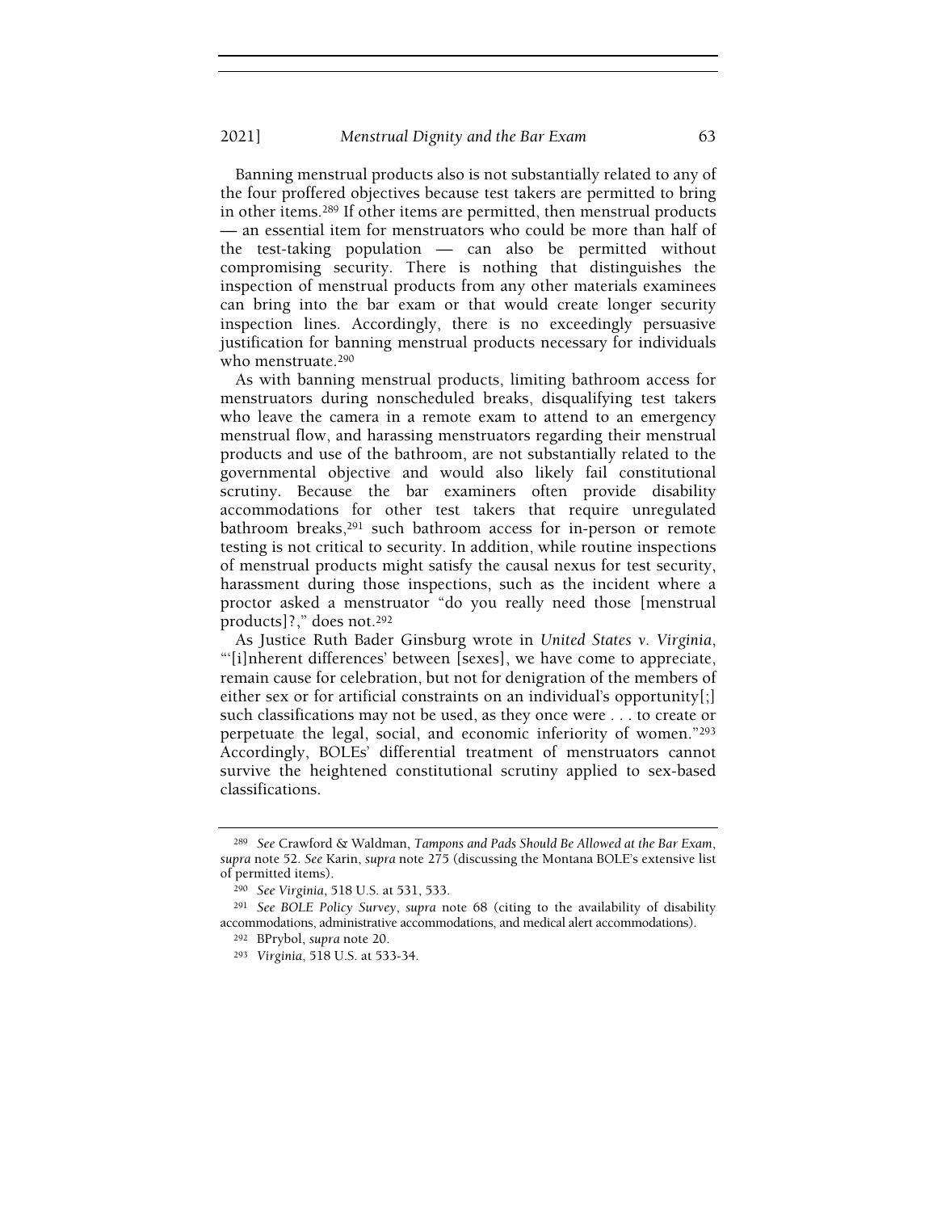Banning menstrual products also is not substantially related to any of the four proffered objectives because test takers are permitted to bring in other items.[289] If other items are permitted, then menstrual products — an essential item for menstruators who could be more than half of the test-taking population — can also be permitted without compromising security. There is nothing that distinguishes the inspection of menstrual products from any other materials examinees can bring into the bar exam or that would create longer security inspection lines. Accordingly, there is no exceedingly persuasive justification for banning menstrual products necessary for individuals who menstruate.[290]

As with banning menstrual products, limiting bathroom access for menstruators during nonscheduled breaks, disqualifying test takers who leave the camera in a remote exam to attend to an emergency menstrual flow, and harassing menstruators regarding their menstrual products and use of the bathroom, are not substantially related to the governmental objective and would also likely fail constitutional scrutiny. Because the bar examiners often provide disability accommodations for other test takers that require unregulated bathroom breaks,[291] such bathroom access for in-person or remote testing is not critical to security. In addition, while routine inspections of menstrual products might satisfy the causal nexus for test security, harassment during those inspections, such as the incident where a proctor asked a menstruator "do you really need those [menstrual products]?," does not.[292]

As Justice Ruth Bader Ginsburg wrote in *United States v. Virginia*, "'[i]nherent differences' between [sexes], we have come to appreciate, remain cause for celebration, but not for denigration of the members of either sex or for artificial constraints on an individual's opportunity[;] such classifications may not be used, as they once were . . . to create or perpetuate the legal, social, and economic inferiority of women."[293] Accordingly, BOLEs' differential treatment of menstruators cannot survive the heightened constitutional scrutiny applied to sex-based classifications.

---

[289] *See* Crawford & Waldman, *Tampons and Pads Should Be Allowed at the Bar Exam*, *supra* note 52. *See* Karin, *supra* note 275 (discussing the Montana BOLE's extensive list of permitted items).

[290] *See Virginia*, 518 U.S. at 531, 533.

[291] *See BOLE Policy Survey*, *supra* note 68 (citing to the availability of disability accommodations, administrative accommodations, and medical alert accommodations).

[292] BPrybol, *supra* note 20.

[293] *Virginia*, 518 U.S. at 533-34.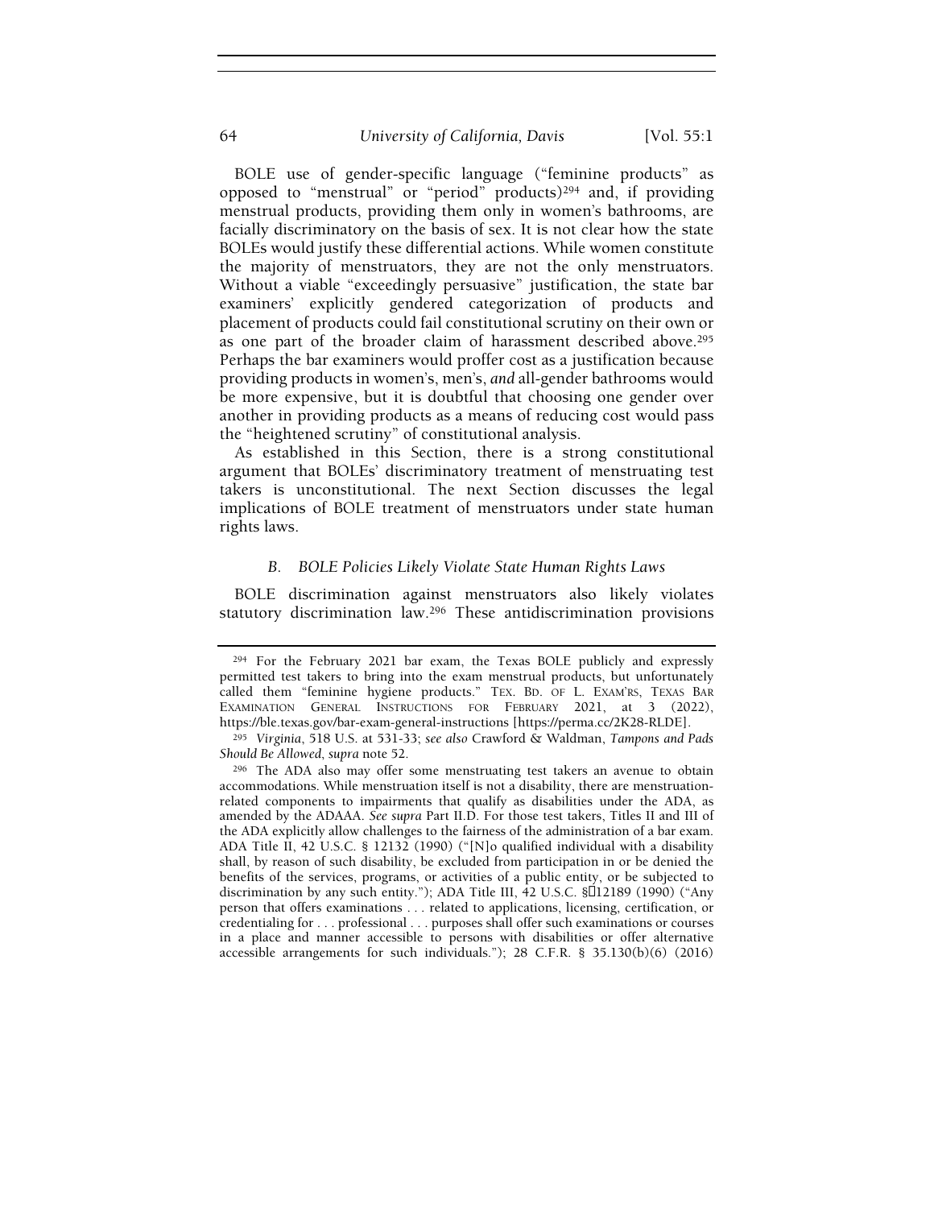BOLE use of gender-specific language ("feminine products" as opposed to "menstrual" or "period" products)[294] and, if providing menstrual products, providing them only in women's bathrooms, are facially discriminatory on the basis of sex. It is not clear how the state BOLEs would justify these differential actions. While women constitute the majority of menstruators, they are not the only menstruators. Without a viable "exceedingly persuasive" justification, the state bar examiners' explicitly gendered categorization of products and placement of products could fail constitutional scrutiny on their own or as one part of the broader claim of harassment described above.[295] Perhaps the bar examiners would proffer cost as a justification because providing products in women's, men's, *and* all-gender bathrooms would be more expensive, but it is doubtful that choosing one gender over another in providing products as a means of reducing cost would pass the "heightened scrutiny" of constitutional analysis.

As established in this Section, there is a strong constitutional argument that BOLEs' discriminatory treatment of menstruating test takers is unconstitutional. The next Section discusses the legal implications of BOLE treatment of menstruators under state human rights laws.

### *B. BOLE Policies Likely Violate State Human Rights Laws*

BOLE discrimination against menstruators also likely violates statutory discrimination law.[296] These antidiscrimination provisions

---

[294] For the February 2021 bar exam, the Texas BOLE publicly and expressly permitted test takers to bring into the exam menstrual products, but unfortunately called them "feminine hygiene products." TEX. BD. OF L. EXAM'RS, TEXAS BAR EXAMINATION GENERAL INSTRUCTIONS FOR FEBRUARY 2021, at 3 (2022), https://ble.texas.gov/bar-exam-general-instructions [https://perma.cc/2K28-RLDE].

[295] *Virginia*, 518 U.S. at 531-33; *see also* Crawford & Waldman, *Tampons and Pads Should Be Allowed*, *supra* note 52.

[296] The ADA also may offer some menstruating test takers an avenue to obtain accommodations. While menstruation itself is not a disability, there are menstruation-related components to impairments that qualify as disabilities under the ADA, as amended by the ADAAA. *See supra* Part II.D. For those test takers, Titles II and III of the ADA explicitly allow challenges to the fairness of the administration of a bar exam. ADA Title II, 42 U.S.C. § 12132 (1990) ("[N]o qualified individual with a disability shall, by reason of such disability, be excluded from participation in or be denied the benefits of the services, programs, or activities of a public entity, or be subjected to discrimination by any such entity."); ADA Title III, 42 U.S.C. § 12189 (1990) ("Any person that offers examinations . . . related to applications, licensing, certification, or credentialing for . . . professional . . . purposes shall offer such examinations or courses in a place and manner accessible to persons with disabilities or offer alternative accessible arrangements for such individuals."); 28 C.F.R. § 35.130(b)(6) (2016)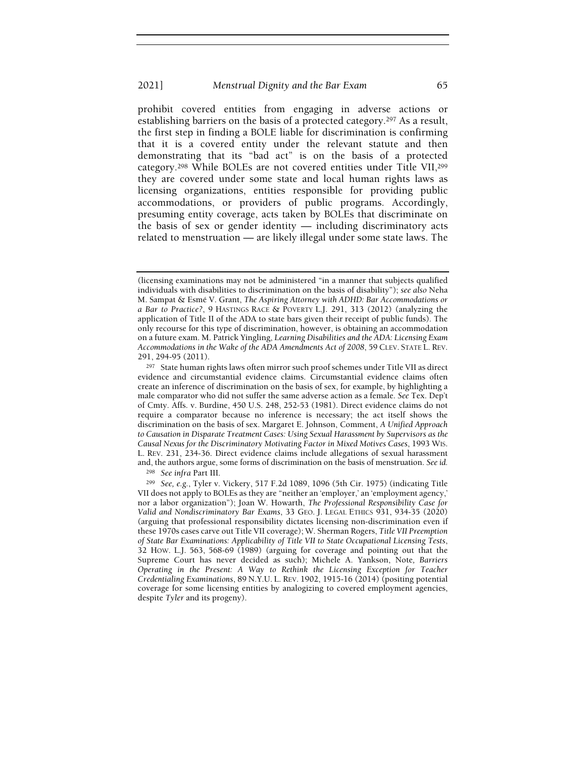prohibit covered entities from engaging in adverse actions or establishing barriers on the basis of a protected category.[297] As a result, the first step in finding a BOLE liable for discrimination is confirming that it is a covered entity under the relevant statute and then demonstrating that its "bad act" is on the basis of a protected category.[298] While BOLEs are not covered entities under Title VII,[299] they are covered under some state and local human rights laws as licensing organizations, entities responsible for providing public accommodations, or providers of public programs. Accordingly, presuming entity coverage, acts taken by BOLEs that discriminate on the basis of sex or gender identity — including discriminatory acts related to menstruation — are likely illegal under some state laws. The

---

(licensing examinations may not be administered "in a manner that subjects qualified individuals with disabilities to discrimination on the basis of disability"); *see also* Neha M. Sampat & Esmé V. Grant, *The Aspiring Attorney with ADHD: Bar Accommodations or a Bar to Practice?*, 9 HASTINGS RACE & POVERTY L.J. 291, 313 (2012) (analyzing the application of Title II of the ADA to state bars given their receipt of public funds). The only recourse for this type of discrimination, however, is obtaining an accommodation on a future exam. M. Patrick Yingling, *Learning Disabilities and the ADA: Licensing Exam Accommodations in the Wake of the ADA Amendments Act of 2008*, 59 CLEV. STATE L. REV. 291, 294-95 (2011).

[297] State human rights laws often mirror such proof schemes under Title VII as direct evidence and circumstantial evidence claims. Circumstantial evidence claims often create an inference of discrimination on the basis of sex, for example, by highlighting a male comparator who did not suffer the same adverse action as a female. *See* Tex. Dep't of Cmty. Affs. v. Burdine, 450 U.S. 248, 252-53 (1981). Direct evidence claims do not require a comparator because no inference is necessary; the act itself shows the discrimination on the basis of sex. Margaret E. Johnson, Comment, *A Unified Approach to Causation in Disparate Treatment Cases: Using Sexual Harassment by Supervisors as the Causal Nexus for the Discriminatory Motivating Factor in Mixed Motives Cases*, 1993 WIS. L. REV. 231, 234-36. Direct evidence claims include allegations of sexual harassment and, the authors argue, some forms of discrimination on the basis of menstruation. *See id.*

[298] *See infra* Part III.

[299] *See, e.g.*, Tyler v. Vickery, 517 F.2d 1089, 1096 (5th Cir. 1975) (indicating Title VII does not apply to BOLEs as they are "neither an 'employer,' an 'employment agency,' nor a labor organization"); Joan W. Howarth, *The Professional Responsibility Case for Valid and Nondiscriminatory Bar Exams*, 33 GEO. J. LEGAL ETHICS 931, 934-35 (2020) (arguing that professional responsibility dictates licensing non-discrimination even if these 1970s cases carve out Title VII coverage); W. Sherman Rogers, *Title VII Preemption of State Bar Examinations: Applicability of Title VII to State Occupational Licensing Tests*, 32 HOW. L.J. 563, 568-69 (1989) (arguing for coverage and pointing out that the Supreme Court has never decided as such); Michele A. Yankson, Note, *Barriers Operating in the Present: A Way to Rethink the Licensing Exception for Teacher Credentialing Examinations*, 89 N.Y.U. L. REV. 1902, 1915-16 (2014) (positing potential coverage for some licensing entities by analogizing to covered employment agencies, despite *Tyler* and its progeny).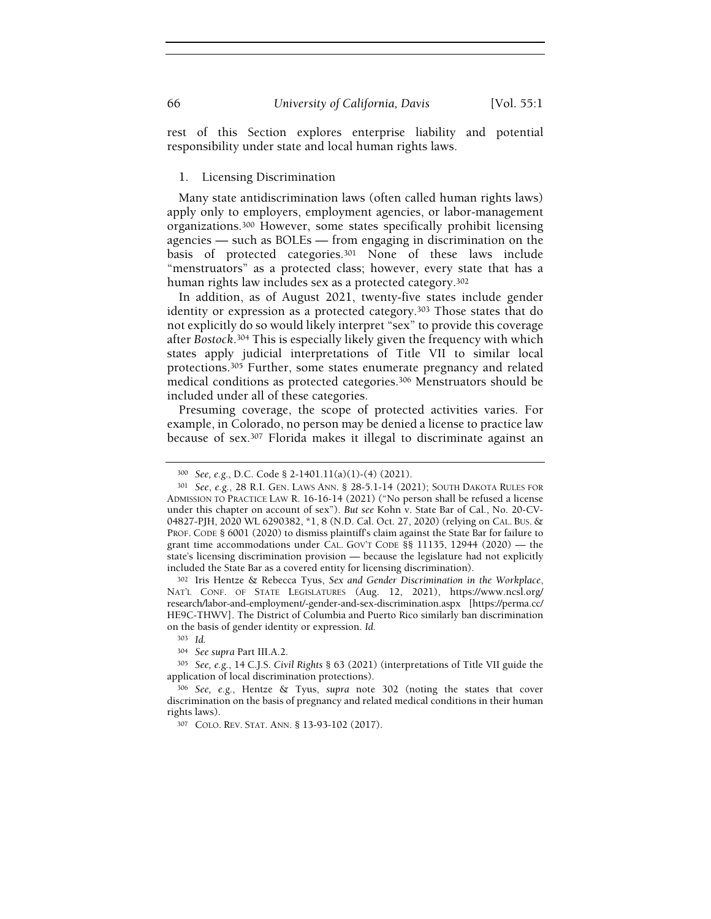rest of this Section explores enterprise liability and potential responsibility under state and local human rights laws.

### 1. Licensing Discrimination

Many state antidiscrimination laws (often called human rights laws) apply only to employers, employment agencies, or labor-management organizations.[300] However, some states specifically prohibit licensing agencies — such as BOLEs — from engaging in discrimination on the basis of protected categories.[301] None of these laws include "menstruators" as a protected class; however, every state that has a human rights law includes sex as a protected category.[302]

In addition, as of August 2021, twenty-five states include gender identity or expression as a protected category.[303] Those states that do not explicitly do so would likely interpret "sex" to provide this coverage after *Bostock*.[304] This is especially likely given the frequency with which states apply judicial interpretations of Title VII to similar local protections.[305] Further, some states enumerate pregnancy and related medical conditions as protected categories.[306] Menstruators should be included under all of these categories.

Presuming coverage, the scope of protected activities varies. For example, in Colorado, no person may be denied a license to practice law because of sex.[307] Florida makes it illegal to discriminate against an

---

[300] *See, e.g.*, D.C. Code § 2-1401.11(a)(1)-(4) (2021).

[301] *See, e.g.*, 28 R.I. GEN. LAWS ANN. § 28-5.1-14 (2021); SOUTH DAKOTA RULES FOR ADMISSION TO PRACTICE LAW R. 16-16-14 (2021) ("No person shall be refused a license under this chapter on account of sex"). *But see* Kohn v. State Bar of Cal., No. 20-CV-04827-PJH, 2020 WL 6290382, *1, 8 (N.D. Cal. Oct. 27, 2020) (relying on CAL. BUS. & PROF. CODE § 6001 (2020) to dismiss plaintiff's claim against the State Bar for failure to grant time accommodations under CAL. GOV'T CODE §§ 11135, 12944 (2020) — the state's licensing discrimination provision — because the legislature had not explicitly included the State Bar as a covered entity for licensing discrimination).

[302] Iris Hentze & Rebecca Tyus, *Sex and Gender Discrimination in the Workplace*, NAT'L CONF. OF STATE LEGISLATURES (Aug. 12, 2021), https://www.ncsl.org/research/labor-and-employment/-gender-and-sex-discrimination.aspx [https://perma.cc/HE9C-THWV]. The District of Columbia and Puerto Rico similarly ban discrimination on the basis of gender identity or expression. *Id.*

[303] *Id.*

[304] *See supra* Part III.A.2.

[305] *See, e.g.*, 14 C.J.S. *Civil Rights* § 63 (2021) (interpretations of Title VII guide the application of local discrimination protections).

[306] *See, e.g.*, Hentze & Tyus, *supra* note 302 (noting the states that cover discrimination on the basis of pregnancy and related medical conditions in their human rights laws).

[307] COLO. REV. STAT. ANN. § 13-93-102 (2017).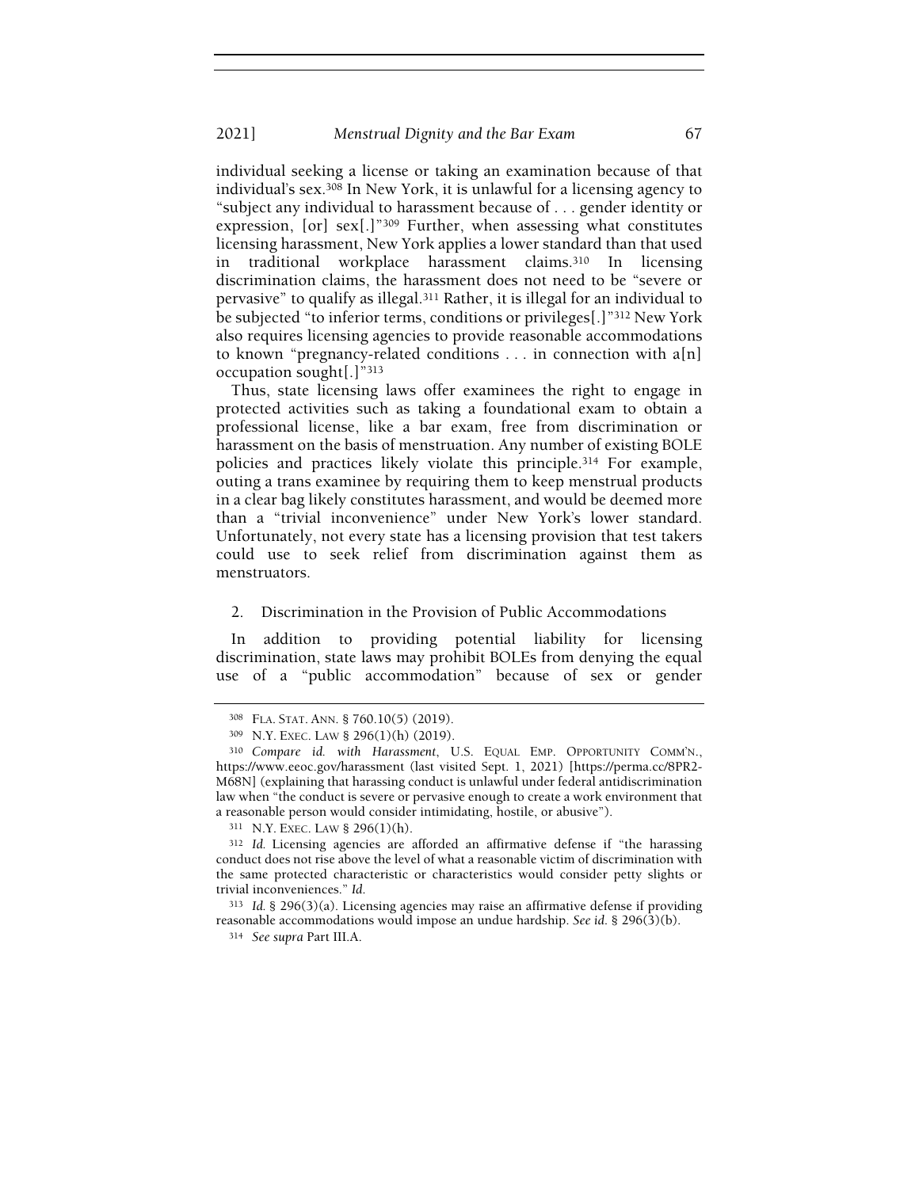individual seeking a license or taking an examination because of that individual's sex.[308] In New York, it is unlawful for a licensing agency to "subject any individual to harassment because of . . . gender identity or expression, [or] sex[.]"[309] Further, when assessing what constitutes licensing harassment, New York applies a lower standard than that used in traditional workplace harassment claims.[310] In licensing discrimination claims, the harassment does not need to be "severe or pervasive" to qualify as illegal.[311] Rather, it is illegal for an individual to be subjected "to inferior terms, conditions or privileges[.]"[312] New York also requires licensing agencies to provide reasonable accommodations to known "pregnancy-related conditions . . . in connection with a[n] occupation sought[.]"[313]

Thus, state licensing laws offer examinees the right to engage in protected activities such as taking a foundational exam to obtain a professional license, like a bar exam, free from discrimination or harassment on the basis of menstruation. Any number of existing BOLE policies and practices likely violate this principle.[314] For example, outing a trans examinee by requiring them to keep menstrual products in a clear bag likely constitutes harassment, and would be deemed more than a "trivial inconvenience" under New York's lower standard. Unfortunately, not every state has a licensing provision that test takers could use to seek relief from discrimination against them as menstruators.

### 2. Discrimination in the Provision of Public Accommodations

In addition to providing potential liability for licensing discrimination, state laws may prohibit BOLEs from denying the equal use of a "public accommodation" because of sex or gender

---

[308] FLA. STAT. ANN. § 760.10(5) (2019).

[309] N.Y. EXEC. LAW § 296(1)(h) (2019).

[310] *Compare id. with Harassment*, U.S. EQUAL EMP. OPPORTUNITY COMM'N., https://www.eeoc.gov/harassment (last visited Sept. 1, 2021) [https://perma.cc/8PR2-M68N] (explaining that harassing conduct is unlawful under federal antidiscrimination law when "the conduct is severe or pervasive enough to create a work environment that a reasonable person would consider intimidating, hostile, or abusive").

[311] N.Y. EXEC. LAW § 296(1)(h).

[312] *Id.* Licensing agencies are afforded an affirmative defense if "the harassing conduct does not rise above the level of what a reasonable victim of discrimination with the same protected characteristic or characteristics would consider petty slights or trivial inconveniences." *Id.*

[313] *Id.* § 296(3)(a). Licensing agencies may raise an affirmative defense if providing reasonable accommodations would impose an undue hardship. *See id.* § 296(3)(b).

[314] *See supra* Part III.A.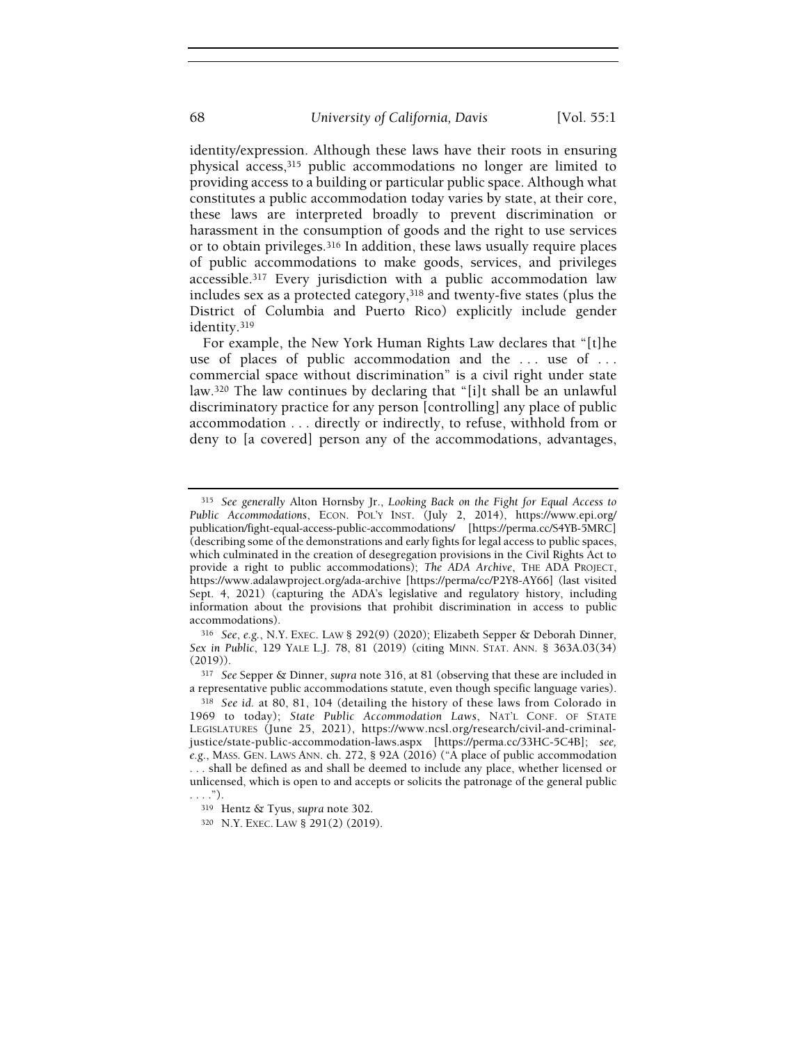identity/expression. Although these laws have their roots in ensuring physical access,[315] public accommodations no longer are limited to providing access to a building or particular public space. Although what constitutes a public accommodation today varies by state, at their core, these laws are interpreted broadly to prevent discrimination or harassment in the consumption of goods and the right to use services or to obtain privileges.[316] In addition, these laws usually require places of public accommodations to make goods, services, and privileges accessible.[317] Every jurisdiction with a public accommodation law includes sex as a protected category,[318] and twenty-five states (plus the District of Columbia and Puerto Rico) explicitly include gender identity.[319]

For example, the New York Human Rights Law declares that "[t]he use of places of public accommodation and the . . . use of . . . commercial space without discrimination" is a civil right under state law.[320] The law continues by declaring that "[i]t shall be an unlawful discriminatory practice for any person [controlling] any place of public accommodation . . . directly or indirectly, to refuse, withhold from or deny to [a covered] person any of the accommodations, advantages,

---

315 *See generally* Alton Hornsby Jr., *Looking Back on the Fight for Equal Access to Public Accommodations*, ECON. POL'Y INST. (July 2, 2014), https://www.epi.org/publication/fight-equal-access-public-accommodations/ [https://perma.cc/S4YB-5MRC] (describing some of the demonstrations and early fights for legal access to public spaces, which culminated in the creation of desegregation provisions in the Civil Rights Act to provide a right to public accommodations); *The ADA Archive*, THE ADA PROJECT, https://www.adalawproject.org/ada-archive [https://perma.cc/P2Y8-AY66] (last visited Sept. 4, 2021) (capturing the ADA's legislative and regulatory history, including information about the provisions that prohibit discrimination in access to public accommodations).

316 *See, e.g.*, N.Y. EXEC. LAW § 292(9) (2020); Elizabeth Sepper & Deborah Dinner, *Sex in Public*, 129 YALE L.J. 78, 81 (2019) (citing MINN. STAT. ANN. § 363A.03(34) (2019)).

317 *See* Sepper & Dinner, *supra* note 316, at 81 (observing that these are included in a representative public accommodations statute, even though specific language varies).

318 *See id.* at 80, 81, 104 (detailing the history of these laws from Colorado in 1969 to today); *State Public Accommodation Laws*, NAT'L CONF. OF STATE LEGISLATURES (June 25, 2021), https://www.ncsl.org/research/civil-and-criminal-justice/state-public-accommodation-laws.aspx [https://perma.cc/33HC-5C4B]; *see, e.g.*, MASS. GEN. LAWS ANN. ch. 272, § 92A (2016) ("A place of public accommodation . . . shall be defined as and shall be deemed to include any place, whether licensed or unlicensed, which is open to and accepts or solicits the patronage of the general public . . . .").

319 Hentz & Tyus, *supra* note 302.

320 N.Y. EXEC. LAW § 291(2) (2019).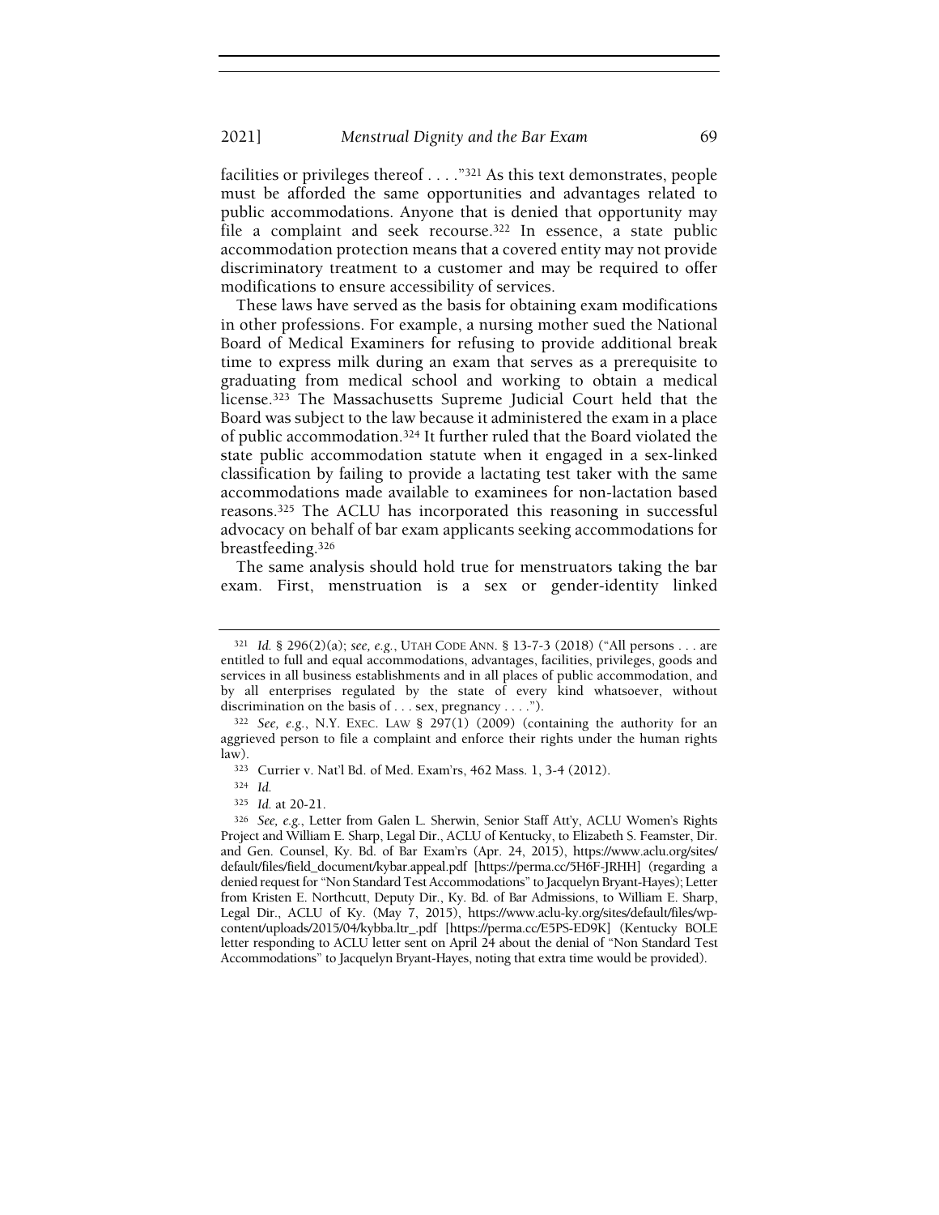facilities or privileges thereof . . . ."[321] As this text demonstrates, people must be afforded the same opportunities and advantages related to public accommodations. Anyone that is denied that opportunity may file a complaint and seek recourse.[322] In essence, a state public accommodation protection means that a covered entity may not provide discriminatory treatment to a customer and may be required to offer modifications to ensure accessibility of services.

These laws have served as the basis for obtaining exam modifications in other professions. For example, a nursing mother sued the National Board of Medical Examiners for refusing to provide additional break time to express milk during an exam that serves as a prerequisite to graduating from medical school and working to obtain a medical license.[323] The Massachusetts Supreme Judicial Court held that the Board was subject to the law because it administered the exam in a place of public accommodation.[324] It further ruled that the Board violated the state public accommodation statute when it engaged in a sex-linked classification by failing to provide a lactating test taker with the same accommodations made available to examinees for non-lactation based reasons.[325] The ACLU has incorporated this reasoning in successful advocacy on behalf of bar exam applicants seeking accommodations for breastfeeding.[326]

The same analysis should hold true for menstruators taking the bar exam. First, menstruation is a sex or gender-identity linked

---

[321] *Id.* § 296(2)(a); *see, e.g.*, UTAH CODE ANN. § 13-7-3 (2018) ("All persons . . . are entitled to full and equal accommodations, advantages, facilities, privileges, goods and services in all business establishments and in all places of public accommodation, and by all enterprises regulated by the state of every kind whatsoever, without discrimination on the basis of . . . sex, pregnancy . . . .").

[322] *See, e.g.*, N.Y. EXEC. LAW § 297(1) (2009) (containing the authority for an aggrieved person to file a complaint and enforce their rights under the human rights law).

[323] Currier v. Nat'l Bd. of Med. Exam'rs, 462 Mass. 1, 3-4 (2012).

[324] *Id.*

[325] *Id.* at 20-21.

[326] *See, e.g.*, Letter from Galen L. Sherwin, Senior Staff Att'y, ACLU Women's Rights Project and William E. Sharp, Legal Dir., ACLU of Kentucky, to Elizabeth S. Feamster, Dir. and Gen. Counsel, Ky. Bd. of Bar Exam'rs (Apr. 24, 2015), https://www.aclu.org/sites/default/files/field_document/kybar.appeal.pdf [https://perma.cc/5H6F-JRHH] (regarding a denied request for "Non Standard Test Accommodations" to Jacquelyn Bryant-Hayes); Letter from Kristen E. Northcutt, Deputy Dir., Ky. Bd. of Bar Admissions, to William E. Sharp, Legal Dir., ACLU of Ky. (May 7, 2015), https://www.aclu-ky.org/sites/default/files/wp-content/uploads/2015/04/kybba.ltr_.pdf [https://perma.cc/E5PS-ED9K] (Kentucky BOLE letter responding to ACLU letter sent on April 24 about the denial of "Non Standard Test Accommodations" to Jacquelyn Bryant-Hayes, noting that extra time would be provided).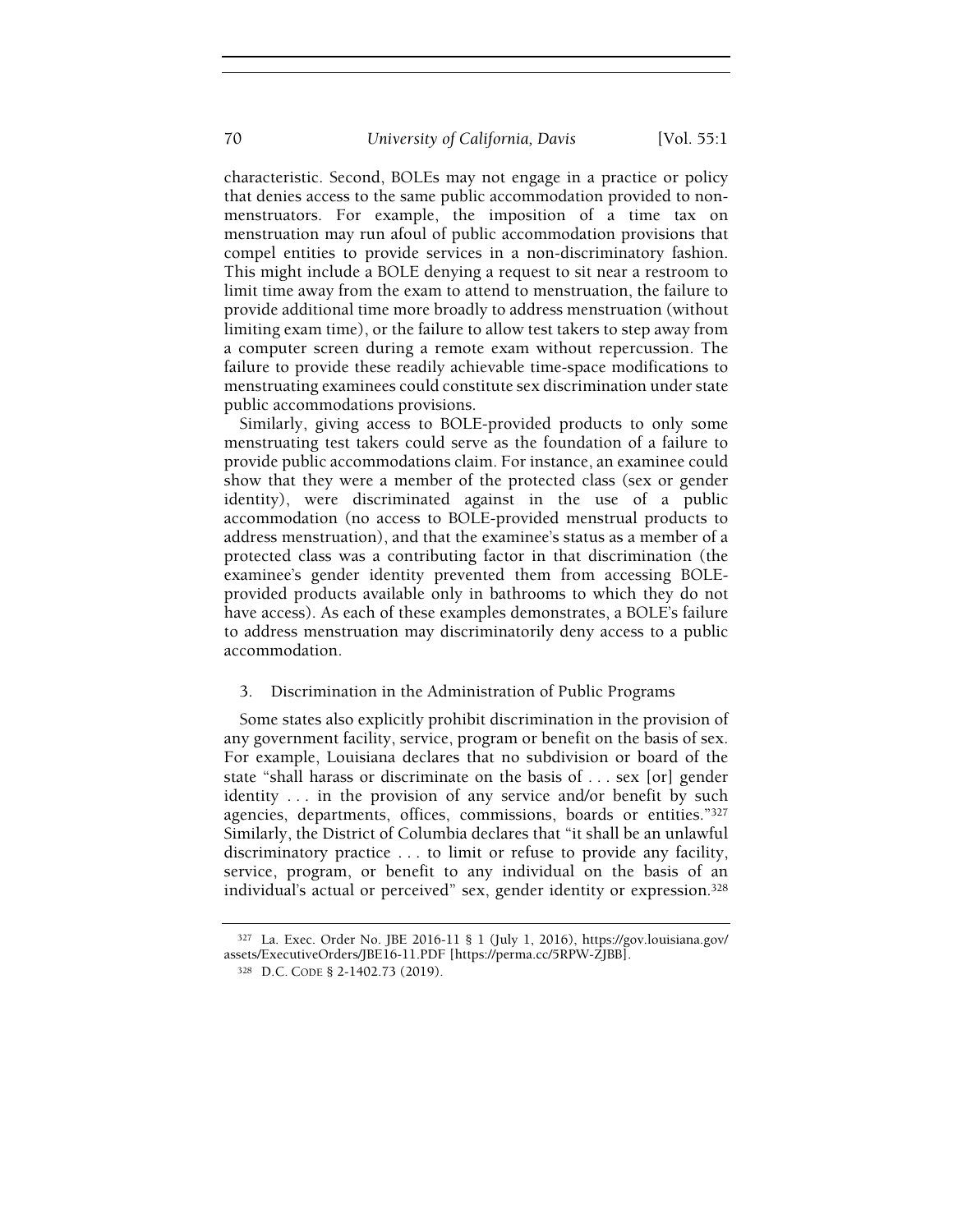characteristic. Second, BOLEs may not engage in a practice or policy that denies access to the same public accommodation provided to non-menstruators. For example, the imposition of a time tax on menstruation may run afoul of public accommodation provisions that compel entities to provide services in a non-discriminatory fashion. This might include a BOLE denying a request to sit near a restroom to limit time away from the exam to attend to menstruation, the failure to provide additional time more broadly to address menstruation (without limiting exam time), or the failure to allow test takers to step away from a computer screen during a remote exam without repercussion. The failure to provide these readily achievable time-space modifications to menstruating examinees could constitute sex discrimination under state public accommodations provisions.

Similarly, giving access to BOLE-provided products to only some menstruating test takers could serve as the foundation of a failure to provide public accommodations claim. For instance, an examinee could show that they were a member of the protected class (sex or gender identity), were discriminated against in the use of a public accommodation (no access to BOLE-provided menstrual products to address menstruation), and that the examinee's status as a member of a protected class was a contributing factor in that discrimination (the examinee's gender identity prevented them from accessing BOLE-provided products available only in bathrooms to which they do not have access). As each of these examples demonstrates, a BOLE's failure to address menstruation may discriminatorily deny access to a public accommodation.

### 3. Discrimination in the Administration of Public Programs

Some states also explicitly prohibit discrimination in the provision of any government facility, service, program or benefit on the basis of sex. For example, Louisiana declares that no subdivision or board of the state "shall harass or discriminate on the basis of . . . sex [or] gender identity . . . in the provision of any service and/or benefit by such agencies, departments, offices, commissions, boards or entities."[327] Similarly, the District of Columbia declares that "it shall be an unlawful discriminatory practice . . . to limit or refuse to provide any facility, service, program, or benefit to any individual on the basis of an individual's actual or perceived" sex, gender identity or expression.[328]

---

[327] La. Exec. Order No. JBE 2016-11 § 1 (July 1, 2016), https://gov.louisiana.gov/assets/ExecutiveOrders/JBE16-11.PDF [https://perma.cc/5RPW-ZJBB].

[328] D.C. CODE § 2-1402.73 (2019).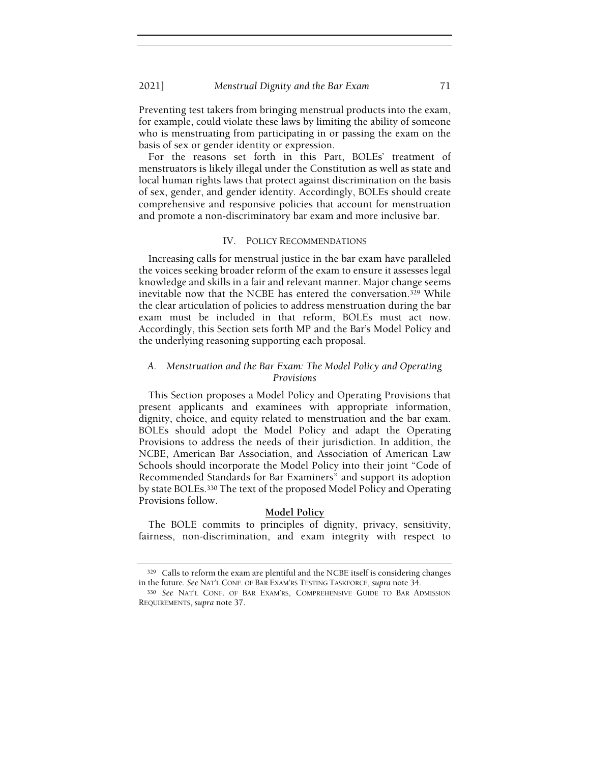Preventing test takers from bringing menstrual products into the exam, for example, could violate these laws by limiting the ability of someone who is menstruating from participating in or passing the exam on the basis of sex or gender identity or expression.

For the reasons set forth in this Part, BOLEs' treatment of menstruators is likely illegal under the Constitution as well as state and local human rights laws that protect against discrimination on the basis of sex, gender, and gender identity. Accordingly, BOLEs should create comprehensive and responsive policies that account for menstruation and promote a non-discriminatory bar exam and more inclusive bar.

## IV. POLICY RECOMMENDATIONS

Increasing calls for menstrual justice in the bar exam have paralleled the voices seeking broader reform of the exam to ensure it assesses legal knowledge and skills in a fair and relevant manner. Major change seems inevitable now that the NCBE has entered the conversation.[329] While the clear articulation of policies to address menstruation during the bar exam must be included in that reform, BOLEs must act now. Accordingly, this Section sets forth MP and the Bar's Model Policy and the underlying reasoning supporting each proposal.

### A. *Menstruation and the Bar Exam: The Model Policy and Operating Provisions*

This Section proposes a Model Policy and Operating Provisions that present applicants and examinees with appropriate information, dignity, choice, and equity related to menstruation and the bar exam. BOLEs should adopt the Model Policy and adapt the Operating Provisions to address the needs of their jurisdiction. In addition, the NCBE, American Bar Association, and Association of American Law Schools should incorporate the Model Policy into their joint "Code of Recommended Standards for Bar Examiners" and support its adoption by state BOLEs.[330] The text of the proposed Model Policy and Operating Provisions follow.

**Model Policy**

The BOLE commits to principles of dignity, privacy, sensitivity, fairness, non-discrimination, and exam integrity with respect to

---

[329] Calls to reform the exam are plentiful and the NCBE itself is considering changes in the future. *See* NAT'L CONF. OF BAR EXAM'RS TESTING TASKFORCE, *supra* note 34.

[330] *See* NAT'L CONF. OF BAR EXAM'RS, COMPREHENSIVE GUIDE TO BAR ADMISSION REQUIREMENTS, *supra* note 37.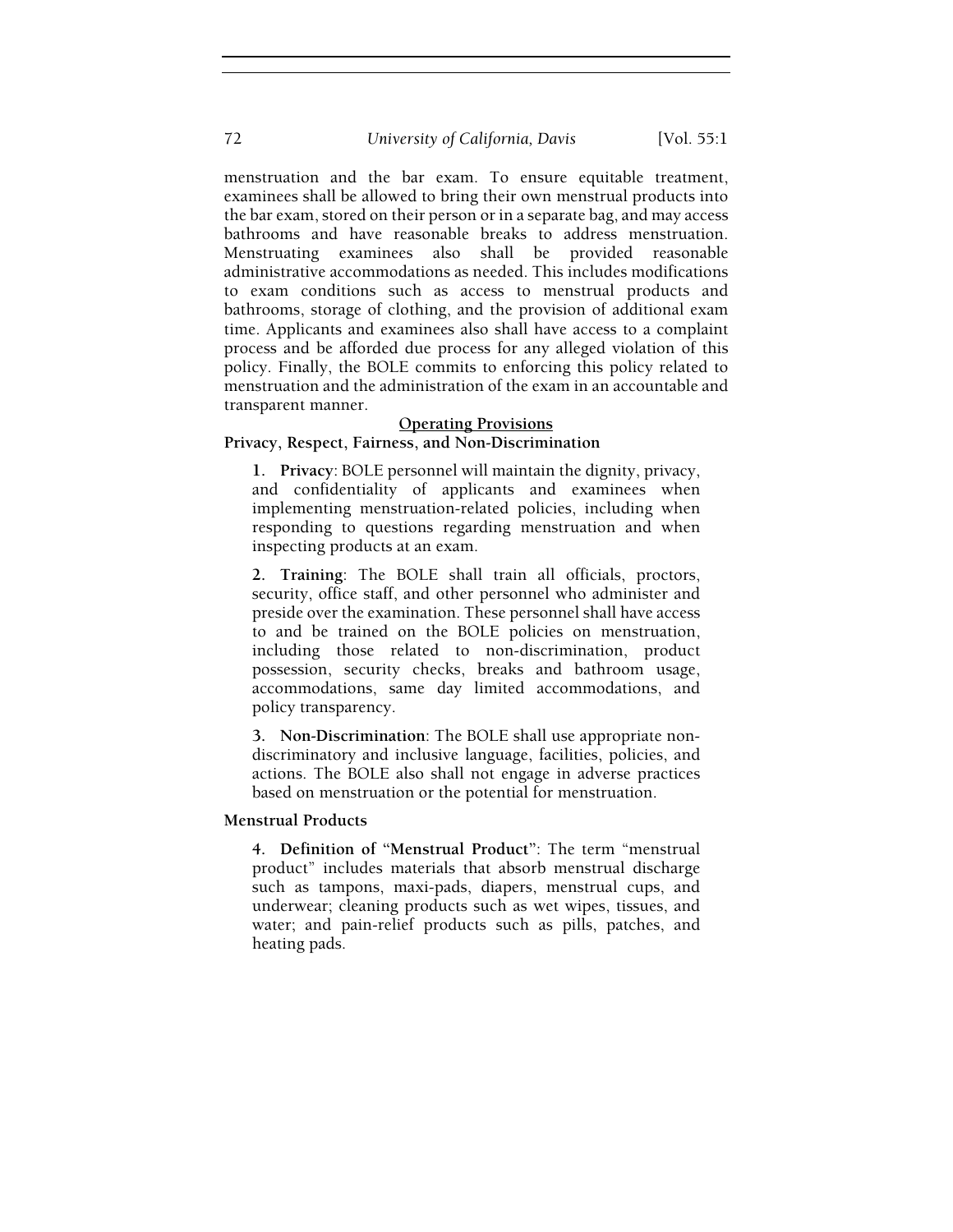menstruation and the bar exam. To ensure equitable treatment, examinees shall be allowed to bring their own menstrual products into the bar exam, stored on their person or in a separate bag, and may access bathrooms and have reasonable breaks to address menstruation. Menstruating examinees also shall be provided reasonable administrative accommodations as needed. This includes modifications to exam conditions such as access to menstrual products and bathrooms, storage of clothing, and the provision of additional exam time. Applicants and examinees also shall have access to a complaint process and be afforded due process for any alleged violation of this policy. Finally, the BOLE commits to enforcing this policy related to menstruation and the administration of the exam in an accountable and transparent manner.

<u>Operating Provisions</u>

**Privacy, Respect, Fairness, and Non-Discrimination**

> **1. Privacy**: BOLE personnel will maintain the dignity, privacy, and confidentiality of applicants and examinees when implementing menstruation-related policies, including when responding to questions regarding menstruation and when inspecting products at an exam.
>
> **2. Training**: The BOLE shall train all officials, proctors, security, office staff, and other personnel who administer and preside over the examination. These personnel shall have access to and be trained on the BOLE policies on menstruation, including those related to non-discrimination, product possession, security checks, breaks and bathroom usage, accommodations, same day limited accommodations, and policy transparency.
>
> **3. Non-Discrimination**: The BOLE shall use appropriate non-discriminatory and inclusive language, facilities, policies, and actions. The BOLE also shall not engage in adverse practices based on menstruation or the potential for menstruation.

**Menstrual Products**

> **4. Definition of "Menstrual Product"**: The term "menstrual product" includes materials that absorb menstrual discharge such as tampons, maxi-pads, diapers, menstrual cups, and underwear; cleaning products such as wet wipes, tissues, and water; and pain-relief products such as pills, patches, and heating pads.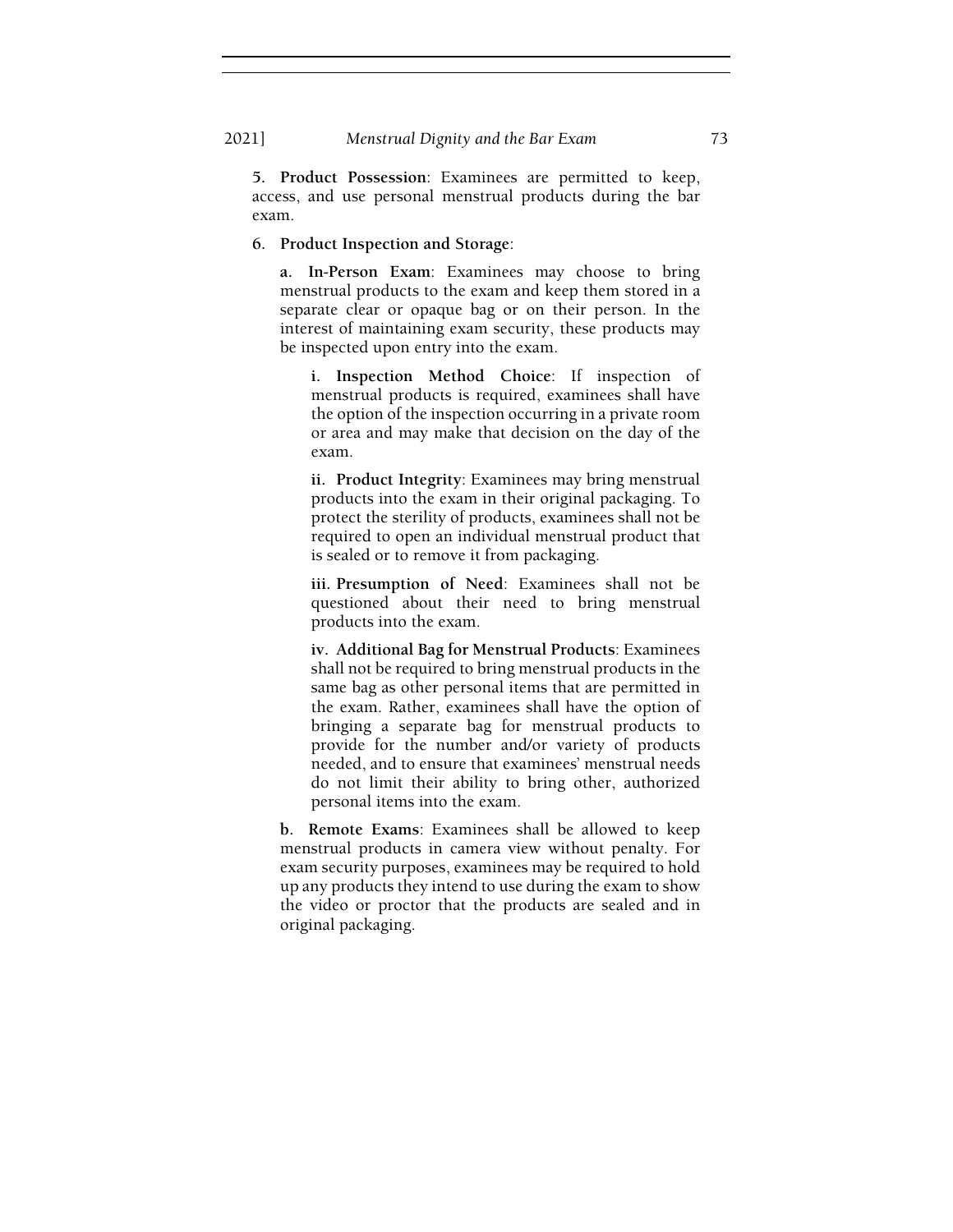5. **Product Possession**: Examinees are permitted to keep, access, and use personal menstrual products during the bar exam.

6. **Product Inspection and Storage**:

   a. **In-Person Exam**: Examinees may choose to bring menstrual products to the exam and keep them stored in a separate clear or opaque bag or on their person. In the interest of maintaining exam security, these products may be inspected upon entry into the exam.

      i. **Inspection Method Choice**: If inspection of menstrual products is required, examinees shall have the option of the inspection occurring in a private room or area and may make that decision on the day of the exam.

      ii. **Product Integrity**: Examinees may bring menstrual products into the exam in their original packaging. To protect the sterility of products, examinees shall not be required to open an individual menstrual product that is sealed or to remove it from packaging.

      iii. **Presumption of Need**: Examinees shall not be questioned about their need to bring menstrual products into the exam.

      iv. **Additional Bag for Menstrual Products**: Examinees shall not be required to bring menstrual products in the same bag as other personal items that are permitted in the exam. Rather, examinees shall have the option of bringing a separate bag for menstrual products to provide for the number and/or variety of products needed, and to ensure that examinees' menstrual needs do not limit their ability to bring other, authorized personal items into the exam.

   b. **Remote Exams**: Examinees shall be allowed to keep menstrual products in camera view without penalty. For exam security purposes, examinees may be required to hold up any products they intend to use during the exam to show the video or proctor that the products are sealed and in original packaging.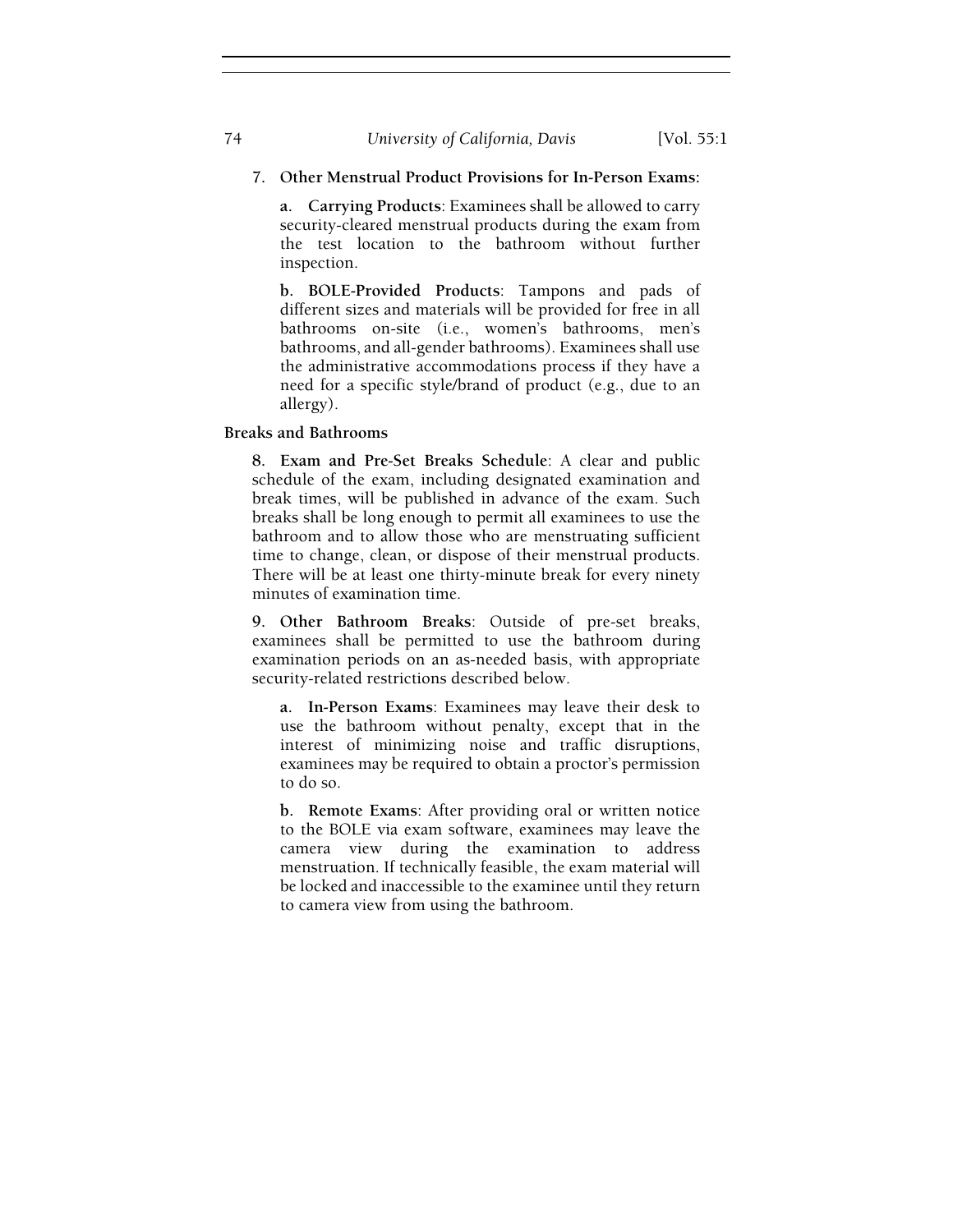7. **Other Menstrual Product Provisions for In-Person Exams:**

   **a. Carrying Products**: Examinees shall be allowed to carry security-cleared menstrual products during the exam from the test location to the bathroom without further inspection.

   **b. BOLE-Provided Products**: Tampons and pads of different sizes and materials will be provided for free in all bathrooms on-site (i.e., women's bathrooms, men's bathrooms, and all-gender bathrooms). Examinees shall use the administrative accommodations process if they have a need for a specific style/brand of product (e.g., due to an allergy).

**Breaks and Bathrooms**

8. **Exam and Pre-Set Breaks Schedule**: A clear and public schedule of the exam, including designated examination and break times, will be published in advance of the exam. Such breaks shall be long enough to permit all examinees to use the bathroom and to allow those who are menstruating sufficient time to change, clean, or dispose of their menstrual products. There will be at least one thirty-minute break for every ninety minutes of examination time.

9. **Other Bathroom Breaks**: Outside of pre-set breaks, examinees shall be permitted to use the bathroom during examination periods on an as-needed basis, with appropriate security-related restrictions described below.

   **a. In-Person Exams**: Examinees may leave their desk to use the bathroom without penalty, except that in the interest of minimizing noise and traffic disruptions, examinees may be required to obtain a proctor's permission to do so.

   **b. Remote Exams**: After providing oral or written notice to the BOLE via exam software, examinees may leave the camera view during the examination to address menstruation. If technically feasible, the exam material will be locked and inaccessible to the examinee until they return to camera view from using the bathroom.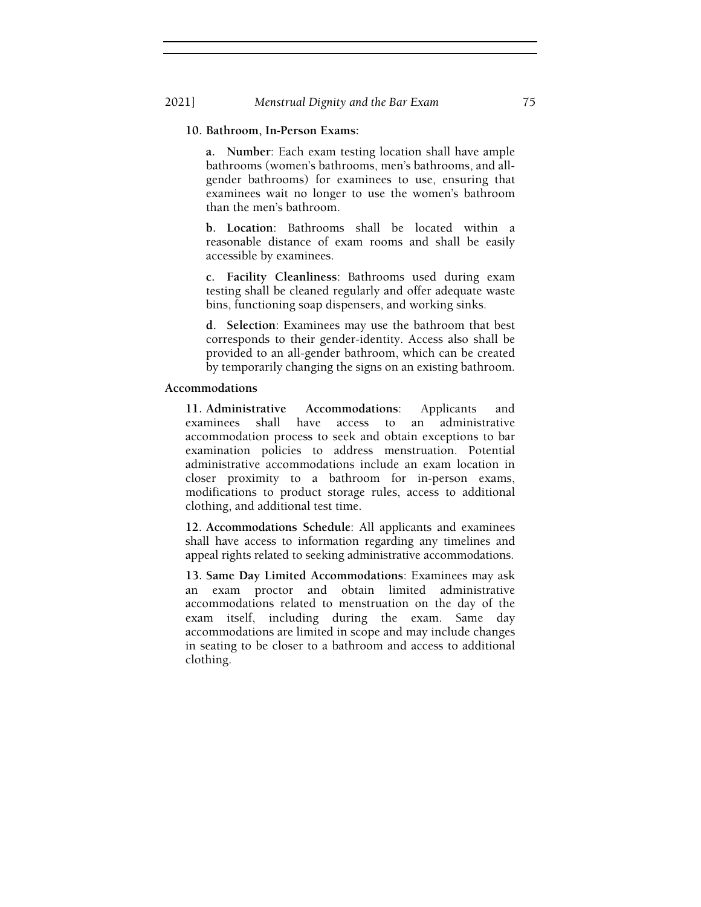**10. Bathroom, In-Person Exams:**

> **a. Number**: Each exam testing location shall have ample bathrooms (women's bathrooms, men's bathrooms, and all-gender bathrooms) for examinees to use, ensuring that examinees wait no longer to use the women's bathroom than the men's bathroom.
>
> **b. Location**: Bathrooms shall be located within a reasonable distance of exam rooms and shall be easily accessible by examinees.
>
> **c. Facility Cleanliness**: Bathrooms used during exam testing shall be cleaned regularly and offer adequate waste bins, functioning soap dispensers, and working sinks.
>
> **d. Selection**: Examinees may use the bathroom that best corresponds to their gender-identity. Access also shall be provided to an all-gender bathroom, which can be created by temporarily changing the signs on an existing bathroom.

**Accommodations**

**11. Administrative Accommodations**: Applicants and examinees shall have access to an administrative accommodation process to seek and obtain exceptions to bar examination policies to address menstruation. Potential administrative accommodations include an exam location in closer proximity to a bathroom for in-person exams, modifications to product storage rules, access to additional clothing, and additional test time.

**12. Accommodations Schedule**: All applicants and examinees shall have access to information regarding any timelines and appeal rights related to seeking administrative accommodations.

**13. Same Day Limited Accommodations**: Examinees may ask an exam proctor and obtain limited administrative accommodations related to menstruation on the day of the exam itself, including during the exam. Same day accommodations are limited in scope and may include changes in seating to be closer to a bathroom and access to additional clothing.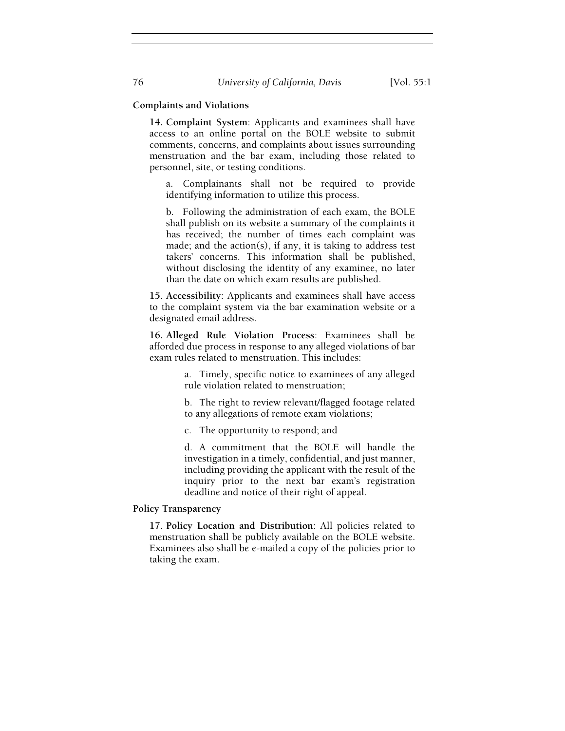**Complaints and Violations**

**14. Complaint System**: Applicants and examinees shall have access to an online portal on the BOLE website to submit comments, concerns, and complaints about issues surrounding menstruation and the bar exam, including those related to personnel, site, or testing conditions.

a. Complainants shall not be required to provide identifying information to utilize this process.

b. Following the administration of each exam, the BOLE shall publish on its website a summary of the complaints it has received; the number of times each complaint was made; and the action(s), if any, it is taking to address test takers' concerns. This information shall be published, without disclosing the identity of any examinee, no later than the date on which exam results are published.

**15. Accessibility**: Applicants and examinees shall have access to the complaint system via the bar examination website or a designated email address.

**16. Alleged Rule Violation Process**: Examinees shall be afforded due process in response to any alleged violations of bar exam rules related to menstruation. This includes:

a. Timely, specific notice to examinees of any alleged rule violation related to menstruation;

b. The right to review relevant/flagged footage related to any allegations of remote exam violations;

c. The opportunity to respond; and

d. A commitment that the BOLE will handle the investigation in a timely, confidential, and just manner, including providing the applicant with the result of the inquiry prior to the next bar exam's registration deadline and notice of their right of appeal.

**Policy Transparency**

**17. Policy Location and Distribution**: All policies related to menstruation shall be publicly available on the BOLE website. Examinees also shall be e-mailed a copy of the policies prior to taking the exam.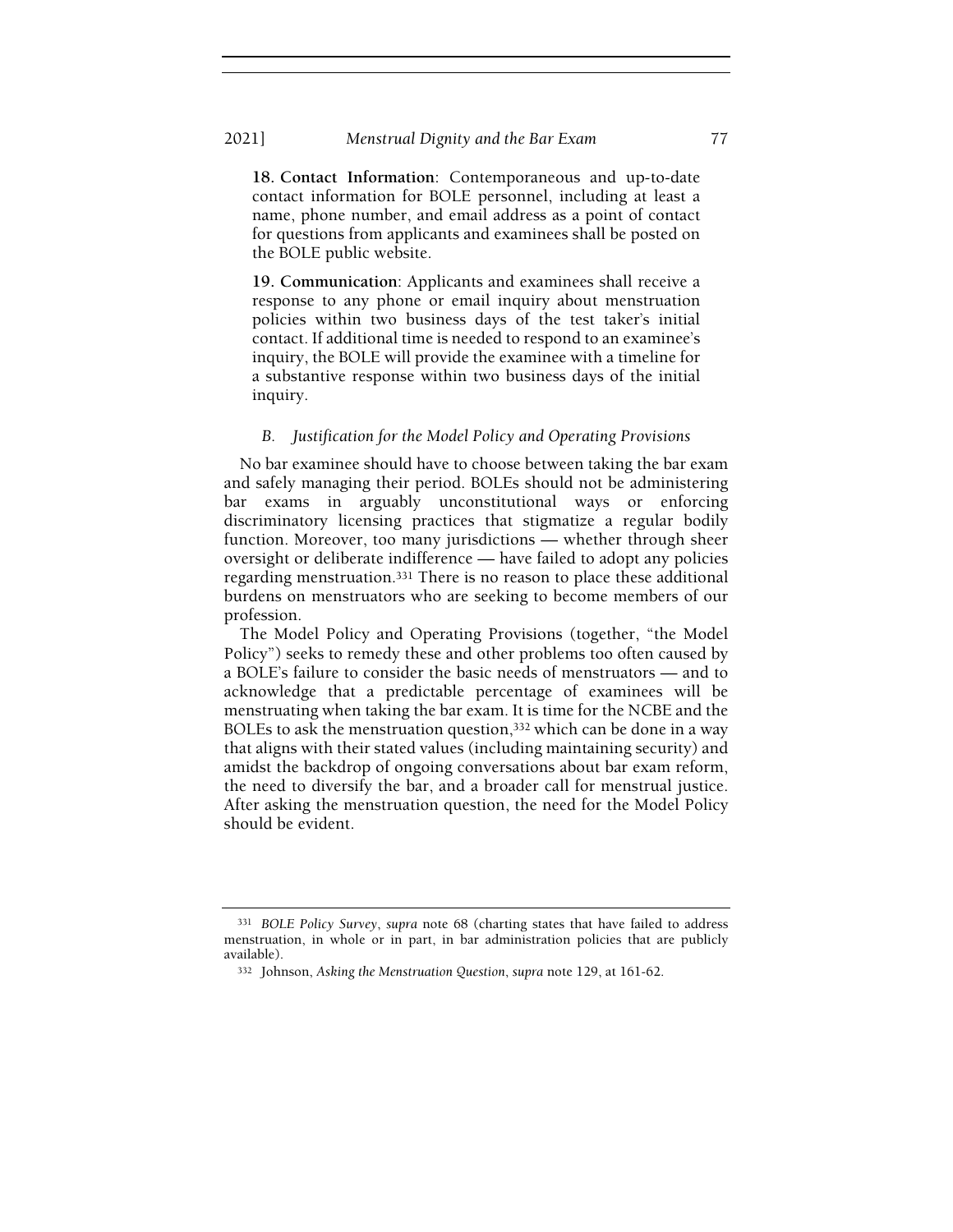**18. Contact Information**: Contemporaneous and up-to-date contact information for BOLE personnel, including at least a name, phone number, and email address as a point of contact for questions from applicants and examinees shall be posted on the BOLE public website.

**19. Communication**: Applicants and examinees shall receive a response to any phone or email inquiry about menstruation policies within two business days of the test taker's initial contact. If additional time is needed to respond to an examinee's inquiry, the BOLE will provide the examinee with a timeline for a substantive response within two business days of the initial inquiry.

### *B. Justification for the Model Policy and Operating Provisions*

No bar examinee should have to choose between taking the bar exam and safely managing their period. BOLEs should not be administering bar exams in arguably unconstitutional ways or enforcing discriminatory licensing practices that stigmatize a regular bodily function. Moreover, too many jurisdictions — whether through sheer oversight or deliberate indifference — have failed to adopt any policies regarding menstruation.[331] There is no reason to place these additional burdens on menstruators who are seeking to become members of our profession.

The Model Policy and Operating Provisions (together, "the Model Policy") seeks to remedy these and other problems too often caused by a BOLE's failure to consider the basic needs of menstruators — and to acknowledge that a predictable percentage of examinees will be menstruating when taking the bar exam. It is time for the NCBE and the BOLEs to ask the menstruation question,[332] which can be done in a way that aligns with their stated values (including maintaining security) and amidst the backdrop of ongoing conversations about bar exam reform, the need to diversify the bar, and a broader call for menstrual justice. After asking the menstruation question, the need for the Model Policy should be evident.

---

[331] *BOLE Policy Survey*, *supra* note 68 (charting states that have failed to address menstruation, in whole or in part, in bar administration policies that are publicly available).

[332] Johnson, *Asking the Menstruation Question*, *supra* note 129, at 161-62.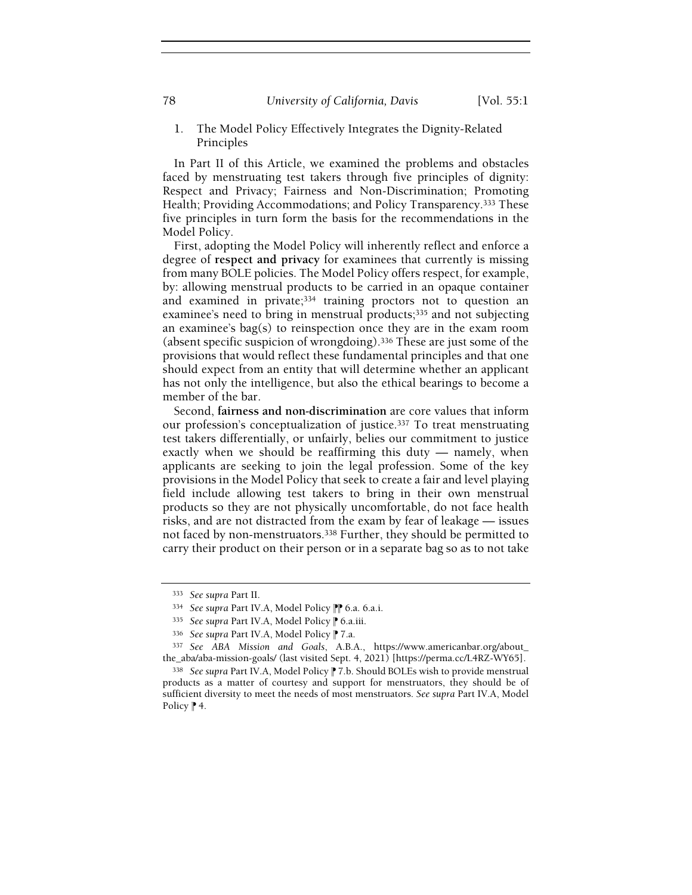### 1. The Model Policy Effectively Integrates the Dignity-Related Principles

In Part II of this Article, we examined the problems and obstacles faced by menstruating test takers through five principles of dignity: Respect and Privacy; Fairness and Non-Discrimination; Promoting Health; Providing Accommodations; and Policy Transparency.[333] These five principles in turn form the basis for the recommendations in the Model Policy.

First, adopting the Model Policy will inherently reflect and enforce a degree of **respect and privacy** for examinees that currently is missing from many BOLE policies. The Model Policy offers respect, for example, by: allowing menstrual products to be carried in an opaque container and examined in private;[334] training proctors not to question an examinee's need to bring in menstrual products;[335] and not subjecting an examinee's bag(s) to reinspection once they are in the exam room (absent specific suspicion of wrongdoing).[336] These are just some of the provisions that would reflect these fundamental principles and that one should expect from an entity that will determine whether an applicant has not only the intelligence, but also the ethical bearings to become a member of the bar.

Second, **fairness and non-discrimination** are core values that inform our profession's conceptualization of justice.[337] To treat menstruating test takers differentially, or unfairly, belies our commitment to justice exactly when we should be reaffirming this duty — namely, when applicants are seeking to join the legal profession. Some of the key provisions in the Model Policy that seek to create a fair and level playing field include allowing test takers to bring in their own menstrual products so they are not physically uncomfortable, do not face health risks, and are not distracted from the exam by fear of leakage — issues not faced by non-menstruators.[338] Further, they should be permitted to carry their product on their person or in a separate bag so as to not take

---

[333] *See supra* Part II.

[334] *See supra* Part IV.A, Model Policy ⁋⁋ 6.a. 6.a.i.

[335] *See supra* Part IV.A, Model Policy ⁋ 6.a.iii.

[336] *See supra* Part IV.A, Model Policy ⁋ 7.a.

[337] *See ABA Mission and Goals*, A.B.A., https://www.americanbar.org/about_the_aba/aba-mission-goals/ (last visited Sept. 4, 2021) [https://perma.cc/L4RZ-WY65].

[338] *See supra* Part IV.A, Model Policy ⁋ 7.b. Should BOLEs wish to provide menstrual products as a matter of courtesy and support for menstruators, they should be of sufficient diversity to meet the needs of most menstruators. *See supra* Part IV.A, Model Policy ⁋ 4.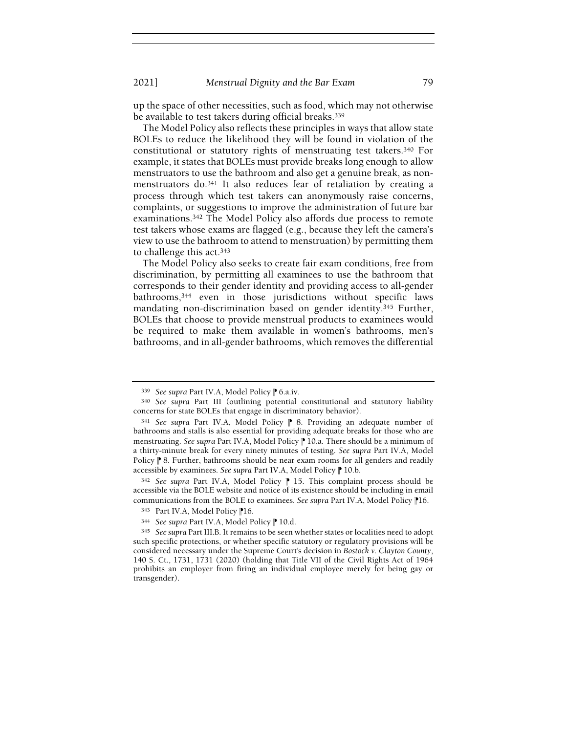up the space of other necessities, such as food, which may not otherwise be available to test takers during official breaks.[339]

The Model Policy also reflects these principles in ways that allow state BOLEs to reduce the likelihood they will be found in violation of the constitutional or statutory rights of menstruating test takers.[340] For example, it states that BOLEs must provide breaks long enough to allow menstruators to use the bathroom and also get a genuine break, as non-menstruators do.[341] It also reduces fear of retaliation by creating a process through which test takers can anonymously raise concerns, complaints, or suggestions to improve the administration of future bar examinations.[342] The Model Policy also affords due process to remote test takers whose exams are flagged (e.g., because they left the camera's view to use the bathroom to attend to menstruation) by permitting them to challenge this act.[343]

The Model Policy also seeks to create fair exam conditions, free from discrimination, by permitting all examinees to use the bathroom that corresponds to their gender identity and providing access to all-gender bathrooms,[344] even in those jurisdictions without specific laws mandating non-discrimination based on gender identity.[345] Further, BOLEs that choose to provide menstrual products to examinees would be required to make them available in women's bathrooms, men's bathrooms, and in all-gender bathrooms, which removes the differential

---

[339] *See supra* Part IV.A, Model Policy ⁋ 6.a.iv.

[340] *See supra* Part III (outlining potential constitutional and statutory liability concerns for state BOLEs that engage in discriminatory behavior).

[341] *See supra* Part IV.A, Model Policy ⁋ 8. Providing an adequate number of bathrooms and stalls is also essential for providing adequate breaks for those who are menstruating. *See supra* Part IV.A, Model Policy ⁋ 10.a. There should be a minimum of a thirty-minute break for every ninety minutes of testing. *See supra* Part IV.A, Model Policy ⁋ 8. Further, bathrooms should be near exam rooms for all genders and readily accessible by examinees. *See supra* Part IV.A, Model Policy ⁋ 10.b.

[342] *See supra* Part IV.A, Model Policy ⁋ 15. This complaint process should be accessible via the BOLE website and notice of its existence should be including in email communications from the BOLE to examinees. *See supra* Part IV.A, Model Policy ⁋16.

[343] Part IV.A, Model Policy ⁋16.

[344] *See supra* Part IV.A, Model Policy ⁋ 10.d.

[345] *See supra* Part III.B. It remains to be seen whether states or localities need to adopt such specific protections, or whether specific statutory or regulatory provisions will be considered necessary under the Supreme Court's decision in *Bostock v. Clayton County*, 140 S. Ct., 1731, 1731 (2020) (holding that Title VII of the Civil Rights Act of 1964 prohibits an employer from firing an individual employee merely for being gay or transgender).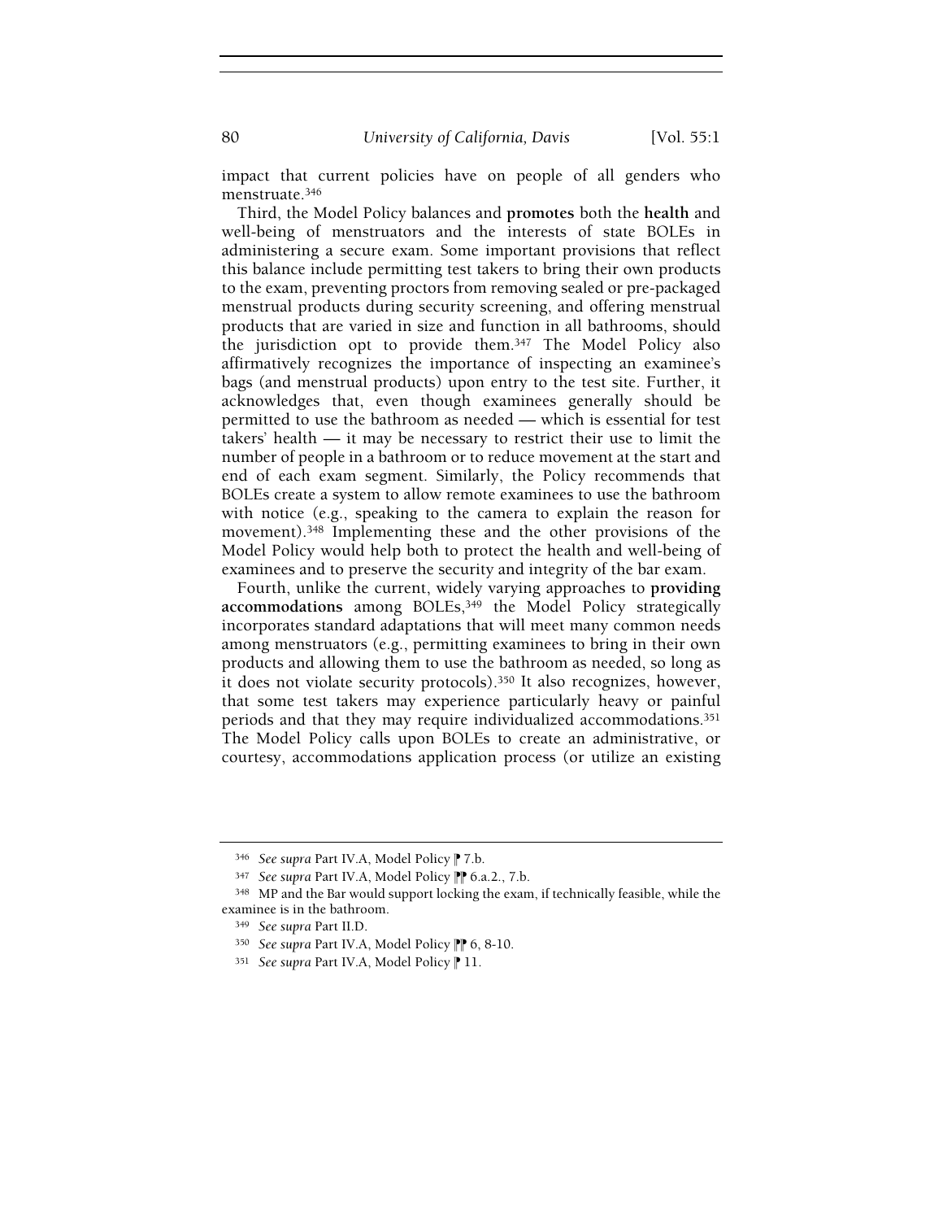impact that current policies have on people of all genders who menstruate.[346]

Third, the Model Policy balances and **promotes** both the **health** and well-being of menstruators and the interests of state BOLEs in administering a secure exam. Some important provisions that reflect this balance include permitting test takers to bring their own products to the exam, preventing proctors from removing sealed or pre-packaged menstrual products during security screening, and offering menstrual products that are varied in size and function in all bathrooms, should the jurisdiction opt to provide them.[347] The Model Policy also affirmatively recognizes the importance of inspecting an examinee's bags (and menstrual products) upon entry to the test site. Further, it acknowledges that, even though examinees generally should be permitted to use the bathroom as needed — which is essential for test takers' health — it may be necessary to restrict their use to limit the number of people in a bathroom or to reduce movement at the start and end of each exam segment. Similarly, the Policy recommends that BOLEs create a system to allow remote examinees to use the bathroom with notice (e.g., speaking to the camera to explain the reason for movement).[348] Implementing these and the other provisions of the Model Policy would help both to protect the health and well-being of examinees and to preserve the security and integrity of the bar exam.

Fourth, unlike the current, widely varying approaches to **providing accommodations** among BOLEs,[349] the Model Policy strategically incorporates standard adaptations that will meet many common needs among menstruators (e.g., permitting examinees to bring in their own products and allowing them to use the bathroom as needed, so long as it does not violate security protocols).[350] It also recognizes, however, that some test takers may experience particularly heavy or painful periods and that they may require individualized accommodations.[351] The Model Policy calls upon BOLEs to create an administrative, or courtesy, accommodations application process (or utilize an existing

---

[346] *See supra* Part IV.A, Model Policy ¶ 7.b.

[347] *See supra* Part IV.A, Model Policy ¶¶ 6.a.2., 7.b.

[348] MP and the Bar would support locking the exam, if technically feasible, while the examinee is in the bathroom.

[349] *See supra* Part II.D.

[350] *See supra* Part IV.A, Model Policy ¶¶ 6, 8-10.

[351] *See supra* Part IV.A, Model Policy ¶ 11.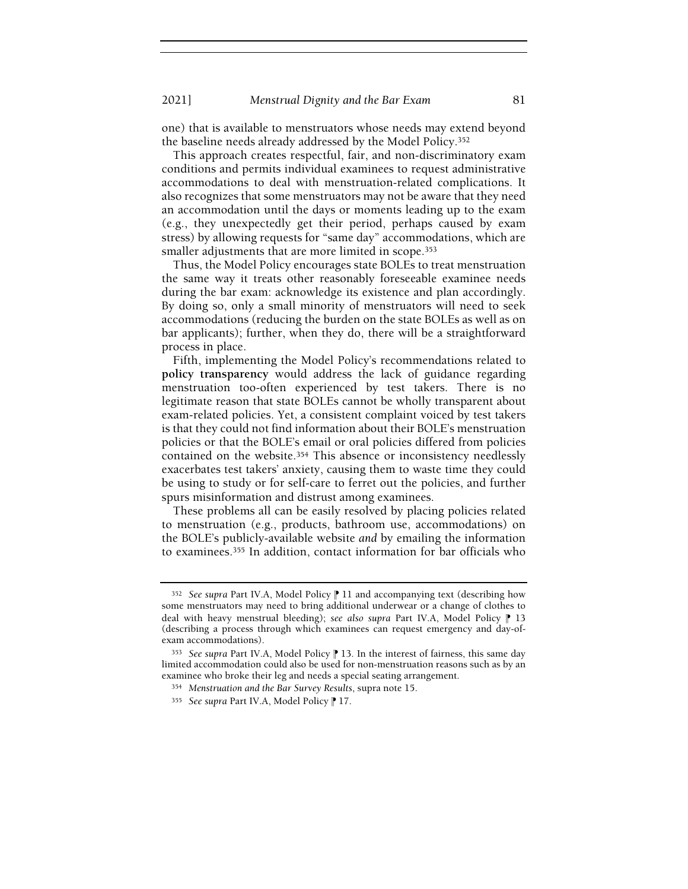one) that is available to menstruators whose needs may extend beyond the baseline needs already addressed by the Model Policy.[352]

This approach creates respectful, fair, and non-discriminatory exam conditions and permits individual examinees to request administrative accommodations to deal with menstruation-related complications. It also recognizes that some menstruators may not be aware that they need an accommodation until the days or moments leading up to the exam (e.g., they unexpectedly get their period, perhaps caused by exam stress) by allowing requests for "same day" accommodations, which are smaller adjustments that are more limited in scope.[353]

Thus, the Model Policy encourages state BOLEs to treat menstruation the same way it treats other reasonably foreseeable examinee needs during the bar exam: acknowledge its existence and plan accordingly. By doing so, only a small minority of menstruators will need to seek accommodations (reducing the burden on the state BOLEs as well as on bar applicants); further, when they do, there will be a straightforward process in place.

Fifth, implementing the Model Policy's recommendations related to **policy transparency** would address the lack of guidance regarding menstruation too-often experienced by test takers. There is no legitimate reason that state BOLEs cannot be wholly transparent about exam-related policies. Yet, a consistent complaint voiced by test takers is that they could not find information about their BOLE's menstruation policies or that the BOLE's email or oral policies differed from policies contained on the website.[354] This absence or inconsistency needlessly exacerbates test takers' anxiety, causing them to waste time they could be using to study or for self-care to ferret out the policies, and further spurs misinformation and distrust among examinees.

These problems all can be easily resolved by placing policies related to menstruation (e.g., products, bathroom use, accommodations) on the BOLE's publicly-available website *and* by emailing the information to examinees.[355] In addition, contact information for bar officials who

---

[352] *See supra* Part IV.A, Model Policy ⁋ 11 and accompanying text (describing how some menstruators may need to bring additional underwear or a change of clothes to deal with heavy menstrual bleeding); *see also supra* Part IV.A, Model Policy ⁋ 13 (describing a process through which examinees can request emergency and day-of-exam accommodations).

[353] *See supra* Part IV.A, Model Policy ⁋ 13. In the interest of fairness, this same day limited accommodation could also be used for non-menstruation reasons such as by an examinee who broke their leg and needs a special seating arrangement.

[354] *Menstruation and the Bar Survey Results*, supra note 15.

[355] *See supra* Part IV.A, Model Policy ⁋ 17.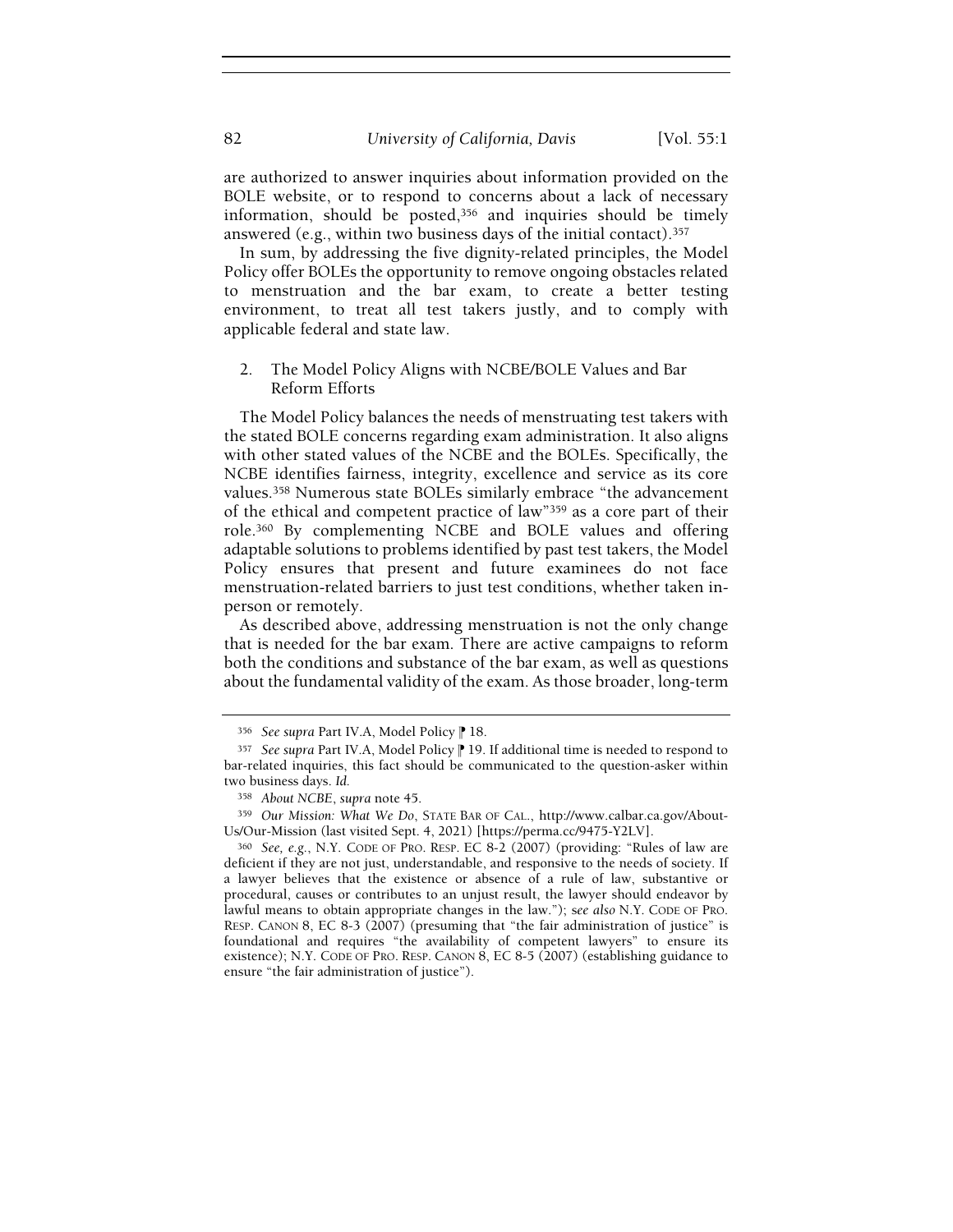are authorized to answer inquiries about information provided on the BOLE website, or to respond to concerns about a lack of necessary information, should be posted,[356] and inquiries should be timely answered (e.g., within two business days of the initial contact).[357]

In sum, by addressing the five dignity-related principles, the Model Policy offer BOLEs the opportunity to remove ongoing obstacles related to menstruation and the bar exam, to create a better testing environment, to treat all test takers justly, and to comply with applicable federal and state law.

### 2. The Model Policy Aligns with NCBE/BOLE Values and Bar Reform Efforts

The Model Policy balances the needs of menstruating test takers with the stated BOLE concerns regarding exam administration. It also aligns with other stated values of the NCBE and the BOLEs. Specifically, the NCBE identifies fairness, integrity, excellence and service as its core values.[358] Numerous state BOLEs similarly embrace "the advancement of the ethical and competent practice of law"[359] as a core part of their role.[360] By complementing NCBE and BOLE values and offering adaptable solutions to problems identified by past test takers, the Model Policy ensures that present and future examinees do not face menstruation-related barriers to just test conditions, whether taken in-person or remotely.

As described above, addressing menstruation is not the only change that is needed for the bar exam. There are active campaigns to reform both the conditions and substance of the bar exam, as well as questions about the fundamental validity of the exam. As those broader, long-term

---

[356] *See supra* Part IV.A, Model Policy ¶ 18.

[357] *See supra* Part IV.A, Model Policy ¶ 19. If additional time is needed to respond to bar-related inquiries, this fact should be communicated to the question-asker within two business days. *Id.*

[358] *About NCBE*, *supra* note 45.

[359] *Our Mission: What We Do*, STATE BAR OF CAL., http://www.calbar.ca.gov/About-Us/Our-Mission (last visited Sept. 4, 2021) [https://perma.cc/9475-Y2LV].

[360] *See, e.g.*, N.Y. CODE OF PRO. RESP. EC 8-2 (2007) (providing: "Rules of law are deficient if they are not just, understandable, and responsive to the needs of society. If a lawyer believes that the existence or absence of a rule of law, substantive or procedural, causes or contributes to an unjust result, the lawyer should endeavor by lawful means to obtain appropriate changes in the law."); s*ee also* N.Y. CODE OF PRO. RESP. CANON 8, EC 8-3 (2007) (presuming that "the fair administration of justice" is foundational and requires "the availability of competent lawyers" to ensure its existence); N.Y. CODE OF PRO. RESP. CANON 8, EC 8-5 (2007) (establishing guidance to ensure "the fair administration of justice").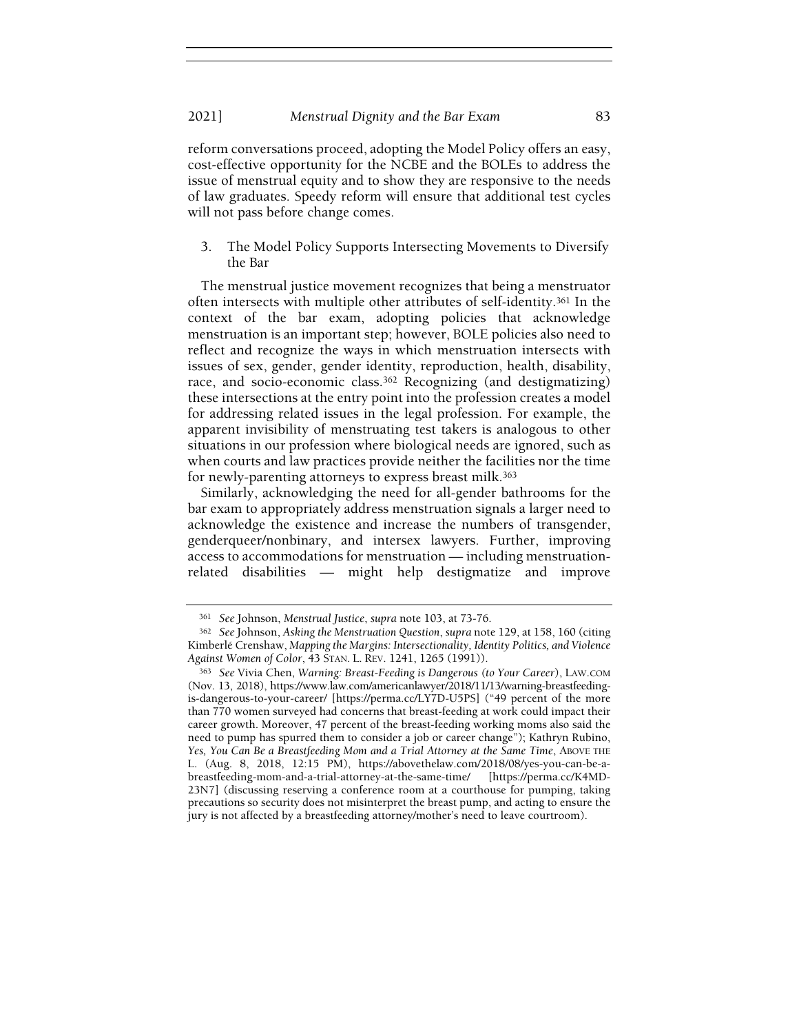reform conversations proceed, adopting the Model Policy offers an easy, cost-effective opportunity for the NCBE and the BOLEs to address the issue of menstrual equity and to show they are responsive to the needs of law graduates. Speedy reform will ensure that additional test cycles will not pass before change comes.

### 3. The Model Policy Supports Intersecting Movements to Diversify the Bar

The menstrual justice movement recognizes that being a menstruator often intersects with multiple other attributes of self-identity.[361] In the context of the bar exam, adopting policies that acknowledge menstruation is an important step; however, BOLE policies also need to reflect and recognize the ways in which menstruation intersects with issues of sex, gender, gender identity, reproduction, health, disability, race, and socio-economic class.[362] Recognizing (and destigmatizing) these intersections at the entry point into the profession creates a model for addressing related issues in the legal profession. For example, the apparent invisibility of menstruating test takers is analogous to other situations in our profession where biological needs are ignored, such as when courts and law practices provide neither the facilities nor the time for newly-parenting attorneys to express breast milk.[363]

Similarly, acknowledging the need for all-gender bathrooms for the bar exam to appropriately address menstruation signals a larger need to acknowledge the existence and increase the numbers of transgender, genderqueer/nonbinary, and intersex lawyers. Further, improving access to accommodations for menstruation — including menstruation-related disabilities — might help destigmatize and improve

---

[361] *See* Johnson, *Menstrual Justice*, *supra* note 103, at 73-76.

[362] *See* Johnson, *Asking the Menstruation Question*, *supra* note 129, at 158, 160 (citing Kimberlé Crenshaw, *Mapping the Margins: Intersectionality, Identity Politics, and Violence Against Women of Color*, 43 STAN. L. REV. 1241, 1265 (1991)).

[363] *See* Vivia Chen, *Warning: Breast-Feeding is Dangerous (to Your Career)*, LAW.COM (Nov. 13, 2018), https://www.law.com/americanlawyer/2018/11/13/warning-breastfeeding-is-dangerous-to-your-career/ [https://perma.cc/LY7D-U5PS] ("49 percent of the more than 770 women surveyed had concerns that breast-feeding at work could impact their career growth. Moreover, 47 percent of the breast-feeding working moms also said the need to pump has spurred them to consider a job or career change"); Kathryn Rubino, *Yes, You Can Be a Breastfeeding Mom and a Trial Attorney at the Same Time*, ABOVE THE L. (Aug. 8, 2018, 12:15 PM), https://abovethelaw.com/2018/08/yes-you-can-be-a-breastfeeding-mom-and-a-trial-attorney-at-the-same-time/ [https://perma.cc/K4MD-23N7] (discussing reserving a conference room at a courthouse for pumping, taking precautions so security does not misinterpret the breast pump, and acting to ensure the jury is not affected by a breastfeeding attorney/mother's need to leave courtroom).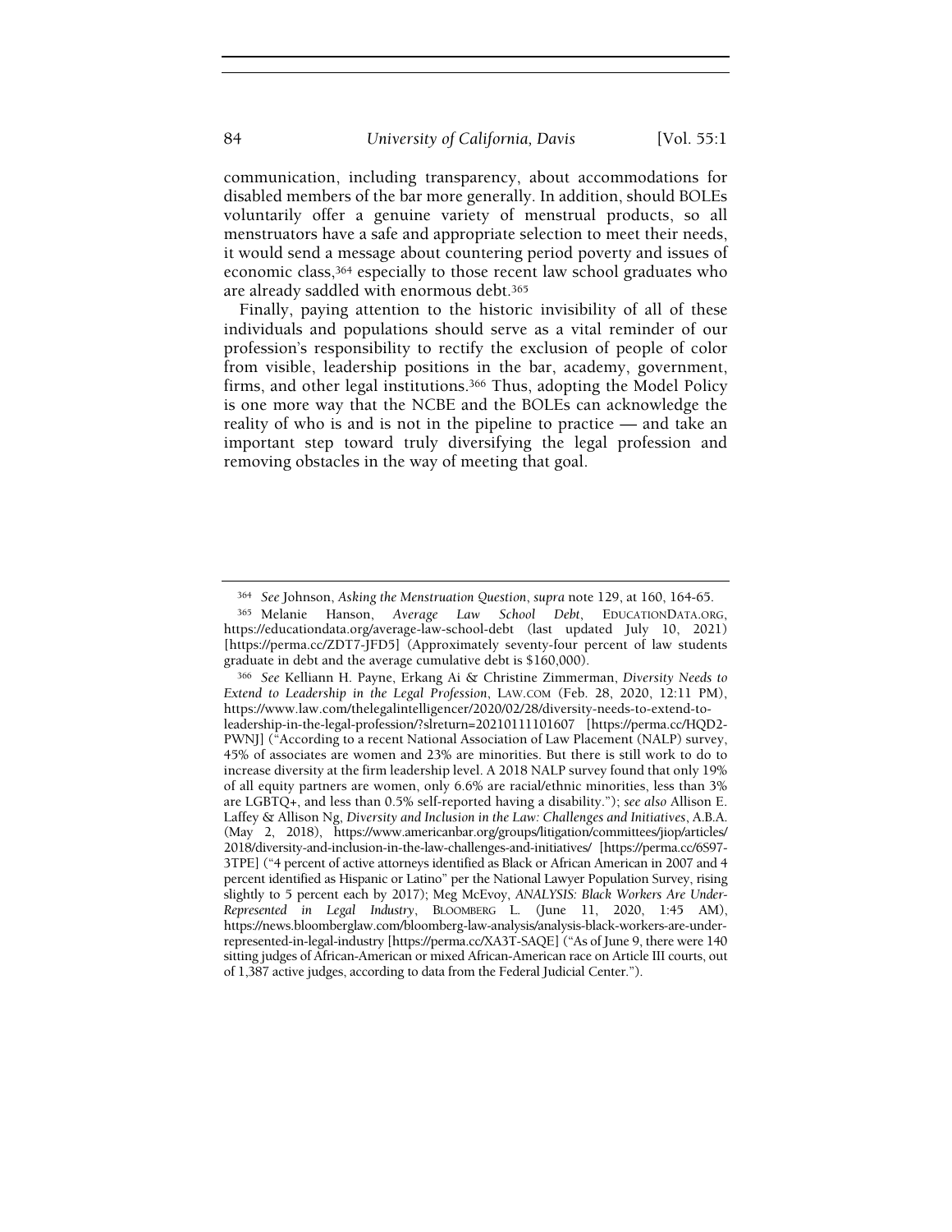communication, including transparency, about accommodations for disabled members of the bar more generally. In addition, should BOLEs voluntarily offer a genuine variety of menstrual products, so all menstruators have a safe and appropriate selection to meet their needs, it would send a message about countering period poverty and issues of economic class,[364] especially to those recent law school graduates who are already saddled with enormous debt.[365]

Finally, paying attention to the historic invisibility of all of these individuals and populations should serve as a vital reminder of our profession's responsibility to rectify the exclusion of people of color from visible, leadership positions in the bar, academy, government, firms, and other legal institutions.[366] Thus, adopting the Model Policy is one more way that the NCBE and the BOLEs can acknowledge the reality of who is and is not in the pipeline to practice — and take an important step toward truly diversifying the legal profession and removing obstacles in the way of meeting that goal.

---

[364] *See* Johnson, *Asking the Menstruation Question*, *supra* note 129, at 160, 164-65.

[365] Melanie Hanson, *Average Law School Debt*, EDUCATIONDATA.ORG, https://educationdata.org/average-law-school-debt (last updated July 10, 2021) [https://perma.cc/ZDT7-JFD5] (Approximately seventy-four percent of law students graduate in debt and the average cumulative debt is $160,000).

[366] *See* Kelliann H. Payne, Erkang Ai & Christine Zimmerman, *Diversity Needs to Extend to Leadership in the Legal Profession*, LAW.COM (Feb. 28, 2020, 12:11 PM), https://www.law.com/thelegalintelligencer/2020/02/28/diversity-needs-to-extend-to-leadership-in-the-legal-profession/?slreturn=20210111101607 [https://perma.cc/HQD2-PWNJ] ("According to a recent National Association of Law Placement (NALP) survey, 45% of associates are women and 23% are minorities. But there is still work to do to increase diversity at the firm leadership level. A 2018 NALP survey found that only 19% of all equity partners are women, only 6.6% are racial/ethnic minorities, less than 3% are LGBTQ+, and less than 0.5% self-reported having a disability."); *see also* Allison E. Laffey & Allison Ng, *Diversity and Inclusion in the Law: Challenges and Initiatives*, A.B.A. (May 2, 2018), https://www.americanbar.org/groups/litigation/committees/jiop/articles/2018/diversity-and-inclusion-in-the-law-challenges-and-initiatives/ [https://perma.cc/6S97-3TPE] ("4 percent of active attorneys identified as Black or African American in 2007 and 4 percent identified as Hispanic or Latino" per the National Lawyer Population Survey, rising slightly to 5 percent each by 2017); Meg McEvoy, *ANALYSIS: Black Workers Are Under-Represented in Legal Industry*, BLOOMBERG L. (June 11, 2020, 1:45 AM), https://news.bloomberglaw.com/bloomberg-law-analysis/analysis-black-workers-are-under-represented-in-legal-industry [https://perma.cc/XA3T-SAQE] ("As of June 9, there were 140 sitting judges of African-American or mixed African-American race on Article III courts, out of 1,387 active judges, according to data from the Federal Judicial Center.").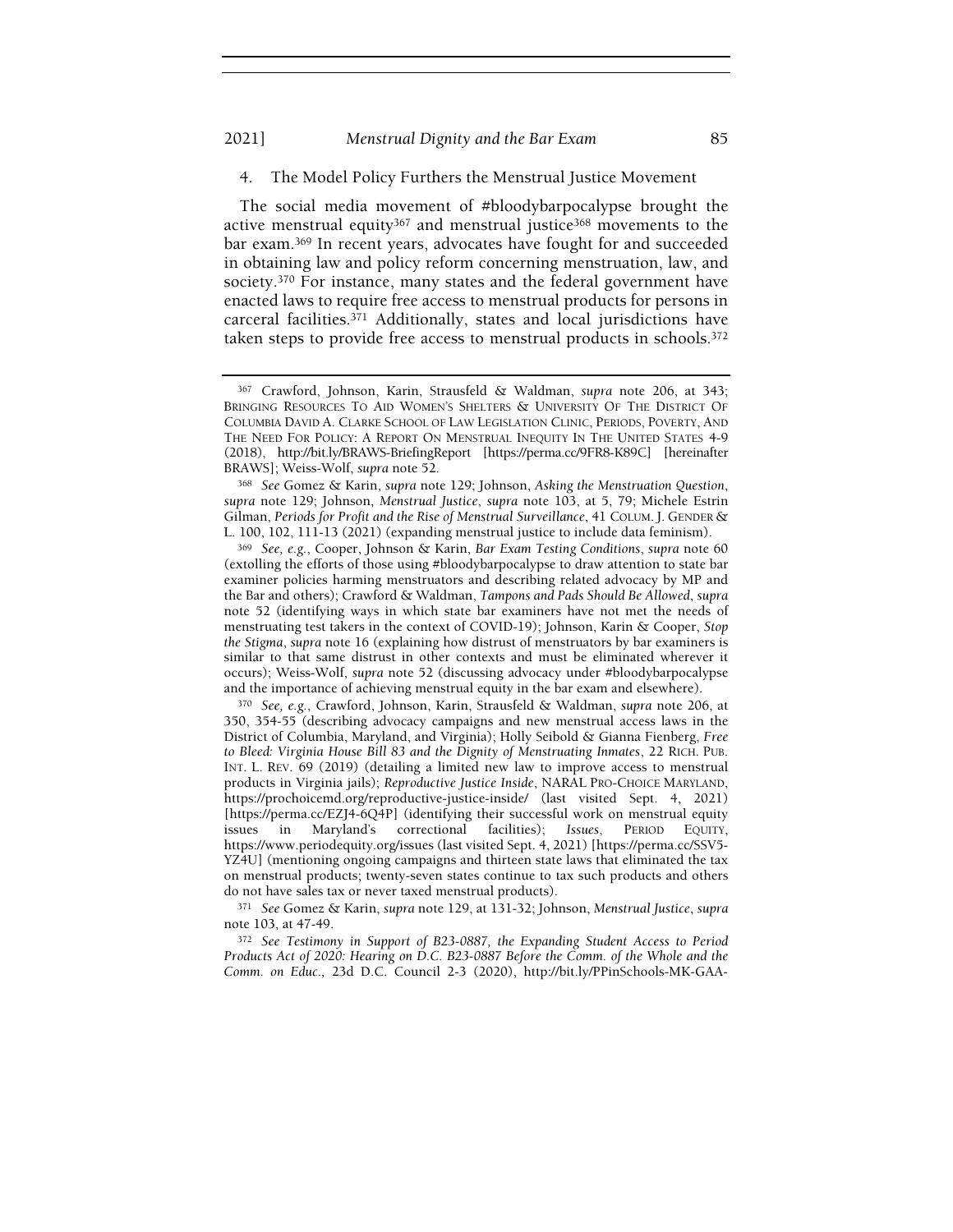### 4. The Model Policy Furthers the Menstrual Justice Movement

The social media movement of #bloodybarpocalypse brought the active menstrual equity[367] and menstrual justice[368] movements to the bar exam.[369] In recent years, advocates have fought for and succeeded in obtaining law and policy reform concerning menstruation, law, and society.[370] For instance, many states and the federal government have enacted laws to require free access to menstrual products for persons in carceral facilities.[371] Additionally, states and local jurisdictions have taken steps to provide free access to menstrual products in schools.[372]

---

[367] Crawford, Johnson, Karin, Strausfeld & Waldman, *supra* note 206, at 343; BRINGING RESOURCES TO AID WOMEN'S SHELTERS & UNIVERSITY OF THE DISTRICT OF COLUMBIA DAVID A. CLARKE SCHOOL OF LAW LEGISLATION CLINIC, PERIODS, POVERTY, AND THE NEED FOR POLICY: A REPORT ON MENSTRUAL INEQUITY IN THE UNITED STATES 4-9 (2018), http://bit.ly/BRAWS-BriefingReport [https://perma.cc/9FR8-K89C] [hereinafter BRAWS]; Weiss-Wolf, *supra* note 52.

[368] *See* Gomez & Karin, *supra* note 129; Johnson, *Asking the Menstruation Question*, *supra* note 129; Johnson, *Menstrual Justice*, *supra* note 103, at 5, 79; Michele Estrin Gilman, *Periods for Profit and the Rise of Menstrual Surveillance*, 41 COLUM. J. GENDER & L. 100, 102, 111-13 (2021) (expanding menstrual justice to include data feminism).

[369] *See, e.g.*, Cooper, Johnson & Karin, *Bar Exam Testing Conditions*, *supra* note 60 (extolling the efforts of those using #bloodybarpocalypse to draw attention to state bar examiner policies harming menstruators and describing related advocacy by MP and the Bar and others); Crawford & Waldman, *Tampons and Pads Should Be Allowed*, *supra* note 52 (identifying ways in which state bar examiners have not met the needs of menstruating test takers in the context of COVID-19); Johnson, Karin & Cooper, *Stop the Stigma*, *supra* note 16 (explaining how distrust of menstruators by bar examiners is similar to that same distrust in other contexts and must be eliminated wherever it occurs); Weiss-Wolf, *supra* note 52 (discussing advocacy under #bloodybarpocalypse and the importance of achieving menstrual equity in the bar exam and elsewhere).

[370] *See, e.g.*, Crawford, Johnson, Karin, Strausfeld & Waldman, *supra* note 206, at 350, 354-55 (describing advocacy campaigns and new menstrual access laws in the District of Columbia, Maryland, and Virginia); Holly Seibold & Gianna Fienberg, *Free to Bleed: Virginia House Bill 83 and the Dignity of Menstruating Inmates*, 22 RICH. PUB. INT. L. REV. 69 (2019) (detailing a limited new law to improve access to menstrual products in Virginia jails); *Reproductive Justice Inside*, NARAL PRO-CHOICE MARYLAND, https://prochoicemd.org/reproductive-justice-inside/ (last visited Sept. 4, 2021) [https://perma.cc/EZJ4-6Q4P] (identifying their successful work on menstrual equity issues in Maryland's correctional facilities); *Issues*, PERIOD EQUITY, https://www.periodequity.org/issues (last visited Sept. 4, 2021) [https://perma.cc/SSV5-YZ4U] (mentioning ongoing campaigns and thirteen state laws that eliminated the tax on menstrual products; twenty-seven states continue to tax such products and others do not have sales tax or never taxed menstrual products).

[371] *See* Gomez & Karin, *supra* note 129, at 131-32; Johnson, *Menstrual Justice*, *supra* note 103, at 47-49.

[372] *See Testimony in Support of B23-0887, the Expanding Student Access to Period Products Act of 2020: Hearing on D.C. B23-0887 Before the Comm. of the Whole and the Comm. on Educ.,* 23d D.C. Council 2-3 (2020), http://bit.ly/PPinSchools-MK-GAA-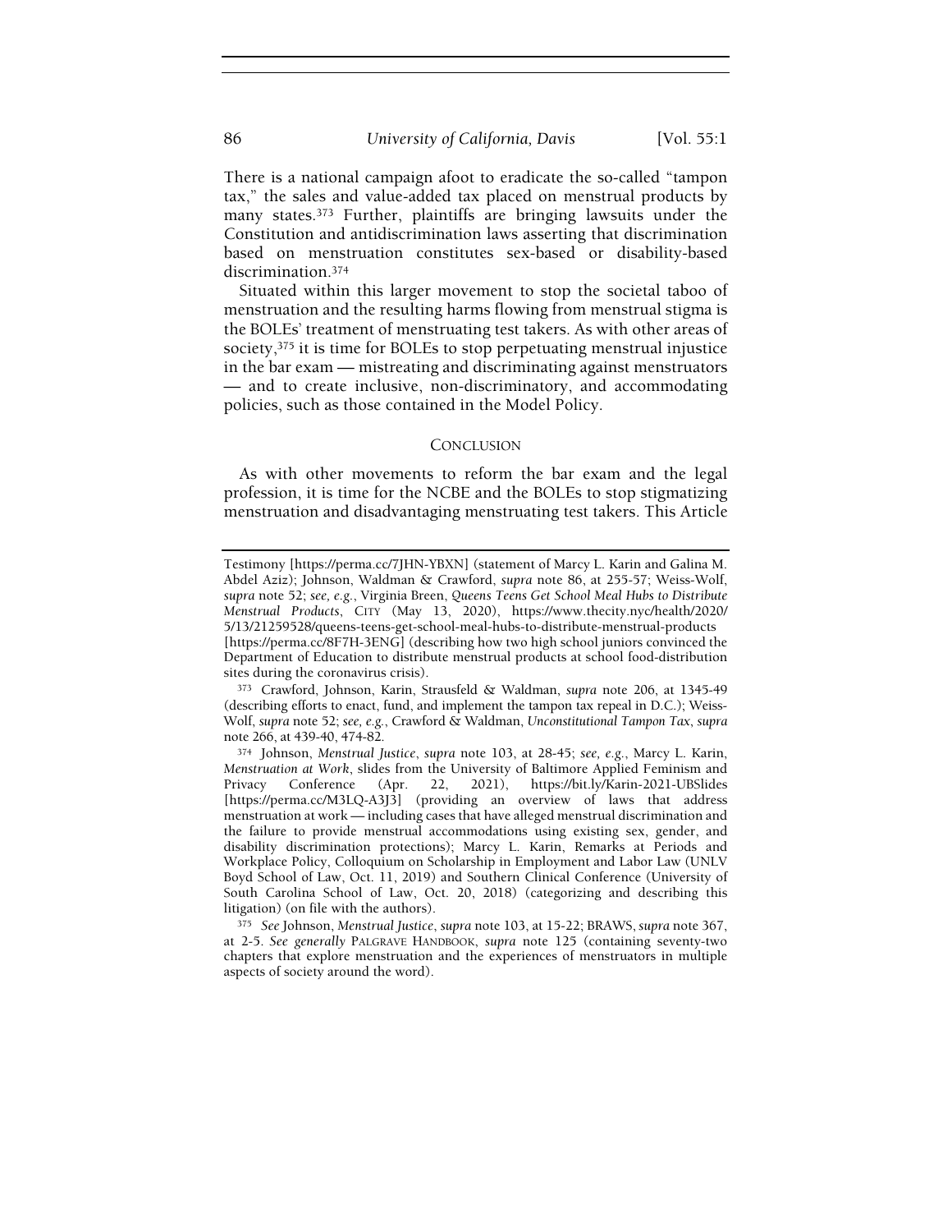There is a national campaign afoot to eradicate the so-called "tampon tax," the sales and value-added tax placed on menstrual products by many states.[373] Further, plaintiffs are bringing lawsuits under the Constitution and antidiscrimination laws asserting that discrimination based on menstruation constitutes sex-based or disability-based discrimination.[374]

Situated within this larger movement to stop the societal taboo of menstruation and the resulting harms flowing from menstrual stigma is the BOLEs' treatment of menstruating test takers. As with other areas of society,[375] it is time for BOLEs to stop perpetuating menstrual injustice in the bar exam — mistreating and discriminating against menstruators — and to create inclusive, non-discriminatory, and accommodating policies, such as those contained in the Model Policy.

## CONCLUSION

As with other movements to reform the bar exam and the legal profession, it is time for the NCBE and the BOLEs to stop stigmatizing menstruation and disadvantaging menstruating test takers. This Article

---

Testimony [https://perma.cc/7JHN-YBXN] (statement of Marcy L. Karin and Galina M. Abdel Aziz); Johnson, Waldman & Crawford, *supra* note 86, at 255-57; Weiss-Wolf, *supra* note 52; *see, e.g.*, Virginia Breen, *Queens Teens Get School Meal Hubs to Distribute Menstrual Products*, CITY (May 13, 2020), https://www.thecity.nyc/health/2020/5/13/21259528/queens-teens-get-school-meal-hubs-to-distribute-menstrual-products [https://perma.cc/8F7H-3ENG] (describing how two high school juniors convinced the Department of Education to distribute menstrual products at school food-distribution sites during the coronavirus crisis).

[373] Crawford, Johnson, Karin, Strausfeld & Waldman, *supra* note 206, at 1345-49 (describing efforts to enact, fund, and implement the tampon tax repeal in D.C.); Weiss-Wolf, *supra* note 52; *see, e.g.*, Crawford & Waldman, *Unconstitutional Tampon Tax*, *supra* note 266, at 439-40, 474-82.

[374] Johnson, *Menstrual Justice*, *supra* note 103, at 28-45; *see, e.g.*, Marcy L. Karin, *Menstruation at Work*, slides from the University of Baltimore Applied Feminism and Privacy Conference (Apr. 22, 2021), https://bit.ly/Karin-2021-UBSlides [https://perma.cc/M3LQ-A3J3] (providing an overview of laws that address menstruation at work — including cases that have alleged menstrual discrimination and the failure to provide menstrual accommodations using existing sex, gender, and disability discrimination protections); Marcy L. Karin, Remarks at Periods and Workplace Policy, Colloquium on Scholarship in Employment and Labor Law (UNLV Boyd School of Law, Oct. 11, 2019) and Southern Clinical Conference (University of South Carolina School of Law, Oct. 20, 2018) (categorizing and describing this litigation) (on file with the authors).

[375] *See* Johnson, *Menstrual Justice*, *supra* note 103, at 15-22; BRAWS, *supra* note 367, at 2-5. *See generally* PALGRAVE HANDBOOK, *supra* note 125 (containing seventy-two chapters that explore menstruation and the experiences of menstruators in multiple aspects of society around the word).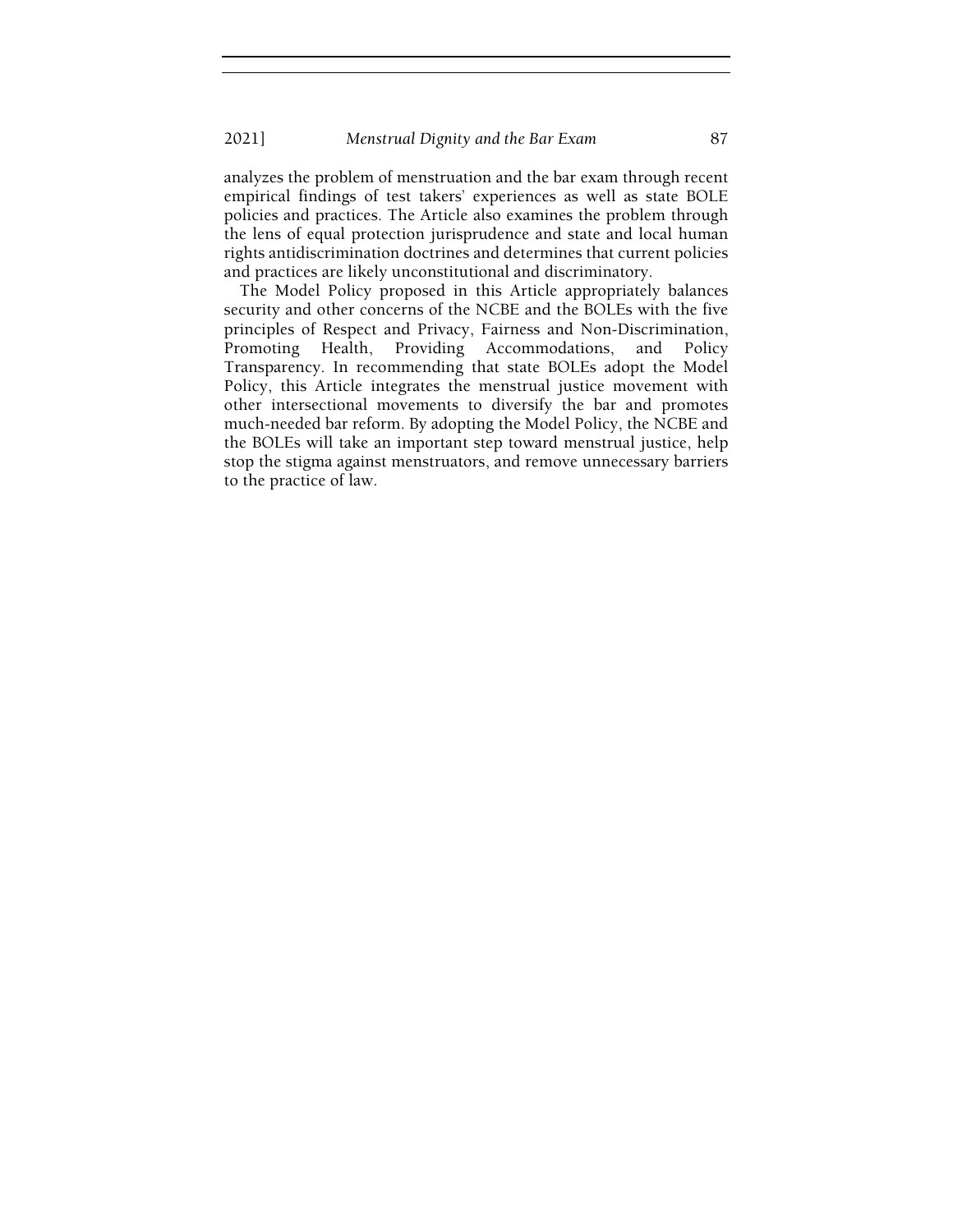analyzes the problem of menstruation and the bar exam through recent empirical findings of test takers' experiences as well as state BOLE policies and practices. The Article also examines the problem through the lens of equal protection jurisprudence and state and local human rights antidiscrimination doctrines and determines that current policies and practices are likely unconstitutional and discriminatory.

The Model Policy proposed in this Article appropriately balances security and other concerns of the NCBE and the BOLEs with the five principles of Respect and Privacy, Fairness and Non-Discrimination, Promoting Health, Providing Accommodations, and Policy Transparency. In recommending that state BOLEs adopt the Model Policy, this Article integrates the menstrual justice movement with other intersectional movements to diversify the bar and promotes much-needed bar reform. By adopting the Model Policy, the NCBE and the BOLEs will take an important step toward menstrual justice, help stop the stigma against menstruators, and remove unnecessary barriers to the practice of law.